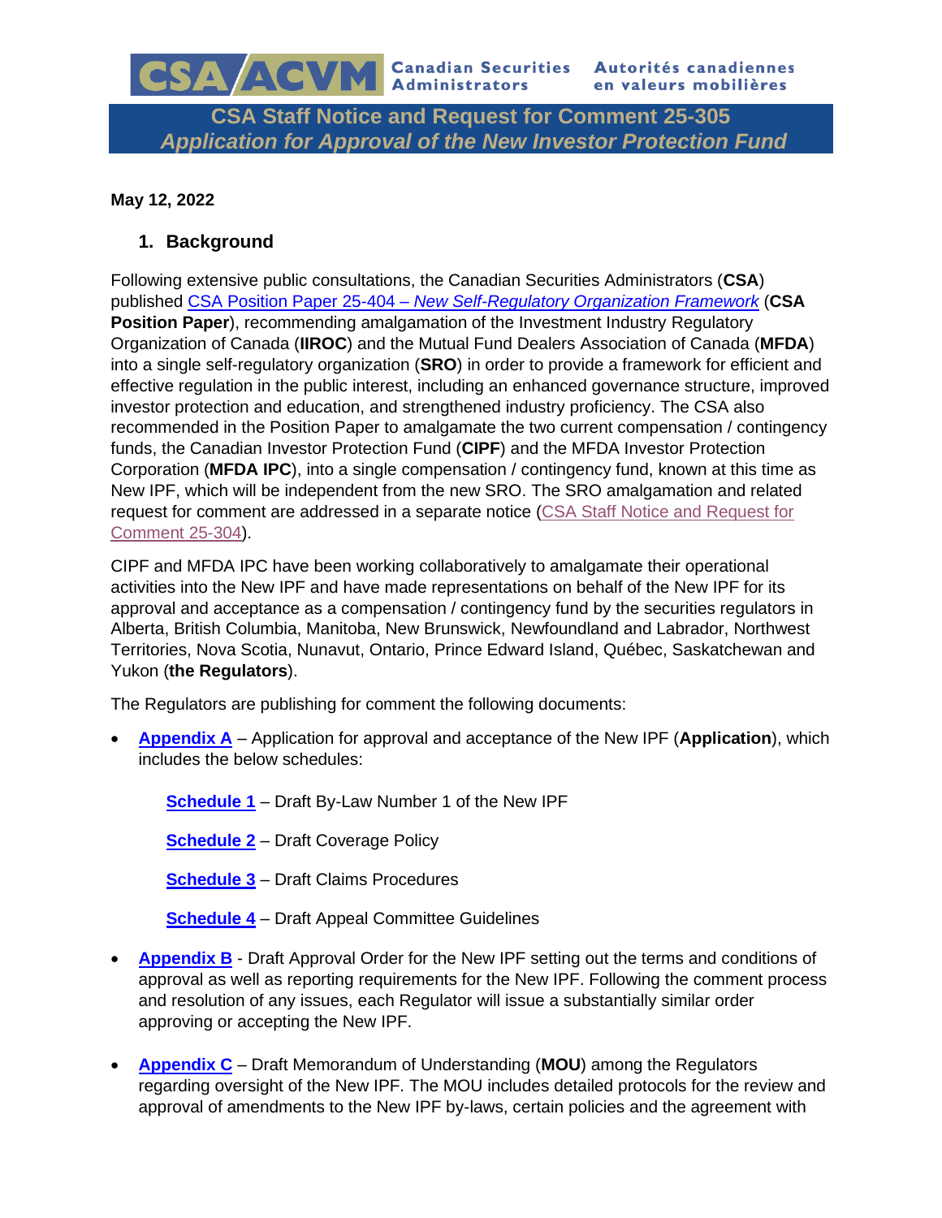CSA/ACVM Canadian Securities Administrators — Autorités canadiennes en valeurs mobilières

# CSA Staff Notice and Request for Comment 25-305
## *Application for Approval of the New Investor Protection Fund*

**May 12, 2022**

### 1. Background

Following extensive public consultations, the Canadian Securities Administrators (**CSA**) published CSA Position Paper 25-404 – *New Self-Regulatory Organization Framework* (**CSA Position Paper**), recommending amalgamation of the Investment Industry Regulatory Organization of Canada (**IIROC**) and the Mutual Fund Dealers Association of Canada (**MFDA**) into a single self-regulatory organization (**SRO**) in order to provide a framework for efficient and effective regulation in the public interest, including an enhanced governance structure, improved investor protection and education, and strengthened industry proficiency. The CSA also recommended in the Position Paper to amalgamate the two current compensation / contingency funds, the Canadian Investor Protection Fund (**CIPF**) and the MFDA Investor Protection Corporation (**MFDA IPC**), into a single compensation / contingency fund, known at this time as New IPF, which will be independent from the new SRO. The SRO amalgamation and related request for comment are addressed in a separate notice (CSA Staff Notice and Request for Comment 25-304).

CIPF and MFDA IPC have been working collaboratively to amalgamate their operational activities into the New IPF and have made representations on behalf of the New IPF for its approval and acceptance as a compensation / contingency fund by the securities regulators in Alberta, British Columbia, Manitoba, New Brunswick, Newfoundland and Labrador, Northwest Territories, Nova Scotia, Nunavut, Ontario, Prince Edward Island, Québec, Saskatchewan and Yukon (**the Regulators**).

The Regulators are publishing for comment the following documents:

- **Appendix A** – Application for approval and acceptance of the New IPF (**Application**), which includes the below schedules:

  **Schedule 1** – Draft By-Law Number 1 of the New IPF

  **Schedule 2** – Draft Coverage Policy

  **Schedule 3** – Draft Claims Procedures

  **Schedule 4** – Draft Appeal Committee Guidelines

- **Appendix B** - Draft Approval Order for the New IPF setting out the terms and conditions of approval as well as reporting requirements for the New IPF. Following the comment process and resolution of any issues, each Regulator will issue a substantially similar order approving or accepting the New IPF.

- **Appendix C** – Draft Memorandum of Understanding (**MOU**) among the Regulators regarding oversight of the New IPF. The MOU includes detailed protocols for the review and approval of amendments to the New IPF by-laws, certain policies and the agreement with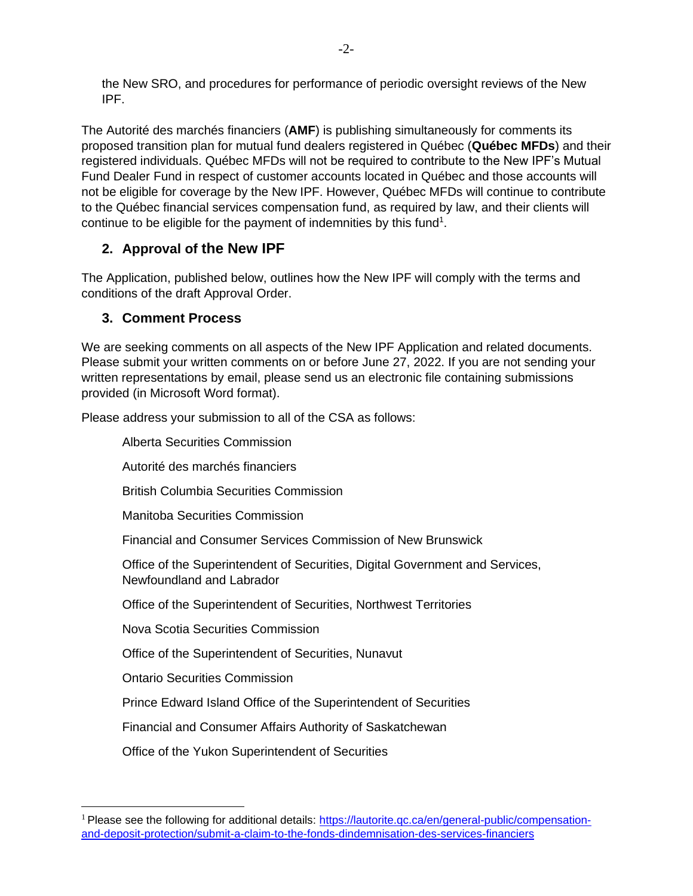the New SRO, and procedures for performance of periodic oversight reviews of the New IPF.

The Autorité des marchés financiers (**AMF**) is publishing simultaneously for comments its proposed transition plan for mutual fund dealers registered in Québec (**Québec MFDs**) and their registered individuals. Québec MFDs will not be required to contribute to the New IPF's Mutual Fund Dealer Fund in respect of customer accounts located in Québec and those accounts will not be eligible for coverage by the New IPF. However, Québec MFDs will continue to contribute to the Québec financial services compensation fund, as required by law, and their clients will continue to be eligible for the payment of indemnities by this fund[1].

## 2. Approval of the New IPF

The Application, published below, outlines how the New IPF will comply with the terms and conditions of the draft Approval Order.

## 3. Comment Process

We are seeking comments on all aspects of the New IPF Application and related documents. Please submit your written comments on or before June 27, 2022. If you are not sending your written representations by email, please send us an electronic file containing submissions provided (in Microsoft Word format).

Please address your submission to all of the CSA as follows:

Alberta Securities Commission

Autorité des marchés financiers

British Columbia Securities Commission

Manitoba Securities Commission

Financial and Consumer Services Commission of New Brunswick

Office of the Superintendent of Securities, Digital Government and Services, Newfoundland and Labrador

Office of the Superintendent of Securities, Northwest Territories

Nova Scotia Securities Commission

Office of the Superintendent of Securities, Nunavut

Ontario Securities Commission

Prince Edward Island Office of the Superintendent of Securities

Financial and Consumer Affairs Authority of Saskatchewan

Office of the Yukon Superintendent of Securities

---

[1] Please see the following for additional details: https://lautorite.qc.ca/en/general-public/compensation-and-deposit-protection/submit-a-claim-to-the-fonds-dindemnisation-des-services-financiers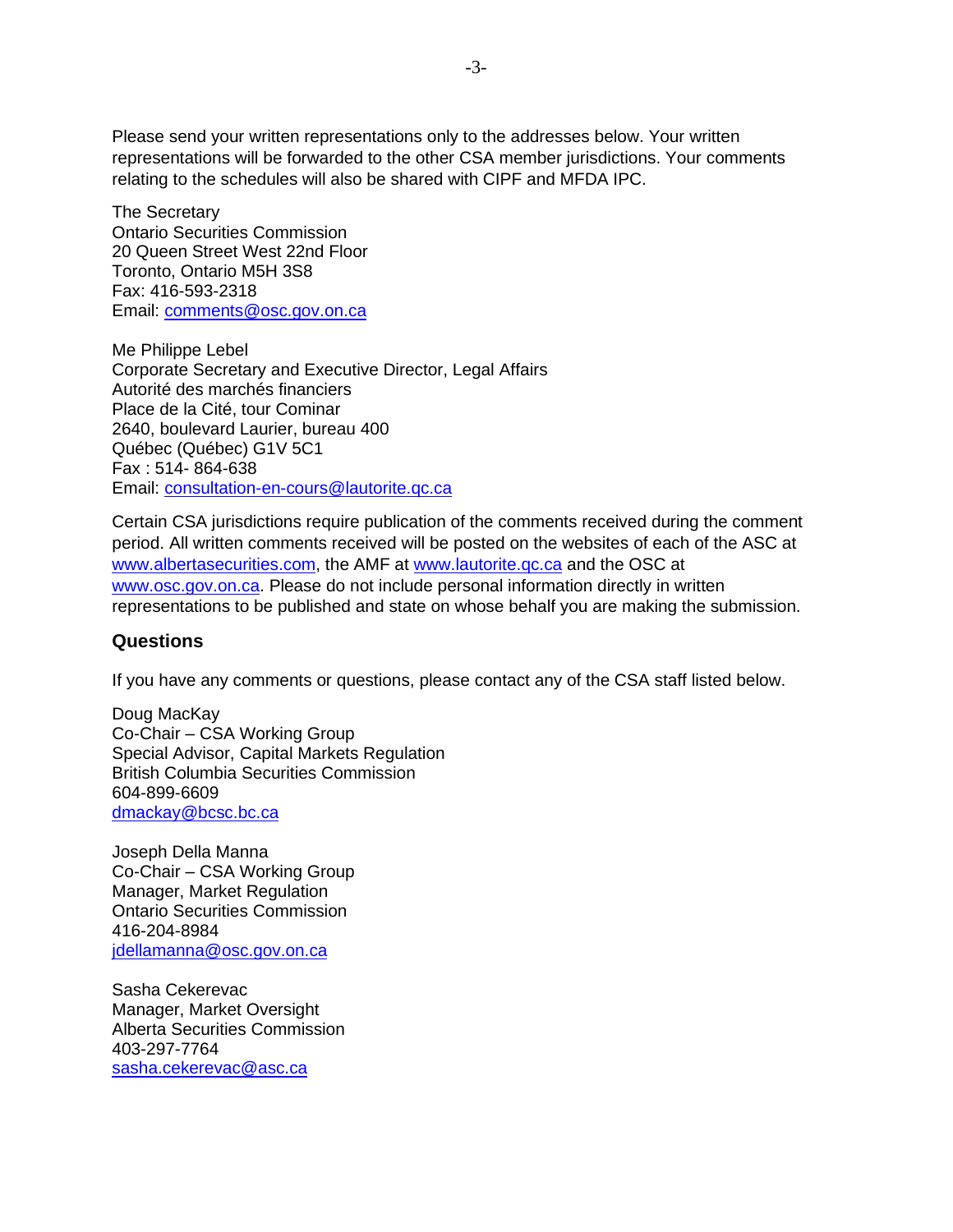Please send your written representations only to the addresses below. Your written representations will be forwarded to the other CSA member jurisdictions. Your comments relating to the schedules will also be shared with CIPF and MFDA IPC.

The Secretary
Ontario Securities Commission
20 Queen Street West 22nd Floor
Toronto, Ontario M5H 3S8
Fax: 416-593-2318
Email: comments@osc.gov.on.ca

Me Philippe Lebel
Corporate Secretary and Executive Director, Legal Affairs
Autorité des marchés financiers
Place de la Cité, tour Cominar
2640, boulevard Laurier, bureau 400
Québec (Québec) G1V 5C1
Fax : 514- 864-638
Email: consultation-en-cours@lautorite.qc.ca

Certain CSA jurisdictions require publication of the comments received during the comment period. All written comments received will be posted on the websites of each of the ASC at www.albertasecurities.com, the AMF at www.lautorite.qc.ca and the OSC at www.osc.gov.on.ca. Please do not include personal information directly in written representations to be published and state on whose behalf you are making the submission.

## Questions

If you have any comments or questions, please contact any of the CSA staff listed below.

Doug MacKay
Co-Chair – CSA Working Group
Special Advisor, Capital Markets Regulation
British Columbia Securities Commission
604-899-6609
dmackay@bcsc.bc.ca

Joseph Della Manna
Co-Chair – CSA Working Group
Manager, Market Regulation
Ontario Securities Commission
416-204-8984
jdellamanna@osc.gov.on.ca

Sasha Cekerevac
Manager, Market Oversight
Alberta Securities Commission
403-297-7764
sasha.cekerevac@asc.ca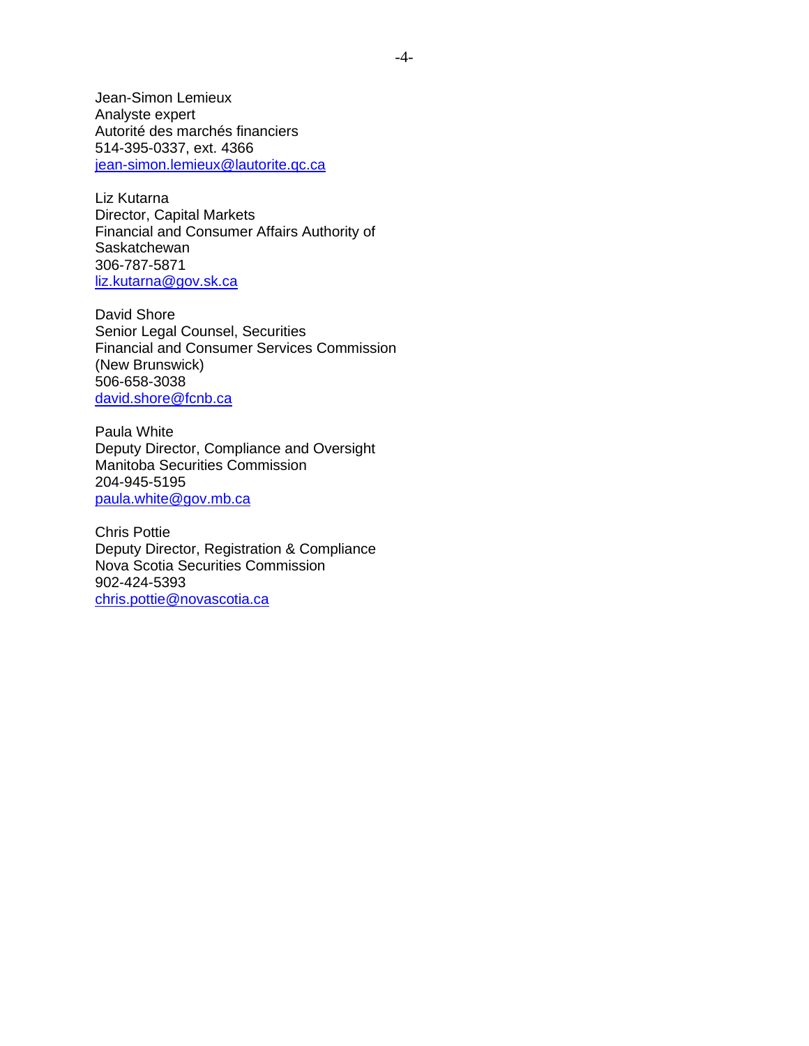Jean-Simon Lemieux
Analyste expert
Autorité des marchés financiers
514-395-0337, ext. 4366
jean-simon.lemieux@lautorite.qc.ca

Liz Kutarna
Director, Capital Markets
Financial and Consumer Affairs Authority of Saskatchewan
306-787-5871
liz.kutarna@gov.sk.ca

David Shore
Senior Legal Counsel, Securities
Financial and Consumer Services Commission (New Brunswick)
506-658-3038
david.shore@fcnb.ca

Paula White
Deputy Director, Compliance and Oversight
Manitoba Securities Commission
204-945-5195
paula.white@gov.mb.ca

Chris Pottie
Deputy Director, Registration & Compliance
Nova Scotia Securities Commission
902-424-5393
chris.pottie@novascotia.ca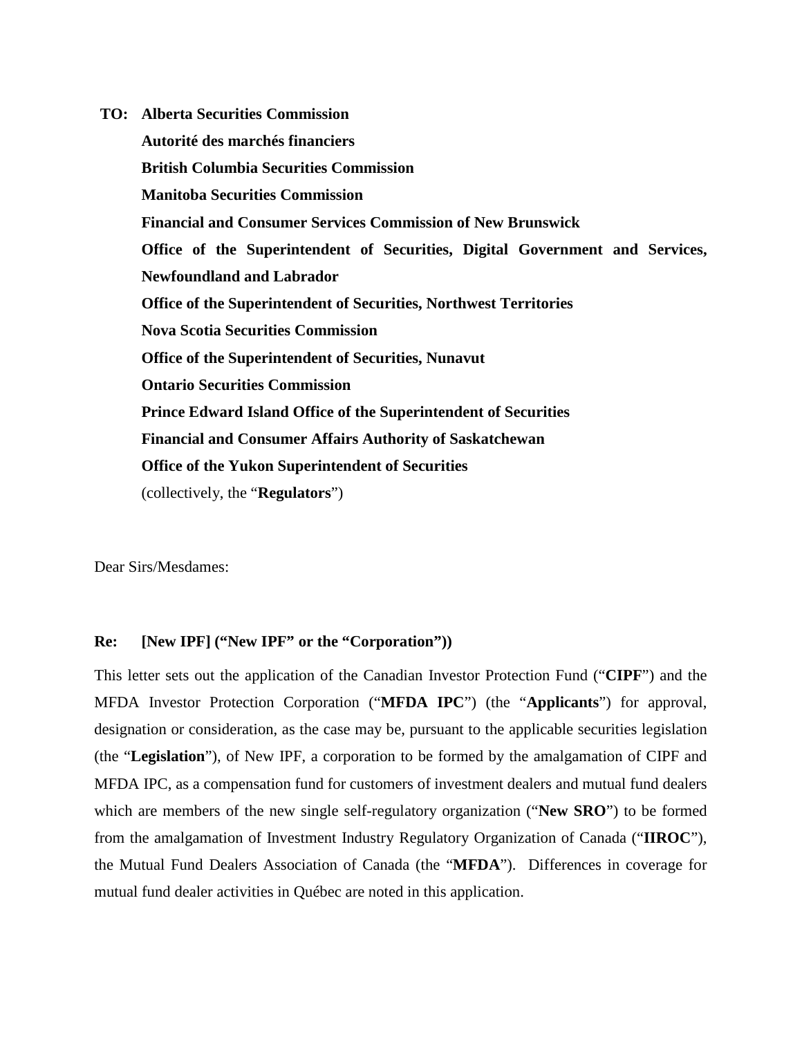**TO:** **Alberta Securities Commission**
**Autorité des marchés financiers**
**British Columbia Securities Commission**
**Manitoba Securities Commission**
**Financial and Consumer Services Commission of New Brunswick**
**Office of the Superintendent of Securities, Digital Government and Services, Newfoundland and Labrador**
**Office of the Superintendent of Securities, Northwest Territories**
**Nova Scotia Securities Commission**
**Office of the Superintendent of Securities, Nunavut**
**Ontario Securities Commission**
**Prince Edward Island Office of the Superintendent of Securities**
**Financial and Consumer Affairs Authority of Saskatchewan**
**Office of the Yukon Superintendent of Securities**
(collectively, the "**Regulators**")

Dear Sirs/Mesdames:

**Re: [New IPF] ("New IPF" or the "Corporation"))**

This letter sets out the application of the Canadian Investor Protection Fund ("**CIPF**") and the MFDA Investor Protection Corporation ("**MFDA IPC**") (the "**Applicants**") for approval, designation or consideration, as the case may be, pursuant to the applicable securities legislation (the "**Legislation**"), of New IPF, a corporation to be formed by the amalgamation of CIPF and MFDA IPC, as a compensation fund for customers of investment dealers and mutual fund dealers which are members of the new single self-regulatory organization ("**New SRO**") to be formed from the amalgamation of Investment Industry Regulatory Organization of Canada ("**IIROC**"), the Mutual Fund Dealers Association of Canada (the "**MFDA**"). Differences in coverage for mutual fund dealer activities in Québec are noted in this application.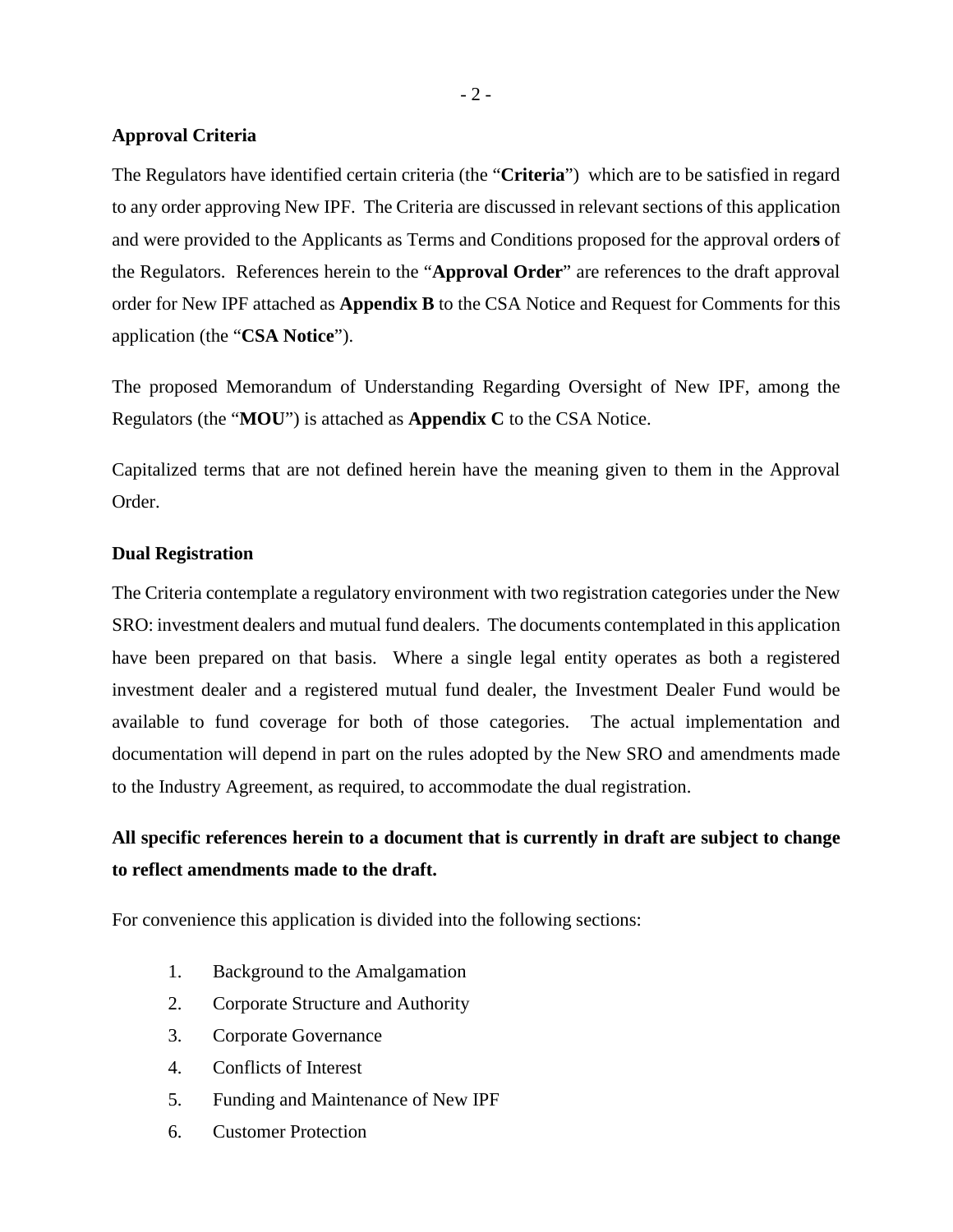**Approval Criteria**

The Regulators have identified certain criteria (the "**Criteria**") which are to be satisfied in regard to any order approving New IPF. The Criteria are discussed in relevant sections of this application and were provided to the Applicants as Terms and Conditions proposed for the approval order**s** of the Regulators. References herein to the "**Approval Order**" are references to the draft approval order for New IPF attached as **Appendix B** to the CSA Notice and Request for Comments for this application (the "**CSA Notice**").

The proposed Memorandum of Understanding Regarding Oversight of New IPF, among the Regulators (the "**MOU**") is attached as **Appendix C** to the CSA Notice.

Capitalized terms that are not defined herein have the meaning given to them in the Approval Order.

**Dual Registration**

The Criteria contemplate a regulatory environment with two registration categories under the New SRO: investment dealers and mutual fund dealers. The documents contemplated in this application have been prepared on that basis. Where a single legal entity operates as both a registered investment dealer and a registered mutual fund dealer, the Investment Dealer Fund would be available to fund coverage for both of those categories. The actual implementation and documentation will depend in part on the rules adopted by the New SRO and amendments made to the Industry Agreement, as required, to accommodate the dual registration.

**All specific references herein to a document that is currently in draft are subject to change to reflect amendments made to the draft.**

For convenience this application is divided into the following sections:

1. Background to the Amalgamation
2. Corporate Structure and Authority
3. Corporate Governance
4. Conflicts of Interest
5. Funding and Maintenance of New IPF
6. Customer Protection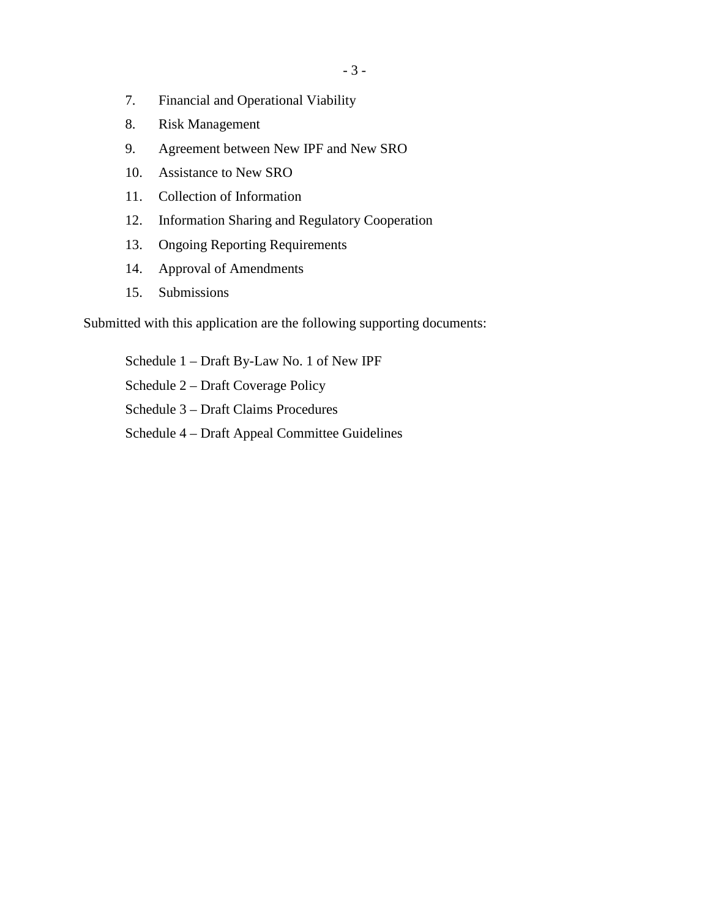7. Financial and Operational Viability
8. Risk Management
9. Agreement between New IPF and New SRO
10. Assistance to New SRO
11. Collection of Information
12. Information Sharing and Regulatory Cooperation
13. Ongoing Reporting Requirements
14. Approval of Amendments
15. Submissions

Submitted with this application are the following supporting documents:

Schedule 1 – Draft By-Law No. 1 of New IPF

Schedule 2 – Draft Coverage Policy

Schedule 3 – Draft Claims Procedures

Schedule 4 – Draft Appeal Committee Guidelines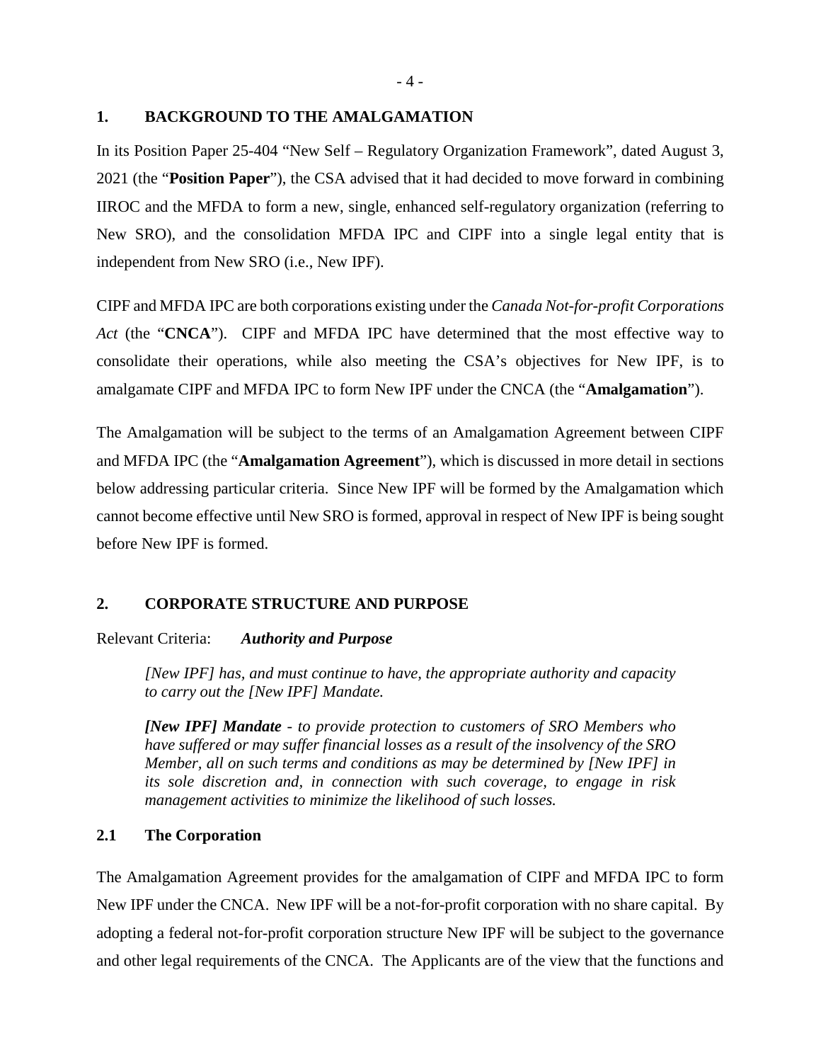## 1. BACKGROUND TO THE AMALGAMATION

In its Position Paper 25-404 "New Self – Regulatory Organization Framework", dated August 3, 2021 (the "**Position Paper**"), the CSA advised that it had decided to move forward in combining IIROC and the MFDA to form a new, single, enhanced self-regulatory organization (referring to New SRO), and the consolidation MFDA IPC and CIPF into a single legal entity that is independent from New SRO (i.e., New IPF).

CIPF and MFDA IPC are both corporations existing under the *Canada Not-for-profit Corporations Act* (the "**CNCA**"). CIPF and MFDA IPC have determined that the most effective way to consolidate their operations, while also meeting the CSA's objectives for New IPF, is to amalgamate CIPF and MFDA IPC to form New IPF under the CNCA (the "**Amalgamation**").

The Amalgamation will be subject to the terms of an Amalgamation Agreement between CIPF and MFDA IPC (the "**Amalgamation Agreement**"), which is discussed in more detail in sections below addressing particular criteria. Since New IPF will be formed by the Amalgamation which cannot become effective until New SRO is formed, approval in respect of New IPF is being sought before New IPF is formed.

## 2. CORPORATE STRUCTURE AND PURPOSE

Relevant Criteria: ***Authority and Purpose***

> *[New IPF] has, and must continue to have, the appropriate authority and capacity to carry out the [New IPF] Mandate.*
>
> ***[New IPF] Mandate*** *- to provide protection to customers of SRO Members who have suffered or may suffer financial losses as a result of the insolvency of the SRO Member, all on such terms and conditions as may be determined by [New IPF] in its sole discretion and, in connection with such coverage, to engage in risk management activities to minimize the likelihood of such losses.*

### 2.1 The Corporation

The Amalgamation Agreement provides for the amalgamation of CIPF and MFDA IPC to form New IPF under the CNCA. New IPF will be a not-for-profit corporation with no share capital. By adopting a federal not-for-profit corporation structure New IPF will be subject to the governance and other legal requirements of the CNCA. The Applicants are of the view that the functions and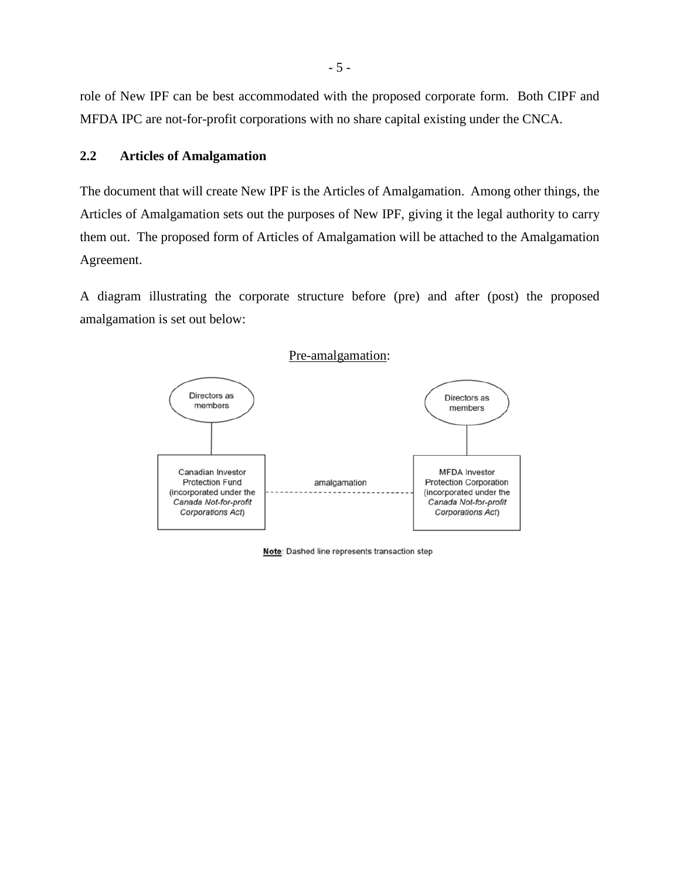role of New IPF can be best accommodated with the proposed corporate form. Both CIPF and MFDA IPC are not-for-profit corporations with no share capital existing under the CNCA.

### 2.2 Articles of Amalgamation

The document that will create New IPF is the Articles of Amalgamation. Among other things, the Articles of Amalgamation sets out the purposes of New IPF, giving it the legal authority to carry them out. The proposed form of Articles of Amalgamation will be attached to the Amalgamation Agreement.

A diagram illustrating the corporate structure before (pre) and after (post) the proposed amalgamation is set out below:

Pre-amalgamation:

Directors as members

Canadian Investor Protection Fund (incorporated under the *Canada Not-for-profit Corporations Act*)

amalgamation

Directors as members

MFDA Investor Protection Corporation (incorporated under the *Canada Not-for-profit Corporations Act*)

**Note**: Dashed line represents transaction step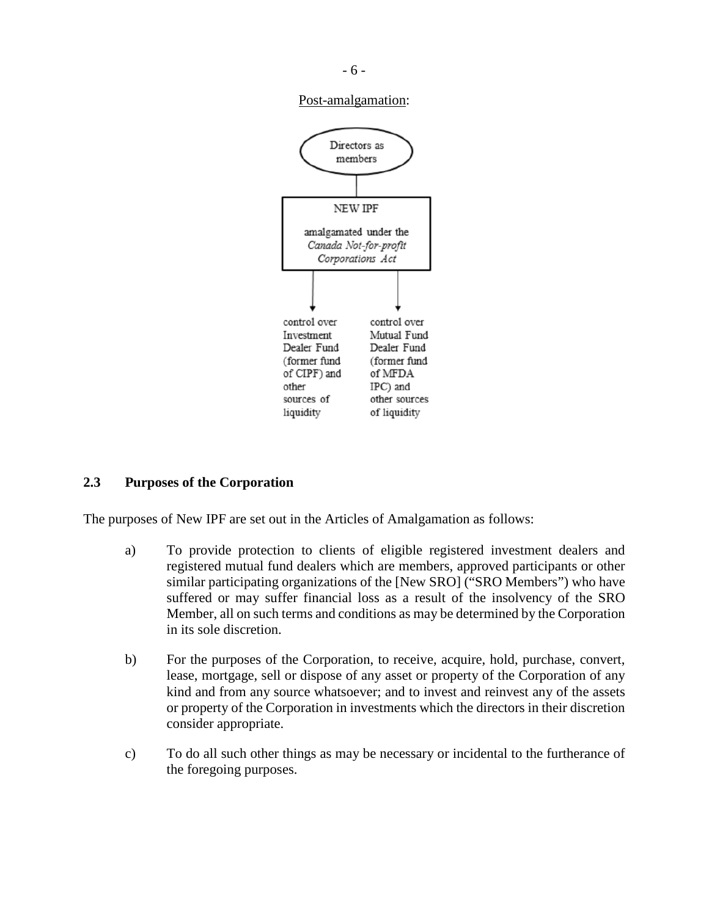Post-amalgamation:

Directors as members

NEW IPF

amalgamated under the *Canada Not-for-profit Corporations Act*

control over Investment Dealer Fund (former fund of CIPF) and other sources of liquidity

control over Mutual Fund Dealer Fund (former fund of MFDA IPC) and other sources of liquidity

### 2.3 Purposes of the Corporation

The purposes of New IPF are set out in the Articles of Amalgamation as follows:

a) To provide protection to clients of eligible registered investment dealers and registered mutual fund dealers which are members, approved participants or other similar participating organizations of the [New SRO] ("SRO Members") who have suffered or may suffer financial loss as a result of the insolvency of the SRO Member, all on such terms and conditions as may be determined by the Corporation in its sole discretion.

b) For the purposes of the Corporation, to receive, acquire, hold, purchase, convert, lease, mortgage, sell or dispose of any asset or property of the Corporation of any kind and from any source whatsoever; and to invest and reinvest any of the assets or property of the Corporation in investments which the directors in their discretion consider appropriate.

c) To do all such other things as may be necessary or incidental to the furtherance of the foregoing purposes.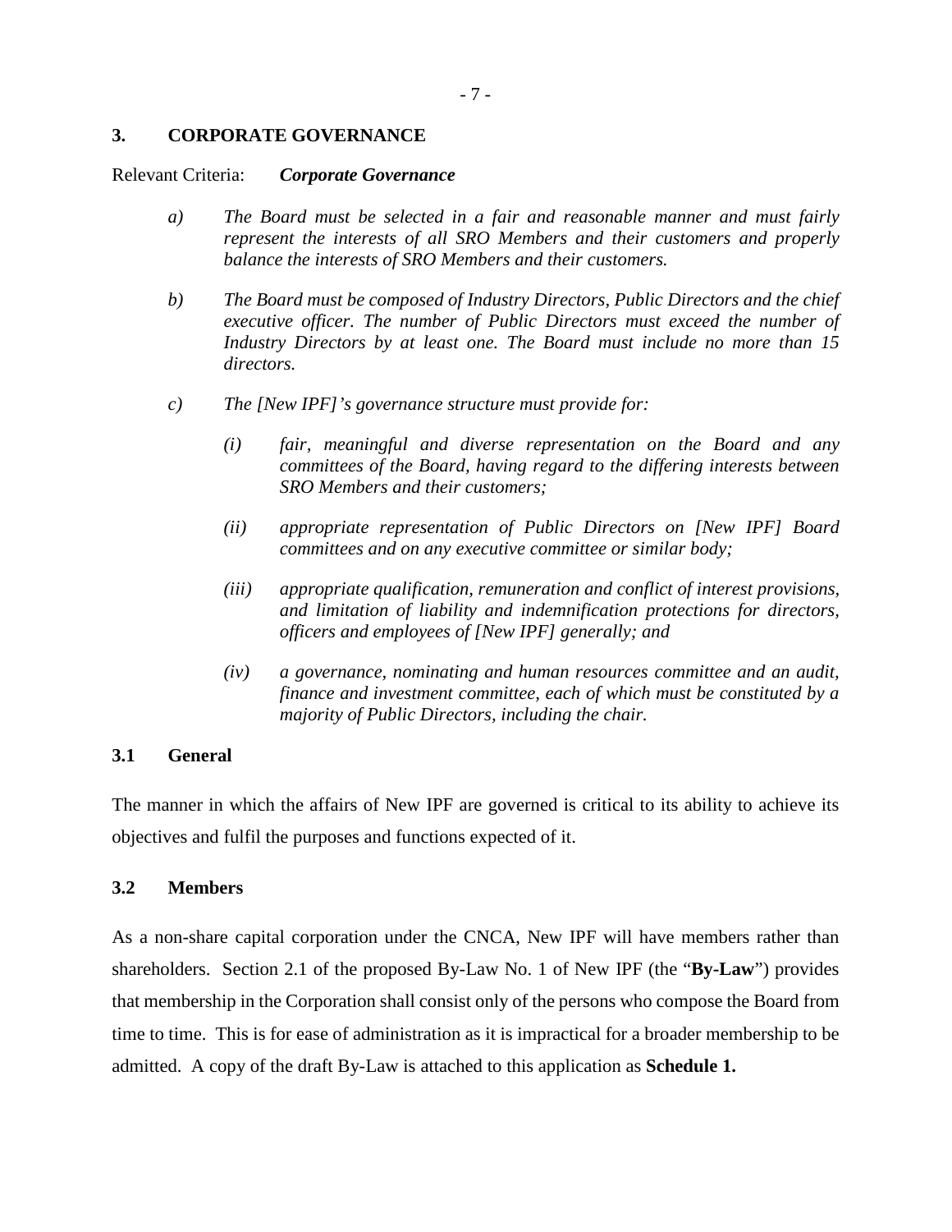## 3. CORPORATE GOVERNANCE

Relevant Criteria: ***Corporate Governance***

*a) The Board must be selected in a fair and reasonable manner and must fairly represent the interests of all SRO Members and their customers and properly balance the interests of SRO Members and their customers.*

*b) The Board must be composed of Industry Directors, Public Directors and the chief executive officer. The number of Public Directors must exceed the number of Industry Directors by at least one. The Board must include no more than 15 directors.*

*c) The [New IPF]'s governance structure must provide for:*

*(i) fair, meaningful and diverse representation on the Board and any committees of the Board, having regard to the differing interests between SRO Members and their customers;*

*(ii) appropriate representation of Public Directors on [New IPF] Board committees and on any executive committee or similar body;*

*(iii) appropriate qualification, remuneration and conflict of interest provisions, and limitation of liability and indemnification protections for directors, officers and employees of [New IPF] generally; and*

*(iv) a governance, nominating and human resources committee and an audit, finance and investment committee, each of which must be constituted by a majority of Public Directors, including the chair.*

### 3.1 General

The manner in which the affairs of New IPF are governed is critical to its ability to achieve its objectives and fulfil the purposes and functions expected of it.

### 3.2 Members

As a non-share capital corporation under the CNCA, New IPF will have members rather than shareholders. Section 2.1 of the proposed By-Law No. 1 of New IPF (the "**By-Law**") provides that membership in the Corporation shall consist only of the persons who compose the Board from time to time. This is for ease of administration as it is impractical for a broader membership to be admitted. A copy of the draft By-Law is attached to this application as **Schedule 1.**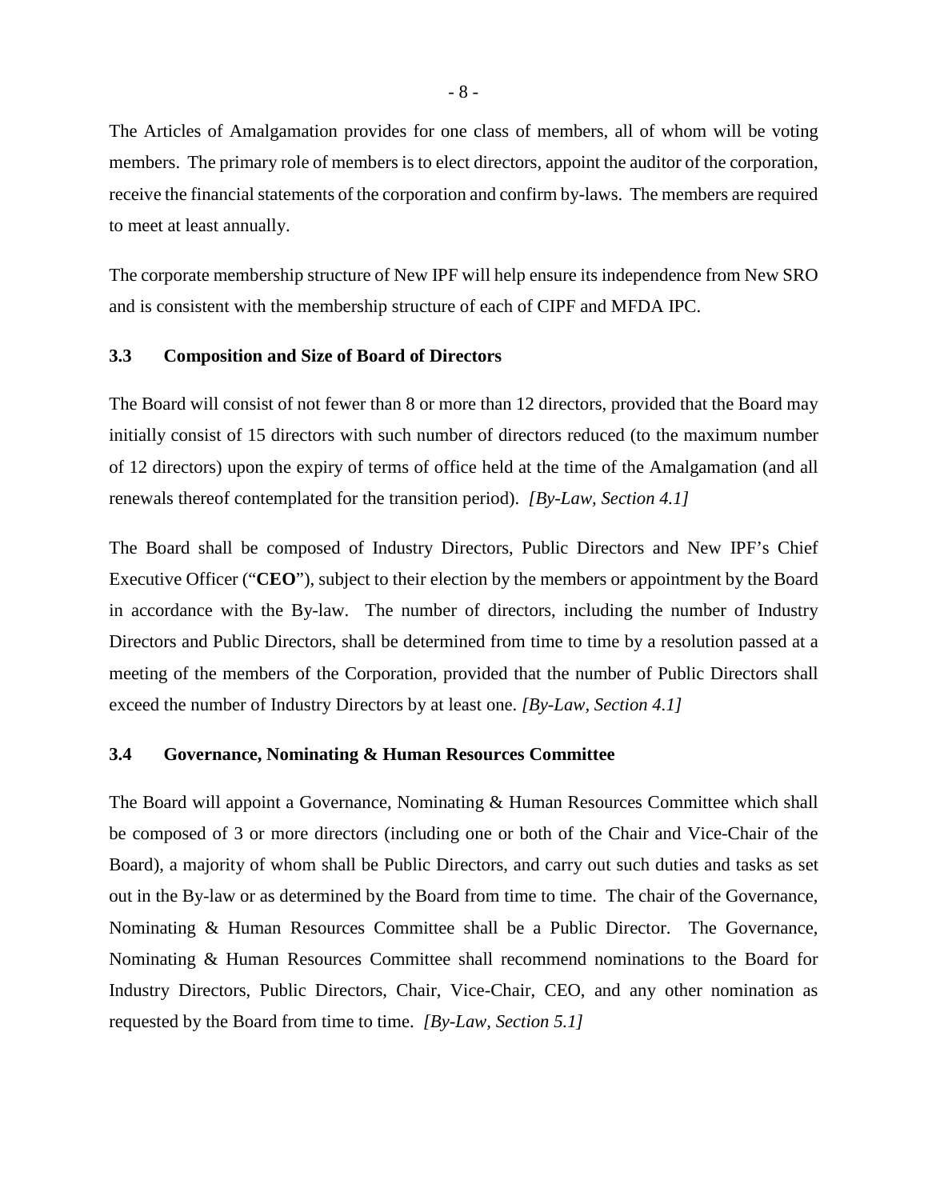The Articles of Amalgamation provides for one class of members, all of whom will be voting members. The primary role of members is to elect directors, appoint the auditor of the corporation, receive the financial statements of the corporation and confirm by-laws. The members are required to meet at least annually.

The corporate membership structure of New IPF will help ensure its independence from New SRO and is consistent with the membership structure of each of CIPF and MFDA IPC.

### 3.3 Composition and Size of Board of Directors

The Board will consist of not fewer than 8 or more than 12 directors, provided that the Board may initially consist of 15 directors with such number of directors reduced (to the maximum number of 12 directors) upon the expiry of terms of office held at the time of the Amalgamation (and all renewals thereof contemplated for the transition period). *[By-Law, Section 4.1]*

The Board shall be composed of Industry Directors, Public Directors and New IPF's Chief Executive Officer ("**CEO**"), subject to their election by the members or appointment by the Board in accordance with the By-law. The number of directors, including the number of Industry Directors and Public Directors, shall be determined from time to time by a resolution passed at a meeting of the members of the Corporation, provided that the number of Public Directors shall exceed the number of Industry Directors by at least one. *[By-Law, Section 4.1]*

### 3.4 Governance, Nominating & Human Resources Committee

The Board will appoint a Governance, Nominating & Human Resources Committee which shall be composed of 3 or more directors (including one or both of the Chair and Vice-Chair of the Board), a majority of whom shall be Public Directors, and carry out such duties and tasks as set out in the By-law or as determined by the Board from time to time. The chair of the Governance, Nominating & Human Resources Committee shall be a Public Director. The Governance, Nominating & Human Resources Committee shall recommend nominations to the Board for Industry Directors, Public Directors, Chair, Vice-Chair, CEO, and any other nomination as requested by the Board from time to time. *[By-Law, Section 5.1]*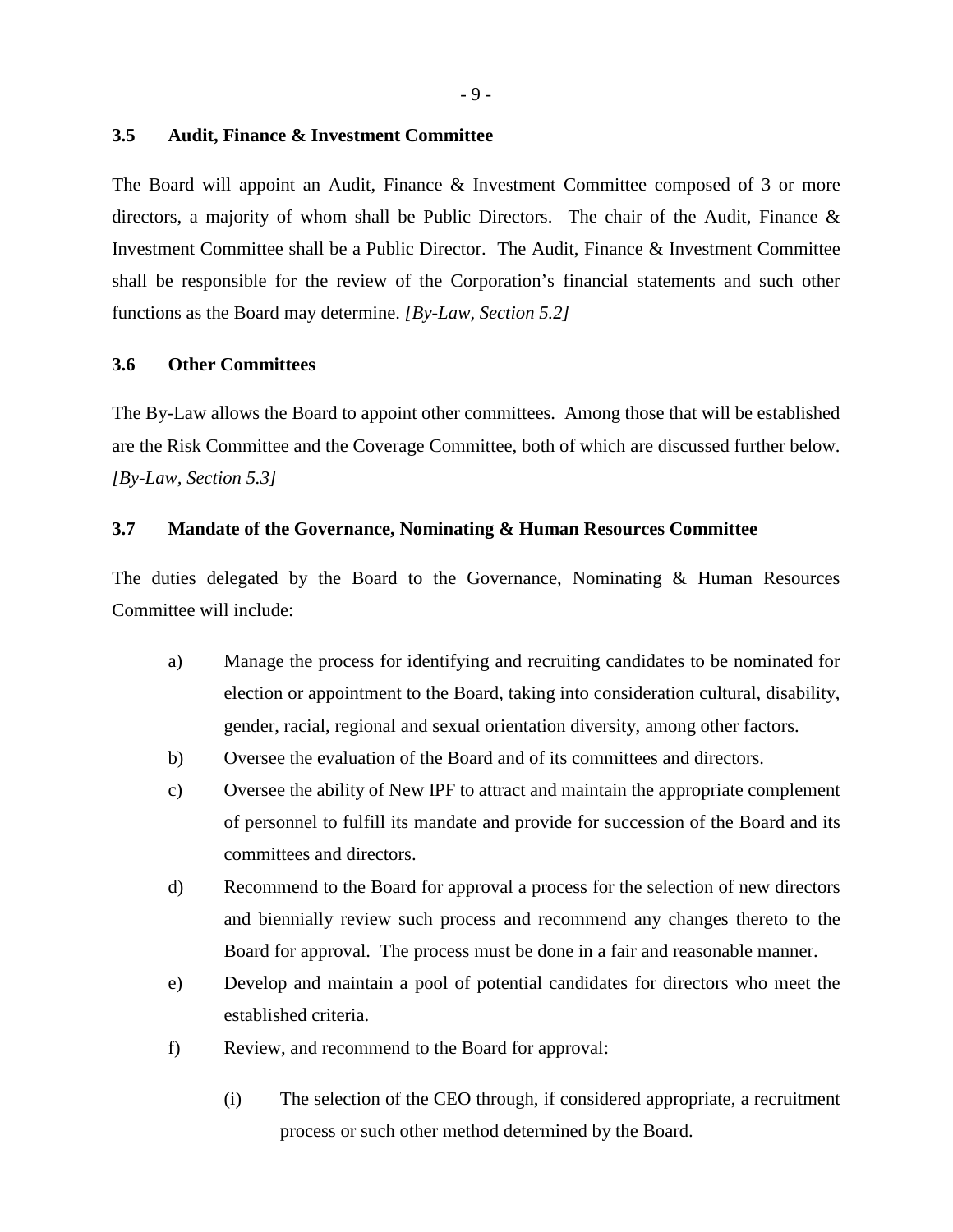### 3.5 Audit, Finance & Investment Committee

The Board will appoint an Audit, Finance & Investment Committee composed of 3 or more directors, a majority of whom shall be Public Directors. The chair of the Audit, Finance & Investment Committee shall be a Public Director. The Audit, Finance & Investment Committee shall be responsible for the review of the Corporation's financial statements and such other functions as the Board may determine. *[By-Law, Section 5.2]*

### 3.6 Other Committees

The By-Law allows the Board to appoint other committees. Among those that will be established are the Risk Committee and the Coverage Committee, both of which are discussed further below. *[By-Law, Section 5.3]*

### 3.7 Mandate of the Governance, Nominating & Human Resources Committee

The duties delegated by the Board to the Governance, Nominating & Human Resources Committee will include:

a) Manage the process for identifying and recruiting candidates to be nominated for election or appointment to the Board, taking into consideration cultural, disability, gender, racial, regional and sexual orientation diversity, among other factors.

b) Oversee the evaluation of the Board and of its committees and directors.

c) Oversee the ability of New IPF to attract and maintain the appropriate complement of personnel to fulfill its mandate and provide for succession of the Board and its committees and directors.

d) Recommend to the Board for approval a process for the selection of new directors and biennially review such process and recommend any changes thereto to the Board for approval. The process must be done in a fair and reasonable manner.

e) Develop and maintain a pool of potential candidates for directors who meet the established criteria.

f) Review, and recommend to the Board for approval:

   (i) The selection of the CEO through, if considered appropriate, a recruitment process or such other method determined by the Board.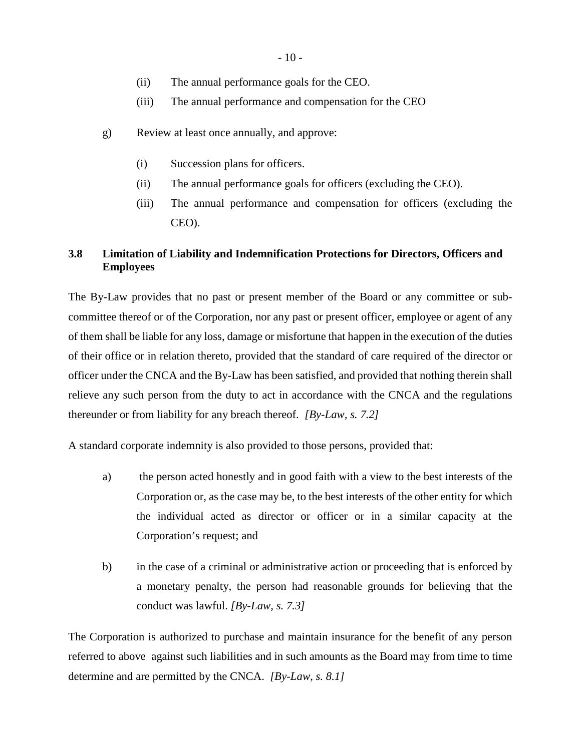(ii) The annual performance goals for the CEO.

(iii) The annual performance and compensation for the CEO

g) Review at least once annually, and approve:

(i) Succession plans for officers.

(ii) The annual performance goals for officers (excluding the CEO).

(iii) The annual performance and compensation for officers (excluding the CEO).

### 3.8 Limitation of Liability and Indemnification Protections for Directors, Officers and Employees

The By-Law provides that no past or present member of the Board or any committee or sub-committee thereof or of the Corporation, nor any past or present officer, employee or agent of any of them shall be liable for any loss, damage or misfortune that happen in the execution of the duties of their office or in relation thereto, provided that the standard of care required of the director or officer under the CNCA and the By-Law has been satisfied, and provided that nothing therein shall relieve any such person from the duty to act in accordance with the CNCA and the regulations thereunder or from liability for any breach thereof. *[By-Law, s. 7.2]*

A standard corporate indemnity is also provided to those persons, provided that:

a) the person acted honestly and in good faith with a view to the best interests of the Corporation or, as the case may be, to the best interests of the other entity for which the individual acted as director or officer or in a similar capacity at the Corporation's request; and

b) in the case of a criminal or administrative action or proceeding that is enforced by a monetary penalty, the person had reasonable grounds for believing that the conduct was lawful. *[By-Law, s. 7.3]*

The Corporation is authorized to purchase and maintain insurance for the benefit of any person referred to above against such liabilities and in such amounts as the Board may from time to time determine and are permitted by the CNCA. *[By-Law, s. 8.1]*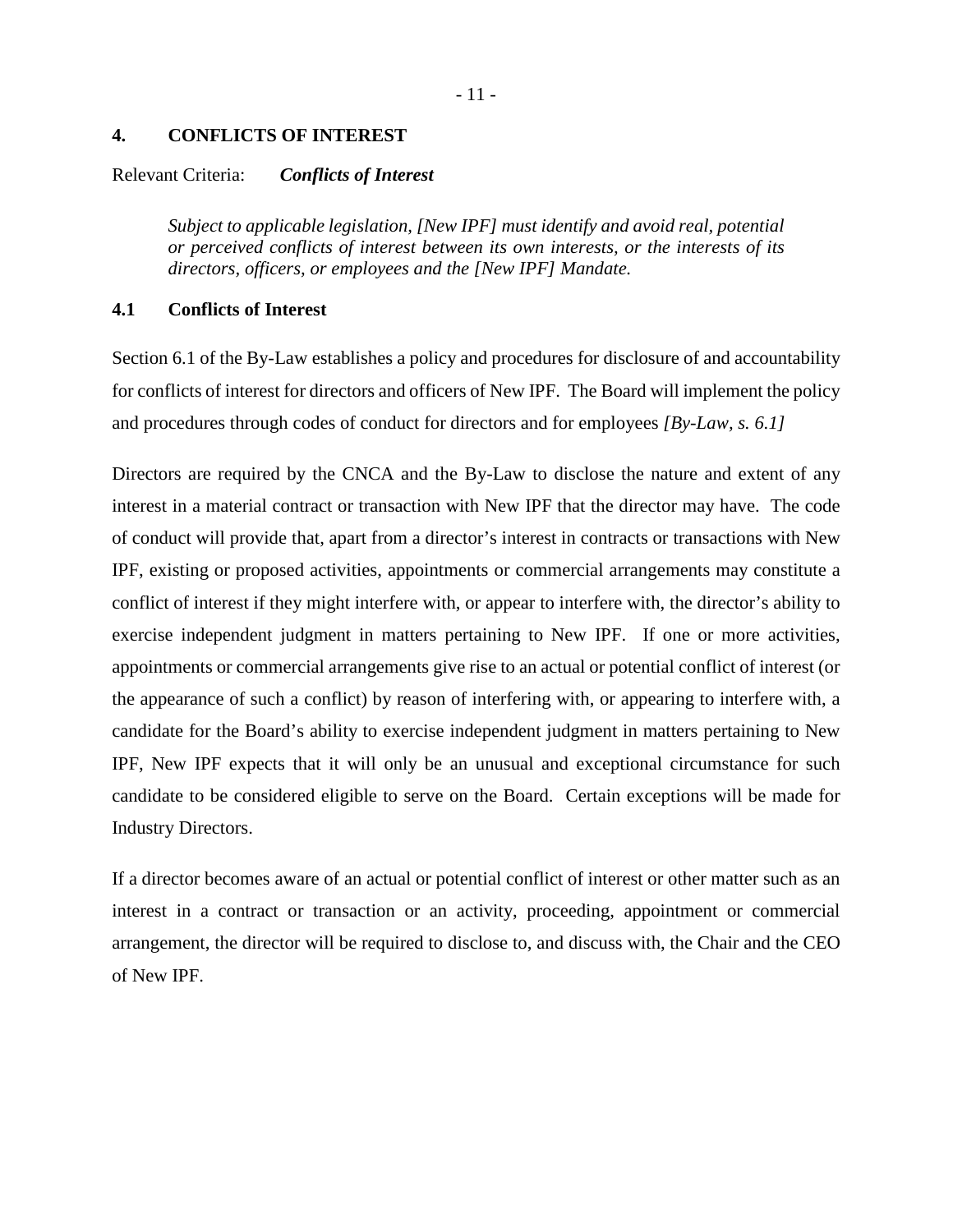## 4. CONFLICTS OF INTEREST

Relevant Criteria: ***Conflicts of Interest***

> *Subject to applicable legislation, [New IPF] must identify and avoid real, potential or perceived conflicts of interest between its own interests, or the interests of its directors, officers, or employees and the [New IPF] Mandate.*

### 4.1 Conflicts of Interest

Section 6.1 of the By-Law establishes a policy and procedures for disclosure of and accountability for conflicts of interest for directors and officers of New IPF. The Board will implement the policy and procedures through codes of conduct for directors and for employees *[By-Law, s. 6.1]*

Directors are required by the CNCA and the By-Law to disclose the nature and extent of any interest in a material contract or transaction with New IPF that the director may have. The code of conduct will provide that, apart from a director's interest in contracts or transactions with New IPF, existing or proposed activities, appointments or commercial arrangements may constitute a conflict of interest if they might interfere with, or appear to interfere with, the director's ability to exercise independent judgment in matters pertaining to New IPF. If one or more activities, appointments or commercial arrangements give rise to an actual or potential conflict of interest (or the appearance of such a conflict) by reason of interfering with, or appearing to interfere with, a candidate for the Board's ability to exercise independent judgment in matters pertaining to New IPF, New IPF expects that it will only be an unusual and exceptional circumstance for such candidate to be considered eligible to serve on the Board. Certain exceptions will be made for Industry Directors.

If a director becomes aware of an actual or potential conflict of interest or other matter such as an interest in a contract or transaction or an activity, proceeding, appointment or commercial arrangement, the director will be required to disclose to, and discuss with, the Chair and the CEO of New IPF.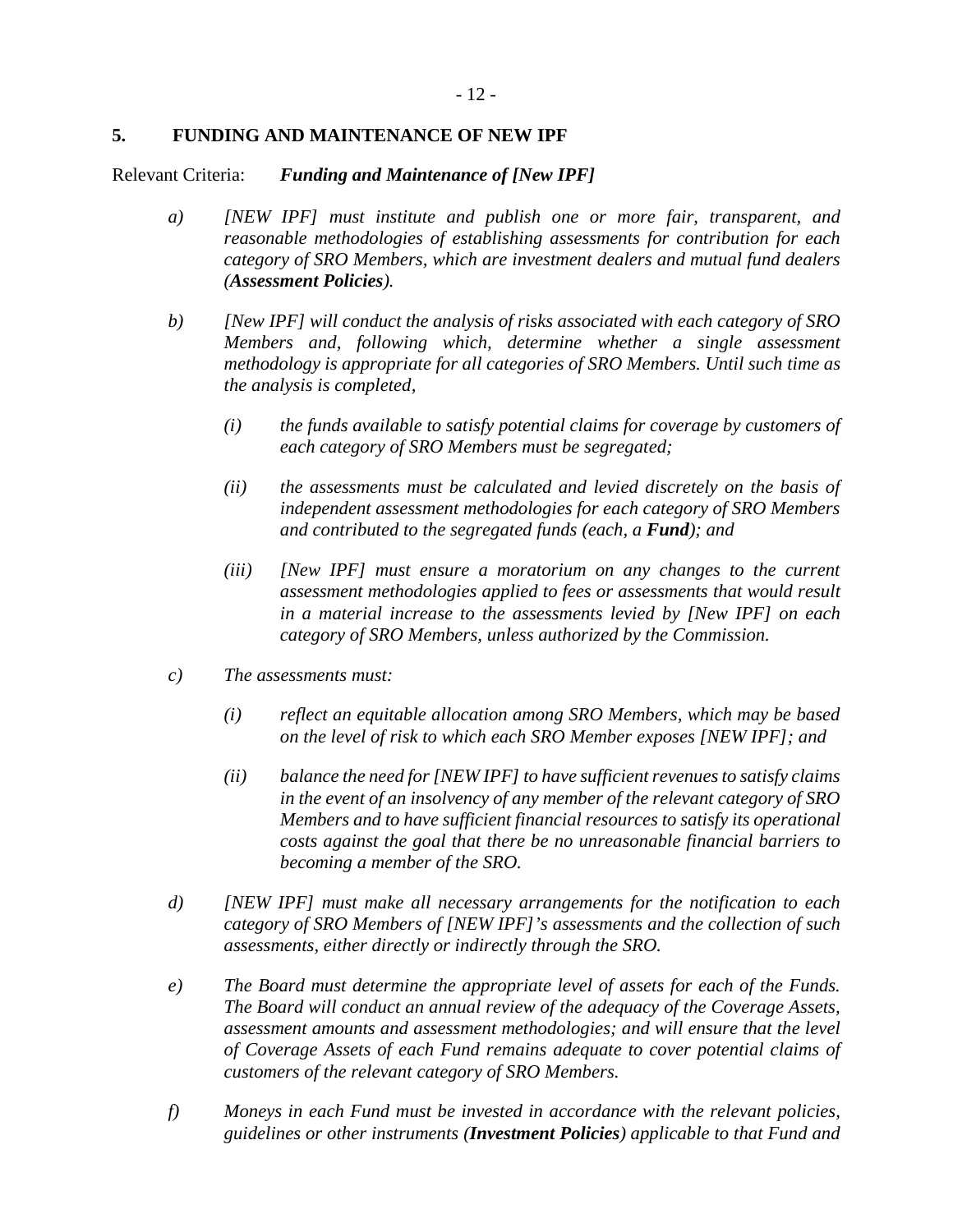## 5. FUNDING AND MAINTENANCE OF NEW IPF

Relevant Criteria: ***Funding and Maintenance of [New IPF]***

*a) [NEW IPF] must institute and publish one or more fair, transparent, and reasonable methodologies of establishing assessments for contribution for each category of SRO Members, which are investment dealers and mutual fund dealers (**Assessment Policies**).*

*b) [New IPF] will conduct the analysis of risks associated with each category of SRO Members and, following which, determine whether a single assessment methodology is appropriate for all categories of SRO Members. Until such time as the analysis is completed,*

*(i) the funds available to satisfy potential claims for coverage by customers of each category of SRO Members must be segregated;*

*(ii) the assessments must be calculated and levied discretely on the basis of independent assessment methodologies for each category of SRO Members and contributed to the segregated funds (each, a **Fund**); and*

*(iii) [New IPF] must ensure a moratorium on any changes to the current assessment methodologies applied to fees or assessments that would result in a material increase to the assessments levied by [New IPF] on each category of SRO Members, unless authorized by the Commission.*

*c) The assessments must:*

*(i) reflect an equitable allocation among SRO Members, which may be based on the level of risk to which each SRO Member exposes [NEW IPF]; and*

*(ii) balance the need for [NEW IPF] to have sufficient revenues to satisfy claims in the event of an insolvency of any member of the relevant category of SRO Members and to have sufficient financial resources to satisfy its operational costs against the goal that there be no unreasonable financial barriers to becoming a member of the SRO.*

*d) [NEW IPF] must make all necessary arrangements for the notification to each category of SRO Members of [NEW IPF]'s assessments and the collection of such assessments, either directly or indirectly through the SRO.*

*e) The Board must determine the appropriate level of assets for each of the Funds. The Board will conduct an annual review of the adequacy of the Coverage Assets, assessment amounts and assessment methodologies; and will ensure that the level of Coverage Assets of each Fund remains adequate to cover potential claims of customers of the relevant category of SRO Members.*

*f) Moneys in each Fund must be invested in accordance with the relevant policies, guidelines or other instruments (**Investment Policies**) applicable to that Fund and*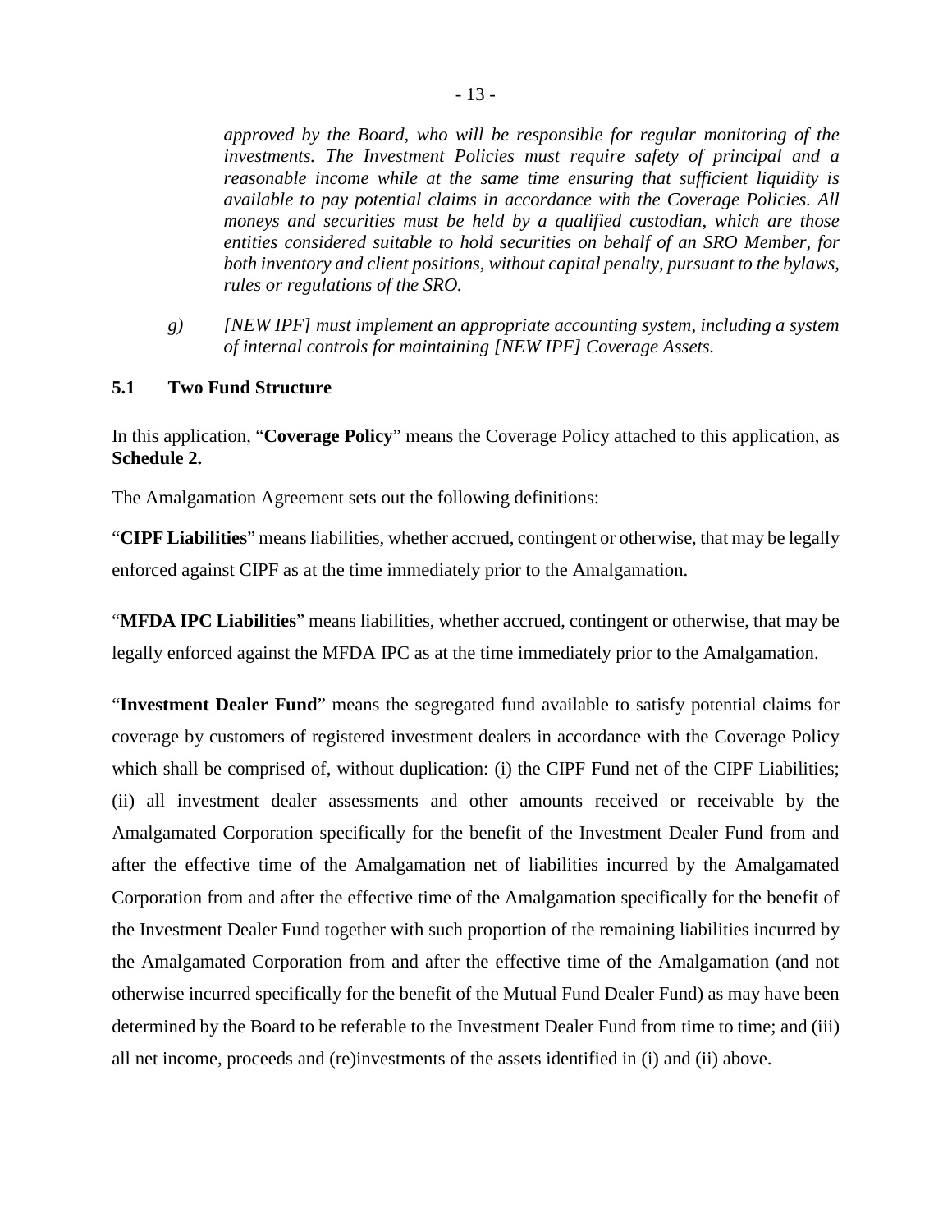*approved by the Board, who will be responsible for regular monitoring of the investments. The Investment Policies must require safety of principal and a reasonable income while at the same time ensuring that sufficient liquidity is available to pay potential claims in accordance with the Coverage Policies. All moneys and securities must be held by a qualified custodian, which are those entities considered suitable to hold securities on behalf of an SRO Member, for both inventory and client positions, without capital penalty, pursuant to the bylaws, rules or regulations of the SRO.*

*g) [NEW IPF] must implement an appropriate accounting system, including a system of internal controls for maintaining [NEW IPF] Coverage Assets.*

### 5.1 Two Fund Structure

In this application, "**Coverage Policy**" means the Coverage Policy attached to this application, as **Schedule 2.**

The Amalgamation Agreement sets out the following definitions:

"**CIPF Liabilities**" means liabilities, whether accrued, contingent or otherwise, that may be legally enforced against CIPF as at the time immediately prior to the Amalgamation.

"**MFDA IPC Liabilities**" means liabilities, whether accrued, contingent or otherwise, that may be legally enforced against the MFDA IPC as at the time immediately prior to the Amalgamation.

"**Investment Dealer Fund**" means the segregated fund available to satisfy potential claims for coverage by customers of registered investment dealers in accordance with the Coverage Policy which shall be comprised of, without duplication: (i) the CIPF Fund net of the CIPF Liabilities; (ii) all investment dealer assessments and other amounts received or receivable by the Amalgamated Corporation specifically for the benefit of the Investment Dealer Fund from and after the effective time of the Amalgamation net of liabilities incurred by the Amalgamated Corporation from and after the effective time of the Amalgamation specifically for the benefit of the Investment Dealer Fund together with such proportion of the remaining liabilities incurred by the Amalgamated Corporation from and after the effective time of the Amalgamation (and not otherwise incurred specifically for the benefit of the Mutual Fund Dealer Fund) as may have been determined by the Board to be referable to the Investment Dealer Fund from time to time; and (iii) all net income, proceeds and (re)investments of the assets identified in (i) and (ii) above.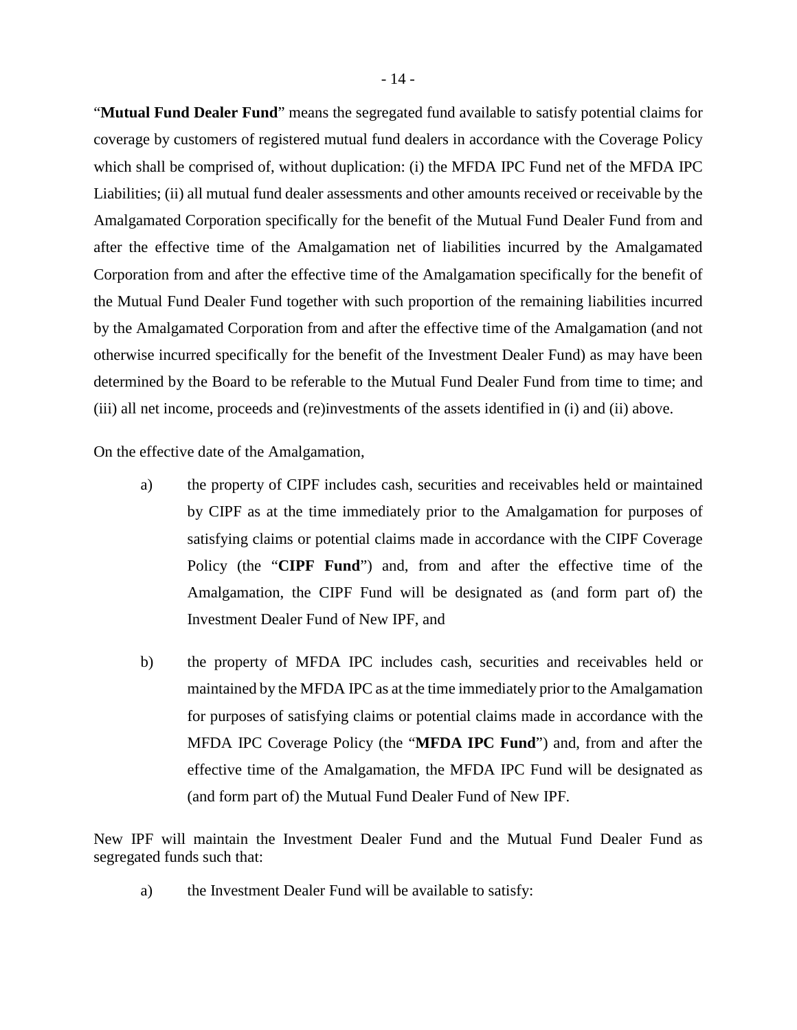"**Mutual Fund Dealer Fund**" means the segregated fund available to satisfy potential claims for coverage by customers of registered mutual fund dealers in accordance with the Coverage Policy which shall be comprised of, without duplication: (i) the MFDA IPC Fund net of the MFDA IPC Liabilities; (ii) all mutual fund dealer assessments and other amounts received or receivable by the Amalgamated Corporation specifically for the benefit of the Mutual Fund Dealer Fund from and after the effective time of the Amalgamation net of liabilities incurred by the Amalgamated Corporation from and after the effective time of the Amalgamation specifically for the benefit of the Mutual Fund Dealer Fund together with such proportion of the remaining liabilities incurred by the Amalgamated Corporation from and after the effective time of the Amalgamation (and not otherwise incurred specifically for the benefit of the Investment Dealer Fund) as may have been determined by the Board to be referable to the Mutual Fund Dealer Fund from time to time; and (iii) all net income, proceeds and (re)investments of the assets identified in (i) and (ii) above.

On the effective date of the Amalgamation,

a) the property of CIPF includes cash, securities and receivables held or maintained by CIPF as at the time immediately prior to the Amalgamation for purposes of satisfying claims or potential claims made in accordance with the CIPF Coverage Policy (the "**CIPF Fund**") and, from and after the effective time of the Amalgamation, the CIPF Fund will be designated as (and form part of) the Investment Dealer Fund of New IPF, and

b) the property of MFDA IPC includes cash, securities and receivables held or maintained by the MFDA IPC as at the time immediately prior to the Amalgamation for purposes of satisfying claims or potential claims made in accordance with the MFDA IPC Coverage Policy (the "**MFDA IPC Fund**") and, from and after the effective time of the Amalgamation, the MFDA IPC Fund will be designated as (and form part of) the Mutual Fund Dealer Fund of New IPF.

New IPF will maintain the Investment Dealer Fund and the Mutual Fund Dealer Fund as segregated funds such that:

a) the Investment Dealer Fund will be available to satisfy: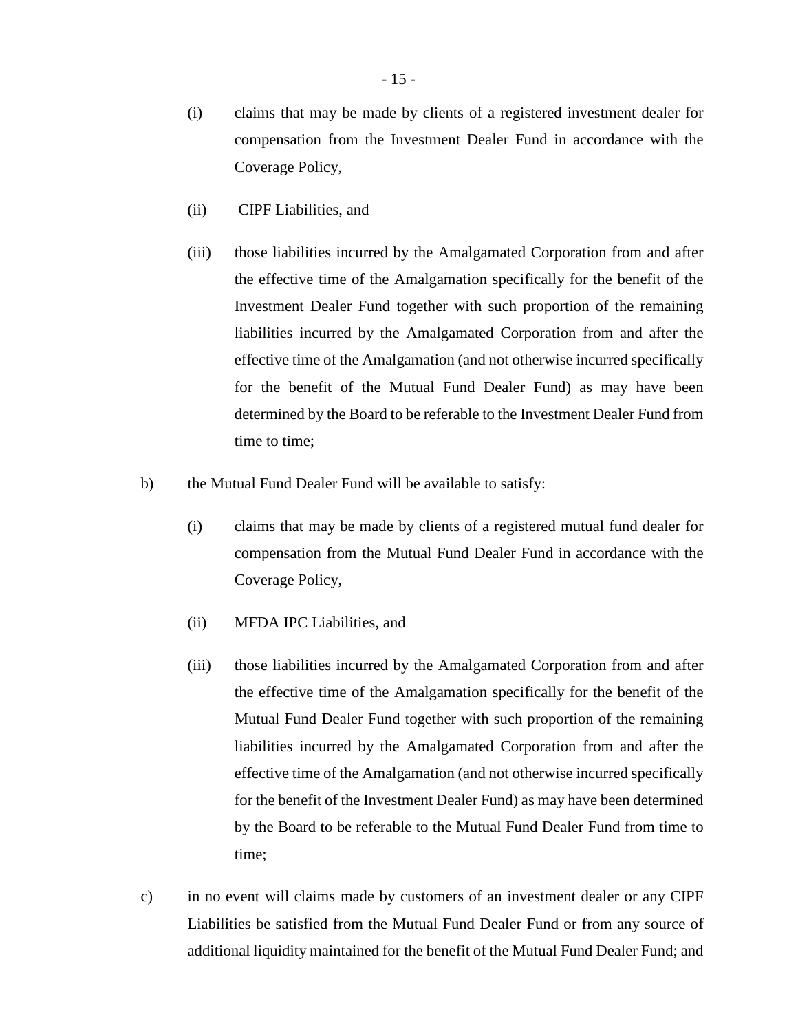(i) claims that may be made by clients of a registered investment dealer for compensation from the Investment Dealer Fund in accordance with the Coverage Policy,

(ii) CIPF Liabilities, and

(iii) those liabilities incurred by the Amalgamated Corporation from and after the effective time of the Amalgamation specifically for the benefit of the Investment Dealer Fund together with such proportion of the remaining liabilities incurred by the Amalgamated Corporation from and after the effective time of the Amalgamation (and not otherwise incurred specifically for the benefit of the Mutual Fund Dealer Fund) as may have been determined by the Board to be referable to the Investment Dealer Fund from time to time;

b) the Mutual Fund Dealer Fund will be available to satisfy:

(i) claims that may be made by clients of a registered mutual fund dealer for compensation from the Mutual Fund Dealer Fund in accordance with the Coverage Policy,

(ii) MFDA IPC Liabilities, and

(iii) those liabilities incurred by the Amalgamated Corporation from and after the effective time of the Amalgamation specifically for the benefit of the Mutual Fund Dealer Fund together with such proportion of the remaining liabilities incurred by the Amalgamated Corporation from and after the effective time of the Amalgamation (and not otherwise incurred specifically for the benefit of the Investment Dealer Fund) as may have been determined by the Board to be referable to the Mutual Fund Dealer Fund from time to time;

c) in no event will claims made by customers of an investment dealer or any CIPF Liabilities be satisfied from the Mutual Fund Dealer Fund or from any source of additional liquidity maintained for the benefit of the Mutual Fund Dealer Fund; and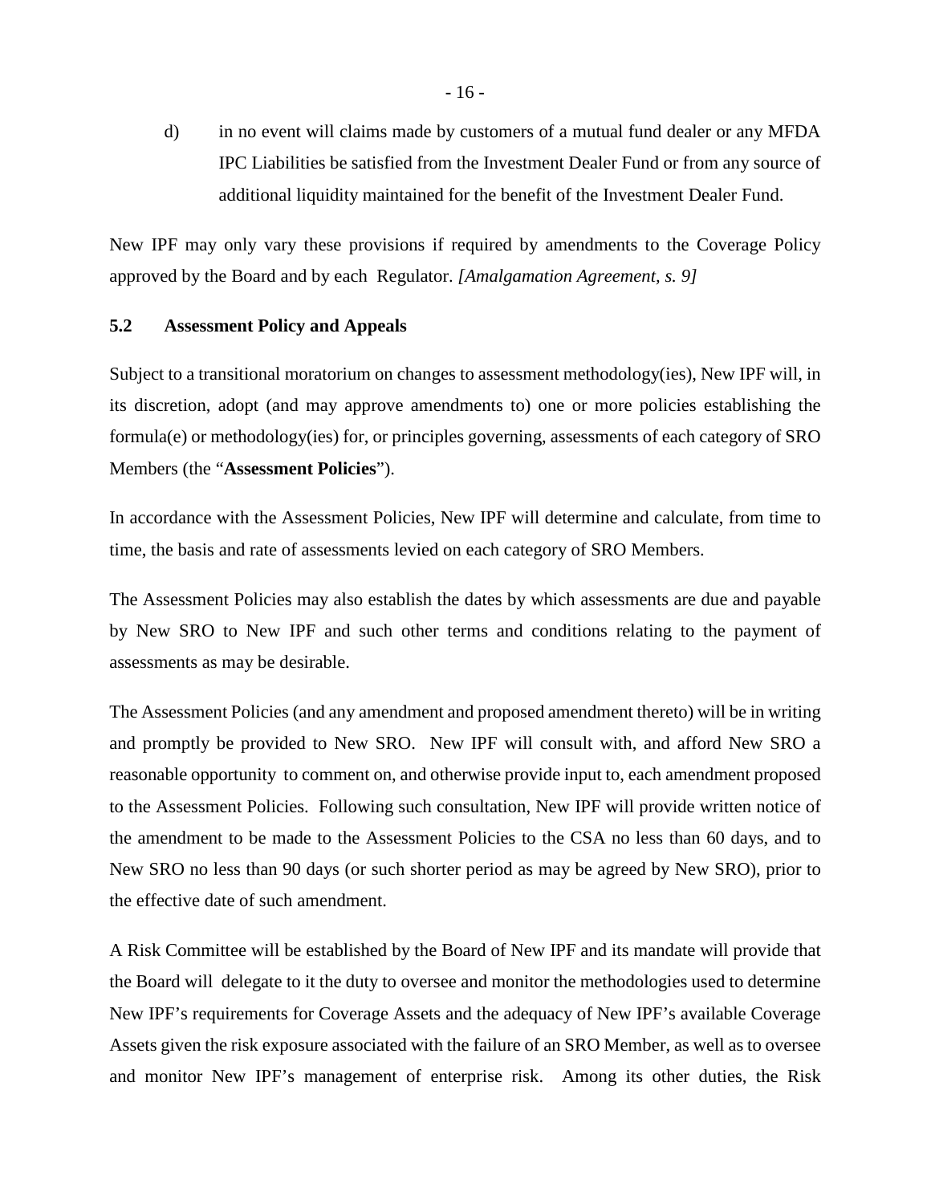d) in no event will claims made by customers of a mutual fund dealer or any MFDA IPC Liabilities be satisfied from the Investment Dealer Fund or from any source of additional liquidity maintained for the benefit of the Investment Dealer Fund.

New IPF may only vary these provisions if required by amendments to the Coverage Policy approved by the Board and by each Regulator. *[Amalgamation Agreement, s. 9]*

### 5.2 Assessment Policy and Appeals

Subject to a transitional moratorium on changes to assessment methodology(ies), New IPF will, in its discretion, adopt (and may approve amendments to) one or more policies establishing the formula(e) or methodology(ies) for, or principles governing, assessments of each category of SRO Members (the "**Assessment Policies**").

In accordance with the Assessment Policies, New IPF will determine and calculate, from time to time, the basis and rate of assessments levied on each category of SRO Members.

The Assessment Policies may also establish the dates by which assessments are due and payable by New SRO to New IPF and such other terms and conditions relating to the payment of assessments as may be desirable.

The Assessment Policies (and any amendment and proposed amendment thereto) will be in writing and promptly be provided to New SRO. New IPF will consult with, and afford New SRO a reasonable opportunity to comment on, and otherwise provide input to, each amendment proposed to the Assessment Policies. Following such consultation, New IPF will provide written notice of the amendment to be made to the Assessment Policies to the CSA no less than 60 days, and to New SRO no less than 90 days (or such shorter period as may be agreed by New SRO), prior to the effective date of such amendment.

A Risk Committee will be established by the Board of New IPF and its mandate will provide that the Board will delegate to it the duty to oversee and monitor the methodologies used to determine New IPF's requirements for Coverage Assets and the adequacy of New IPF's available Coverage Assets given the risk exposure associated with the failure of an SRO Member, as well as to oversee and monitor New IPF's management of enterprise risk. Among its other duties, the Risk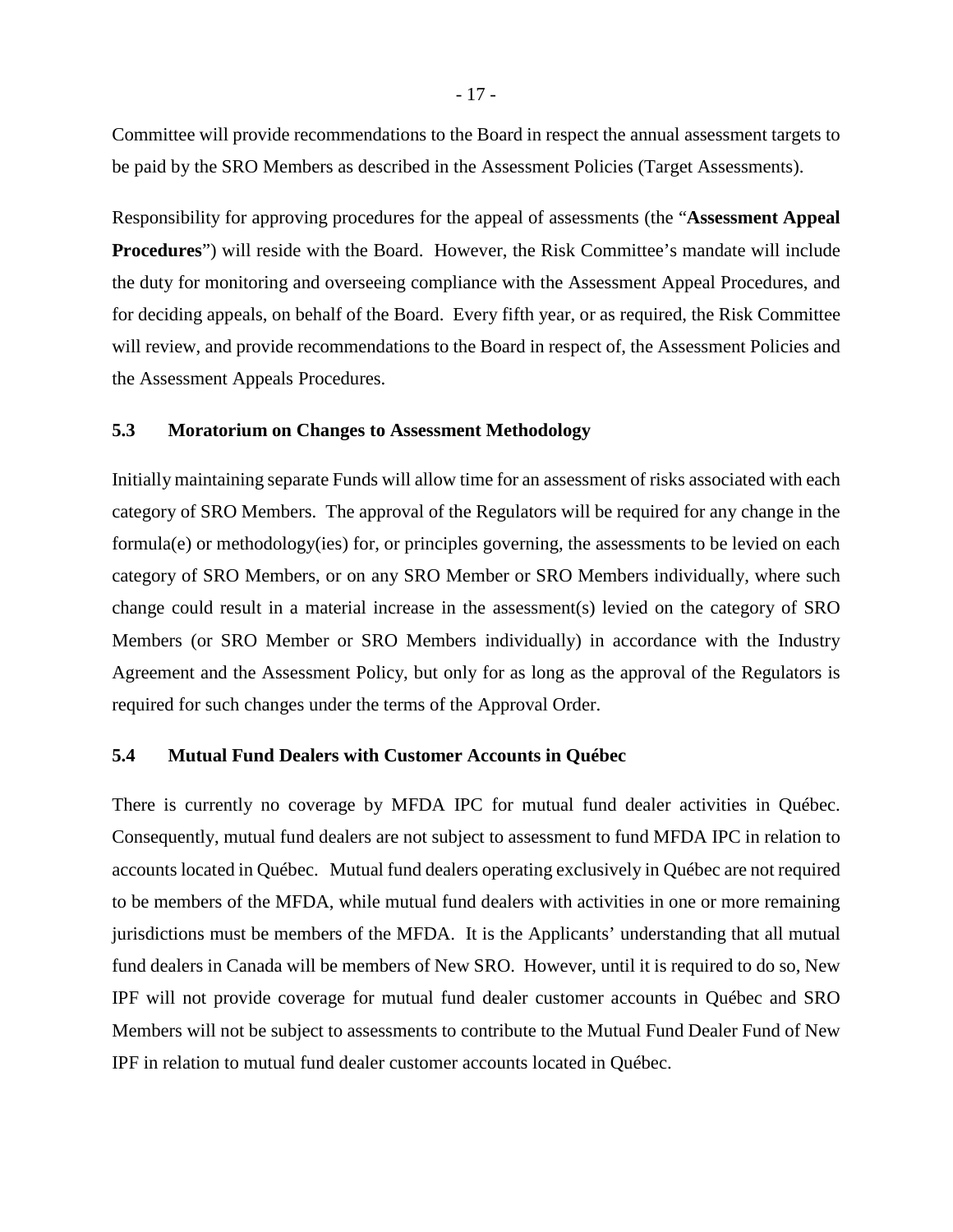Committee will provide recommendations to the Board in respect the annual assessment targets to be paid by the SRO Members as described in the Assessment Policies (Target Assessments).

Responsibility for approving procedures for the appeal of assessments (the "**Assessment Appeal Procedures**") will reside with the Board. However, the Risk Committee's mandate will include the duty for monitoring and overseeing compliance with the Assessment Appeal Procedures, and for deciding appeals, on behalf of the Board. Every fifth year, or as required, the Risk Committee will review, and provide recommendations to the Board in respect of, the Assessment Policies and the Assessment Appeals Procedures.

### 5.3 Moratorium on Changes to Assessment Methodology

Initially maintaining separate Funds will allow time for an assessment of risks associated with each category of SRO Members. The approval of the Regulators will be required for any change in the formula(e) or methodology(ies) for, or principles governing, the assessments to be levied on each category of SRO Members, or on any SRO Member or SRO Members individually, where such change could result in a material increase in the assessment(s) levied on the category of SRO Members (or SRO Member or SRO Members individually) in accordance with the Industry Agreement and the Assessment Policy, but only for as long as the approval of the Regulators is required for such changes under the terms of the Approval Order.

### 5.4 Mutual Fund Dealers with Customer Accounts in Québec

There is currently no coverage by MFDA IPC for mutual fund dealer activities in Québec. Consequently, mutual fund dealers are not subject to assessment to fund MFDA IPC in relation to accounts located in Québec. Mutual fund dealers operating exclusively in Québec are not required to be members of the MFDA, while mutual fund dealers with activities in one or more remaining jurisdictions must be members of the MFDA. It is the Applicants' understanding that all mutual fund dealers in Canada will be members of New SRO. However, until it is required to do so, New IPF will not provide coverage for mutual fund dealer customer accounts in Québec and SRO Members will not be subject to assessments to contribute to the Mutual Fund Dealer Fund of New IPF in relation to mutual fund dealer customer accounts located in Québec.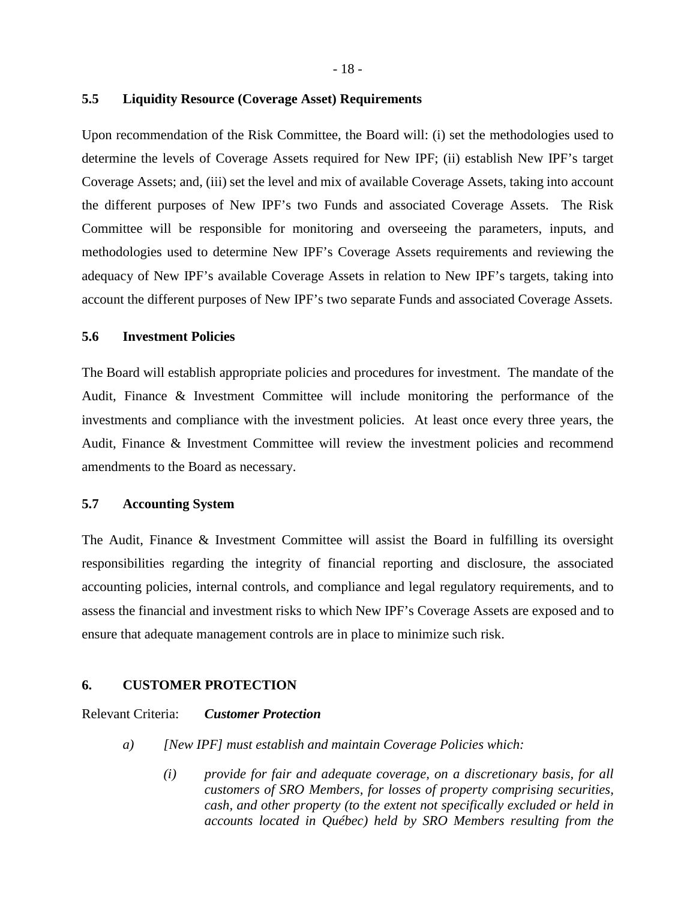### 5.5 Liquidity Resource (Coverage Asset) Requirements

Upon recommendation of the Risk Committee, the Board will: (i) set the methodologies used to determine the levels of Coverage Assets required for New IPF; (ii) establish New IPF's target Coverage Assets; and, (iii) set the level and mix of available Coverage Assets, taking into account the different purposes of New IPF's two Funds and associated Coverage Assets. The Risk Committee will be responsible for monitoring and overseeing the parameters, inputs, and methodologies used to determine New IPF's Coverage Assets requirements and reviewing the adequacy of New IPF's available Coverage Assets in relation to New IPF's targets, taking into account the different purposes of New IPF's two separate Funds and associated Coverage Assets.

### 5.6 Investment Policies

The Board will establish appropriate policies and procedures for investment. The mandate of the Audit, Finance & Investment Committee will include monitoring the performance of the investments and compliance with the investment policies. At least once every three years, the Audit, Finance & Investment Committee will review the investment policies and recommend amendments to the Board as necessary.

### 5.7 Accounting System

The Audit, Finance & Investment Committee will assist the Board in fulfilling its oversight responsibilities regarding the integrity of financial reporting and disclosure, the associated accounting policies, internal controls, and compliance and legal regulatory requirements, and to assess the financial and investment risks to which New IPF's Coverage Assets are exposed and to ensure that adequate management controls are in place to minimize such risk.

## 6. CUSTOMER PROTECTION

Relevant Criteria: ***Customer Protection***

*a) [New IPF] must establish and maintain Coverage Policies which:*

*(i) provide for fair and adequate coverage, on a discretionary basis, for all customers of SRO Members, for losses of property comprising securities, cash, and other property (to the extent not specifically excluded or held in accounts located in Québec) held by SRO Members resulting from the*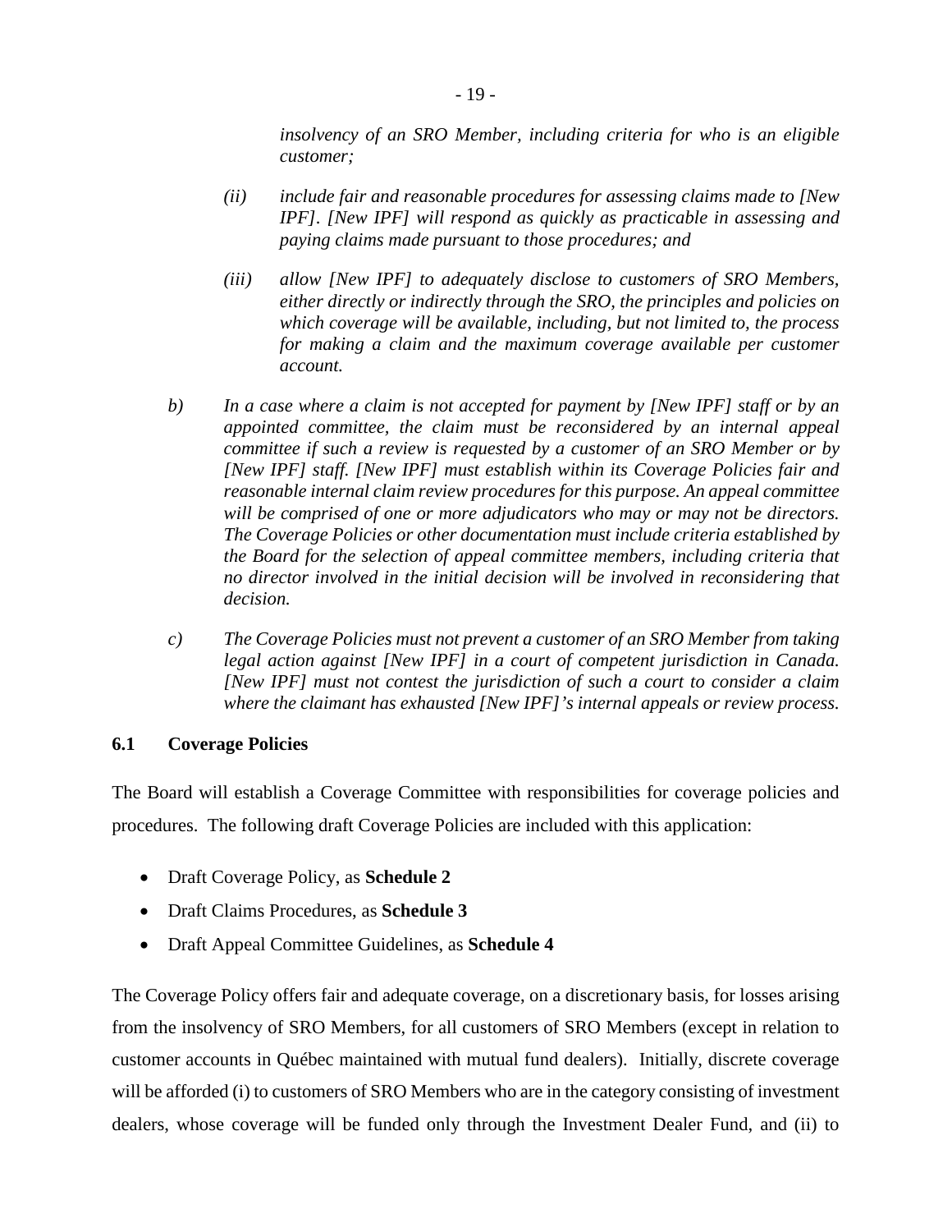*insolvency of an SRO Member, including criteria for who is an eligible customer;*

*(ii) include fair and reasonable procedures for assessing claims made to [New IPF]. [New IPF] will respond as quickly as practicable in assessing and paying claims made pursuant to those procedures; and*

*(iii) allow [New IPF] to adequately disclose to customers of SRO Members, either directly or indirectly through the SRO, the principles and policies on which coverage will be available, including, but not limited to, the process for making a claim and the maximum coverage available per customer account.*

*b) In a case where a claim is not accepted for payment by [New IPF] staff or by an appointed committee, the claim must be reconsidered by an internal appeal committee if such a review is requested by a customer of an SRO Member or by [New IPF] staff. [New IPF] must establish within its Coverage Policies fair and reasonable internal claim review procedures for this purpose. An appeal committee will be comprised of one or more adjudicators who may or may not be directors. The Coverage Policies or other documentation must include criteria established by the Board for the selection of appeal committee members, including criteria that no director involved in the initial decision will be involved in reconsidering that decision.*

*c) The Coverage Policies must not prevent a customer of an SRO Member from taking legal action against [New IPF] in a court of competent jurisdiction in Canada. [New IPF] must not contest the jurisdiction of such a court to consider a claim where the claimant has exhausted [New IPF]'s internal appeals or review process.*

### 6.1 Coverage Policies

The Board will establish a Coverage Committee with responsibilities for coverage policies and procedures. The following draft Coverage Policies are included with this application:

- Draft Coverage Policy, as **Schedule 2**
- Draft Claims Procedures, as **Schedule 3**
- Draft Appeal Committee Guidelines, as **Schedule 4**

The Coverage Policy offers fair and adequate coverage, on a discretionary basis, for losses arising from the insolvency of SRO Members, for all customers of SRO Members (except in relation to customer accounts in Québec maintained with mutual fund dealers). Initially, discrete coverage will be afforded (i) to customers of SRO Members who are in the category consisting of investment dealers, whose coverage will be funded only through the Investment Dealer Fund, and (ii) to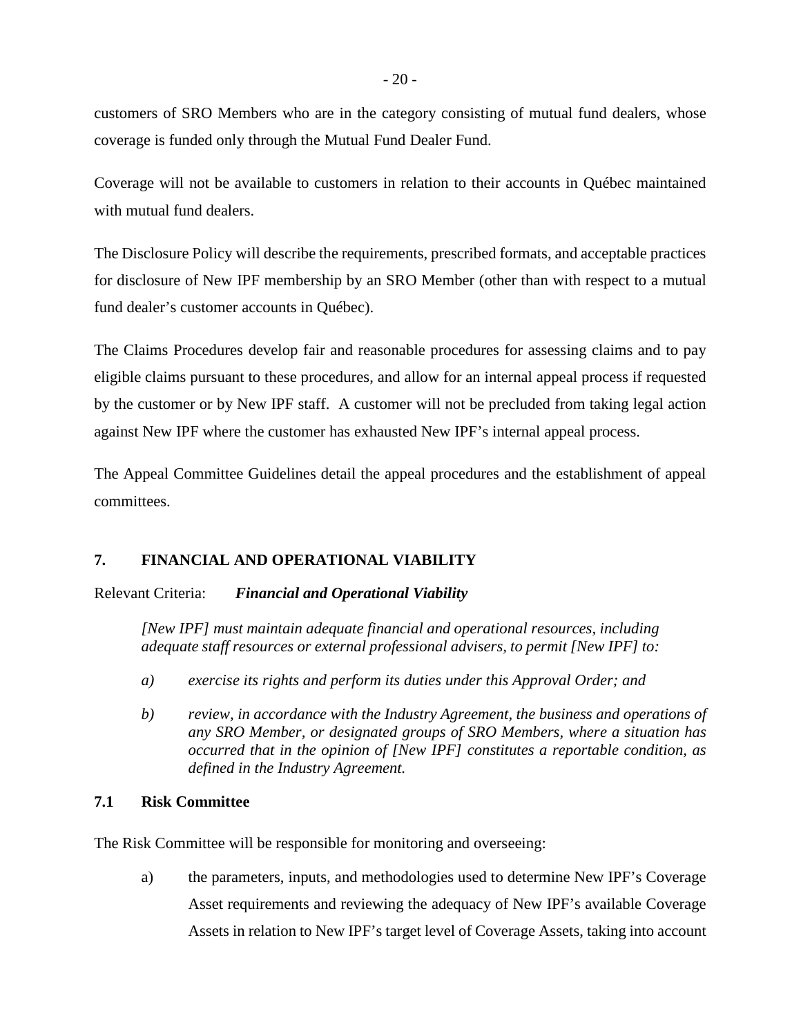customers of SRO Members who are in the category consisting of mutual fund dealers, whose coverage is funded only through the Mutual Fund Dealer Fund.

Coverage will not be available to customers in relation to their accounts in Québec maintained with mutual fund dealers.

The Disclosure Policy will describe the requirements, prescribed formats, and acceptable practices for disclosure of New IPF membership by an SRO Member (other than with respect to a mutual fund dealer's customer accounts in Québec).

The Claims Procedures develop fair and reasonable procedures for assessing claims and to pay eligible claims pursuant to these procedures, and allow for an internal appeal process if requested by the customer or by New IPF staff. A customer will not be precluded from taking legal action against New IPF where the customer has exhausted New IPF's internal appeal process.

The Appeal Committee Guidelines detail the appeal procedures and the establishment of appeal committees.

## 7. FINANCIAL AND OPERATIONAL VIABILITY

Relevant Criteria: ***Financial and Operational Viability***

> *[New IPF] must maintain adequate financial and operational resources, including adequate staff resources or external professional advisers, to permit [New IPF] to:*
>
> *a) exercise its rights and perform its duties under this Approval Order; and*
>
> *b) review, in accordance with the Industry Agreement, the business and operations of any SRO Member, or designated groups of SRO Members, where a situation has occurred that in the opinion of [New IPF] constitutes a reportable condition, as defined in the Industry Agreement.*

### 7.1 Risk Committee

The Risk Committee will be responsible for monitoring and overseeing:

a) the parameters, inputs, and methodologies used to determine New IPF's Coverage Asset requirements and reviewing the adequacy of New IPF's available Coverage Assets in relation to New IPF's target level of Coverage Assets, taking into account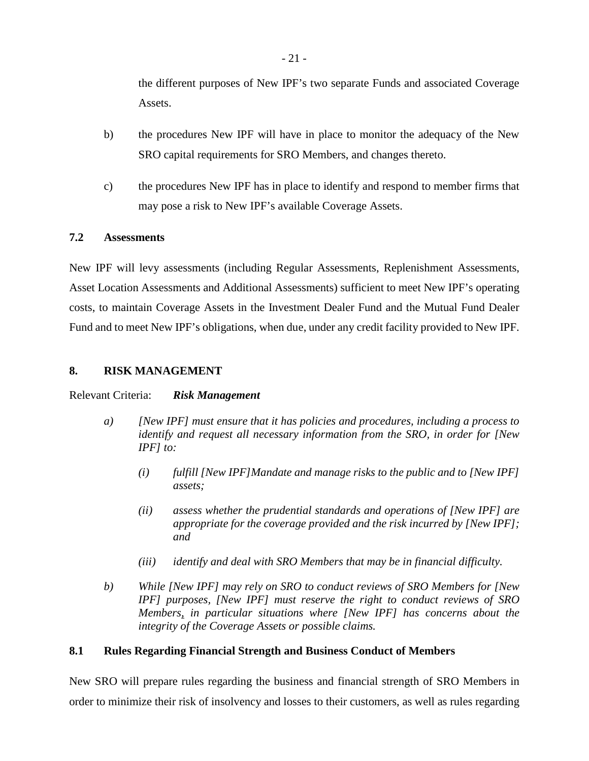the different purposes of New IPF's two separate Funds and associated Coverage Assets.

b) the procedures New IPF will have in place to monitor the adequacy of the New SRO capital requirements for SRO Members, and changes thereto.

c) the procedures New IPF has in place to identify and respond to member firms that may pose a risk to New IPF's available Coverage Assets.

### 7.2 Assessments

New IPF will levy assessments (including Regular Assessments, Replenishment Assessments, Asset Location Assessments and Additional Assessments) sufficient to meet New IPF's operating costs, to maintain Coverage Assets in the Investment Dealer Fund and the Mutual Fund Dealer Fund and to meet New IPF's obligations, when due, under any credit facility provided to New IPF.

## 8. RISK MANAGEMENT

Relevant Criteria: ***Risk Management***

*a) [New IPF] must ensure that it has policies and procedures, including a process to identify and request all necessary information from the SRO, in order for [New IPF] to:*

*(i) fulfill [New IPF]Mandate and manage risks to the public and to [New IPF] assets;*

*(ii) assess whether the prudential standards and operations of [New IPF] are appropriate for the coverage provided and the risk incurred by [New IPF]; and*

*(iii) identify and deal with SRO Members that may be in financial difficulty.*

*b) While [New IPF] may rely on SRO to conduct reviews of SRO Members for [New IPF] purposes, [New IPF] must reserve the right to conduct reviews of SRO Members, in particular situations where [New IPF] has concerns about the integrity of the Coverage Assets or possible claims.*

### 8.1 Rules Regarding Financial Strength and Business Conduct of Members

New SRO will prepare rules regarding the business and financial strength of SRO Members in order to minimize their risk of insolvency and losses to their customers, as well as rules regarding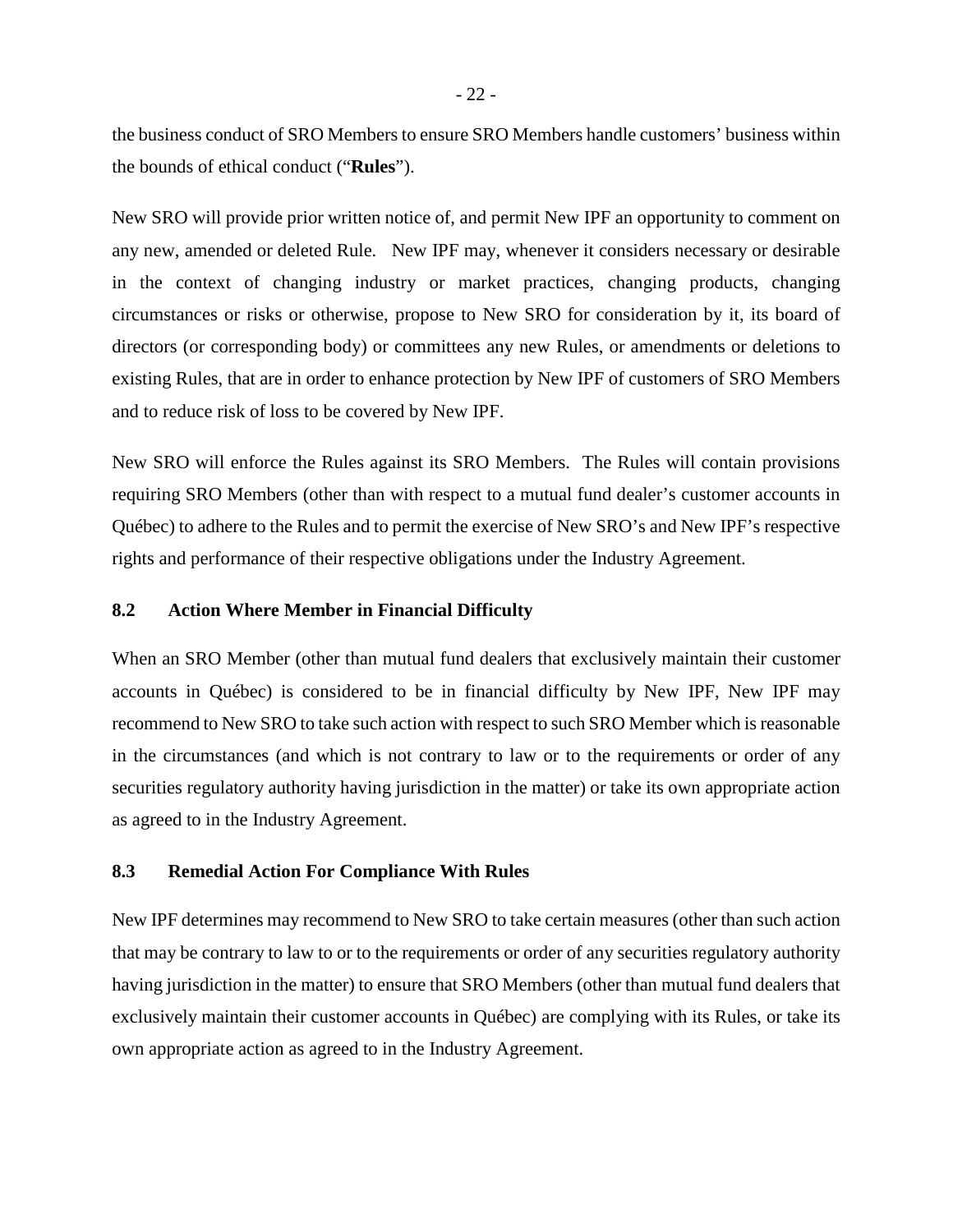the business conduct of SRO Members to ensure SRO Members handle customers' business within the bounds of ethical conduct ("**Rules**").

New SRO will provide prior written notice of, and permit New IPF an opportunity to comment on any new, amended or deleted Rule. New IPF may, whenever it considers necessary or desirable in the context of changing industry or market practices, changing products, changing circumstances or risks or otherwise, propose to New SRO for consideration by it, its board of directors (or corresponding body) or committees any new Rules, or amendments or deletions to existing Rules, that are in order to enhance protection by New IPF of customers of SRO Members and to reduce risk of loss to be covered by New IPF.

New SRO will enforce the Rules against its SRO Members. The Rules will contain provisions requiring SRO Members (other than with respect to a mutual fund dealer's customer accounts in Québec) to adhere to the Rules and to permit the exercise of New SRO's and New IPF's respective rights and performance of their respective obligations under the Industry Agreement.

### 8.2 Action Where Member in Financial Difficulty

When an SRO Member (other than mutual fund dealers that exclusively maintain their customer accounts in Québec) is considered to be in financial difficulty by New IPF, New IPF may recommend to New SRO to take such action with respect to such SRO Member which is reasonable in the circumstances (and which is not contrary to law or to the requirements or order of any securities regulatory authority having jurisdiction in the matter) or take its own appropriate action as agreed to in the Industry Agreement.

### 8.3 Remedial Action For Compliance With Rules

New IPF determines may recommend to New SRO to take certain measures (other than such action that may be contrary to law to or to the requirements or order of any securities regulatory authority having jurisdiction in the matter) to ensure that SRO Members (other than mutual fund dealers that exclusively maintain their customer accounts in Québec) are complying with its Rules, or take its own appropriate action as agreed to in the Industry Agreement.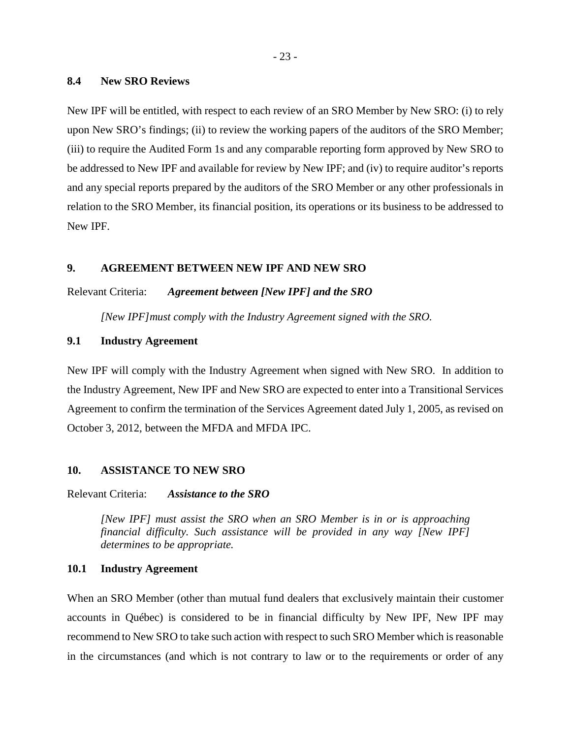### 8.4 New SRO Reviews

New IPF will be entitled, with respect to each review of an SRO Member by New SRO: (i) to rely upon New SRO's findings; (ii) to review the working papers of the auditors of the SRO Member; (iii) to require the Audited Form 1s and any comparable reporting form approved by New SRO to be addressed to New IPF and available for review by New IPF; and (iv) to require auditor's reports and any special reports prepared by the auditors of the SRO Member or any other professionals in relation to the SRO Member, its financial position, its operations or its business to be addressed to New IPF.

## 9. AGREEMENT BETWEEN NEW IPF AND NEW SRO

Relevant Criteria: ***Agreement between [New IPF] and the SRO***

> *[New IPF]must comply with the Industry Agreement signed with the SRO.*

### 9.1 Industry Agreement

New IPF will comply with the Industry Agreement when signed with New SRO. In addition to the Industry Agreement, New IPF and New SRO are expected to enter into a Transitional Services Agreement to confirm the termination of the Services Agreement dated July 1, 2005, as revised on October 3, 2012, between the MFDA and MFDA IPC.

## 10. ASSISTANCE TO NEW SRO

Relevant Criteria: ***Assistance to the SRO***

> *[New IPF] must assist the SRO when an SRO Member is in or is approaching financial difficulty. Such assistance will be provided in any way [New IPF] determines to be appropriate.*

### 10.1 Industry Agreement

When an SRO Member (other than mutual fund dealers that exclusively maintain their customer accounts in Québec) is considered to be in financial difficulty by New IPF, New IPF may recommend to New SRO to take such action with respect to such SRO Member which is reasonable in the circumstances (and which is not contrary to law or to the requirements or order of any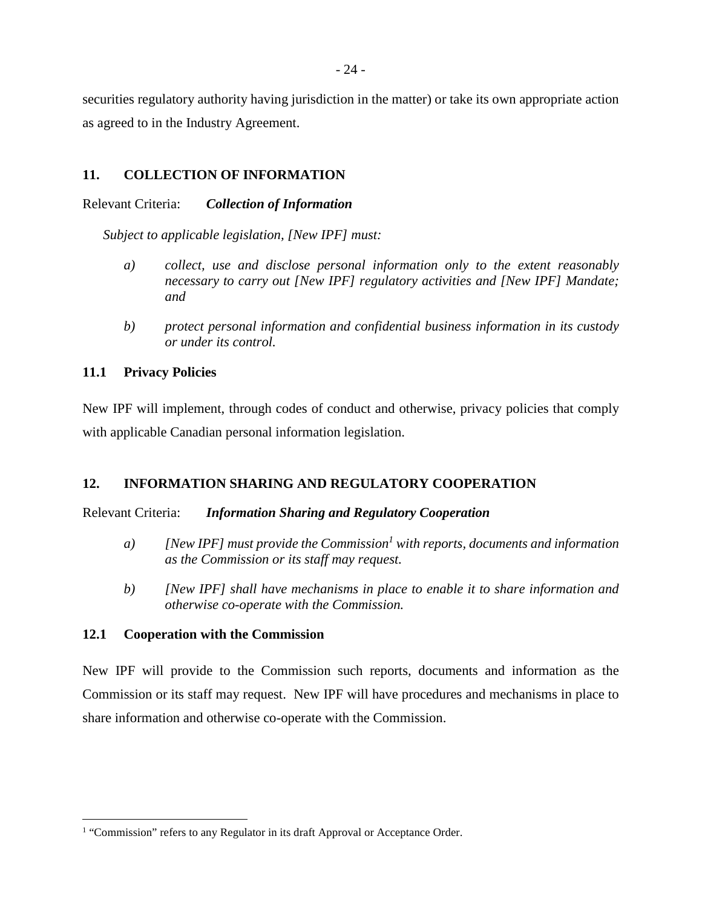securities regulatory authority having jurisdiction in the matter) or take its own appropriate action as agreed to in the Industry Agreement.

## 11. COLLECTION OF INFORMATION

Relevant Criteria: ***Collection of Information***

*Subject to applicable legislation, [New IPF] must:*

*a) collect, use and disclose personal information only to the extent reasonably necessary to carry out [New IPF] regulatory activities and [New IPF] Mandate; and*

*b) protect personal information and confidential business information in its custody or under its control.*

### 11.1 Privacy Policies

New IPF will implement, through codes of conduct and otherwise, privacy policies that comply with applicable Canadian personal information legislation.

## 12. INFORMATION SHARING AND REGULATORY COOPERATION

Relevant Criteria: ***Information Sharing and Regulatory Cooperation***

*a) [New IPF] must provide the Commission[1] with reports, documents and information as the Commission or its staff may request.*

*b) [New IPF] shall have mechanisms in place to enable it to share information and otherwise co-operate with the Commission.*

### 12.1 Cooperation with the Commission

New IPF will provide to the Commission such reports, documents and information as the Commission or its staff may request. New IPF will have procedures and mechanisms in place to share information and otherwise co-operate with the Commission.

[1] "Commission" refers to any Regulator in its draft Approval or Acceptance Order.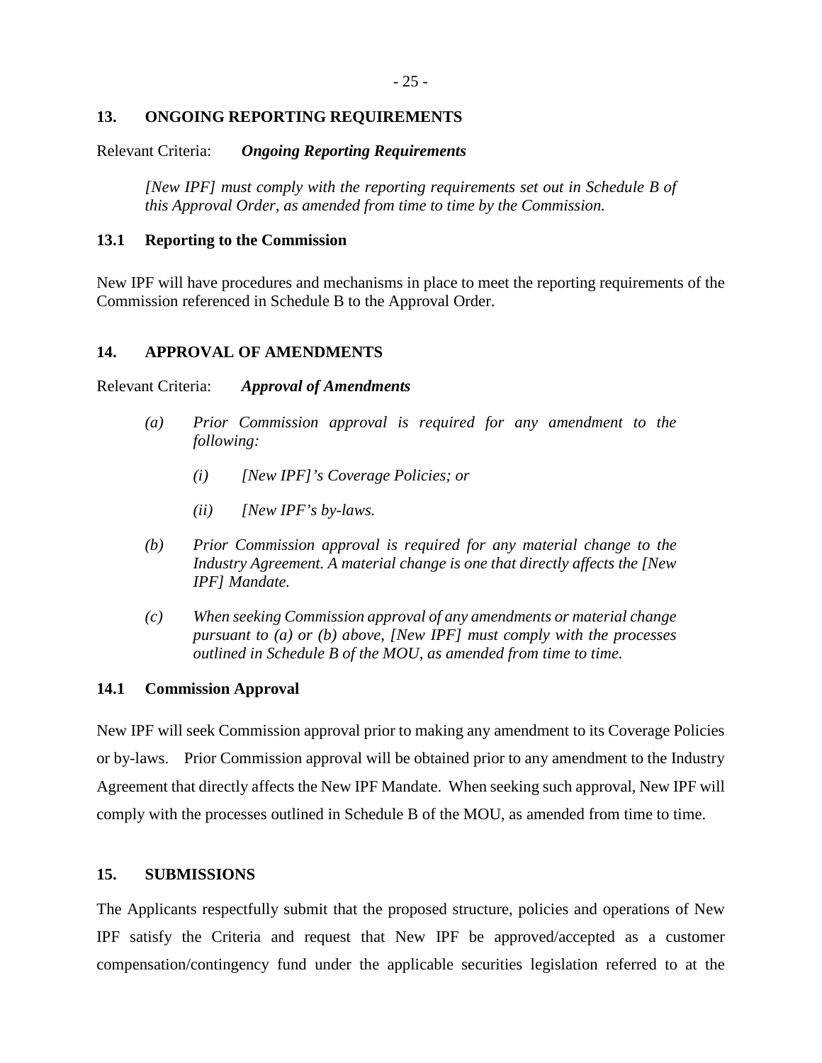## 13. ONGOING REPORTING REQUIREMENTS

Relevant Criteria: ***Ongoing Reporting Requirements***

> *[New IPF] must comply with the reporting requirements set out in Schedule B of this Approval Order, as amended from time to time by the Commission.*

### 13.1 Reporting to the Commission

New IPF will have procedures and mechanisms in place to meet the reporting requirements of the Commission referenced in Schedule B to the Approval Order.

## 14. APPROVAL OF AMENDMENTS

Relevant Criteria: ***Approval of Amendments***

> *(a) Prior Commission approval is required for any amendment to the following:*
>
> > *(i) [New IPF]'s Coverage Policies; or*
> >
> > *(ii) [New IPF's by-laws.*
>
> *(b) Prior Commission approval is required for any material change to the Industry Agreement. A material change is one that directly affects the [New IPF] Mandate.*
>
> *(c) When seeking Commission approval of any amendments or material change pursuant to (a) or (b) above, [New IPF] must comply with the processes outlined in Schedule B of the MOU, as amended from time to time.*

### 14.1 Commission Approval

New IPF will seek Commission approval prior to making any amendment to its Coverage Policies or by-laws. Prior Commission approval will be obtained prior to any amendment to the Industry Agreement that directly affects the New IPF Mandate. When seeking such approval, New IPF will comply with the processes outlined in Schedule B of the MOU, as amended from time to time.

## 15. SUBMISSIONS

The Applicants respectfully submit that the proposed structure, policies and operations of New IPF satisfy the Criteria and request that New IPF be approved/accepted as a customer compensation/contingency fund under the applicable securities legislation referred to at the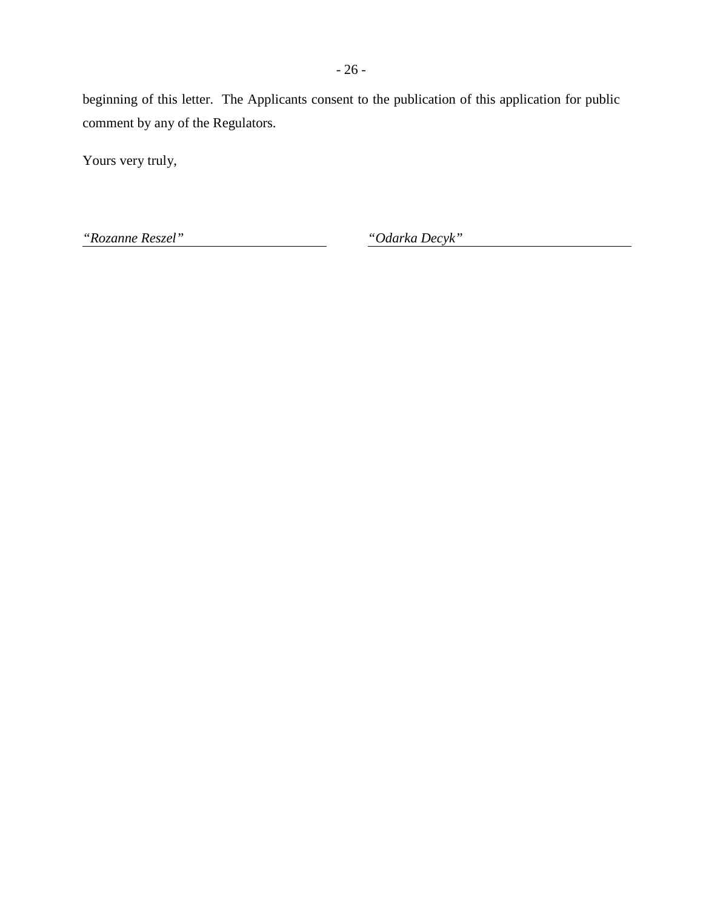beginning of this letter. The Applicants consent to the publication of this application for public comment by any of the Regulators.

Yours very truly,

*“Rozanne Reszel”*

*“Odarka Decyk”*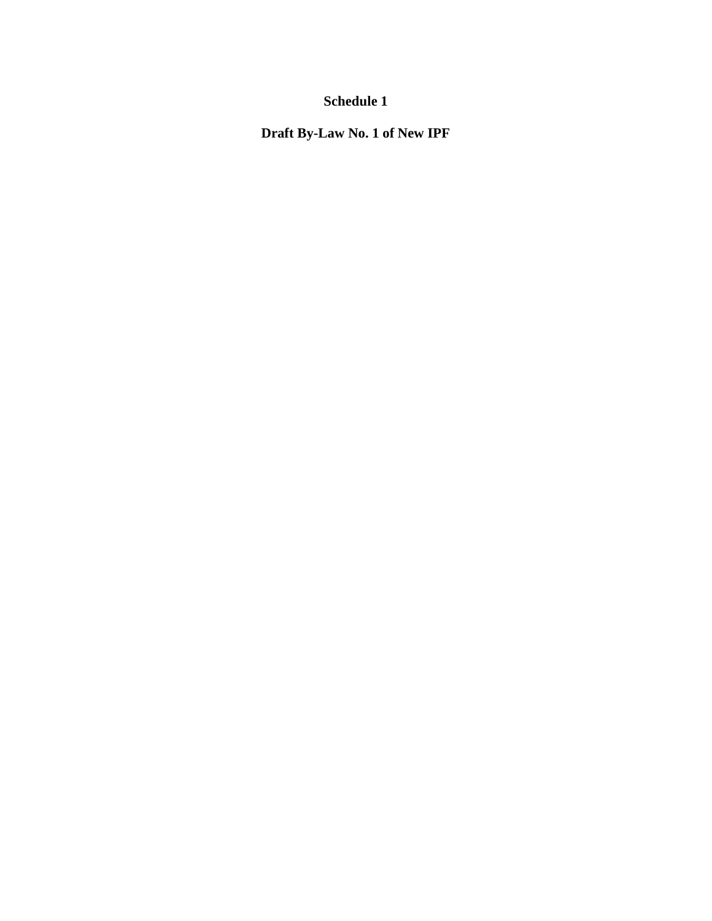**Schedule 1**

**Draft By-Law No. 1 of New IPF**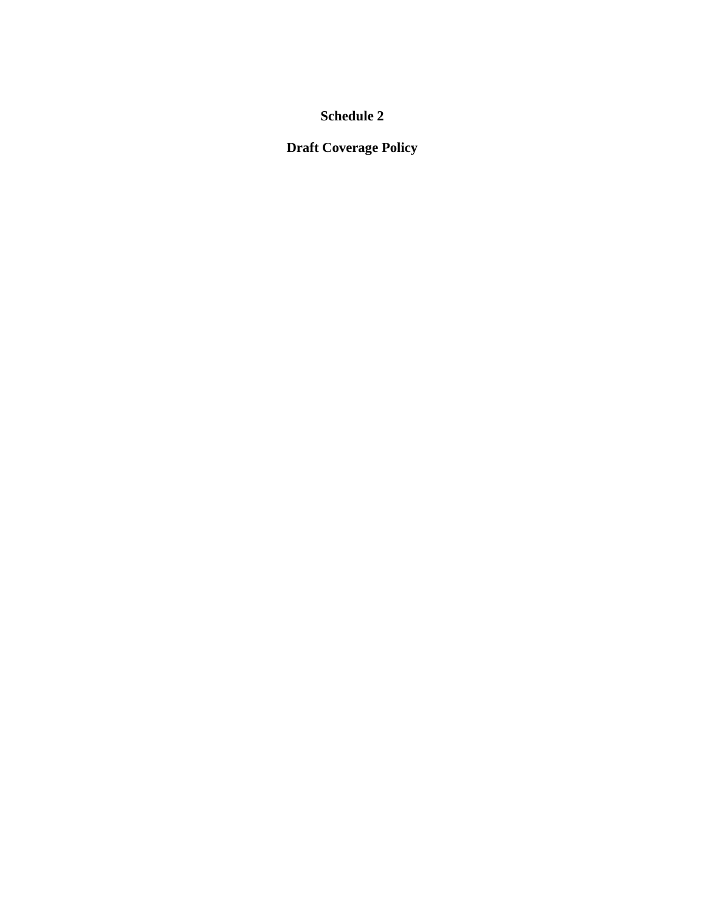# Schedule 2

# Draft Coverage Policy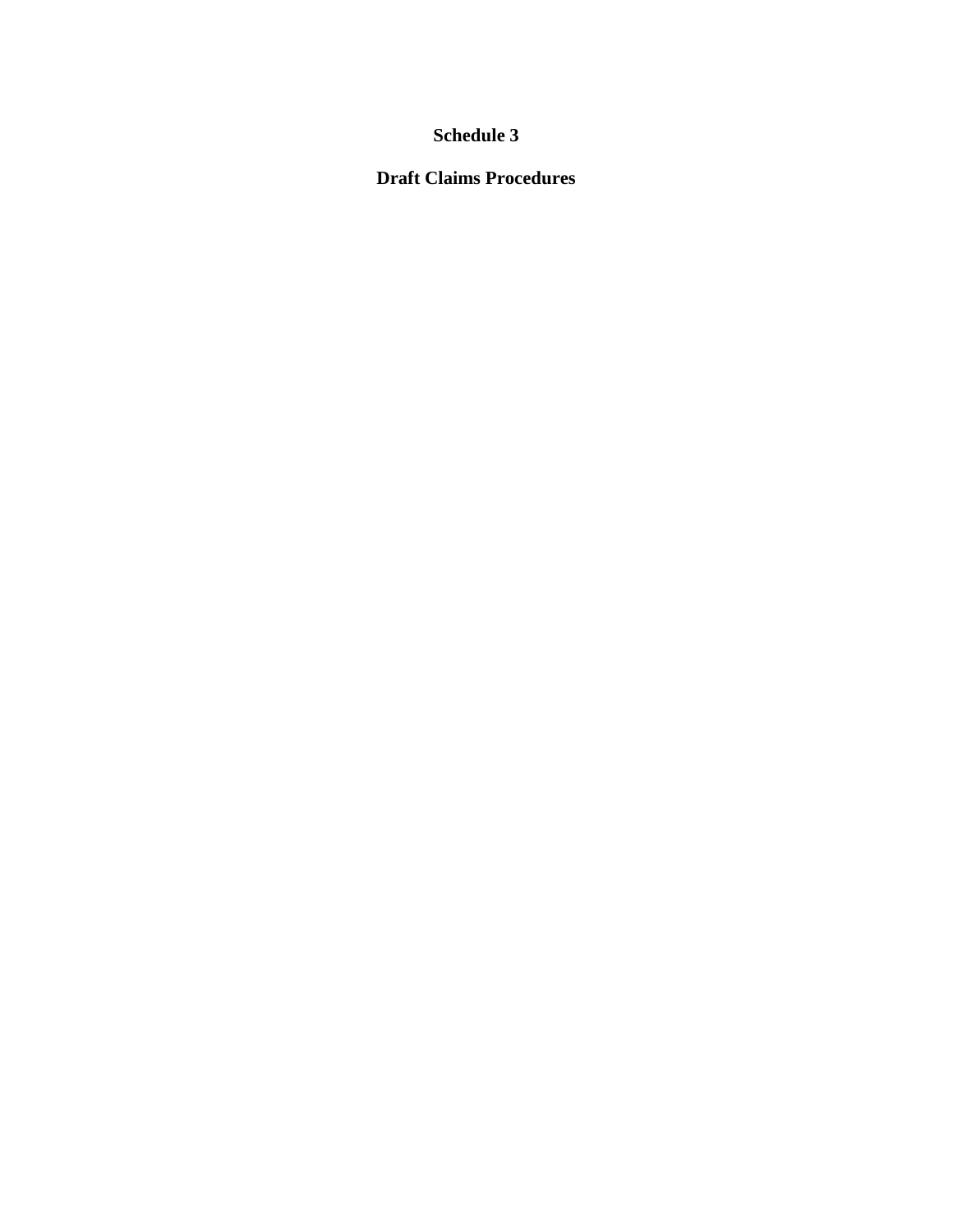# Schedule 3

## Draft Claims Procedures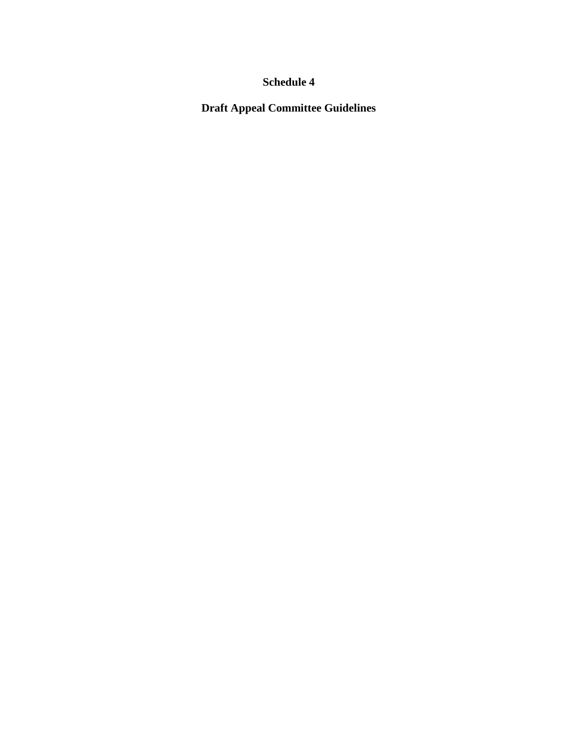# Schedule 4

# Draft Appeal Committee Guidelines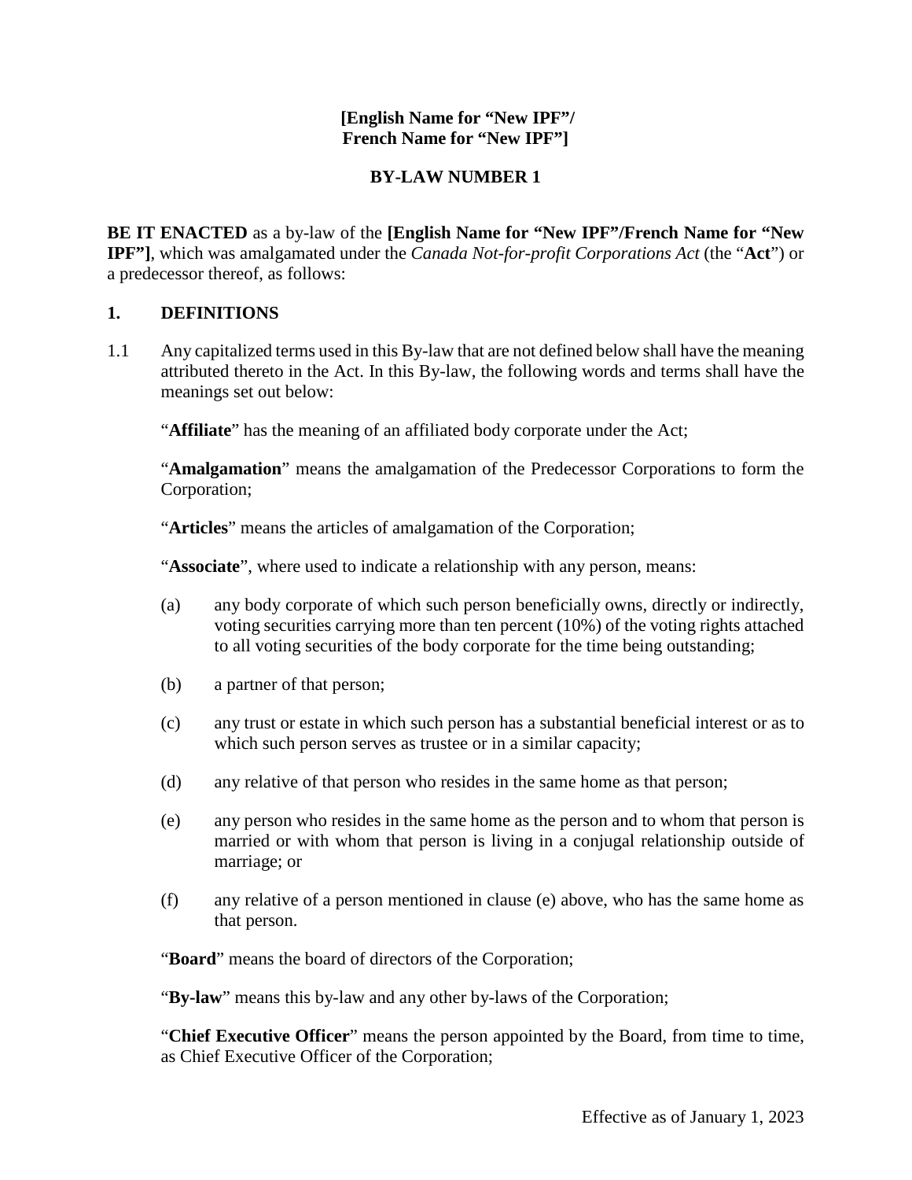**[English Name for "New IPF"/
French Name for "New IPF"]**

**BY-LAW NUMBER 1**

**BE IT ENACTED** as a by-law of the **[English Name for "New IPF"/French Name for "New IPF"]**, which was amalgamated under the *Canada Not-for-profit Corporations Act* (the "**Act**") or a predecessor thereof, as follows:

## 1. DEFINITIONS

1.1 Any capitalized terms used in this By-law that are not defined below shall have the meaning attributed thereto in the Act. In this By-law, the following words and terms shall have the meanings set out below:

"**Affiliate**" has the meaning of an affiliated body corporate under the Act;

"**Amalgamation**" means the amalgamation of the Predecessor Corporations to form the Corporation;

"**Articles**" means the articles of amalgamation of the Corporation;

"**Associate**", where used to indicate a relationship with any person, means:

(a) any body corporate of which such person beneficially owns, directly or indirectly, voting securities carrying more than ten percent (10%) of the voting rights attached to all voting securities of the body corporate for the time being outstanding;

(b) a partner of that person;

(c) any trust or estate in which such person has a substantial beneficial interest or as to which such person serves as trustee or in a similar capacity;

(d) any relative of that person who resides in the same home as that person;

(e) any person who resides in the same home as the person and to whom that person is married or with whom that person is living in a conjugal relationship outside of marriage; or

(f) any relative of a person mentioned in clause (e) above, who has the same home as that person.

"**Board**" means the board of directors of the Corporation;

"**By-law**" means this by-law and any other by-laws of the Corporation;

"**Chief Executive Officer**" means the person appointed by the Board, from time to time, as Chief Executive Officer of the Corporation;

Effective as of January 1, 2023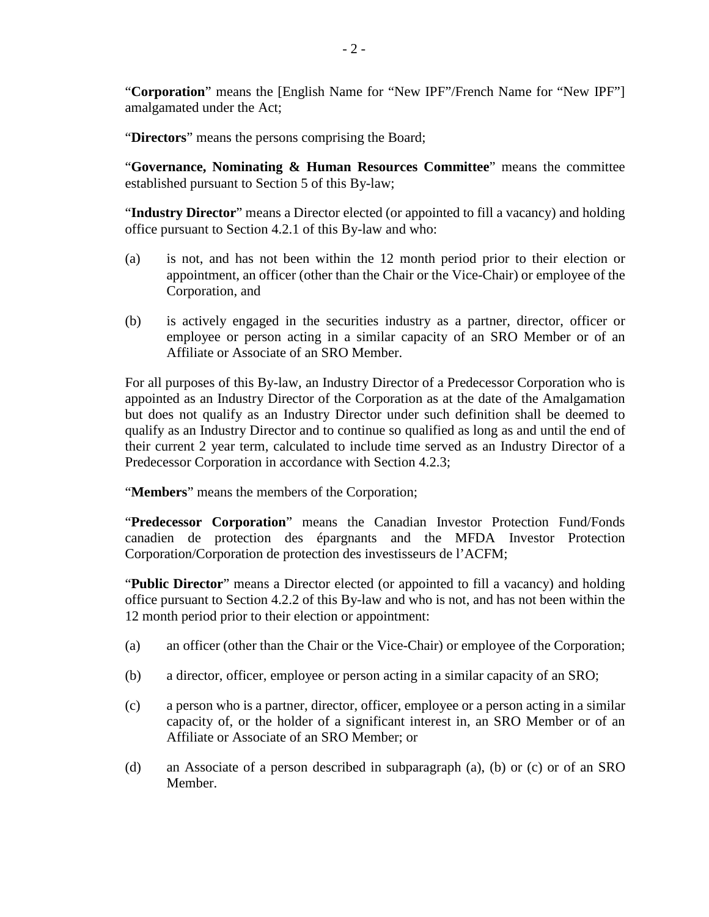"**Corporation**" means the [English Name for "New IPF"/French Name for "New IPF"] amalgamated under the Act;

"**Directors**" means the persons comprising the Board;

"**Governance, Nominating & Human Resources Committee**" means the committee established pursuant to Section 5 of this By-law;

"**Industry Director**" means a Director elected (or appointed to fill a vacancy) and holding office pursuant to Section 4.2.1 of this By-law and who:

(a) is not, and has not been within the 12 month period prior to their election or appointment, an officer (other than the Chair or the Vice-Chair) or employee of the Corporation, and

(b) is actively engaged in the securities industry as a partner, director, officer or employee or person acting in a similar capacity of an SRO Member or of an Affiliate or Associate of an SRO Member.

For all purposes of this By-law, an Industry Director of a Predecessor Corporation who is appointed as an Industry Director of the Corporation as at the date of the Amalgamation but does not qualify as an Industry Director under such definition shall be deemed to qualify as an Industry Director and to continue so qualified as long as and until the end of their current 2 year term, calculated to include time served as an Industry Director of a Predecessor Corporation in accordance with Section 4.2.3;

"**Members**" means the members of the Corporation;

"**Predecessor Corporation**" means the Canadian Investor Protection Fund/Fonds canadien de protection des épargnants and the MFDA Investor Protection Corporation/Corporation de protection des investisseurs de l'ACFM;

"**Public Director**" means a Director elected (or appointed to fill a vacancy) and holding office pursuant to Section 4.2.2 of this By-law and who is not, and has not been within the 12 month period prior to their election or appointment:

(a) an officer (other than the Chair or the Vice-Chair) or employee of the Corporation;

(b) a director, officer, employee or person acting in a similar capacity of an SRO;

(c) a person who is a partner, director, officer, employee or a person acting in a similar capacity of, or the holder of a significant interest in, an SRO Member or of an Affiliate or Associate of an SRO Member; or

(d) an Associate of a person described in subparagraph (a), (b) or (c) or of an SRO Member.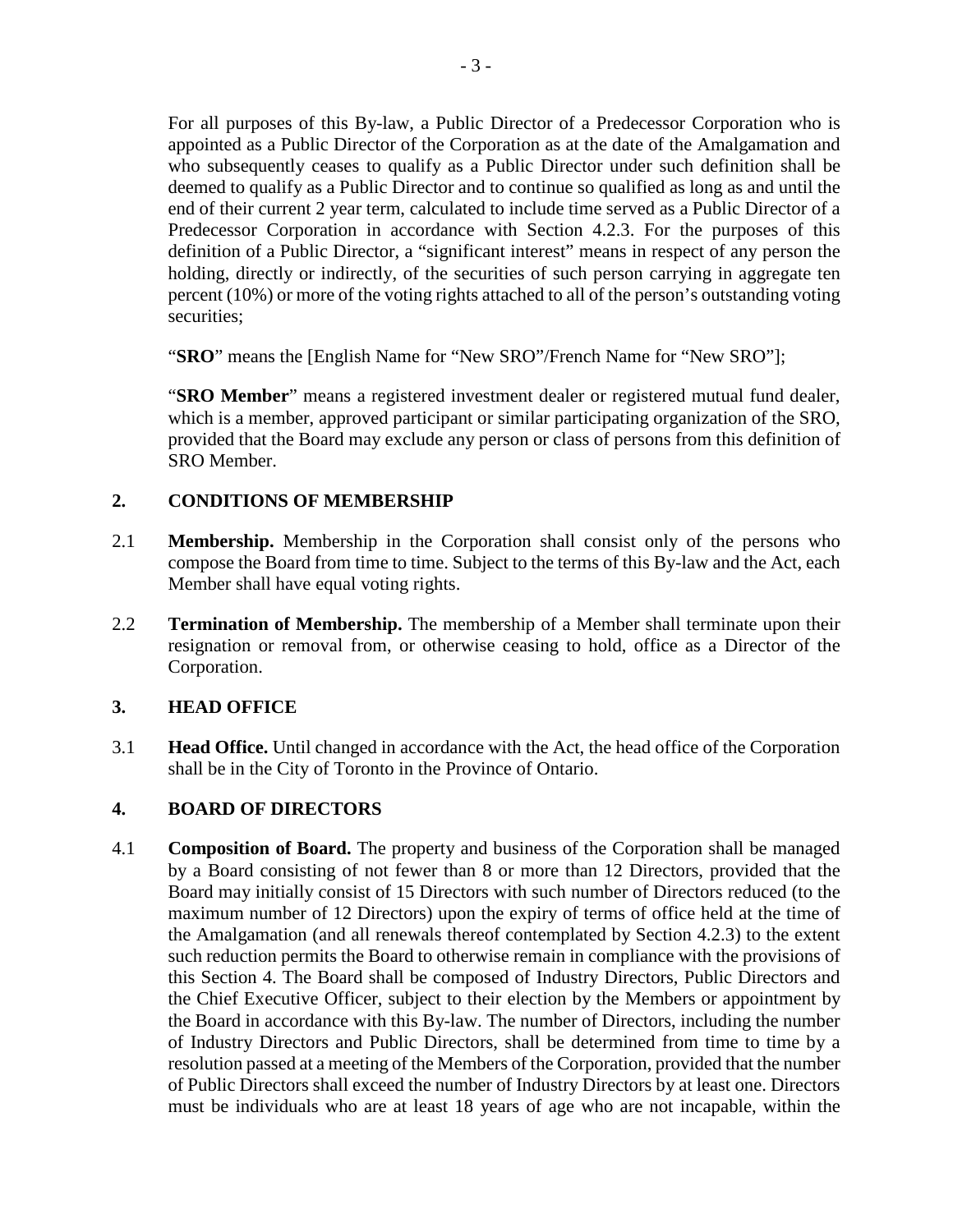For all purposes of this By-law, a Public Director of a Predecessor Corporation who is appointed as a Public Director of the Corporation as at the date of the Amalgamation and who subsequently ceases to qualify as a Public Director under such definition shall be deemed to qualify as a Public Director and to continue so qualified as long as and until the end of their current 2 year term, calculated to include time served as a Public Director of a Predecessor Corporation in accordance with Section 4.2.3. For the purposes of this definition of a Public Director, a "significant interest" means in respect of any person the holding, directly or indirectly, of the securities of such person carrying in aggregate ten percent (10%) or more of the voting rights attached to all of the person's outstanding voting securities;

"**SRO**" means the [English Name for "New SRO"/French Name for "New SRO"];

"**SRO Member**" means a registered investment dealer or registered mutual fund dealer, which is a member, approved participant or similar participating organization of the SRO, provided that the Board may exclude any person or class of persons from this definition of SRO Member.

## 2. CONDITIONS OF MEMBERSHIP

2.1 **Membership.** Membership in the Corporation shall consist only of the persons who compose the Board from time to time. Subject to the terms of this By-law and the Act, each Member shall have equal voting rights.

2.2 **Termination of Membership.** The membership of a Member shall terminate upon their resignation or removal from, or otherwise ceasing to hold, office as a Director of the Corporation.

## 3. HEAD OFFICE

3.1 **Head Office.** Until changed in accordance with the Act, the head office of the Corporation shall be in the City of Toronto in the Province of Ontario.

## 4. BOARD OF DIRECTORS

4.1 **Composition of Board.** The property and business of the Corporation shall be managed by a Board consisting of not fewer than 8 or more than 12 Directors, provided that the Board may initially consist of 15 Directors with such number of Directors reduced (to the maximum number of 12 Directors) upon the expiry of terms of office held at the time of the Amalgamation (and all renewals thereof contemplated by Section 4.2.3) to the extent such reduction permits the Board to otherwise remain in compliance with the provisions of this Section 4. The Board shall be composed of Industry Directors, Public Directors and the Chief Executive Officer, subject to their election by the Members or appointment by the Board in accordance with this By-law. The number of Directors, including the number of Industry Directors and Public Directors, shall be determined from time to time by a resolution passed at a meeting of the Members of the Corporation, provided that the number of Public Directors shall exceed the number of Industry Directors by at least one. Directors must be individuals who are at least 18 years of age who are not incapable, within the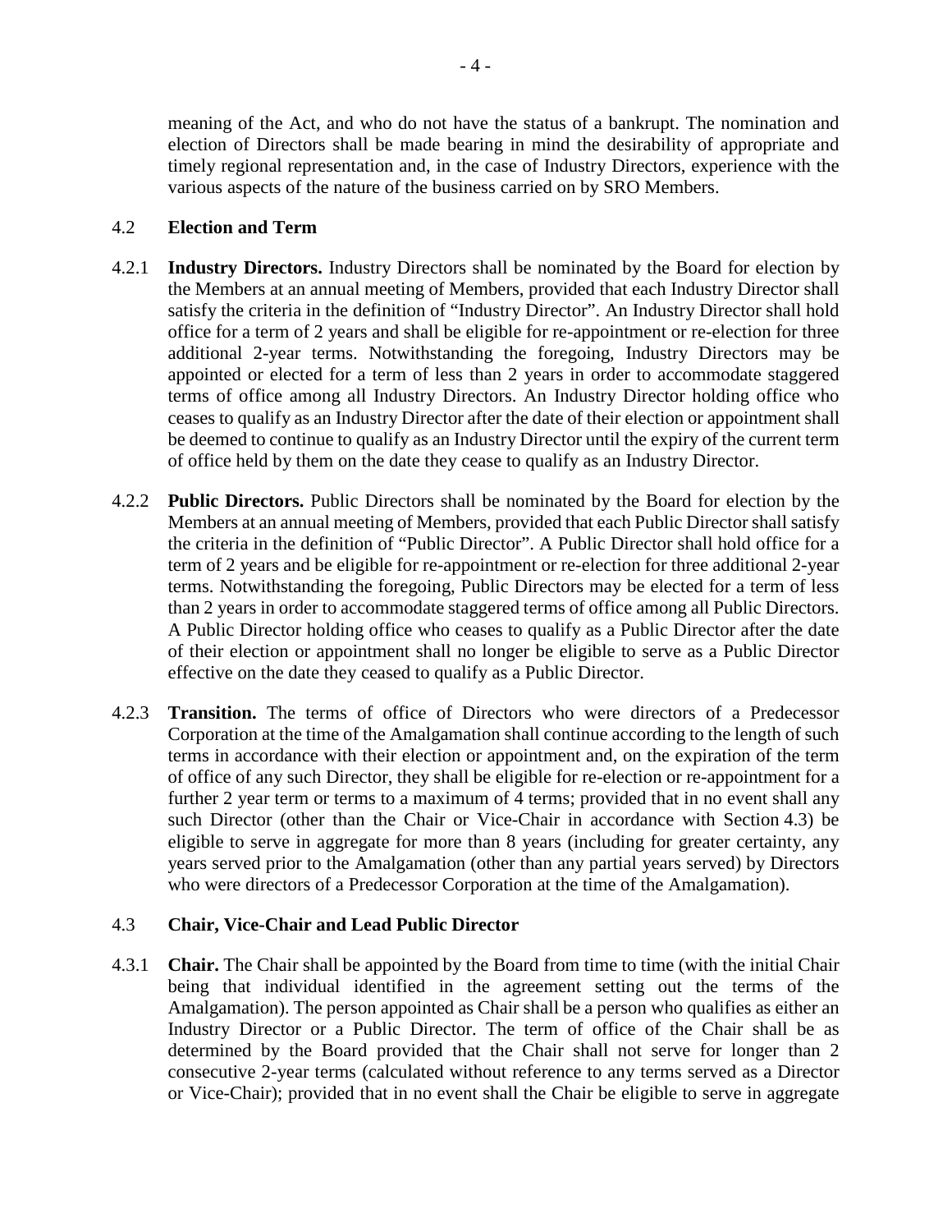meaning of the Act, and who do not have the status of a bankrupt. The nomination and election of Directors shall be made bearing in mind the desirability of appropriate and timely regional representation and, in the case of Industry Directors, experience with the various aspects of the nature of the business carried on by SRO Members.

### 4.2 Election and Term

4.2.1 **Industry Directors.** Industry Directors shall be nominated by the Board for election by the Members at an annual meeting of Members, provided that each Industry Director shall satisfy the criteria in the definition of "Industry Director". An Industry Director shall hold office for a term of 2 years and shall be eligible for re-appointment or re-election for three additional 2-year terms. Notwithstanding the foregoing, Industry Directors may be appointed or elected for a term of less than 2 years in order to accommodate staggered terms of office among all Industry Directors. An Industry Director holding office who ceases to qualify as an Industry Director after the date of their election or appointment shall be deemed to continue to qualify as an Industry Director until the expiry of the current term of office held by them on the date they cease to qualify as an Industry Director.

4.2.2 **Public Directors.** Public Directors shall be nominated by the Board for election by the Members at an annual meeting of Members, provided that each Public Director shall satisfy the criteria in the definition of "Public Director". A Public Director shall hold office for a term of 2 years and be eligible for re-appointment or re-election for three additional 2-year terms. Notwithstanding the foregoing, Public Directors may be elected for a term of less than 2 years in order to accommodate staggered terms of office among all Public Directors. A Public Director holding office who ceases to qualify as a Public Director after the date of their election or appointment shall no longer be eligible to serve as a Public Director effective on the date they ceased to qualify as a Public Director.

4.2.3 **Transition.** The terms of office of Directors who were directors of a Predecessor Corporation at the time of the Amalgamation shall continue according to the length of such terms in accordance with their election or appointment and, on the expiration of the term of office of any such Director, they shall be eligible for re-election or re-appointment for a further 2 year term or terms to a maximum of 4 terms; provided that in no event shall any such Director (other than the Chair or Vice-Chair in accordance with Section 4.3) be eligible to serve in aggregate for more than 8 years (including for greater certainty, any years served prior to the Amalgamation (other than any partial years served) by Directors who were directors of a Predecessor Corporation at the time of the Amalgamation).

### 4.3 Chair, Vice-Chair and Lead Public Director

4.3.1 **Chair.** The Chair shall be appointed by the Board from time to time (with the initial Chair being that individual identified in the agreement setting out the terms of the Amalgamation). The person appointed as Chair shall be a person who qualifies as either an Industry Director or a Public Director. The term of office of the Chair shall be as determined by the Board provided that the Chair shall not serve for longer than 2 consecutive 2-year terms (calculated without reference to any terms served as a Director or Vice-Chair); provided that in no event shall the Chair be eligible to serve in aggregate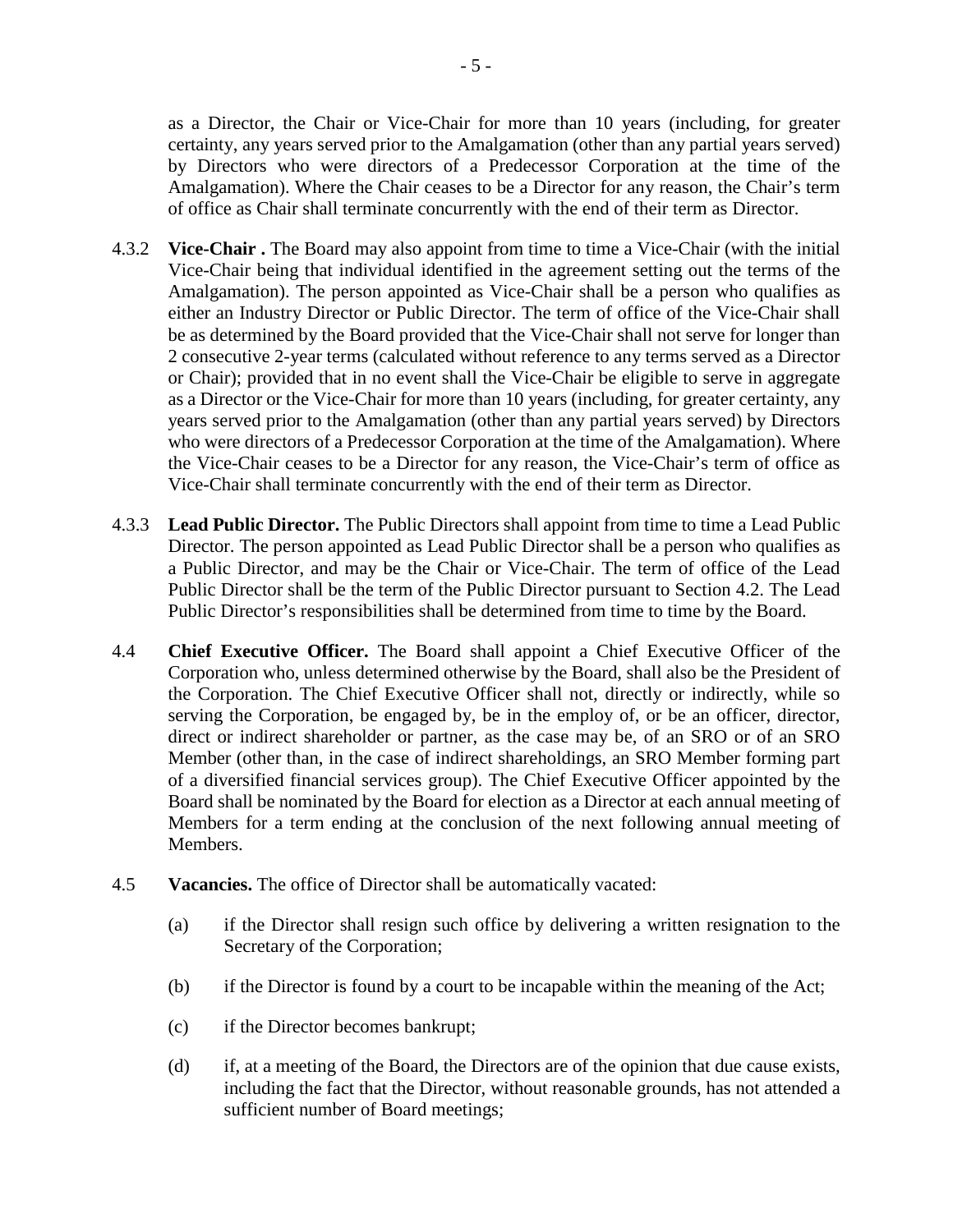as a Director, the Chair or Vice-Chair for more than 10 years (including, for greater certainty, any years served prior to the Amalgamation (other than any partial years served) by Directors who were directors of a Predecessor Corporation at the time of the Amalgamation). Where the Chair ceases to be a Director for any reason, the Chair's term of office as Chair shall terminate concurrently with the end of their term as Director.

4.3.2 **Vice-Chair .** The Board may also appoint from time to time a Vice-Chair (with the initial Vice-Chair being that individual identified in the agreement setting out the terms of the Amalgamation). The person appointed as Vice-Chair shall be a person who qualifies as either an Industry Director or Public Director. The term of office of the Vice-Chair shall be as determined by the Board provided that the Vice-Chair shall not serve for longer than 2 consecutive 2-year terms (calculated without reference to any terms served as a Director or Chair); provided that in no event shall the Vice-Chair be eligible to serve in aggregate as a Director or the Vice-Chair for more than 10 years (including, for greater certainty, any years served prior to the Amalgamation (other than any partial years served) by Directors who were directors of a Predecessor Corporation at the time of the Amalgamation). Where the Vice-Chair ceases to be a Director for any reason, the Vice-Chair's term of office as Vice-Chair shall terminate concurrently with the end of their term as Director.

4.3.3 **Lead Public Director.** The Public Directors shall appoint from time to time a Lead Public Director. The person appointed as Lead Public Director shall be a person who qualifies as a Public Director, and may be the Chair or Vice-Chair. The term of office of the Lead Public Director shall be the term of the Public Director pursuant to Section 4.2. The Lead Public Director's responsibilities shall be determined from time to time by the Board.

4.4 **Chief Executive Officer.** The Board shall appoint a Chief Executive Officer of the Corporation who, unless determined otherwise by the Board, shall also be the President of the Corporation. The Chief Executive Officer shall not, directly or indirectly, while so serving the Corporation, be engaged by, be in the employ of, or be an officer, director, direct or indirect shareholder or partner, as the case may be, of an SRO or of an SRO Member (other than, in the case of indirect shareholdings, an SRO Member forming part of a diversified financial services group). The Chief Executive Officer appointed by the Board shall be nominated by the Board for election as a Director at each annual meeting of Members for a term ending at the conclusion of the next following annual meeting of Members.

4.5 **Vacancies.** The office of Director shall be automatically vacated:

(a) if the Director shall resign such office by delivering a written resignation to the Secretary of the Corporation;

(b) if the Director is found by a court to be incapable within the meaning of the Act;

(c) if the Director becomes bankrupt;

(d) if, at a meeting of the Board, the Directors are of the opinion that due cause exists, including the fact that the Director, without reasonable grounds, has not attended a sufficient number of Board meetings;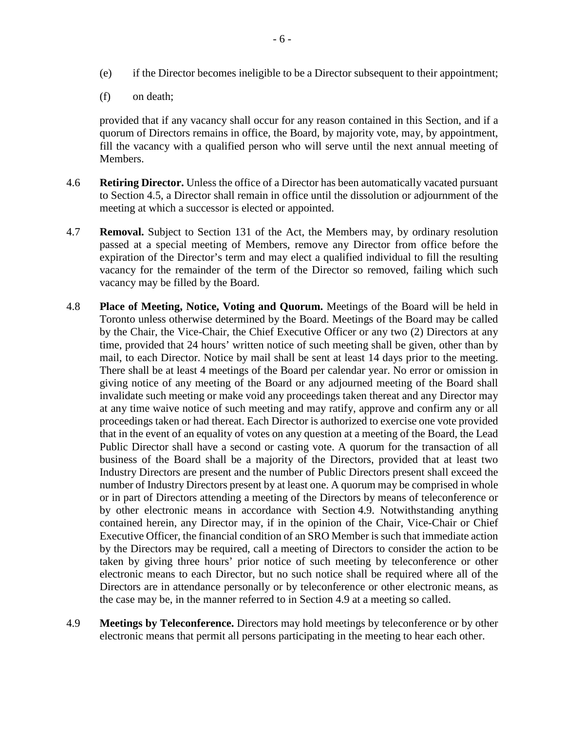(e) if the Director becomes ineligible to be a Director subsequent to their appointment;

(f) on death;

provided that if any vacancy shall occur for any reason contained in this Section, and if a quorum of Directors remains in office, the Board, by majority vote, may, by appointment, fill the vacancy with a qualified person who will serve until the next annual meeting of Members.

4.6 **Retiring Director.** Unless the office of a Director has been automatically vacated pursuant to Section 4.5, a Director shall remain in office until the dissolution or adjournment of the meeting at which a successor is elected or appointed.

4.7 **Removal.** Subject to Section 131 of the Act, the Members may, by ordinary resolution passed at a special meeting of Members, remove any Director from office before the expiration of the Director's term and may elect a qualified individual to fill the resulting vacancy for the remainder of the term of the Director so removed, failing which such vacancy may be filled by the Board.

4.8 **Place of Meeting, Notice, Voting and Quorum.** Meetings of the Board will be held in Toronto unless otherwise determined by the Board. Meetings of the Board may be called by the Chair, the Vice-Chair, the Chief Executive Officer or any two (2) Directors at any time, provided that 24 hours' written notice of such meeting shall be given, other than by mail, to each Director. Notice by mail shall be sent at least 14 days prior to the meeting. There shall be at least 4 meetings of the Board per calendar year. No error or omission in giving notice of any meeting of the Board or any adjourned meeting of the Board shall invalidate such meeting or make void any proceedings taken thereat and any Director may at any time waive notice of such meeting and may ratify, approve and confirm any or all proceedings taken or had thereat. Each Director is authorized to exercise one vote provided that in the event of an equality of votes on any question at a meeting of the Board, the Lead Public Director shall have a second or casting vote. A quorum for the transaction of all business of the Board shall be a majority of the Directors, provided that at least two Industry Directors are present and the number of Public Directors present shall exceed the number of Industry Directors present by at least one. A quorum may be comprised in whole or in part of Directors attending a meeting of the Directors by means of teleconference or by other electronic means in accordance with Section 4.9. Notwithstanding anything contained herein, any Director may, if in the opinion of the Chair, Vice-Chair or Chief Executive Officer, the financial condition of an SRO Member is such that immediate action by the Directors may be required, call a meeting of Directors to consider the action to be taken by giving three hours' prior notice of such meeting by teleconference or other electronic means to each Director, but no such notice shall be required where all of the Directors are in attendance personally or by teleconference or other electronic means, as the case may be, in the manner referred to in Section 4.9 at a meeting so called.

4.9 **Meetings by Teleconference.** Directors may hold meetings by teleconference or by other electronic means that permit all persons participating in the meeting to hear each other.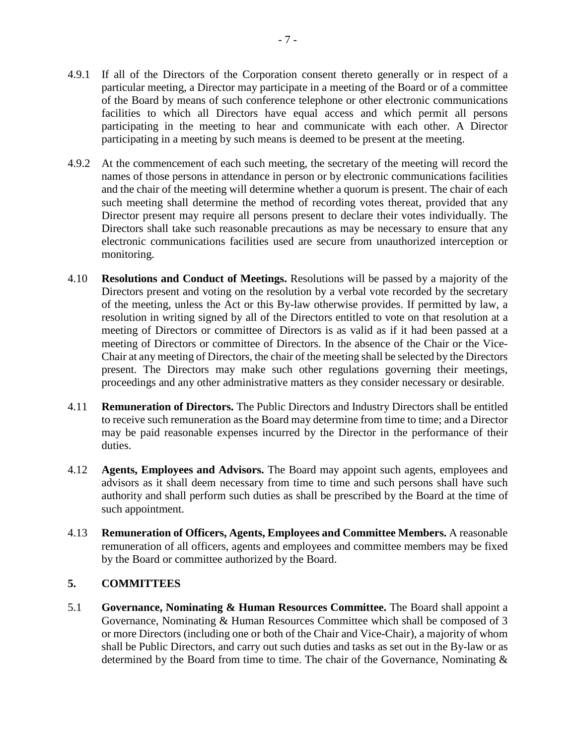4.9.1 If all of the Directors of the Corporation consent thereto generally or in respect of a particular meeting, a Director may participate in a meeting of the Board or of a committee of the Board by means of such conference telephone or other electronic communications facilities to which all Directors have equal access and which permit all persons participating in the meeting to hear and communicate with each other. A Director participating in a meeting by such means is deemed to be present at the meeting.

4.9.2 At the commencement of each such meeting, the secretary of the meeting will record the names of those persons in attendance in person or by electronic communications facilities and the chair of the meeting will determine whether a quorum is present. The chair of each such meeting shall determine the method of recording votes thereat, provided that any Director present may require all persons present to declare their votes individually. The Directors shall take such reasonable precautions as may be necessary to ensure that any electronic communications facilities used are secure from unauthorized interception or monitoring.

4.10 **Resolutions and Conduct of Meetings.** Resolutions will be passed by a majority of the Directors present and voting on the resolution by a verbal vote recorded by the secretary of the meeting, unless the Act or this By-law otherwise provides. If permitted by law, a resolution in writing signed by all of the Directors entitled to vote on that resolution at a meeting of Directors or committee of Directors is as valid as if it had been passed at a meeting of Directors or committee of Directors. In the absence of the Chair or the Vice-Chair at any meeting of Directors, the chair of the meeting shall be selected by the Directors present. The Directors may make such other regulations governing their meetings, proceedings and any other administrative matters as they consider necessary or desirable.

4.11 **Remuneration of Directors.** The Public Directors and Industry Directors shall be entitled to receive such remuneration as the Board may determine from time to time; and a Director may be paid reasonable expenses incurred by the Director in the performance of their duties.

4.12 **Agents, Employees and Advisors.** The Board may appoint such agents, employees and advisors as it shall deem necessary from time to time and such persons shall have such authority and shall perform such duties as shall be prescribed by the Board at the time of such appointment.

4.13 **Remuneration of Officers, Agents, Employees and Committee Members.** A reasonable remuneration of all officers, agents and employees and committee members may be fixed by the Board or committee authorized by the Board.

## 5. COMMITTEES

5.1 **Governance, Nominating & Human Resources Committee.** The Board shall appoint a Governance, Nominating & Human Resources Committee which shall be composed of 3 or more Directors (including one or both of the Chair and Vice-Chair), a majority of whom shall be Public Directors, and carry out such duties and tasks as set out in the By-law or as determined by the Board from time to time. The chair of the Governance, Nominating &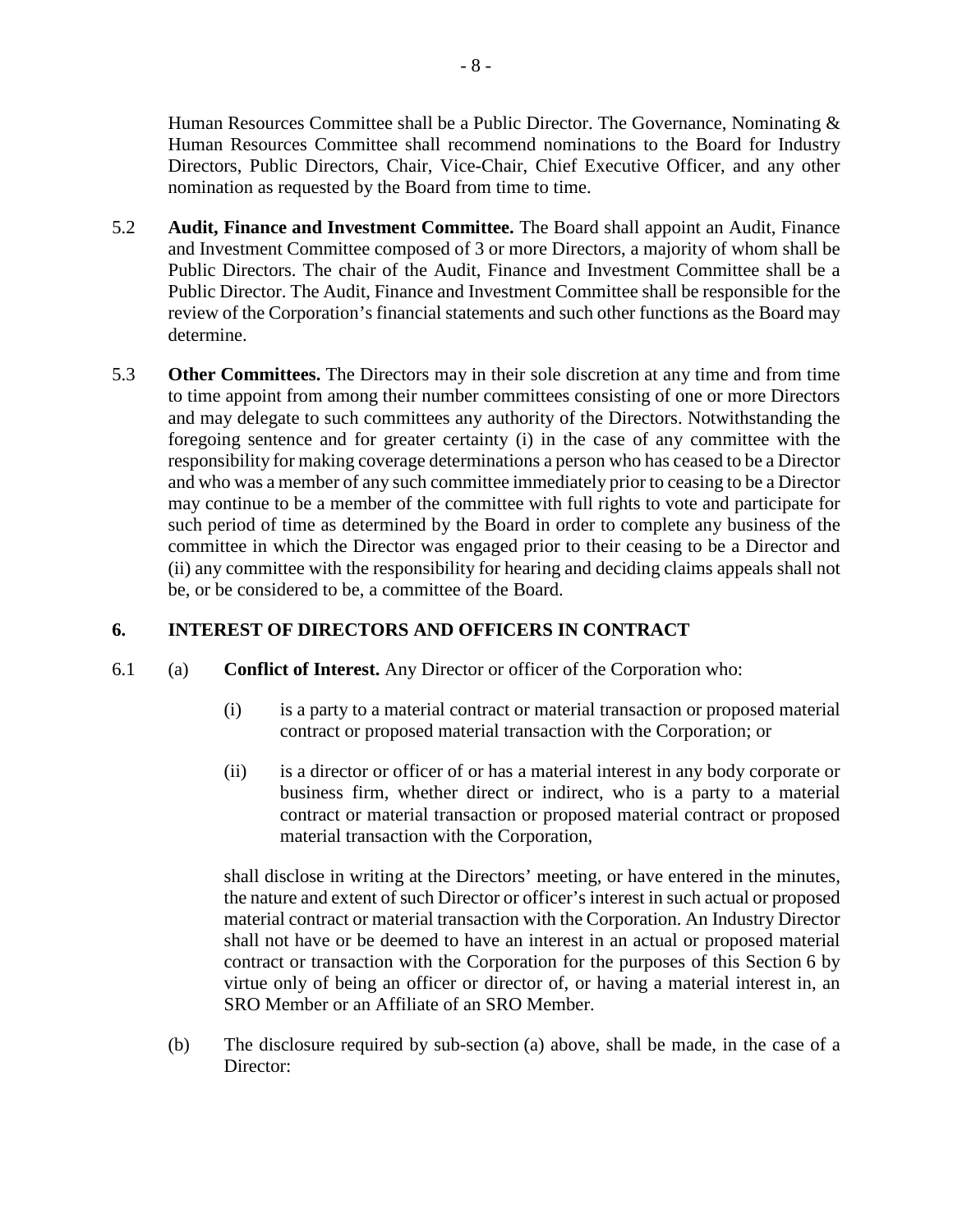Human Resources Committee shall be a Public Director. The Governance, Nominating & Human Resources Committee shall recommend nominations to the Board for Industry Directors, Public Directors, Chair, Vice-Chair, Chief Executive Officer, and any other nomination as requested by the Board from time to time.

5.2 **Audit, Finance and Investment Committee.** The Board shall appoint an Audit, Finance and Investment Committee composed of 3 or more Directors, a majority of whom shall be Public Directors. The chair of the Audit, Finance and Investment Committee shall be a Public Director. The Audit, Finance and Investment Committee shall be responsible for the review of the Corporation's financial statements and such other functions as the Board may determine.

5.3 **Other Committees.** The Directors may in their sole discretion at any time and from time to time appoint from among their number committees consisting of one or more Directors and may delegate to such committees any authority of the Directors. Notwithstanding the foregoing sentence and for greater certainty (i) in the case of any committee with the responsibility for making coverage determinations a person who has ceased to be a Director and who was a member of any such committee immediately prior to ceasing to be a Director may continue to be a member of the committee with full rights to vote and participate for such period of time as determined by the Board in order to complete any business of the committee in which the Director was engaged prior to their ceasing to be a Director and (ii) any committee with the responsibility for hearing and deciding claims appeals shall not be, or be considered to be, a committee of the Board.

## 6. INTEREST OF DIRECTORS AND OFFICERS IN CONTRACT

6.1 (a) **Conflict of Interest.** Any Director or officer of the Corporation who:

(i) is a party to a material contract or material transaction or proposed material contract or proposed material transaction with the Corporation; or

(ii) is a director or officer of or has a material interest in any body corporate or business firm, whether direct or indirect, who is a party to a material contract or material transaction or proposed material contract or proposed material transaction with the Corporation,

shall disclose in writing at the Directors' meeting, or have entered in the minutes, the nature and extent of such Director or officer's interest in such actual or proposed material contract or material transaction with the Corporation. An Industry Director shall not have or be deemed to have an interest in an actual or proposed material contract or transaction with the Corporation for the purposes of this Section 6 by virtue only of being an officer or director of, or having a material interest in, an SRO Member or an Affiliate of an SRO Member.

(b) The disclosure required by sub-section (a) above, shall be made, in the case of a Director: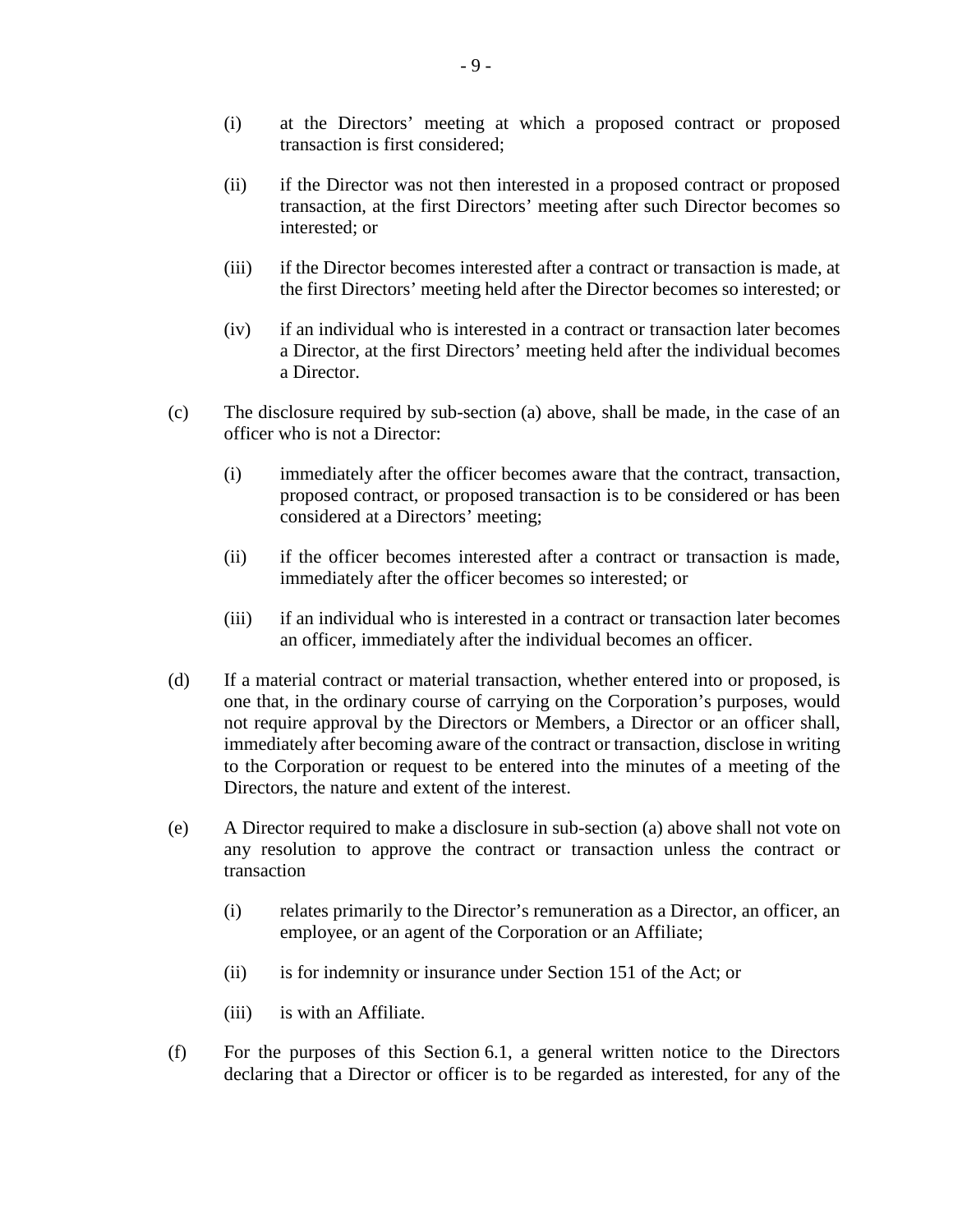- (i) at the Directors' meeting at which a proposed contract or proposed transaction is first considered;
- (ii) if the Director was not then interested in a proposed contract or proposed transaction, at the first Directors' meeting after such Director becomes so interested; or
- (iii) if the Director becomes interested after a contract or transaction is made, at the first Directors' meeting held after the Director becomes so interested; or
- (iv) if an individual who is interested in a contract or transaction later becomes a Director, at the first Directors' meeting held after the individual becomes a Director.

(c) The disclosure required by sub-section (a) above, shall be made, in the case of an officer who is not a Director:

- (i) immediately after the officer becomes aware that the contract, transaction, proposed contract, or proposed transaction is to be considered or has been considered at a Directors' meeting;
- (ii) if the officer becomes interested after a contract or transaction is made, immediately after the officer becomes so interested; or
- (iii) if an individual who is interested in a contract or transaction later becomes an officer, immediately after the individual becomes an officer.

(d) If a material contract or material transaction, whether entered into or proposed, is one that, in the ordinary course of carrying on the Corporation's purposes, would not require approval by the Directors or Members, a Director or an officer shall, immediately after becoming aware of the contract or transaction, disclose in writing to the Corporation or request to be entered into the minutes of a meeting of the Directors, the nature and extent of the interest.

(e) A Director required to make a disclosure in sub-section (a) above shall not vote on any resolution to approve the contract or transaction unless the contract or transaction

- (i) relates primarily to the Director's remuneration as a Director, an officer, an employee, or an agent of the Corporation or an Affiliate;
- (ii) is for indemnity or insurance under Section 151 of the Act; or
- (iii) is with an Affiliate.

(f) For the purposes of this Section 6.1, a general written notice to the Directors declaring that a Director or officer is to be regarded as interested, for any of the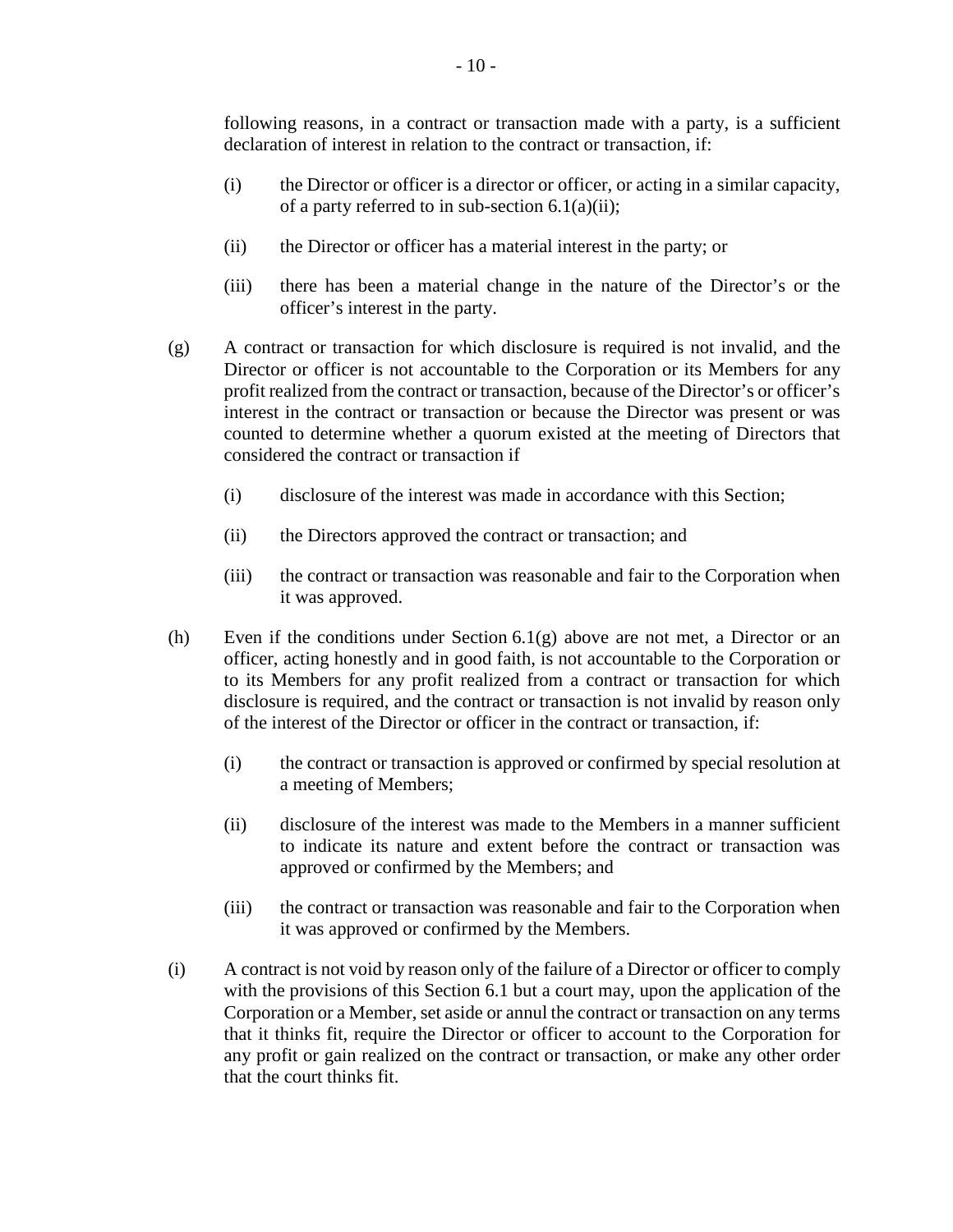following reasons, in a contract or transaction made with a party, is a sufficient declaration of interest in relation to the contract or transaction, if:

(i) the Director or officer is a director or officer, or acting in a similar capacity, of a party referred to in sub-section 6.1(a)(ii);

(ii) the Director or officer has a material interest in the party; or

(iii) there has been a material change in the nature of the Director's or the officer's interest in the party.

(g) A contract or transaction for which disclosure is required is not invalid, and the Director or officer is not accountable to the Corporation or its Members for any profit realized from the contract or transaction, because of the Director's or officer's interest in the contract or transaction or because the Director was present or was counted to determine whether a quorum existed at the meeting of Directors that considered the contract or transaction if

(i) disclosure of the interest was made in accordance with this Section;

(ii) the Directors approved the contract or transaction; and

(iii) the contract or transaction was reasonable and fair to the Corporation when it was approved.

(h) Even if the conditions under Section 6.1(g) above are not met, a Director or an officer, acting honestly and in good faith, is not accountable to the Corporation or to its Members for any profit realized from a contract or transaction for which disclosure is required, and the contract or transaction is not invalid by reason only of the interest of the Director or officer in the contract or transaction, if:

(i) the contract or transaction is approved or confirmed by special resolution at a meeting of Members;

(ii) disclosure of the interest was made to the Members in a manner sufficient to indicate its nature and extent before the contract or transaction was approved or confirmed by the Members; and

(iii) the contract or transaction was reasonable and fair to the Corporation when it was approved or confirmed by the Members.

(i) A contract is not void by reason only of the failure of a Director or officer to comply with the provisions of this Section 6.1 but a court may, upon the application of the Corporation or a Member, set aside or annul the contract or transaction on any terms that it thinks fit, require the Director or officer to account to the Corporation for any profit or gain realized on the contract or transaction, or make any other order that the court thinks fit.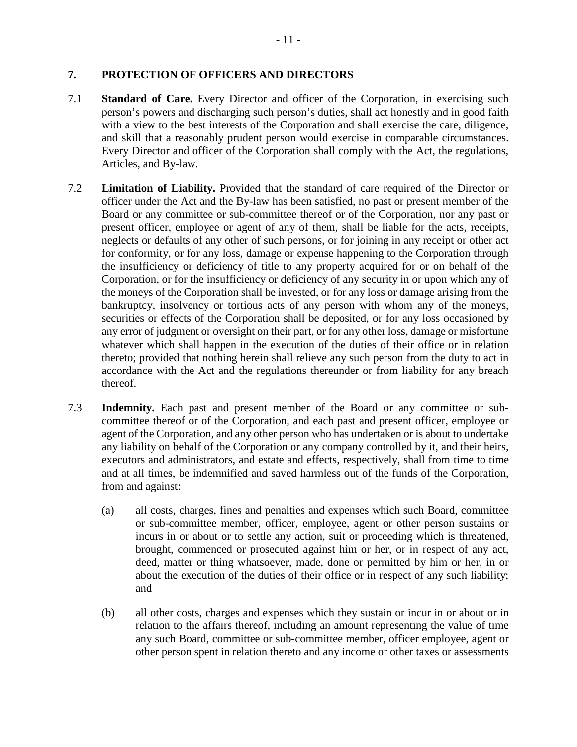## 7. PROTECTION OF OFFICERS AND DIRECTORS

7.1 **Standard of Care.** Every Director and officer of the Corporation, in exercising such person's powers and discharging such person's duties, shall act honestly and in good faith with a view to the best interests of the Corporation and shall exercise the care, diligence, and skill that a reasonably prudent person would exercise in comparable circumstances. Every Director and officer of the Corporation shall comply with the Act, the regulations, Articles, and By-law.

7.2 **Limitation of Liability.** Provided that the standard of care required of the Director or officer under the Act and the By-law has been satisfied, no past or present member of the Board or any committee or sub-committee thereof or of the Corporation, nor any past or present officer, employee or agent of any of them, shall be liable for the acts, receipts, neglects or defaults of any other of such persons, or for joining in any receipt or other act for conformity, or for any loss, damage or expense happening to the Corporation through the insufficiency or deficiency of title to any property acquired for or on behalf of the Corporation, or for the insufficiency or deficiency of any security in or upon which any of the moneys of the Corporation shall be invested, or for any loss or damage arising from the bankruptcy, insolvency or tortious acts of any person with whom any of the moneys, securities or effects of the Corporation shall be deposited, or for any loss occasioned by any error of judgment or oversight on their part, or for any other loss, damage or misfortune whatever which shall happen in the execution of the duties of their office or in relation thereto; provided that nothing herein shall relieve any such person from the duty to act in accordance with the Act and the regulations thereunder or from liability for any breach thereof.

7.3 **Indemnity.** Each past and present member of the Board or any committee or sub-committee thereof or of the Corporation, and each past and present officer, employee or agent of the Corporation, and any other person who has undertaken or is about to undertake any liability on behalf of the Corporation or any company controlled by it, and their heirs, executors and administrators, and estate and effects, respectively, shall from time to time and at all times, be indemnified and saved harmless out of the funds of the Corporation, from and against:

(a) all costs, charges, fines and penalties and expenses which such Board, committee or sub-committee member, officer, employee, agent or other person sustains or incurs in or about or to settle any action, suit or proceeding which is threatened, brought, commenced or prosecuted against him or her, or in respect of any act, deed, matter or thing whatsoever, made, done or permitted by him or her, in or about the execution of the duties of their office or in respect of any such liability; and

(b) all other costs, charges and expenses which they sustain or incur in or about or in relation to the affairs thereof, including an amount representing the value of time any such Board, committee or sub-committee member, officer employee, agent or other person spent in relation thereto and any income or other taxes or assessments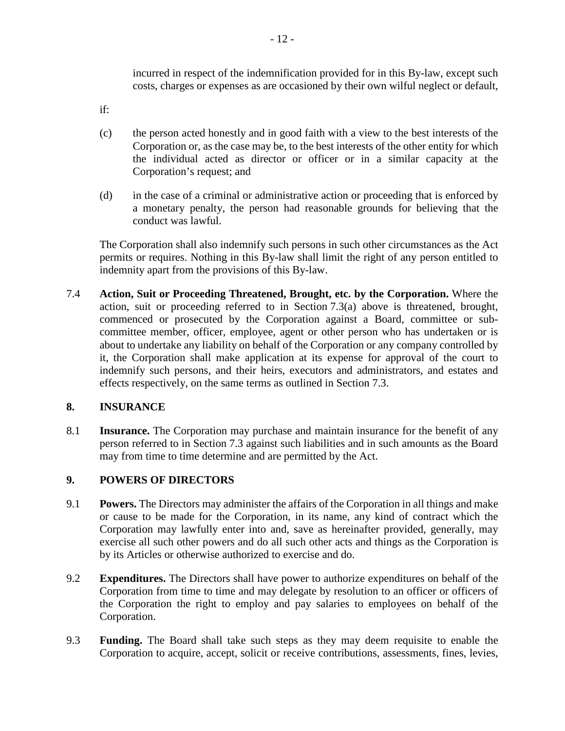incurred in respect of the indemnification provided for in this By-law, except such costs, charges or expenses as are occasioned by their own wilful neglect or default,

if:

(c) the person acted honestly and in good faith with a view to the best interests of the Corporation or, as the case may be, to the best interests of the other entity for which the individual acted as director or officer or in a similar capacity at the Corporation's request; and

(d) in the case of a criminal or administrative action or proceeding that is enforced by a monetary penalty, the person had reasonable grounds for believing that the conduct was lawful.

The Corporation shall also indemnify such persons in such other circumstances as the Act permits or requires. Nothing in this By-law shall limit the right of any person entitled to indemnity apart from the provisions of this By-law.

7.4 **Action, Suit or Proceeding Threatened, Brought, etc. by the Corporation.** Where the action, suit or proceeding referred to in Section 7.3(a) above is threatened, brought, commenced or prosecuted by the Corporation against a Board, committee or sub-committee member, officer, employee, agent or other person who has undertaken or is about to undertake any liability on behalf of the Corporation or any company controlled by it, the Corporation shall make application at its expense for approval of the court to indemnify such persons, and their heirs, executors and administrators, and estates and effects respectively, on the same terms as outlined in Section 7.3.

## 8. INSURANCE

8.1 **Insurance.** The Corporation may purchase and maintain insurance for the benefit of any person referred to in Section 7.3 against such liabilities and in such amounts as the Board may from time to time determine and are permitted by the Act.

## 9. POWERS OF DIRECTORS

9.1 **Powers.** The Directors may administer the affairs of the Corporation in all things and make or cause to be made for the Corporation, in its name, any kind of contract which the Corporation may lawfully enter into and, save as hereinafter provided, generally, may exercise all such other powers and do all such other acts and things as the Corporation is by its Articles or otherwise authorized to exercise and do.

9.2 **Expenditures.** The Directors shall have power to authorize expenditures on behalf of the Corporation from time to time and may delegate by resolution to an officer or officers of the Corporation the right to employ and pay salaries to employees on behalf of the Corporation.

9.3 **Funding.** The Board shall take such steps as they may deem requisite to enable the Corporation to acquire, accept, solicit or receive contributions, assessments, fines, levies,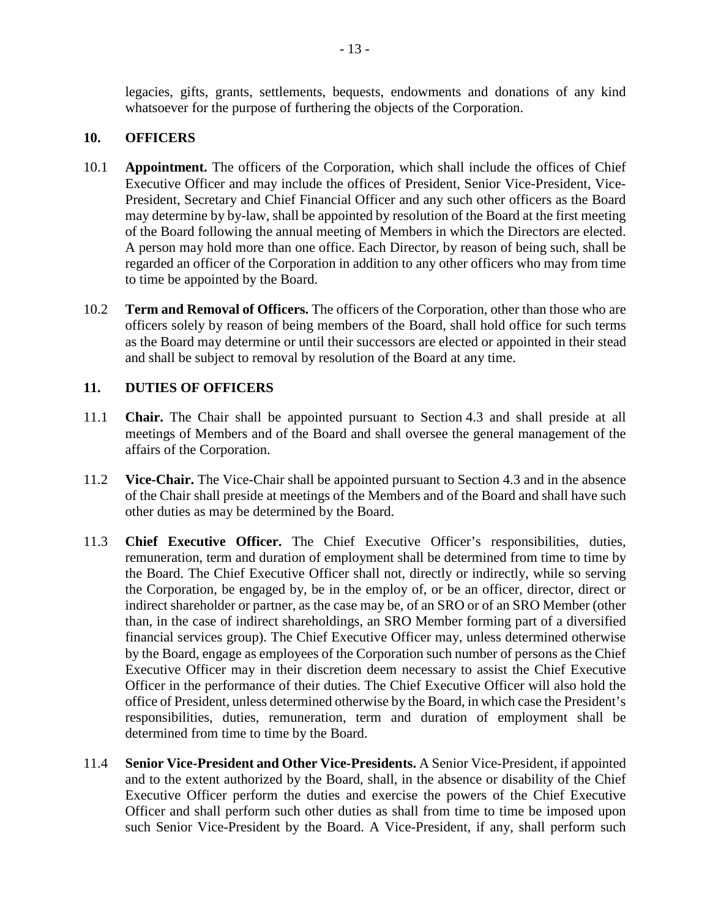legacies, gifts, grants, settlements, bequests, endowments and donations of any kind whatsoever for the purpose of furthering the objects of the Corporation.

## 10. OFFICERS

10.1 **Appointment.** The officers of the Corporation, which shall include the offices of Chief Executive Officer and may include the offices of President, Senior Vice-President, Vice-President, Secretary and Chief Financial Officer and any such other officers as the Board may determine by by-law, shall be appointed by resolution of the Board at the first meeting of the Board following the annual meeting of Members in which the Directors are elected. A person may hold more than one office. Each Director, by reason of being such, shall be regarded an officer of the Corporation in addition to any other officers who may from time to time be appointed by the Board.

10.2 **Term and Removal of Officers.** The officers of the Corporation, other than those who are officers solely by reason of being members of the Board, shall hold office for such terms as the Board may determine or until their successors are elected or appointed in their stead and shall be subject to removal by resolution of the Board at any time.

## 11. DUTIES OF OFFICERS

11.1 **Chair.** The Chair shall be appointed pursuant to Section 4.3 and shall preside at all meetings of Members and of the Board and shall oversee the general management of the affairs of the Corporation.

11.2 **Vice-Chair.** The Vice-Chair shall be appointed pursuant to Section 4.3 and in the absence of the Chair shall preside at meetings of the Members and of the Board and shall have such other duties as may be determined by the Board.

11.3 **Chief Executive Officer.** The Chief Executive Officer's responsibilities, duties, remuneration, term and duration of employment shall be determined from time to time by the Board. The Chief Executive Officer shall not, directly or indirectly, while so serving the Corporation, be engaged by, be in the employ of, or be an officer, director, direct or indirect shareholder or partner, as the case may be, of an SRO or of an SRO Member (other than, in the case of indirect shareholdings, an SRO Member forming part of a diversified financial services group). The Chief Executive Officer may, unless determined otherwise by the Board, engage as employees of the Corporation such number of persons as the Chief Executive Officer may in their discretion deem necessary to assist the Chief Executive Officer in the performance of their duties. The Chief Executive Officer will also hold the office of President, unless determined otherwise by the Board, in which case the President's responsibilities, duties, remuneration, term and duration of employment shall be determined from time to time by the Board.

11.4 **Senior Vice-President and Other Vice-Presidents.** A Senior Vice-President, if appointed and to the extent authorized by the Board, shall, in the absence or disability of the Chief Executive Officer perform the duties and exercise the powers of the Chief Executive Officer and shall perform such other duties as shall from time to time be imposed upon such Senior Vice-President by the Board. A Vice-President, if any, shall perform such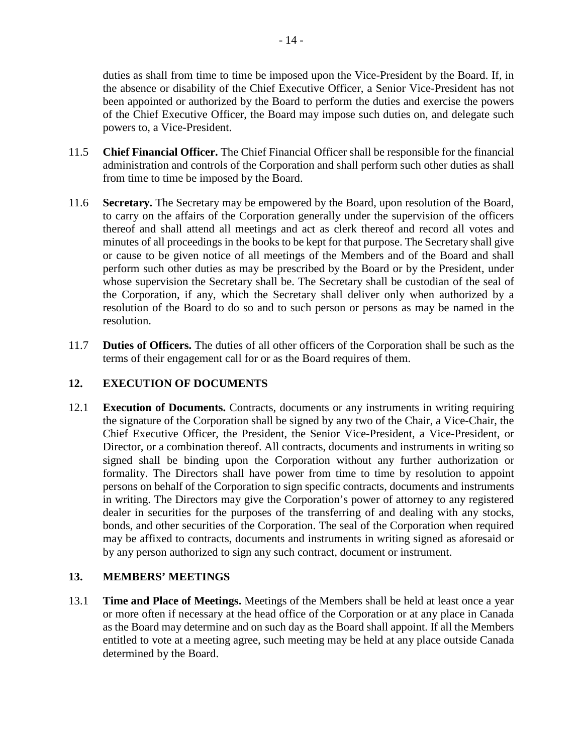duties as shall from time to time be imposed upon the Vice-President by the Board. If, in the absence or disability of the Chief Executive Officer, a Senior Vice-President has not been appointed or authorized by the Board to perform the duties and exercise the powers of the Chief Executive Officer, the Board may impose such duties on, and delegate such powers to, a Vice-President.

11.5 **Chief Financial Officer.** The Chief Financial Officer shall be responsible for the financial administration and controls of the Corporation and shall perform such other duties as shall from time to time be imposed by the Board.

11.6 **Secretary.** The Secretary may be empowered by the Board, upon resolution of the Board, to carry on the affairs of the Corporation generally under the supervision of the officers thereof and shall attend all meetings and act as clerk thereof and record all votes and minutes of all proceedings in the books to be kept for that purpose. The Secretary shall give or cause to be given notice of all meetings of the Members and of the Board and shall perform such other duties as may be prescribed by the Board or by the President, under whose supervision the Secretary shall be. The Secretary shall be custodian of the seal of the Corporation, if any, which the Secretary shall deliver only when authorized by a resolution of the Board to do so and to such person or persons as may be named in the resolution.

11.7 **Duties of Officers.** The duties of all other officers of the Corporation shall be such as the terms of their engagement call for or as the Board requires of them.

## 12. EXECUTION OF DOCUMENTS

12.1 **Execution of Documents.** Contracts, documents or any instruments in writing requiring the signature of the Corporation shall be signed by any two of the Chair, a Vice-Chair, the Chief Executive Officer, the President, the Senior Vice-President, a Vice-President, or Director, or a combination thereof. All contracts, documents and instruments in writing so signed shall be binding upon the Corporation without any further authorization or formality. The Directors shall have power from time to time by resolution to appoint persons on behalf of the Corporation to sign specific contracts, documents and instruments in writing. The Directors may give the Corporation's power of attorney to any registered dealer in securities for the purposes of the transferring of and dealing with any stocks, bonds, and other securities of the Corporation. The seal of the Corporation when required may be affixed to contracts, documents and instruments in writing signed as aforesaid or by any person authorized to sign any such contract, document or instrument.

## 13. MEMBERS' MEETINGS

13.1 **Time and Place of Meetings.** Meetings of the Members shall be held at least once a year or more often if necessary at the head office of the Corporation or at any place in Canada as the Board may determine and on such day as the Board shall appoint. If all the Members entitled to vote at a meeting agree, such meeting may be held at any place outside Canada determined by the Board.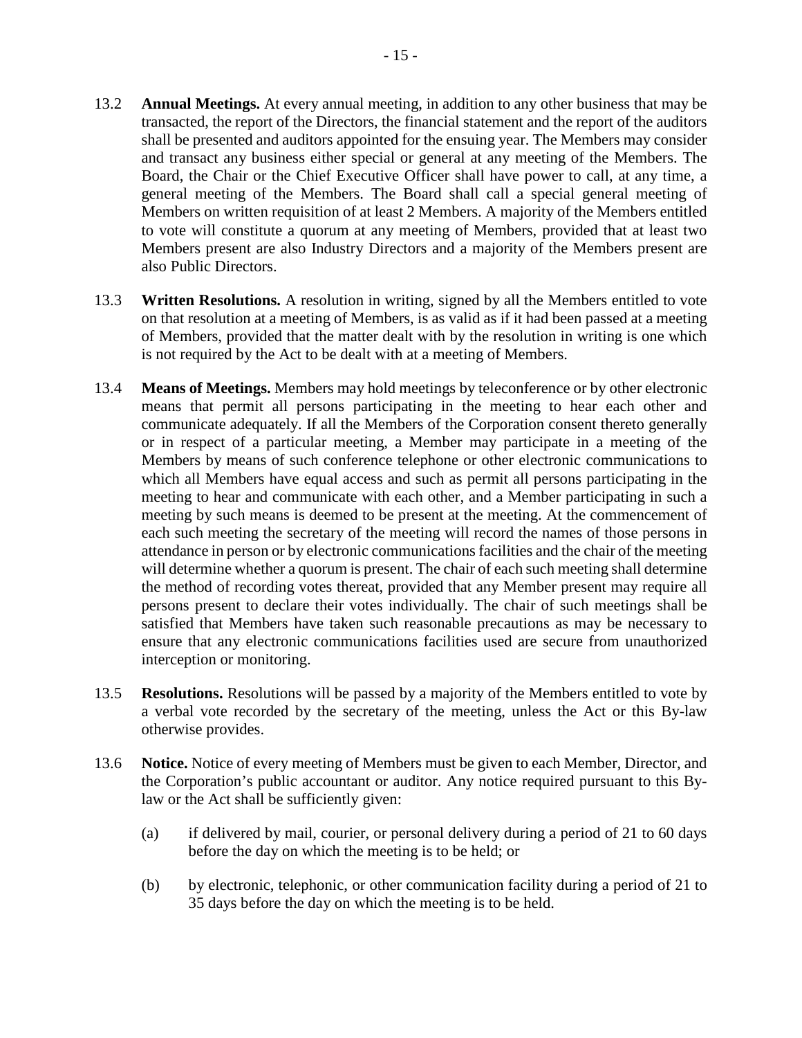13.2 **Annual Meetings.** At every annual meeting, in addition to any other business that may be transacted, the report of the Directors, the financial statement and the report of the auditors shall be presented and auditors appointed for the ensuing year. The Members may consider and transact any business either special or general at any meeting of the Members. The Board, the Chair or the Chief Executive Officer shall have power to call, at any time, a general meeting of the Members. The Board shall call a special general meeting of Members on written requisition of at least 2 Members. A majority of the Members entitled to vote will constitute a quorum at any meeting of Members, provided that at least two Members present are also Industry Directors and a majority of the Members present are also Public Directors.

13.3 **Written Resolutions.** A resolution in writing, signed by all the Members entitled to vote on that resolution at a meeting of Members, is as valid as if it had been passed at a meeting of Members, provided that the matter dealt with by the resolution in writing is one which is not required by the Act to be dealt with at a meeting of Members.

13.4 **Means of Meetings.** Members may hold meetings by teleconference or by other electronic means that permit all persons participating in the meeting to hear each other and communicate adequately. If all the Members of the Corporation consent thereto generally or in respect of a particular meeting, a Member may participate in a meeting of the Members by means of such conference telephone or other electronic communications to which all Members have equal access and such as permit all persons participating in the meeting to hear and communicate with each other, and a Member participating in such a meeting by such means is deemed to be present at the meeting. At the commencement of each such meeting the secretary of the meeting will record the names of those persons in attendance in person or by electronic communications facilities and the chair of the meeting will determine whether a quorum is present. The chair of each such meeting shall determine the method of recording votes thereat, provided that any Member present may require all persons present to declare their votes individually. The chair of such meetings shall be satisfied that Members have taken such reasonable precautions as may be necessary to ensure that any electronic communications facilities used are secure from unauthorized interception or monitoring.

13.5 **Resolutions.** Resolutions will be passed by a majority of the Members entitled to vote by a verbal vote recorded by the secretary of the meeting, unless the Act or this By-law otherwise provides.

13.6 **Notice.** Notice of every meeting of Members must be given to each Member, Director, and the Corporation's public accountant or auditor. Any notice required pursuant to this By-law or the Act shall be sufficiently given:

(a) if delivered by mail, courier, or personal delivery during a period of 21 to 60 days before the day on which the meeting is to be held; or

(b) by electronic, telephonic, or other communication facility during a period of 21 to 35 days before the day on which the meeting is to be held.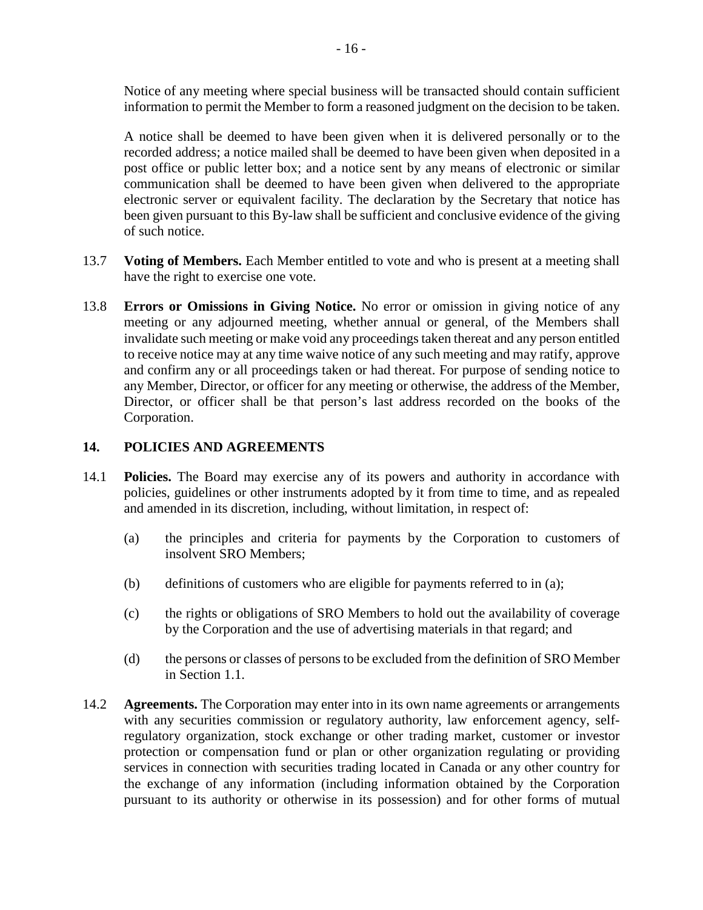Notice of any meeting where special business will be transacted should contain sufficient information to permit the Member to form a reasoned judgment on the decision to be taken.

A notice shall be deemed to have been given when it is delivered personally or to the recorded address; a notice mailed shall be deemed to have been given when deposited in a post office or public letter box; and a notice sent by any means of electronic or similar communication shall be deemed to have been given when delivered to the appropriate electronic server or equivalent facility. The declaration by the Secretary that notice has been given pursuant to this By-law shall be sufficient and conclusive evidence of the giving of such notice.

13.7 **Voting of Members.** Each Member entitled to vote and who is present at a meeting shall have the right to exercise one vote.

13.8 **Errors or Omissions in Giving Notice.** No error or omission in giving notice of any meeting or any adjourned meeting, whether annual or general, of the Members shall invalidate such meeting or make void any proceedings taken thereat and any person entitled to receive notice may at any time waive notice of any such meeting and may ratify, approve and confirm any or all proceedings taken or had thereat. For purpose of sending notice to any Member, Director, or officer for any meeting or otherwise, the address of the Member, Director, or officer shall be that person's last address recorded on the books of the Corporation.

## 14. POLICIES AND AGREEMENTS

14.1 **Policies.** The Board may exercise any of its powers and authority in accordance with policies, guidelines or other instruments adopted by it from time to time, and as repealed and amended in its discretion, including, without limitation, in respect of:

(a) the principles and criteria for payments by the Corporation to customers of insolvent SRO Members;

(b) definitions of customers who are eligible for payments referred to in (a);

(c) the rights or obligations of SRO Members to hold out the availability of coverage by the Corporation and the use of advertising materials in that regard; and

(d) the persons or classes of persons to be excluded from the definition of SRO Member in Section 1.1.

14.2 **Agreements.** The Corporation may enter into in its own name agreements or arrangements with any securities commission or regulatory authority, law enforcement agency, self-regulatory organization, stock exchange or other trading market, customer or investor protection or compensation fund or plan or other organization regulating or providing services in connection with securities trading located in Canada or any other country for the exchange of any information (including information obtained by the Corporation pursuant to its authority or otherwise in its possession) and for other forms of mutual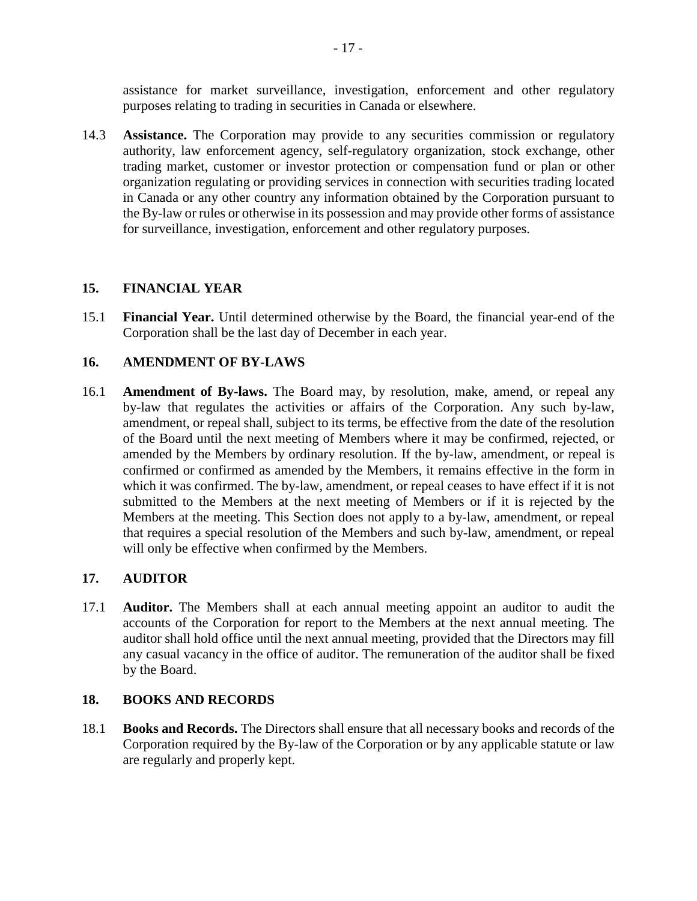assistance for market surveillance, investigation, enforcement and other regulatory purposes relating to trading in securities in Canada or elsewhere.

14.3 **Assistance.** The Corporation may provide to any securities commission or regulatory authority, law enforcement agency, self-regulatory organization, stock exchange, other trading market, customer or investor protection or compensation fund or plan or other organization regulating or providing services in connection with securities trading located in Canada or any other country any information obtained by the Corporation pursuant to the By-law or rules or otherwise in its possession and may provide other forms of assistance for surveillance, investigation, enforcement and other regulatory purposes.

## 15. FINANCIAL YEAR

15.1 **Financial Year.** Until determined otherwise by the Board, the financial year-end of the Corporation shall be the last day of December in each year.

## 16. AMENDMENT OF BY-LAWS

16.1 **Amendment of By-laws.** The Board may, by resolution, make, amend, or repeal any by-law that regulates the activities or affairs of the Corporation. Any such by-law, amendment, or repeal shall, subject to its terms, be effective from the date of the resolution of the Board until the next meeting of Members where it may be confirmed, rejected, or amended by the Members by ordinary resolution. If the by-law, amendment, or repeal is confirmed or confirmed as amended by the Members, it remains effective in the form in which it was confirmed. The by-law, amendment, or repeal ceases to have effect if it is not submitted to the Members at the next meeting of Members or if it is rejected by the Members at the meeting. This Section does not apply to a by-law, amendment, or repeal that requires a special resolution of the Members and such by-law, amendment, or repeal will only be effective when confirmed by the Members.

## 17. AUDITOR

17.1 **Auditor.** The Members shall at each annual meeting appoint an auditor to audit the accounts of the Corporation for report to the Members at the next annual meeting. The auditor shall hold office until the next annual meeting, provided that the Directors may fill any casual vacancy in the office of auditor. The remuneration of the auditor shall be fixed by the Board.

## 18. BOOKS AND RECORDS

18.1 **Books and Records.** The Directors shall ensure that all necessary books and records of the Corporation required by the By-law of the Corporation or by any applicable statute or law are regularly and properly kept.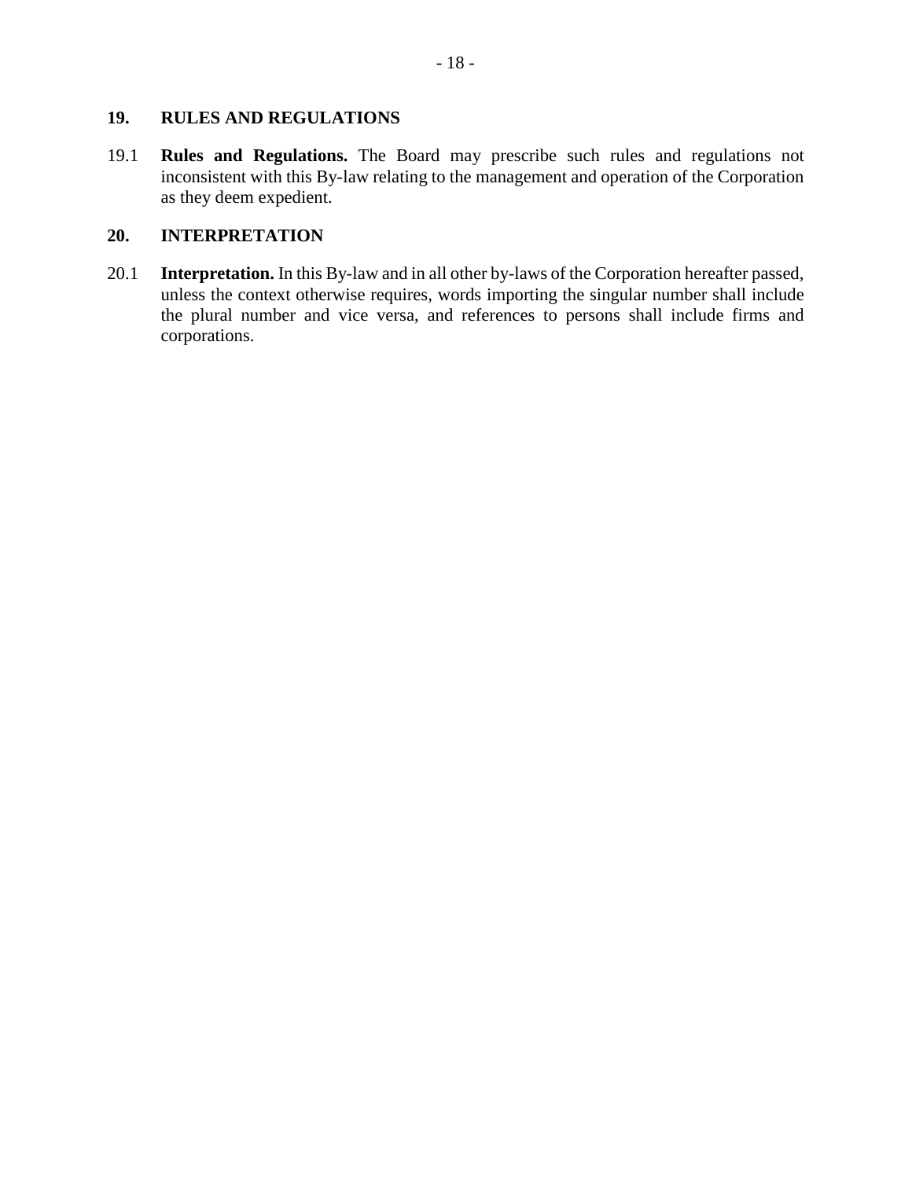## 19. RULES AND REGULATIONS

19.1 **Rules and Regulations.** The Board may prescribe such rules and regulations not inconsistent with this By-law relating to the management and operation of the Corporation as they deem expedient.

## 20. INTERPRETATION

20.1 **Interpretation.** In this By-law and in all other by-laws of the Corporation hereafter passed, unless the context otherwise requires, words importing the singular number shall include the plural number and vice versa, and references to persons shall include firms and corporations.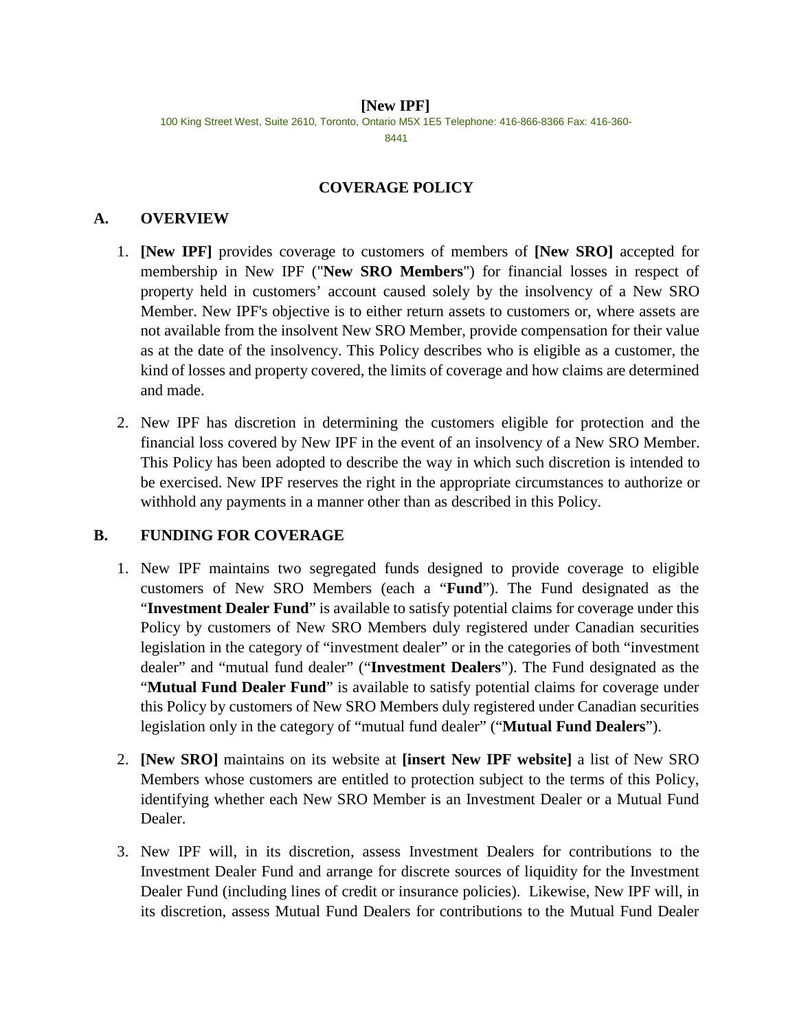**[New IPF]**

100 King Street West, Suite 2610, Toronto, Ontario M5X 1E5 Telephone: 416-866-8366 Fax: 416-360-8441

## COVERAGE POLICY

### A. OVERVIEW

1. **[New IPF]** provides coverage to customers of members of **[New SRO]** accepted for membership in New IPF ("**New SRO Members**") for financial losses in respect of property held in customers' account caused solely by the insolvency of a New SRO Member. New IPF's objective is to either return assets to customers or, where assets are not available from the insolvent New SRO Member, provide compensation for their value as at the date of the insolvency. This Policy describes who is eligible as a customer, the kind of losses and property covered, the limits of coverage and how claims are determined and made.

2. New IPF has discretion in determining the customers eligible for protection and the financial loss covered by New IPF in the event of an insolvency of a New SRO Member. This Policy has been adopted to describe the way in which such discretion is intended to be exercised. New IPF reserves the right in the appropriate circumstances to authorize or withhold any payments in a manner other than as described in this Policy.

### B. FUNDING FOR COVERAGE

1. New IPF maintains two segregated funds designed to provide coverage to eligible customers of New SRO Members (each a "**Fund**"). The Fund designated as the "**Investment Dealer Fund**" is available to satisfy potential claims for coverage under this Policy by customers of New SRO Members duly registered under Canadian securities legislation in the category of "investment dealer" or in the categories of both "investment dealer" and "mutual fund dealer" ("**Investment Dealers**"). The Fund designated as the "**Mutual Fund Dealer Fund**" is available to satisfy potential claims for coverage under this Policy by customers of New SRO Members duly registered under Canadian securities legislation only in the category of "mutual fund dealer" ("**Mutual Fund Dealers**").

2. **[New SRO]** maintains on its website at **[insert New IPF website]** a list of New SRO Members whose customers are entitled to protection subject to the terms of this Policy, identifying whether each New SRO Member is an Investment Dealer or a Mutual Fund Dealer.

3. New IPF will, in its discretion, assess Investment Dealers for contributions to the Investment Dealer Fund and arrange for discrete sources of liquidity for the Investment Dealer Fund (including lines of credit or insurance policies). Likewise, New IPF will, in its discretion, assess Mutual Fund Dealers for contributions to the Mutual Fund Dealer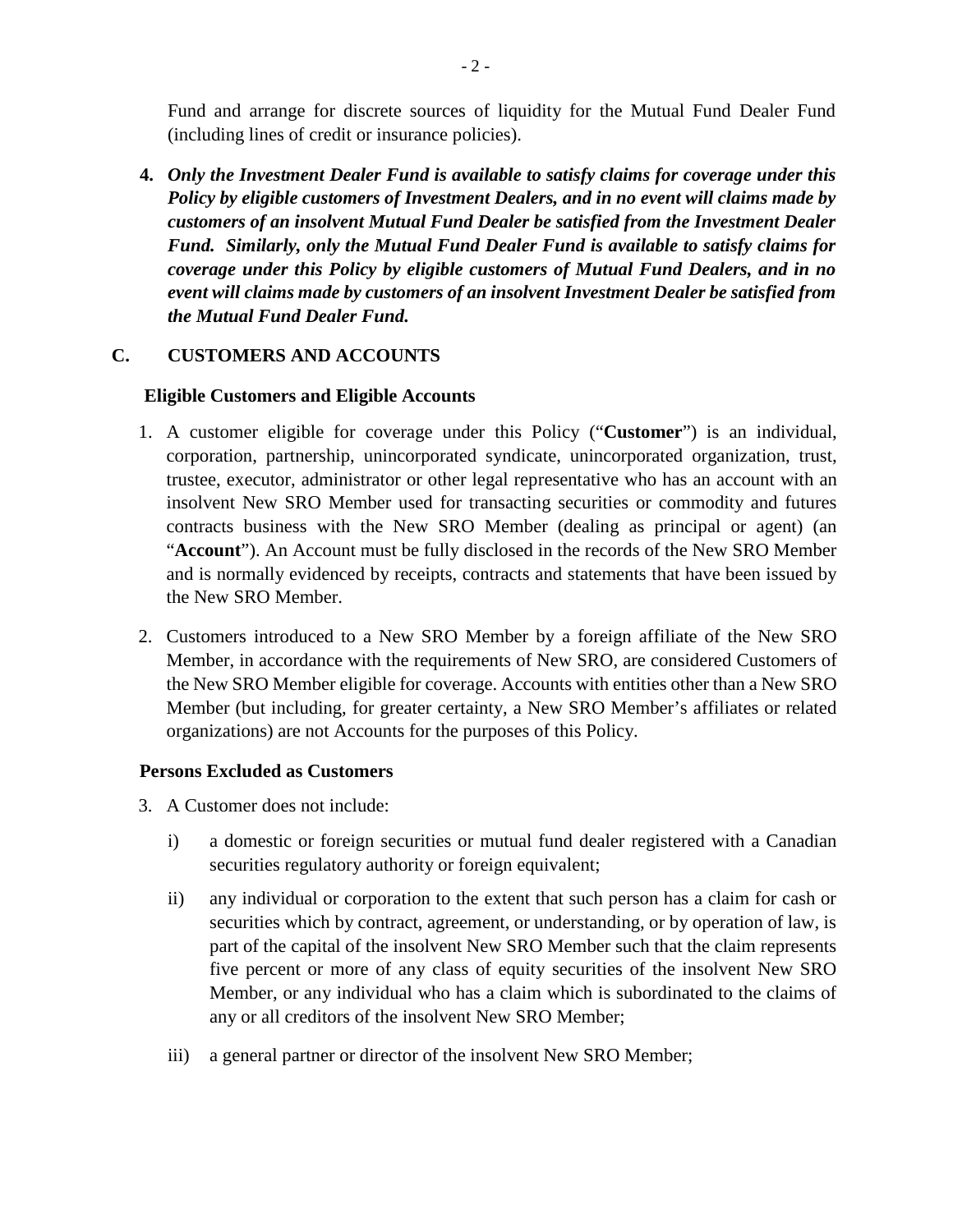Fund and arrange for discrete sources of liquidity for the Mutual Fund Dealer Fund (including lines of credit or insurance policies).

**4.** ***Only the Investment Dealer Fund is available to satisfy claims for coverage under this Policy by eligible customers of Investment Dealers, and in no event will claims made by customers of an insolvent Mutual Fund Dealer be satisfied from the Investment Dealer Fund. Similarly, only the Mutual Fund Dealer Fund is available to satisfy claims for coverage under this Policy by eligible customers of Mutual Fund Dealers, and in no event will claims made by customers of an insolvent Investment Dealer be satisfied from the Mutual Fund Dealer Fund.***

## C. CUSTOMERS AND ACCOUNTS

### Eligible Customers and Eligible Accounts

1. A customer eligible for coverage under this Policy ("**Customer**") is an individual, corporation, partnership, unincorporated syndicate, unincorporated organization, trust, trustee, executor, administrator or other legal representative who has an account with an insolvent New SRO Member used for transacting securities or commodity and futures contracts business with the New SRO Member (dealing as principal or agent) (an "**Account**"). An Account must be fully disclosed in the records of the New SRO Member and is normally evidenced by receipts, contracts and statements that have been issued by the New SRO Member.

2. Customers introduced to a New SRO Member by a foreign affiliate of the New SRO Member, in accordance with the requirements of New SRO, are considered Customers of the New SRO Member eligible for coverage. Accounts with entities other than a New SRO Member (but including, for greater certainty, a New SRO Member's affiliates or related organizations) are not Accounts for the purposes of this Policy.

### Persons Excluded as Customers

3. A Customer does not include:

   i) a domestic or foreign securities or mutual fund dealer registered with a Canadian securities regulatory authority or foreign equivalent;

   ii) any individual or corporation to the extent that such person has a claim for cash or securities which by contract, agreement, or understanding, or by operation of law, is part of the capital of the insolvent New SRO Member such that the claim represents five percent or more of any class of equity securities of the insolvent New SRO Member, or any individual who has a claim which is subordinated to the claims of any or all creditors of the insolvent New SRO Member;

   iii) a general partner or director of the insolvent New SRO Member;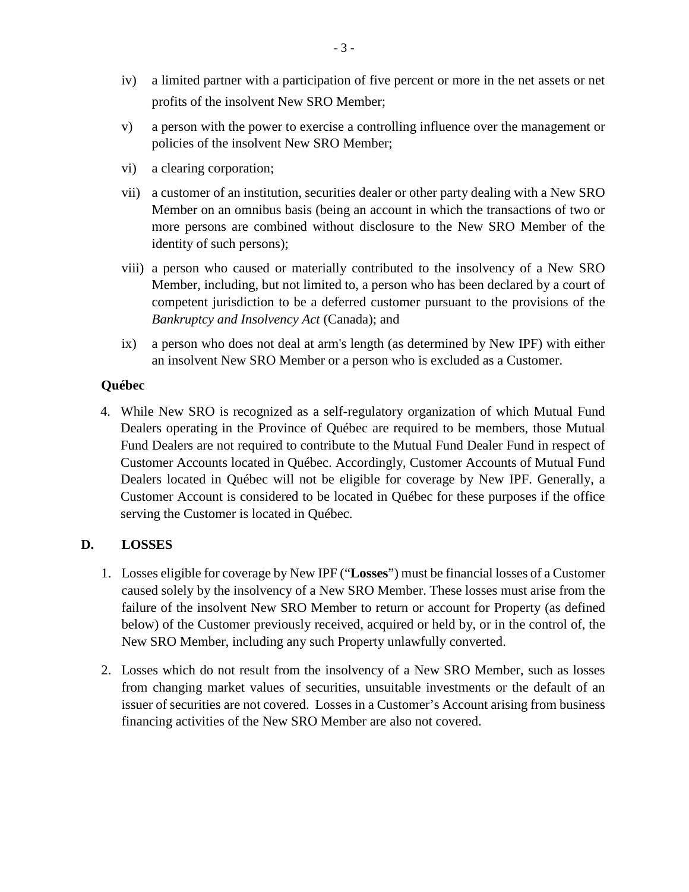iv) a limited partner with a participation of five percent or more in the net assets or net profits of the insolvent New SRO Member;

v) a person with the power to exercise a controlling influence over the management or policies of the insolvent New SRO Member;

vi) a clearing corporation;

vii) a customer of an institution, securities dealer or other party dealing with a New SRO Member on an omnibus basis (being an account in which the transactions of two or more persons are combined without disclosure to the New SRO Member of the identity of such persons);

viii) a person who caused or materially contributed to the insolvency of a New SRO Member, including, but not limited to, a person who has been declared by a court of competent jurisdiction to be a deferred customer pursuant to the provisions of the *Bankruptcy and Insolvency Act* (Canada); and

ix) a person who does not deal at arm's length (as determined by New IPF) with either an insolvent New SRO Member or a person who is excluded as a Customer.

**Québec**

4. While New SRO is recognized as a self-regulatory organization of which Mutual Fund Dealers operating in the Province of Québec are required to be members, those Mutual Fund Dealers are not required to contribute to the Mutual Fund Dealer Fund in respect of Customer Accounts located in Québec. Accordingly, Customer Accounts of Mutual Fund Dealers located in Québec will not be eligible for coverage by New IPF. Generally, a Customer Account is considered to be located in Québec for these purposes if the office serving the Customer is located in Québec.

## D. LOSSES

1. Losses eligible for coverage by New IPF ("**Losses**") must be financial losses of a Customer caused solely by the insolvency of a New SRO Member. These losses must arise from the failure of the insolvent New SRO Member to return or account for Property (as defined below) of the Customer previously received, acquired or held by, or in the control of, the New SRO Member, including any such Property unlawfully converted.

2. Losses which do not result from the insolvency of a New SRO Member, such as losses from changing market values of securities, unsuitable investments or the default of an issuer of securities are not covered. Losses in a Customer's Account arising from business financing activities of the New SRO Member are also not covered.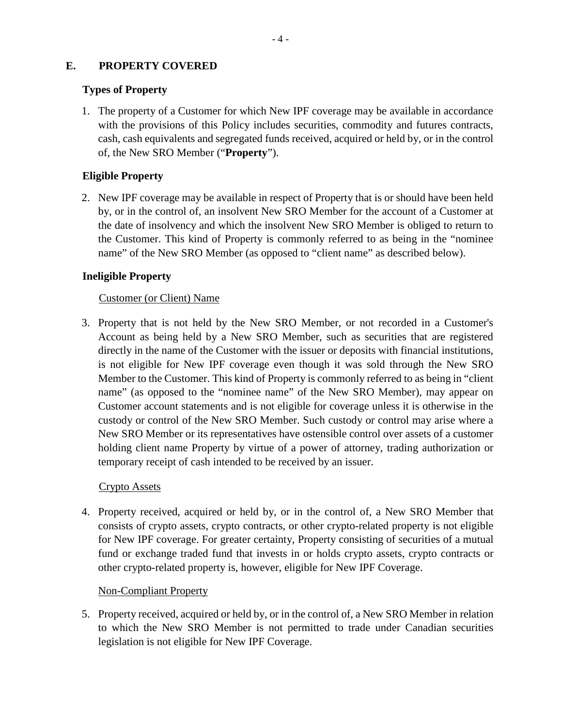## E. PROPERTY COVERED

### Types of Property

1. The property of a Customer for which New IPF coverage may be available in accordance with the provisions of this Policy includes securities, commodity and futures contracts, cash, cash equivalents and segregated funds received, acquired or held by, or in the control of, the New SRO Member ("**Property**").

### Eligible Property

2. New IPF coverage may be available in respect of Property that is or should have been held by, or in the control of, an insolvent New SRO Member for the account of a Customer at the date of insolvency and which the insolvent New SRO Member is obliged to return to the Customer. This kind of Property is commonly referred to as being in the "nominee name" of the New SRO Member (as opposed to "client name" as described below).

### Ineligible Property

<u>Customer (or Client) Name</u>

3. Property that is not held by the New SRO Member, or not recorded in a Customer's Account as being held by a New SRO Member, such as securities that are registered directly in the name of the Customer with the issuer or deposits with financial institutions, is not eligible for New IPF coverage even though it was sold through the New SRO Member to the Customer. This kind of Property is commonly referred to as being in "client name" (as opposed to the "nominee name" of the New SRO Member), may appear on Customer account statements and is not eligible for coverage unless it is otherwise in the custody or control of the New SRO Member. Such custody or control may arise where a New SRO Member or its representatives have ostensible control over assets of a customer holding client name Property by virtue of a power of attorney, trading authorization or temporary receipt of cash intended to be received by an issuer.

<u>Crypto Assets</u>

4. Property received, acquired or held by, or in the control of, a New SRO Member that consists of crypto assets, crypto contracts, or other crypto-related property is not eligible for New IPF coverage. For greater certainty, Property consisting of securities of a mutual fund or exchange traded fund that invests in or holds crypto assets, crypto contracts or other crypto-related property is, however, eligible for New IPF Coverage.

<u>Non-Compliant Property</u>

5. Property received, acquired or held by, or in the control of, a New SRO Member in relation to which the New SRO Member is not permitted to trade under Canadian securities legislation is not eligible for New IPF Coverage.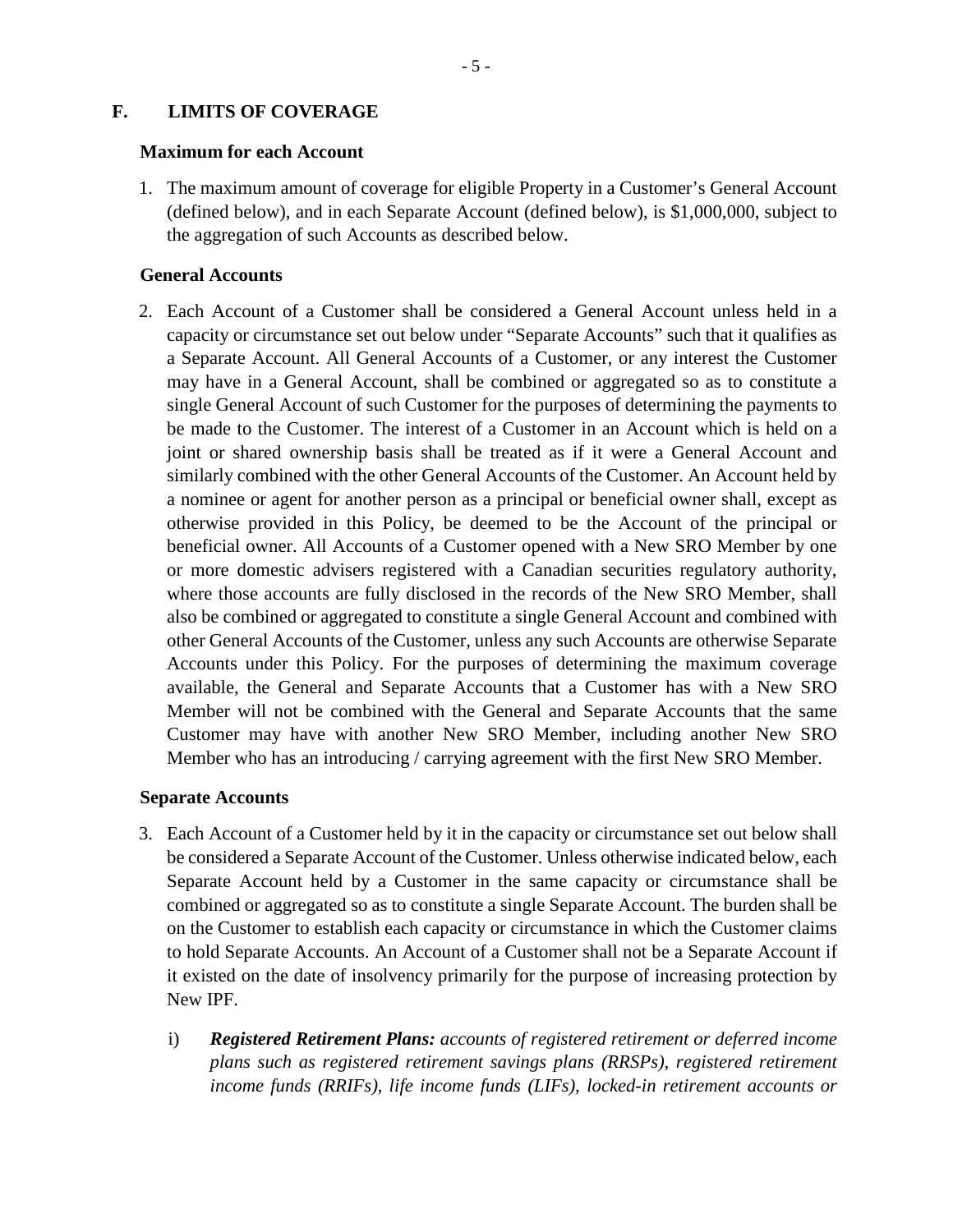## F. LIMITS OF COVERAGE

### Maximum for each Account

1. The maximum amount of coverage for eligible Property in a Customer's General Account (defined below), and in each Separate Account (defined below), is $1,000,000, subject to the aggregation of such Accounts as described below.

### General Accounts

2. Each Account of a Customer shall be considered a General Account unless held in a capacity or circumstance set out below under "Separate Accounts" such that it qualifies as a Separate Account. All General Accounts of a Customer, or any interest the Customer may have in a General Account, shall be combined or aggregated so as to constitute a single General Account of such Customer for the purposes of determining the payments to be made to the Customer. The interest of a Customer in an Account which is held on a joint or shared ownership basis shall be treated as if it were a General Account and similarly combined with the other General Accounts of the Customer. An Account held by a nominee or agent for another person as a principal or beneficial owner shall, except as otherwise provided in this Policy, be deemed to be the Account of the principal or beneficial owner. All Accounts of a Customer opened with a New SRO Member by one or more domestic advisers registered with a Canadian securities regulatory authority, where those accounts are fully disclosed in the records of the New SRO Member, shall also be combined or aggregated to constitute a single General Account and combined with other General Accounts of the Customer, unless any such Accounts are otherwise Separate Accounts under this Policy. For the purposes of determining the maximum coverage available, the General and Separate Accounts that a Customer has with a New SRO Member will not be combined with the General and Separate Accounts that the same Customer may have with another New SRO Member, including another New SRO Member who has an introducing / carrying agreement with the first New SRO Member.

### Separate Accounts

3. Each Account of a Customer held by it in the capacity or circumstance set out below shall be considered a Separate Account of the Customer. Unless otherwise indicated below, each Separate Account held by a Customer in the same capacity or circumstance shall be combined or aggregated so as to constitute a single Separate Account. The burden shall be on the Customer to establish each capacity or circumstance in which the Customer claims to hold Separate Accounts. An Account of a Customer shall not be a Separate Account if it existed on the date of insolvency primarily for the purpose of increasing protection by New IPF.

   i) ***Registered Retirement Plans:*** *accounts of registered retirement or deferred income plans such as registered retirement savings plans (RRSPs), registered retirement income funds (RRIFs), life income funds (LIFs), locked-in retirement accounts or*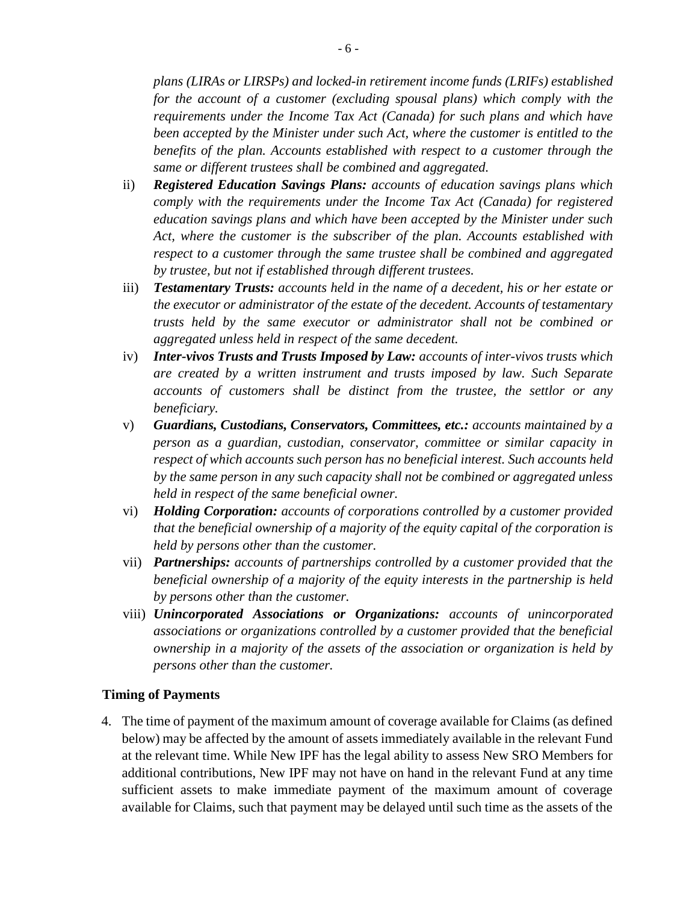*plans (LIRAs or LIRSPs) and locked-in retirement income funds (LRIFs) established for the account of a customer (excluding spousal plans) which comply with the requirements under the Income Tax Act (Canada) for such plans and which have been accepted by the Minister under such Act, where the customer is entitled to the benefits of the plan. Accounts established with respect to a customer through the same or different trustees shall be combined and aggregated.*

ii) ***Registered Education Savings Plans:*** *accounts of education savings plans which comply with the requirements under the Income Tax Act (Canada) for registered education savings plans and which have been accepted by the Minister under such Act, where the customer is the subscriber of the plan. Accounts established with respect to a customer through the same trustee shall be combined and aggregated by trustee, but not if established through different trustees.*

iii) ***Testamentary Trusts:*** *accounts held in the name of a decedent, his or her estate or the executor or administrator of the estate of the decedent. Accounts of testamentary trusts held by the same executor or administrator shall not be combined or aggregated unless held in respect of the same decedent.*

iv) ***Inter-vivos Trusts and Trusts Imposed by Law:*** *accounts of inter-vivos trusts which are created by a written instrument and trusts imposed by law. Such Separate accounts of customers shall be distinct from the trustee, the settlor or any beneficiary.*

v) ***Guardians, Custodians, Conservators, Committees, etc.:*** *accounts maintained by a person as a guardian, custodian, conservator, committee or similar capacity in respect of which accounts such person has no beneficial interest. Such accounts held by the same person in any such capacity shall not be combined or aggregated unless held in respect of the same beneficial owner.*

vi) ***Holding Corporation:*** *accounts of corporations controlled by a customer provided that the beneficial ownership of a majority of the equity capital of the corporation is held by persons other than the customer.*

vii) ***Partnerships:*** *accounts of partnerships controlled by a customer provided that the beneficial ownership of a majority of the equity interests in the partnership is held by persons other than the customer.*

viii) ***Unincorporated Associations or Organizations:*** *accounts of unincorporated associations or organizations controlled by a customer provided that the beneficial ownership in a majority of the assets of the association or organization is held by persons other than the customer.*

**Timing of Payments**

4. The time of payment of the maximum amount of coverage available for Claims (as defined below) may be affected by the amount of assets immediately available in the relevant Fund at the relevant time. While New IPF has the legal ability to assess New SRO Members for additional contributions, New IPF may not have on hand in the relevant Fund at any time sufficient assets to make immediate payment of the maximum amount of coverage available for Claims, such that payment may be delayed until such time as the assets of the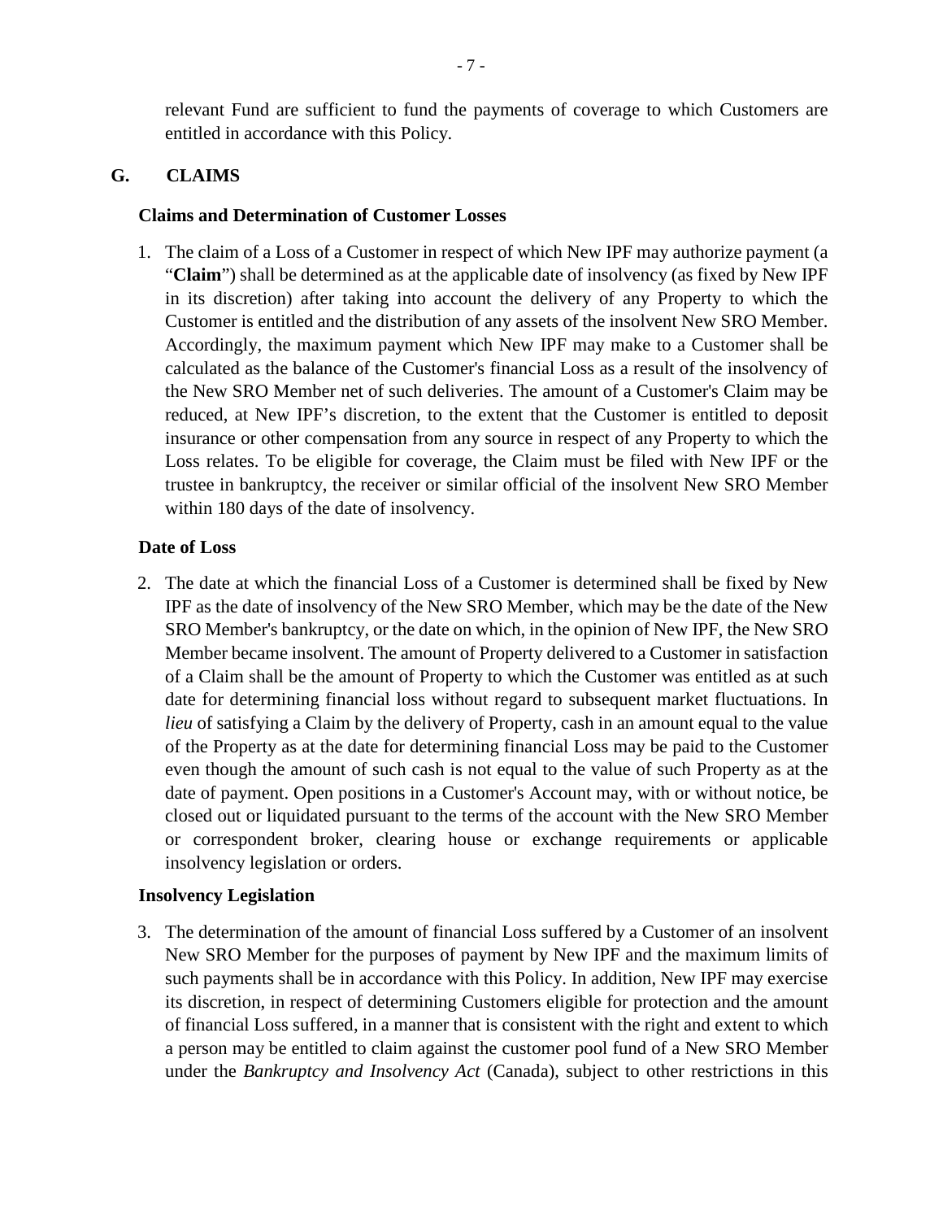relevant Fund are sufficient to fund the payments of coverage to which Customers are entitled in accordance with this Policy.

## G. CLAIMS

### Claims and Determination of Customer Losses

1. The claim of a Loss of a Customer in respect of which New IPF may authorize payment (a "**Claim**") shall be determined as at the applicable date of insolvency (as fixed by New IPF in its discretion) after taking into account the delivery of any Property to which the Customer is entitled and the distribution of any assets of the insolvent New SRO Member. Accordingly, the maximum payment which New IPF may make to a Customer shall be calculated as the balance of the Customer's financial Loss as a result of the insolvency of the New SRO Member net of such deliveries. The amount of a Customer's Claim may be reduced, at New IPF's discretion, to the extent that the Customer is entitled to deposit insurance or other compensation from any source in respect of any Property to which the Loss relates. To be eligible for coverage, the Claim must be filed with New IPF or the trustee in bankruptcy, the receiver or similar official of the insolvent New SRO Member within 180 days of the date of insolvency.

### Date of Loss

2. The date at which the financial Loss of a Customer is determined shall be fixed by New IPF as the date of insolvency of the New SRO Member, which may be the date of the New SRO Member's bankruptcy, or the date on which, in the opinion of New IPF, the New SRO Member became insolvent. The amount of Property delivered to a Customer in satisfaction of a Claim shall be the amount of Property to which the Customer was entitled as at such date for determining financial loss without regard to subsequent market fluctuations. In *lieu* of satisfying a Claim by the delivery of Property, cash in an amount equal to the value of the Property as at the date for determining financial Loss may be paid to the Customer even though the amount of such cash is not equal to the value of such Property as at the date of payment. Open positions in a Customer's Account may, with or without notice, be closed out or liquidated pursuant to the terms of the account with the New SRO Member or correspondent broker, clearing house or exchange requirements or applicable insolvency legislation or orders.

### Insolvency Legislation

3. The determination of the amount of financial Loss suffered by a Customer of an insolvent New SRO Member for the purposes of payment by New IPF and the maximum limits of such payments shall be in accordance with this Policy. In addition, New IPF may exercise its discretion, in respect of determining Customers eligible for protection and the amount of financial Loss suffered, in a manner that is consistent with the right and extent to which a person may be entitled to claim against the customer pool fund of a New SRO Member under the *Bankruptcy and Insolvency Act* (Canada), subject to other restrictions in this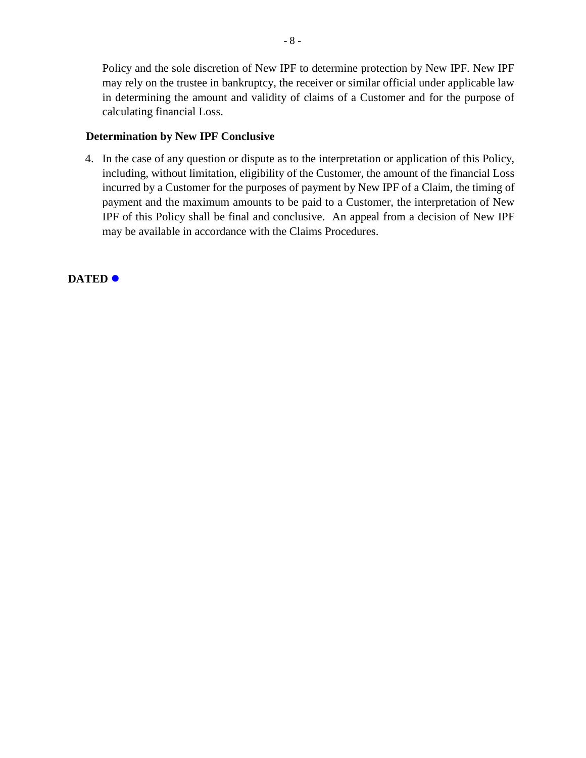Policy and the sole discretion of New IPF to determine protection by New IPF. New IPF may rely on the trustee in bankruptcy, the receiver or similar official under applicable law in determining the amount and validity of claims of a Customer and for the purpose of calculating financial Loss.

**Determination by New IPF Conclusive**

4. In the case of any question or dispute as to the interpretation or application of this Policy, including, without limitation, eligibility of the Customer, the amount of the financial Loss incurred by a Customer for the purposes of payment by New IPF of a Claim, the timing of payment and the maximum amounts to be paid to a Customer, the interpretation of New IPF of this Policy shall be final and conclusive. An appeal from a decision of New IPF may be available in accordance with the Claims Procedures.

**DATED** ●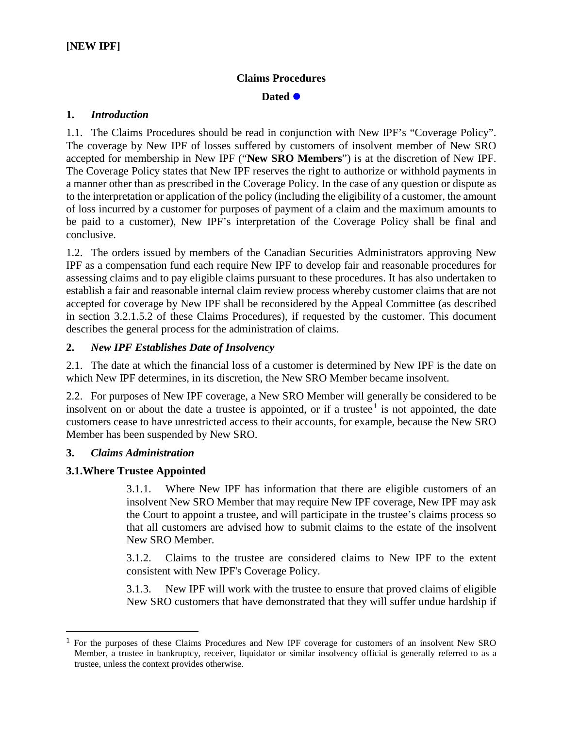**[NEW IPF]**

## Claims Procedures

**Dated ●**

### 1. *Introduction*

1.1. The Claims Procedures should be read in conjunction with New IPF's "Coverage Policy". The coverage by New IPF of losses suffered by customers of insolvent member of New SRO accepted for membership in New IPF ("**New SRO Members**") is at the discretion of New IPF. The Coverage Policy states that New IPF reserves the right to authorize or withhold payments in a manner other than as prescribed in the Coverage Policy. In the case of any question or dispute as to the interpretation or application of the policy (including the eligibility of a customer, the amount of loss incurred by a customer for purposes of payment of a claim and the maximum amounts to be paid to a customer), New IPF's interpretation of the Coverage Policy shall be final and conclusive.

1.2. The orders issued by members of the Canadian Securities Administrators approving New IPF as a compensation fund each require New IPF to develop fair and reasonable procedures for assessing claims and to pay eligible claims pursuant to these procedures. It has also undertaken to establish a fair and reasonable internal claim review process whereby customer claims that are not accepted for coverage by New IPF shall be reconsidered by the Appeal Committee (as described in section 3.2.1.5.2 of these Claims Procedures), if requested by the customer. This document describes the general process for the administration of claims.

### 2. *New IPF Establishes Date of Insolvency*

2.1. The date at which the financial loss of a customer is determined by New IPF is the date on which New IPF determines, in its discretion, the New SRO Member became insolvent.

2.2. For purposes of New IPF coverage, a New SRO Member will generally be considered to be insolvent on or about the date a trustee is appointed, or if a trustee[1] is not appointed, the date customers cease to have unrestricted access to their accounts, for example, because the New SRO Member has been suspended by New SRO.

### 3. *Claims Administration*

#### 3.1. Where Trustee Appointed

3.1.1. Where New IPF has information that there are eligible customers of an insolvent New SRO Member that may require New IPF coverage, New IPF may ask the Court to appoint a trustee, and will participate in the trustee's claims process so that all customers are advised how to submit claims to the estate of the insolvent New SRO Member.

3.1.2. Claims to the trustee are considered claims to New IPF to the extent consistent with New IPF's Coverage Policy.

3.1.3. New IPF will work with the trustee to ensure that proved claims of eligible New SRO customers that have demonstrated that they will suffer undue hardship if

---

[1] For the purposes of these Claims Procedures and New IPF coverage for customers of an insolvent New SRO Member, a trustee in bankruptcy, receiver, liquidator or similar insolvency official is generally referred to as a trustee, unless the context provides otherwise.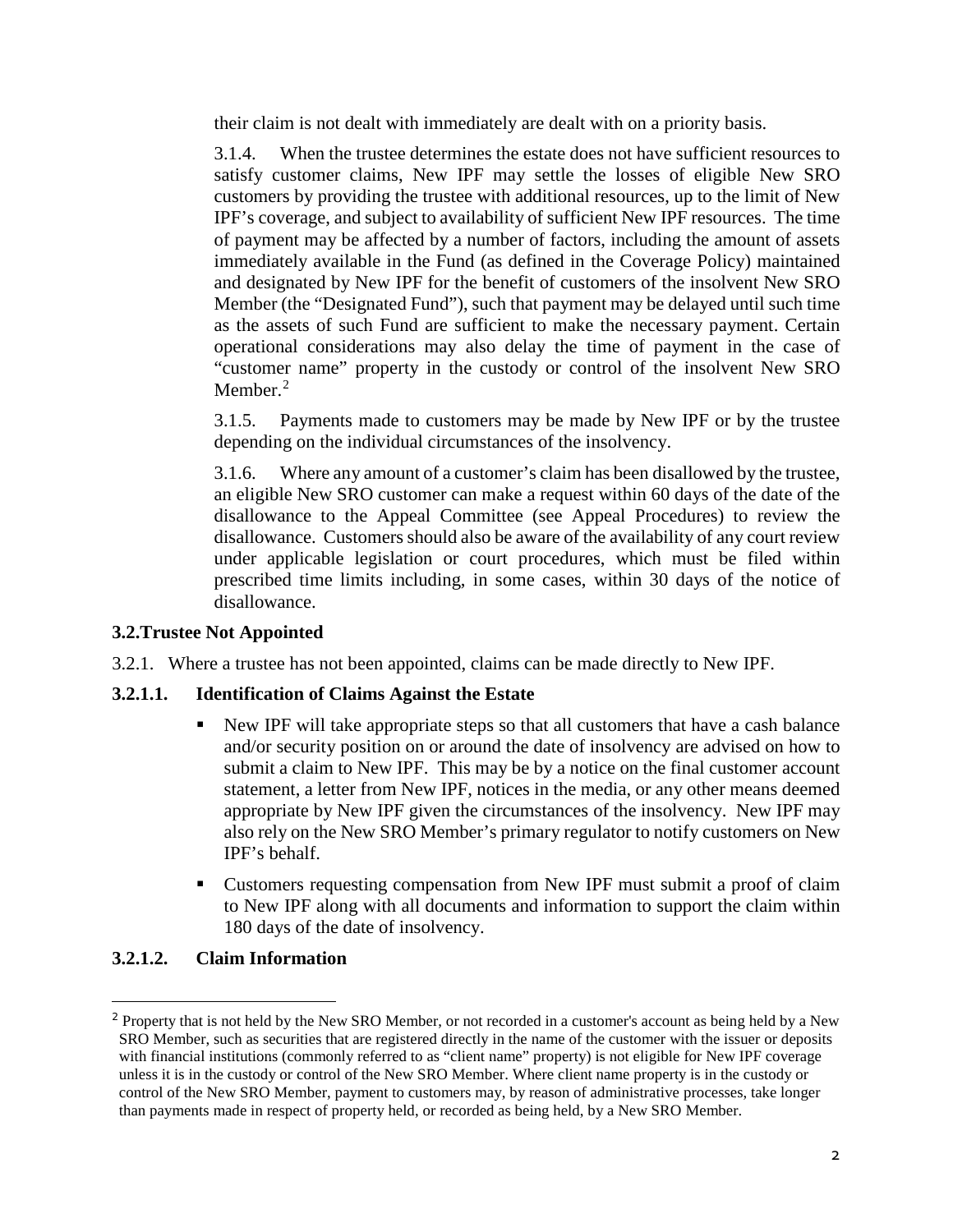their claim is not dealt with immediately are dealt with on a priority basis.

3.1.4. When the trustee determines the estate does not have sufficient resources to satisfy customer claims, New IPF may settle the losses of eligible New SRO customers by providing the trustee with additional resources, up to the limit of New IPF's coverage, and subject to availability of sufficient New IPF resources. The time of payment may be affected by a number of factors, including the amount of assets immediately available in the Fund (as defined in the Coverage Policy) maintained and designated by New IPF for the benefit of customers of the insolvent New SRO Member (the "Designated Fund"), such that payment may be delayed until such time as the assets of such Fund are sufficient to make the necessary payment. Certain operational considerations may also delay the time of payment in the case of "customer name" property in the custody or control of the insolvent New SRO Member.[2]

3.1.5. Payments made to customers may be made by New IPF or by the trustee depending on the individual circumstances of the insolvency.

3.1.6. Where any amount of a customer's claim has been disallowed by the trustee, an eligible New SRO customer can make a request within 60 days of the date of the disallowance to the Appeal Committee (see Appeal Procedures) to review the disallowance. Customers should also be aware of the availability of any court review under applicable legislation or court procedures, which must be filed within prescribed time limits including, in some cases, within 30 days of the notice of disallowance.

### 3.2. Trustee Not Appointed

3.2.1. Where a trustee has not been appointed, claims can be made directly to New IPF.

#### 3.2.1.1. Identification of Claims Against the Estate

- New IPF will take appropriate steps so that all customers that have a cash balance and/or security position on or around the date of insolvency are advised on how to submit a claim to New IPF. This may be by a notice on the final customer account statement, a letter from New IPF, notices in the media, or any other means deemed appropriate by New IPF given the circumstances of the insolvency. New IPF may also rely on the New SRO Member's primary regulator to notify customers on New IPF's behalf.
- Customers requesting compensation from New IPF must submit a proof of claim to New IPF along with all documents and information to support the claim within 180 days of the date of insolvency.

#### 3.2.1.2. Claim Information

---

[2] Property that is not held by the New SRO Member, or not recorded in a customer's account as being held by a New SRO Member, such as securities that are registered directly in the name of the customer with the issuer or deposits with financial institutions (commonly referred to as "client name" property) is not eligible for New IPF coverage unless it is in the custody or control of the New SRO Member. Where client name property is in the custody or control of the New SRO Member, payment to customers may, by reason of administrative processes, take longer than payments made in respect of property held, or recorded as being held, by a New SRO Member.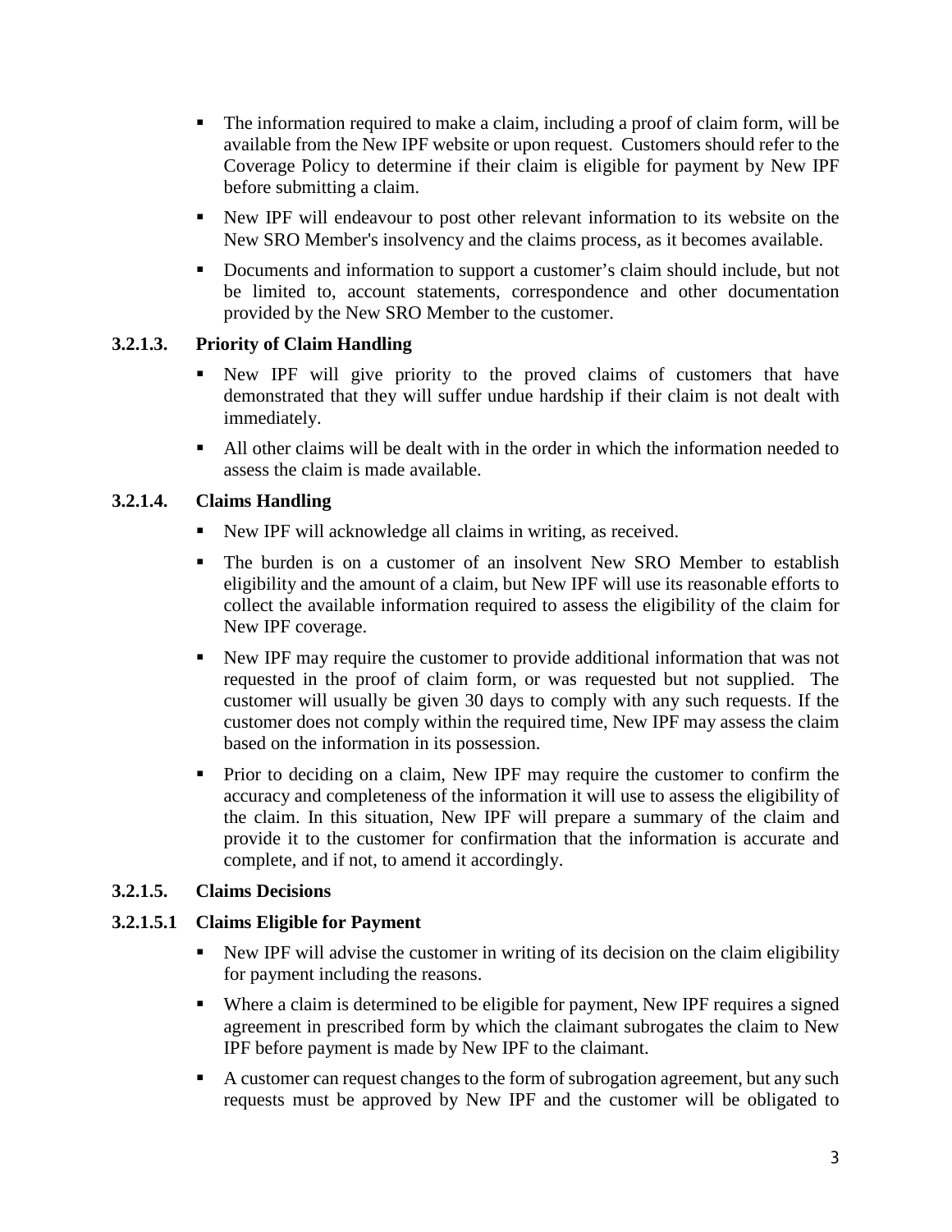- The information required to make a claim, including a proof of claim form, will be available from the New IPF website or upon request. Customers should refer to the Coverage Policy to determine if their claim is eligible for payment by New IPF before submitting a claim.
- New IPF will endeavour to post other relevant information to its website on the New SRO Member's insolvency and the claims process, as it becomes available.
- Documents and information to support a customer's claim should include, but not be limited to, account statements, correspondence and other documentation provided by the New SRO Member to the customer.

### 3.2.1.3. Priority of Claim Handling

- New IPF will give priority to the proved claims of customers that have demonstrated that they will suffer undue hardship if their claim is not dealt with immediately.
- All other claims will be dealt with in the order in which the information needed to assess the claim is made available.

### 3.2.1.4. Claims Handling

- New IPF will acknowledge all claims in writing, as received.
- The burden is on a customer of an insolvent New SRO Member to establish eligibility and the amount of a claim, but New IPF will use its reasonable efforts to collect the available information required to assess the eligibility of the claim for New IPF coverage.
- New IPF may require the customer to provide additional information that was not requested in the proof of claim form, or was requested but not supplied. The customer will usually be given 30 days to comply with any such requests. If the customer does not comply within the required time, New IPF may assess the claim based on the information in its possession.
- Prior to deciding on a claim, New IPF may require the customer to confirm the accuracy and completeness of the information it will use to assess the eligibility of the claim. In this situation, New IPF will prepare a summary of the claim and provide it to the customer for confirmation that the information is accurate and complete, and if not, to amend it accordingly.

### 3.2.1.5. Claims Decisions

#### 3.2.1.5.1 Claims Eligible for Payment

- New IPF will advise the customer in writing of its decision on the claim eligibility for payment including the reasons.
- Where a claim is determined to be eligible for payment, New IPF requires a signed agreement in prescribed form by which the claimant subrogates the claim to New IPF before payment is made by New IPF to the claimant.
- A customer can request changes to the form of subrogation agreement, but any such requests must be approved by New IPF and the customer will be obligated to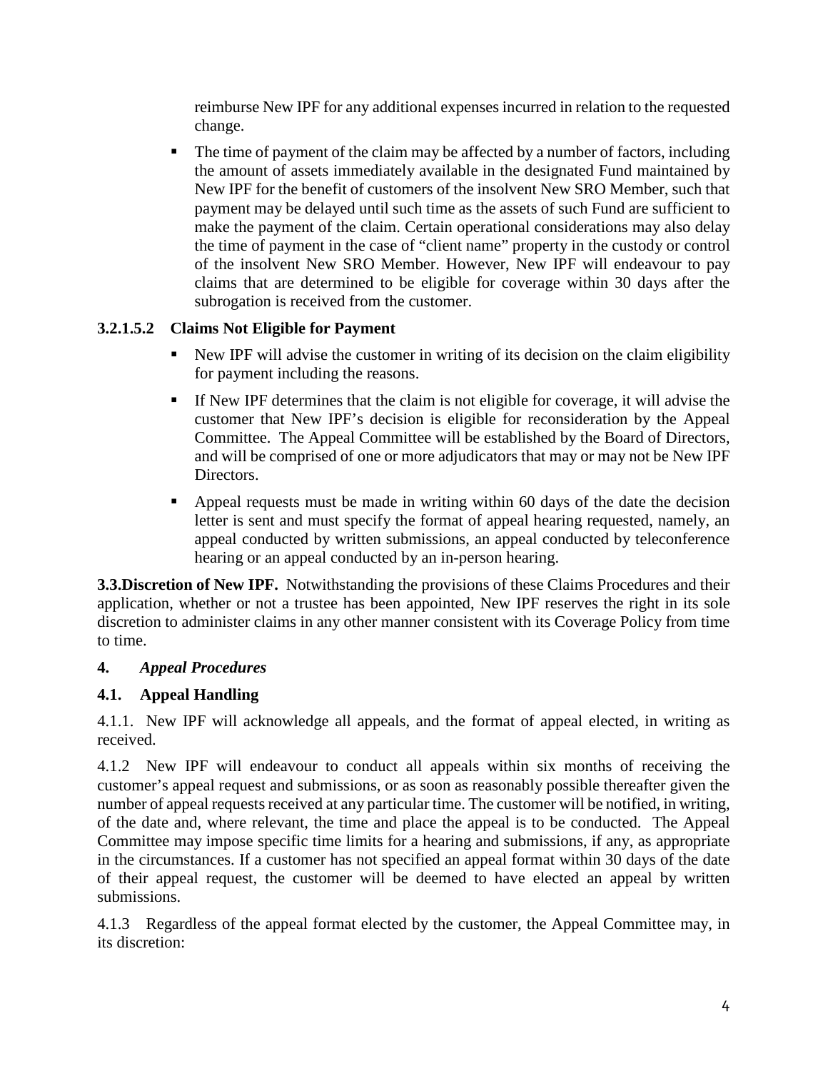reimburse New IPF for any additional expenses incurred in relation to the requested change.

- The time of payment of the claim may be affected by a number of factors, including the amount of assets immediately available in the designated Fund maintained by New IPF for the benefit of customers of the insolvent New SRO Member, such that payment may be delayed until such time as the assets of such Fund are sufficient to make the payment of the claim. Certain operational considerations may also delay the time of payment in the case of "client name" property in the custody or control of the insolvent New SRO Member. However, New IPF will endeavour to pay claims that are determined to be eligible for coverage within 30 days after the subrogation is received from the customer.

#### 3.2.1.5.2 Claims Not Eligible for Payment

- New IPF will advise the customer in writing of its decision on the claim eligibility for payment including the reasons.
- If New IPF determines that the claim is not eligible for coverage, it will advise the customer that New IPF's decision is eligible for reconsideration by the Appeal Committee. The Appeal Committee will be established by the Board of Directors, and will be comprised of one or more adjudicators that may or may not be New IPF Directors.
- Appeal requests must be made in writing within 60 days of the date the decision letter is sent and must specify the format of appeal hearing requested, namely, an appeal conducted by written submissions, an appeal conducted by teleconference hearing or an appeal conducted by an in-person hearing.

**3.3. Discretion of New IPF.** Notwithstanding the provisions of these Claims Procedures and their application, whether or not a trustee has been appointed, New IPF reserves the right in its sole discretion to administer claims in any other manner consistent with its Coverage Policy from time to time.

## 4. *Appeal Procedures*

### 4.1. Appeal Handling

4.1.1. New IPF will acknowledge all appeals, and the format of appeal elected, in writing as received.

4.1.2 New IPF will endeavour to conduct all appeals within six months of receiving the customer's appeal request and submissions, or as soon as reasonably possible thereafter given the number of appeal requests received at any particular time. The customer will be notified, in writing, of the date and, where relevant, the time and place the appeal is to be conducted. The Appeal Committee may impose specific time limits for a hearing and submissions, if any, as appropriate in the circumstances. If a customer has not specified an appeal format within 30 days of the date of their appeal request, the customer will be deemed to have elected an appeal by written submissions.

4.1.3 Regardless of the appeal format elected by the customer, the Appeal Committee may, in its discretion: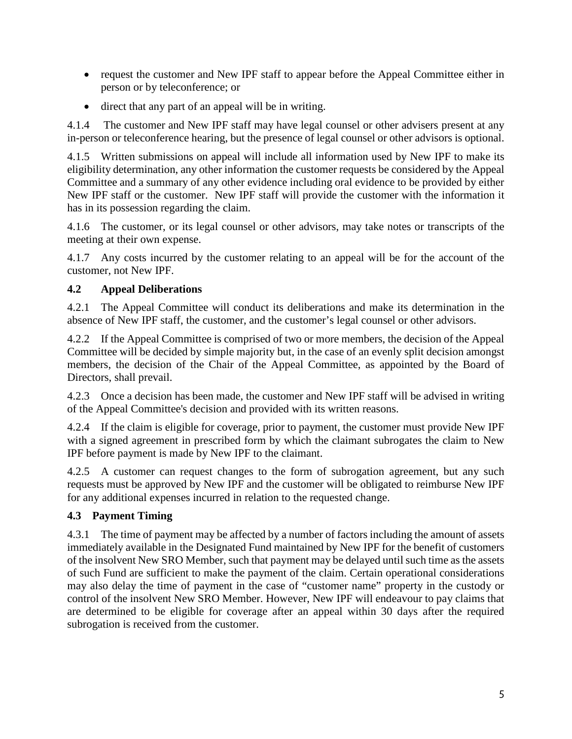- request the customer and New IPF staff to appear before the Appeal Committee either in person or by teleconference; or
- direct that any part of an appeal will be in writing.

4.1.4 The customer and New IPF staff may have legal counsel or other advisers present at any in-person or teleconference hearing, but the presence of legal counsel or other advisors is optional.

4.1.5 Written submissions on appeal will include all information used by New IPF to make its eligibility determination, any other information the customer requests be considered by the Appeal Committee and a summary of any other evidence including oral evidence to be provided by either New IPF staff or the customer. New IPF staff will provide the customer with the information it has in its possession regarding the claim.

4.1.6 The customer, or its legal counsel or other advisors, may take notes or transcripts of the meeting at their own expense.

4.1.7 Any costs incurred by the customer relating to an appeal will be for the account of the customer, not New IPF.

### 4.2 Appeal Deliberations

4.2.1 The Appeal Committee will conduct its deliberations and make its determination in the absence of New IPF staff, the customer, and the customer's legal counsel or other advisors.

4.2.2 If the Appeal Committee is comprised of two or more members, the decision of the Appeal Committee will be decided by simple majority but, in the case of an evenly split decision amongst members, the decision of the Chair of the Appeal Committee, as appointed by the Board of Directors, shall prevail.

4.2.3 Once a decision has been made, the customer and New IPF staff will be advised in writing of the Appeal Committee's decision and provided with its written reasons.

4.2.4 If the claim is eligible for coverage, prior to payment, the customer must provide New IPF with a signed agreement in prescribed form by which the claimant subrogates the claim to New IPF before payment is made by New IPF to the claimant.

4.2.5 A customer can request changes to the form of subrogation agreement, but any such requests must be approved by New IPF and the customer will be obligated to reimburse New IPF for any additional expenses incurred in relation to the requested change.

### 4.3 Payment Timing

4.3.1 The time of payment may be affected by a number of factors including the amount of assets immediately available in the Designated Fund maintained by New IPF for the benefit of customers of the insolvent New SRO Member, such that payment may be delayed until such time as the assets of such Fund are sufficient to make the payment of the claim. Certain operational considerations may also delay the time of payment in the case of "customer name" property in the custody or control of the insolvent New SRO Member. However, New IPF will endeavour to pay claims that are determined to be eligible for coverage after an appeal within 30 days after the required subrogation is received from the customer.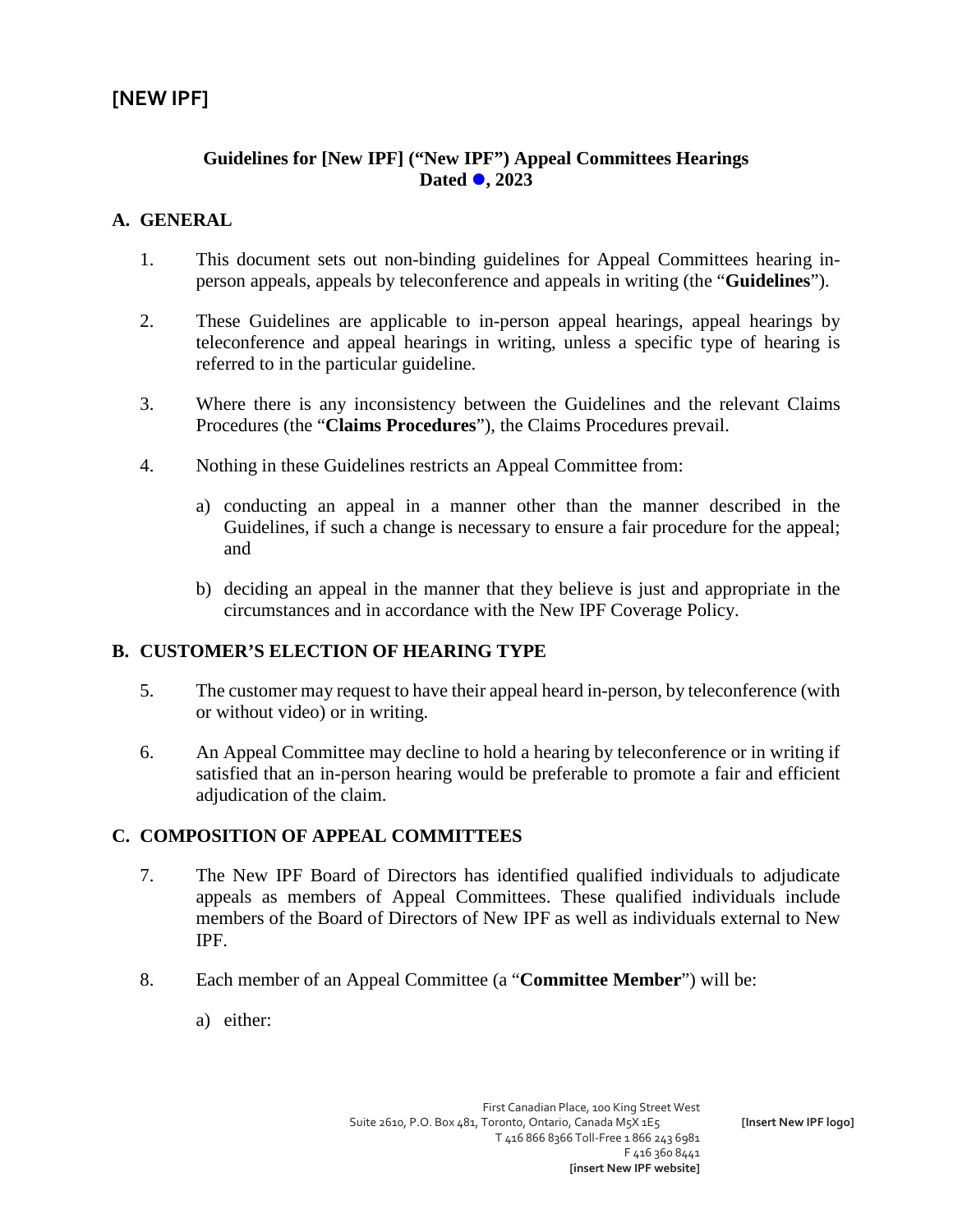# [NEW IPF]

**Guidelines for [New IPF] ("New IPF") Appeal Committees Hearings**
**Dated ●, 2023**

## A. GENERAL

1. This document sets out non-binding guidelines for Appeal Committees hearing in-person appeals, appeals by teleconference and appeals in writing (the "**Guidelines**").

2. These Guidelines are applicable to in-person appeal hearings, appeal hearings by teleconference and appeal hearings in writing, unless a specific type of hearing is referred to in the particular guideline.

3. Where there is any inconsistency between the Guidelines and the relevant Claims Procedures (the "**Claims Procedures**"), the Claims Procedures prevail.

4. Nothing in these Guidelines restricts an Appeal Committee from:

   a) conducting an appeal in a manner other than the manner described in the Guidelines, if such a change is necessary to ensure a fair procedure for the appeal; and

   b) deciding an appeal in the manner that they believe is just and appropriate in the circumstances and in accordance with the New IPF Coverage Policy.

## B. CUSTOMER'S ELECTION OF HEARING TYPE

5. The customer may request to have their appeal heard in-person, by teleconference (with or without video) or in writing.

6. An Appeal Committee may decline to hold a hearing by teleconference or in writing if satisfied that an in-person hearing would be preferable to promote a fair and efficient adjudication of the claim.

## C. COMPOSITION OF APPEAL COMMITTEES

7. The New IPF Board of Directors has identified qualified individuals to adjudicate appeals as members of Appeal Committees. These qualified individuals include members of the Board of Directors of New IPF as well as individuals external to New IPF.

8. Each member of an Appeal Committee (a "**Committee Member**") will be:

   a) either: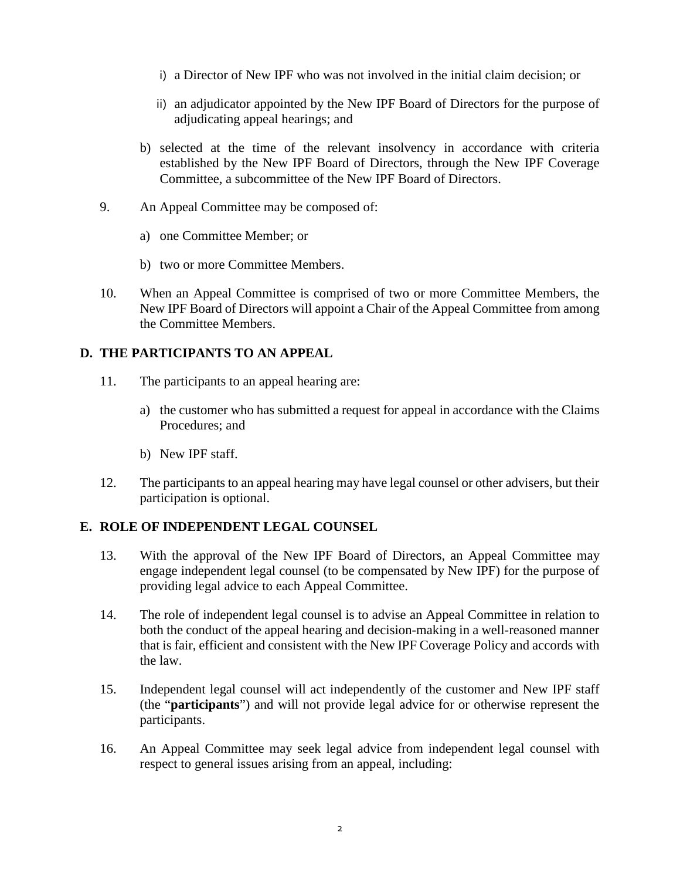i) a Director of New IPF who was not involved in the initial claim decision; or

ii) an adjudicator appointed by the New IPF Board of Directors for the purpose of adjudicating appeal hearings; and

b) selected at the time of the relevant insolvency in accordance with criteria established by the New IPF Board of Directors, through the New IPF Coverage Committee, a subcommittee of the New IPF Board of Directors.

9. An Appeal Committee may be composed of:

a) one Committee Member; or

b) two or more Committee Members.

10. When an Appeal Committee is comprised of two or more Committee Members, the New IPF Board of Directors will appoint a Chair of the Appeal Committee from among the Committee Members.

## D. THE PARTICIPANTS TO AN APPEAL

11. The participants to an appeal hearing are:

a) the customer who has submitted a request for appeal in accordance with the Claims Procedures; and

b) New IPF staff.

12. The participants to an appeal hearing may have legal counsel or other advisers, but their participation is optional.

## E. ROLE OF INDEPENDENT LEGAL COUNSEL

13. With the approval of the New IPF Board of Directors, an Appeal Committee may engage independent legal counsel (to be compensated by New IPF) for the purpose of providing legal advice to each Appeal Committee.

14. The role of independent legal counsel is to advise an Appeal Committee in relation to both the conduct of the appeal hearing and decision-making in a well-reasoned manner that is fair, efficient and consistent with the New IPF Coverage Policy and accords with the law.

15. Independent legal counsel will act independently of the customer and New IPF staff (the "**participants**") and will not provide legal advice for or otherwise represent the participants.

16. An Appeal Committee may seek legal advice from independent legal counsel with respect to general issues arising from an appeal, including: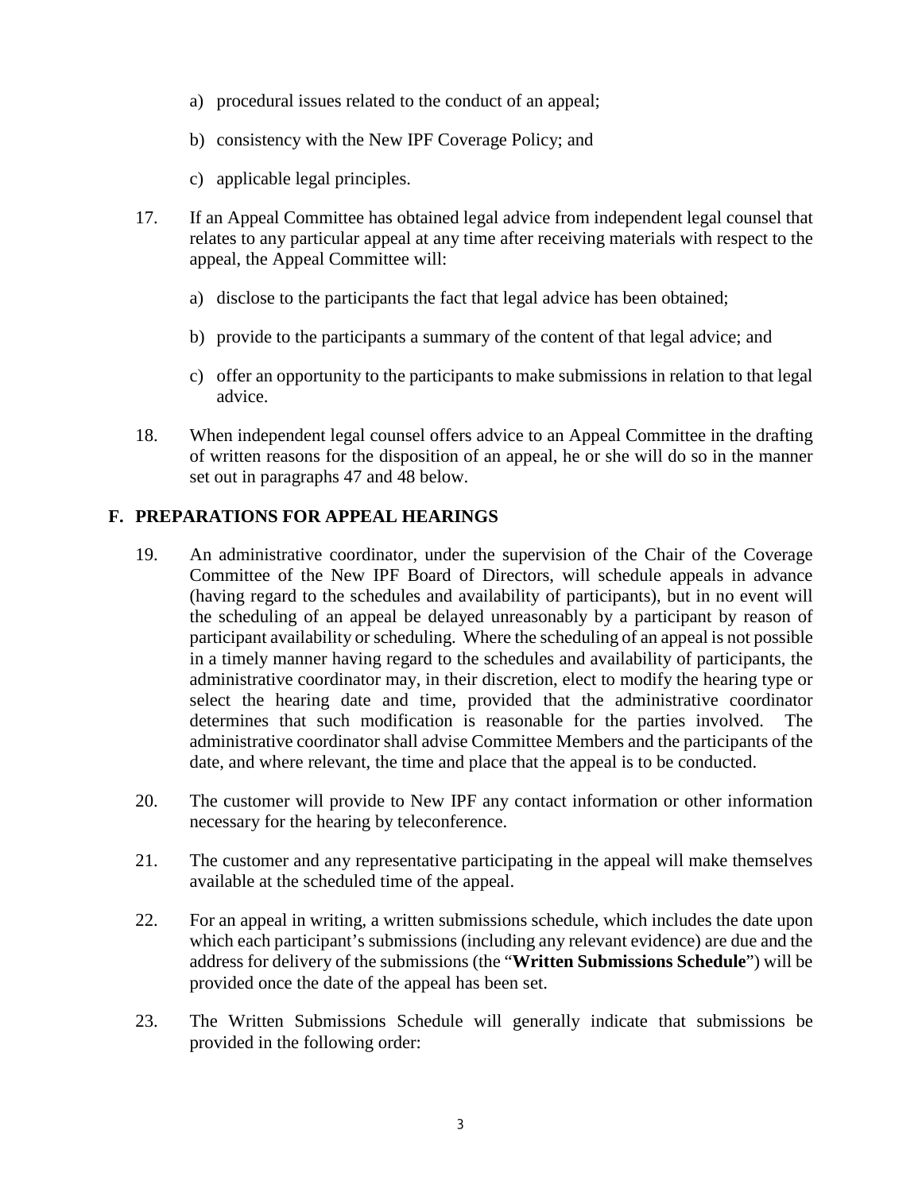a) procedural issues related to the conduct of an appeal;

b) consistency with the New IPF Coverage Policy; and

c) applicable legal principles.

17. If an Appeal Committee has obtained legal advice from independent legal counsel that relates to any particular appeal at any time after receiving materials with respect to the appeal, the Appeal Committee will:

    a) disclose to the participants the fact that legal advice has been obtained;

    b) provide to the participants a summary of the content of that legal advice; and

    c) offer an opportunity to the participants to make submissions in relation to that legal advice.

18. When independent legal counsel offers advice to an Appeal Committee in the drafting of written reasons for the disposition of an appeal, he or she will do so in the manner set out in paragraphs 47 and 48 below.

## F. PREPARATIONS FOR APPEAL HEARINGS

19. An administrative coordinator, under the supervision of the Chair of the Coverage Committee of the New IPF Board of Directors, will schedule appeals in advance (having regard to the schedules and availability of participants), but in no event will the scheduling of an appeal be delayed unreasonably by a participant by reason of participant availability or scheduling. Where the scheduling of an appeal is not possible in a timely manner having regard to the schedules and availability of participants, the administrative coordinator may, in their discretion, elect to modify the hearing type or select the hearing date and time, provided that the administrative coordinator determines that such modification is reasonable for the parties involved. The administrative coordinator shall advise Committee Members and the participants of the date, and where relevant, the time and place that the appeal is to be conducted.

20. The customer will provide to New IPF any contact information or other information necessary for the hearing by teleconference.

21. The customer and any representative participating in the appeal will make themselves available at the scheduled time of the appeal.

22. For an appeal in writing, a written submissions schedule, which includes the date upon which each participant's submissions (including any relevant evidence) are due and the address for delivery of the submissions (the "**Written Submissions Schedule**") will be provided once the date of the appeal has been set.

23. The Written Submissions Schedule will generally indicate that submissions be provided in the following order: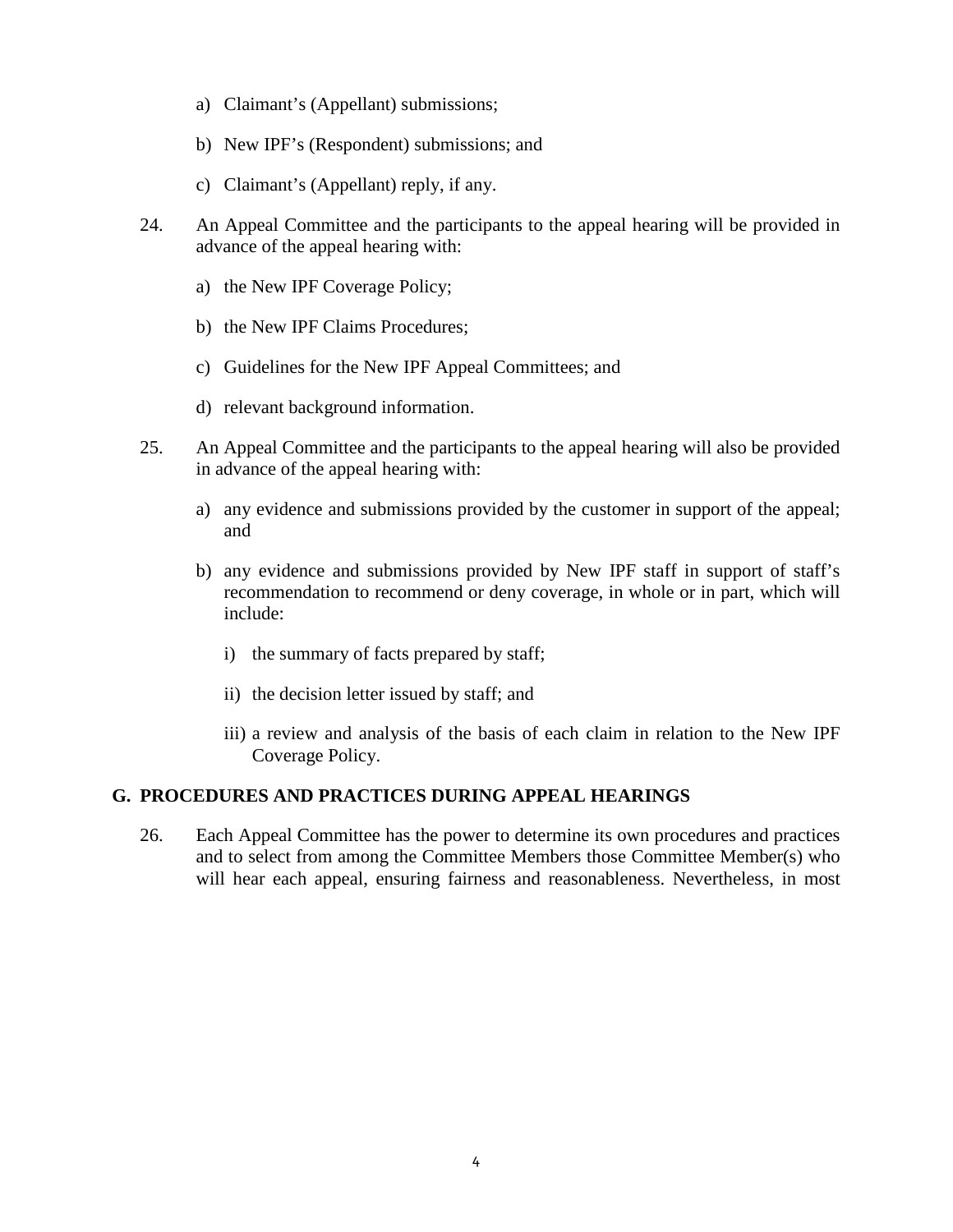a) Claimant's (Appellant) submissions;

b) New IPF's (Respondent) submissions; and

c) Claimant's (Appellant) reply, if any.

24. An Appeal Committee and the participants to the appeal hearing will be provided in advance of the appeal hearing with:

a) the New IPF Coverage Policy;

b) the New IPF Claims Procedures;

c) Guidelines for the New IPF Appeal Committees; and

d) relevant background information.

25. An Appeal Committee and the participants to the appeal hearing will also be provided in advance of the appeal hearing with:

a) any evidence and submissions provided by the customer in support of the appeal; and

b) any evidence and submissions provided by New IPF staff in support of staff's recommendation to recommend or deny coverage, in whole or in part, which will include:

   i) the summary of facts prepared by staff;

   ii) the decision letter issued by staff; and

   iii) a review and analysis of the basis of each claim in relation to the New IPF Coverage Policy.

## G. PROCEDURES AND PRACTICES DURING APPEAL HEARINGS

26. Each Appeal Committee has the power to determine its own procedures and practices and to select from among the Committee Members those Committee Member(s) who will hear each appeal, ensuring fairness and reasonableness. Nevertheless, in most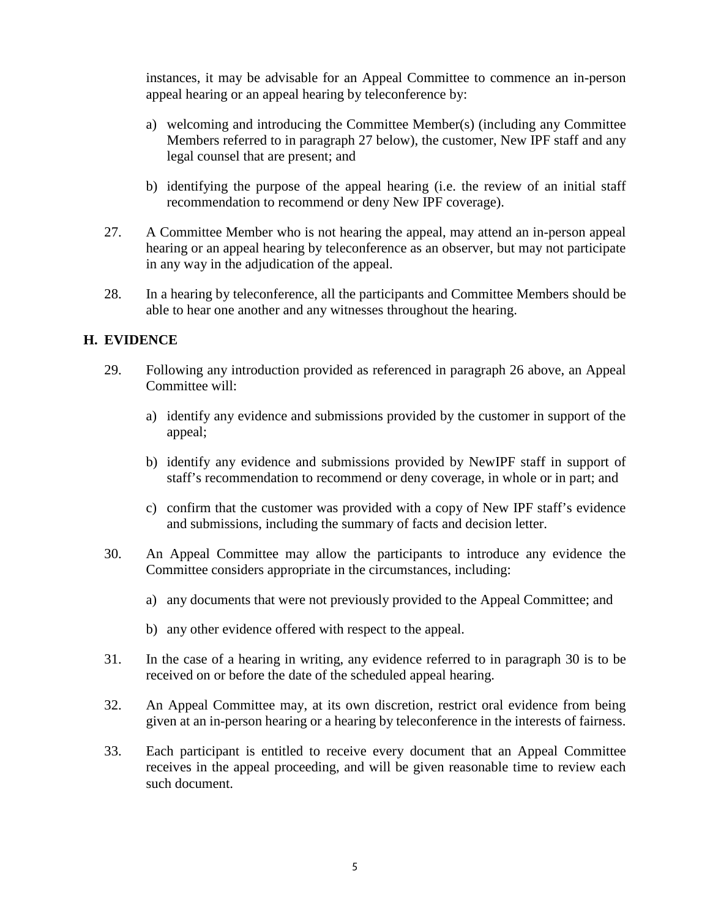instances, it may be advisable for an Appeal Committee to commence an in-person appeal hearing or an appeal hearing by teleconference by:

a) welcoming and introducing the Committee Member(s) (including any Committee Members referred to in paragraph 27 below), the customer, New IPF staff and any legal counsel that are present; and

b) identifying the purpose of the appeal hearing (i.e. the review of an initial staff recommendation to recommend or deny New IPF coverage).

27. A Committee Member who is not hearing the appeal, may attend an in-person appeal hearing or an appeal hearing by teleconference as an observer, but may not participate in any way in the adjudication of the appeal.

28. In a hearing by teleconference, all the participants and Committee Members should be able to hear one another and any witnesses throughout the hearing.

## H. EVIDENCE

29. Following any introduction provided as referenced in paragraph 26 above, an Appeal Committee will:

a) identify any evidence and submissions provided by the customer in support of the appeal;

b) identify any evidence and submissions provided by NewIPF staff in support of staff's recommendation to recommend or deny coverage, in whole or in part; and

c) confirm that the customer was provided with a copy of New IPF staff's evidence and submissions, including the summary of facts and decision letter.

30. An Appeal Committee may allow the participants to introduce any evidence the Committee considers appropriate in the circumstances, including:

a) any documents that were not previously provided to the Appeal Committee; and

b) any other evidence offered with respect to the appeal.

31. In the case of a hearing in writing, any evidence referred to in paragraph 30 is to be received on or before the date of the scheduled appeal hearing.

32. An Appeal Committee may, at its own discretion, restrict oral evidence from being given at an in-person hearing or a hearing by teleconference in the interests of fairness.

33. Each participant is entitled to receive every document that an Appeal Committee receives in the appeal proceeding, and will be given reasonable time to review each such document.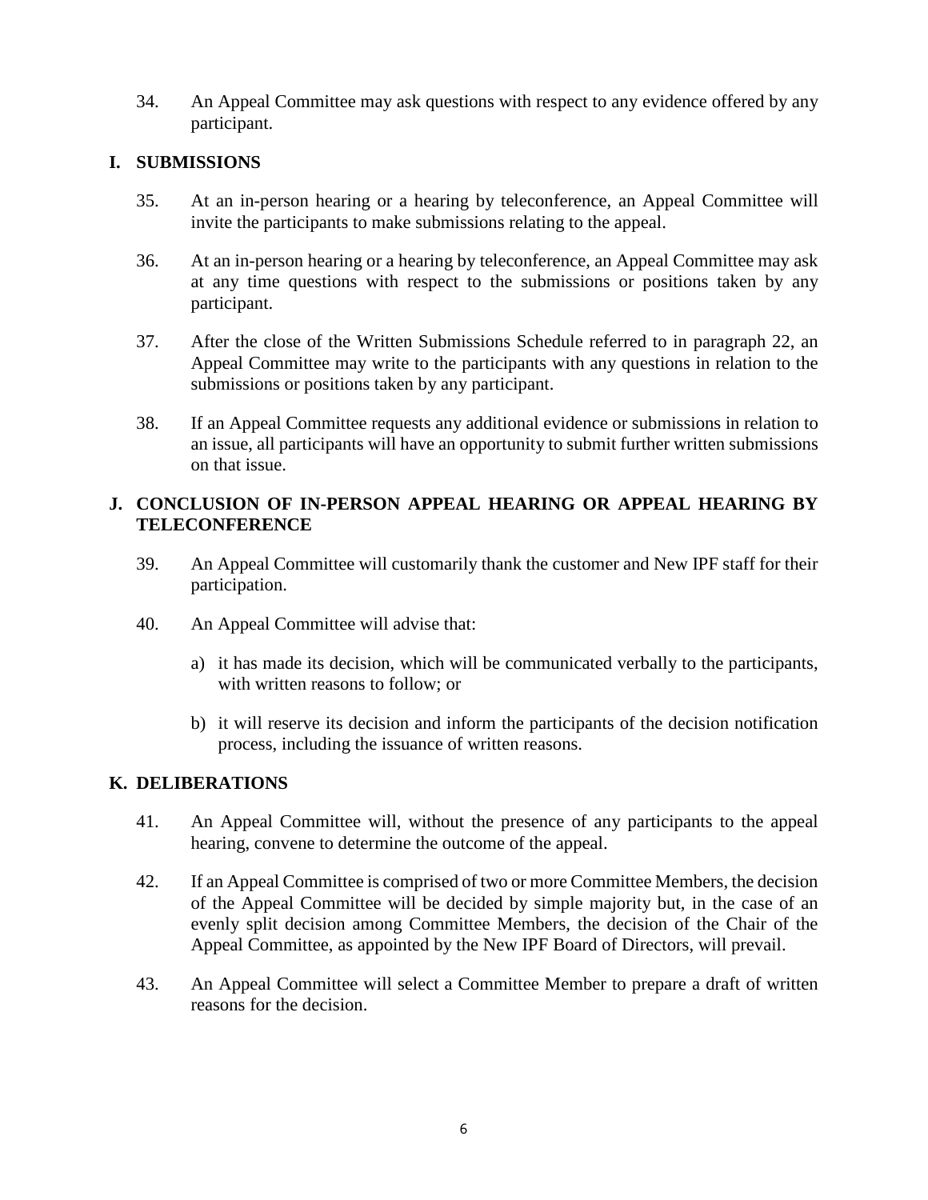34. An Appeal Committee may ask questions with respect to any evidence offered by any participant.

## I. SUBMISSIONS

35. At an in-person hearing or a hearing by teleconference, an Appeal Committee will invite the participants to make submissions relating to the appeal.

36. At an in-person hearing or a hearing by teleconference, an Appeal Committee may ask at any time questions with respect to the submissions or positions taken by any participant.

37. After the close of the Written Submissions Schedule referred to in paragraph 22, an Appeal Committee may write to the participants with any questions in relation to the submissions or positions taken by any participant.

38. If an Appeal Committee requests any additional evidence or submissions in relation to an issue, all participants will have an opportunity to submit further written submissions on that issue.

## J. CONCLUSION OF IN-PERSON APPEAL HEARING OR APPEAL HEARING BY TELECONFERENCE

39. An Appeal Committee will customarily thank the customer and New IPF staff for their participation.

40. An Appeal Committee will advise that:

   a) it has made its decision, which will be communicated verbally to the participants, with written reasons to follow; or

   b) it will reserve its decision and inform the participants of the decision notification process, including the issuance of written reasons.

## K. DELIBERATIONS

41. An Appeal Committee will, without the presence of any participants to the appeal hearing, convene to determine the outcome of the appeal.

42. If an Appeal Committee is comprised of two or more Committee Members, the decision of the Appeal Committee will be decided by simple majority but, in the case of an evenly split decision among Committee Members, the decision of the Chair of the Appeal Committee, as appointed by the New IPF Board of Directors, will prevail.

43. An Appeal Committee will select a Committee Member to prepare a draft of written reasons for the decision.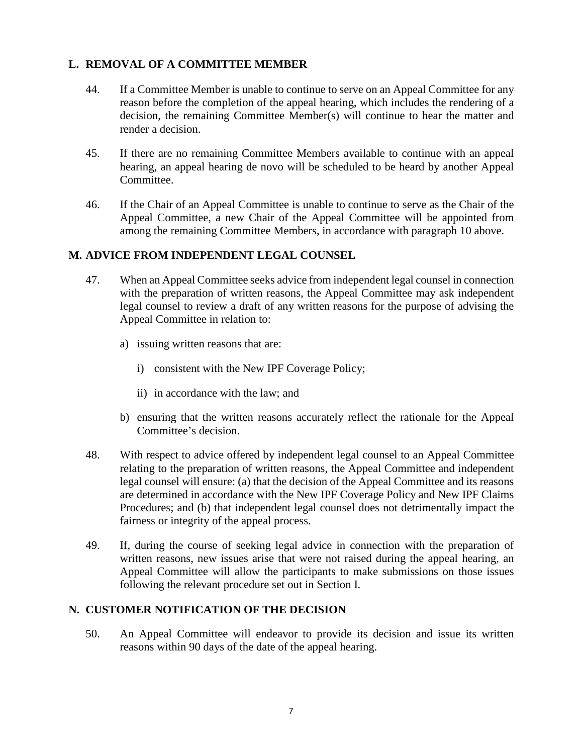## L. REMOVAL OF A COMMITTEE MEMBER

44. If a Committee Member is unable to continue to serve on an Appeal Committee for any reason before the completion of the appeal hearing, which includes the rendering of a decision, the remaining Committee Member(s) will continue to hear the matter and render a decision.

45. If there are no remaining Committee Members available to continue with an appeal hearing, an appeal hearing de novo will be scheduled to be heard by another Appeal Committee.

46. If the Chair of an Appeal Committee is unable to continue to serve as the Chair of the Appeal Committee, a new Chair of the Appeal Committee will be appointed from among the remaining Committee Members, in accordance with paragraph 10 above.

## M. ADVICE FROM INDEPENDENT LEGAL COUNSEL

47. When an Appeal Committee seeks advice from independent legal counsel in connection with the preparation of written reasons, the Appeal Committee may ask independent legal counsel to review a draft of any written reasons for the purpose of advising the Appeal Committee in relation to:

    a) issuing written reasons that are:

        i) consistent with the New IPF Coverage Policy;

        ii) in accordance with the law; and

    b) ensuring that the written reasons accurately reflect the rationale for the Appeal Committee's decision.

48. With respect to advice offered by independent legal counsel to an Appeal Committee relating to the preparation of written reasons, the Appeal Committee and independent legal counsel will ensure: (a) that the decision of the Appeal Committee and its reasons are determined in accordance with the New IPF Coverage Policy and New IPF Claims Procedures; and (b) that independent legal counsel does not detrimentally impact the fairness or integrity of the appeal process.

49. If, during the course of seeking legal advice in connection with the preparation of written reasons, new issues arise that were not raised during the appeal hearing, an Appeal Committee will allow the participants to make submissions on those issues following the relevant procedure set out in Section I.

## N. CUSTOMER NOTIFICATION OF THE DECISION

50. An Appeal Committee will endeavor to provide its decision and issue its written reasons within 90 days of the date of the appeal hearing.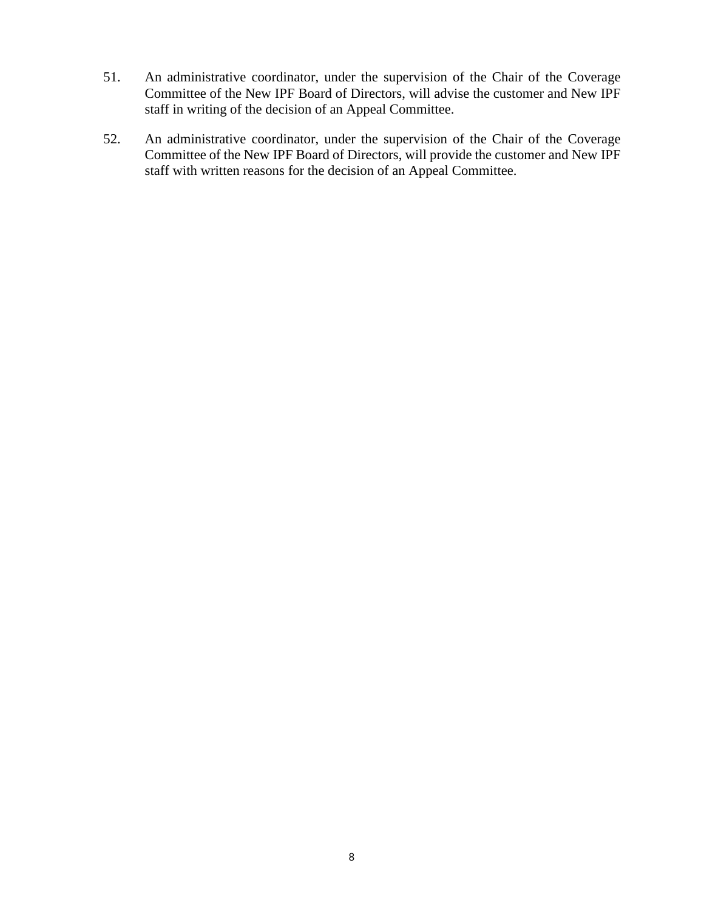51. An administrative coordinator, under the supervision of the Chair of the Coverage Committee of the New IPF Board of Directors, will advise the customer and New IPF staff in writing of the decision of an Appeal Committee.

52. An administrative coordinator, under the supervision of the Chair of the Coverage Committee of the New IPF Board of Directors, will provide the customer and New IPF staff with written reasons for the decision of an Appeal Committee.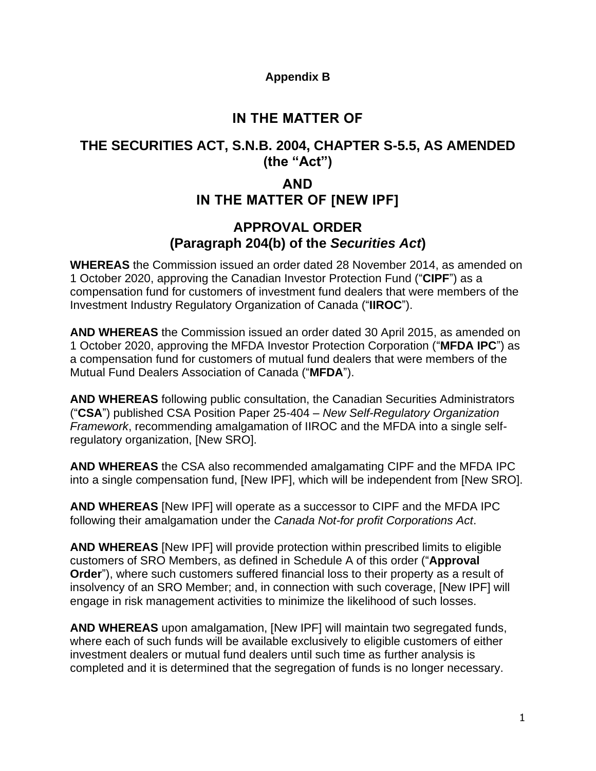**Appendix B**

# IN THE MATTER OF

## THE SECURITIES ACT, S.N.B. 2004, CHAPTER S-5.5, AS AMENDED (the "Act")

## AND
## IN THE MATTER OF [NEW IPF]

## APPROVAL ORDER
## (Paragraph 204(b) of the *Securities Act*)

**WHEREAS** the Commission issued an order dated 28 November 2014, as amended on 1 October 2020, approving the Canadian Investor Protection Fund ("**CIPF**") as a compensation fund for customers of investment fund dealers that were members of the Investment Industry Regulatory Organization of Canada ("**IIROC**").

**AND WHEREAS** the Commission issued an order dated 30 April 2015, as amended on 1 October 2020, approving the MFDA Investor Protection Corporation ("**MFDA IPC**") as a compensation fund for customers of mutual fund dealers that were members of the Mutual Fund Dealers Association of Canada ("**MFDA**").

**AND WHEREAS** following public consultation, the Canadian Securities Administrators ("**CSA**") published CSA Position Paper 25-404 – *New Self-Regulatory Organization Framework*, recommending amalgamation of IIROC and the MFDA into a single self-regulatory organization, [New SRO].

**AND WHEREAS** the CSA also recommended amalgamating CIPF and the MFDA IPC into a single compensation fund, [New IPF], which will be independent from [New SRO].

**AND WHEREAS** [New IPF] will operate as a successor to CIPF and the MFDA IPC following their amalgamation under the *Canada Not-for profit Corporations Act*.

**AND WHEREAS** [New IPF] will provide protection within prescribed limits to eligible customers of SRO Members, as defined in Schedule A of this order ("**Approval Order**"), where such customers suffered financial loss to their property as a result of insolvency of an SRO Member; and, in connection with such coverage, [New IPF] will engage in risk management activities to minimize the likelihood of such losses.

**AND WHEREAS** upon amalgamation, [New IPF] will maintain two segregated funds, where each of such funds will be available exclusively to eligible customers of either investment dealers or mutual fund dealers until such time as further analysis is completed and it is determined that the segregation of funds is no longer necessary.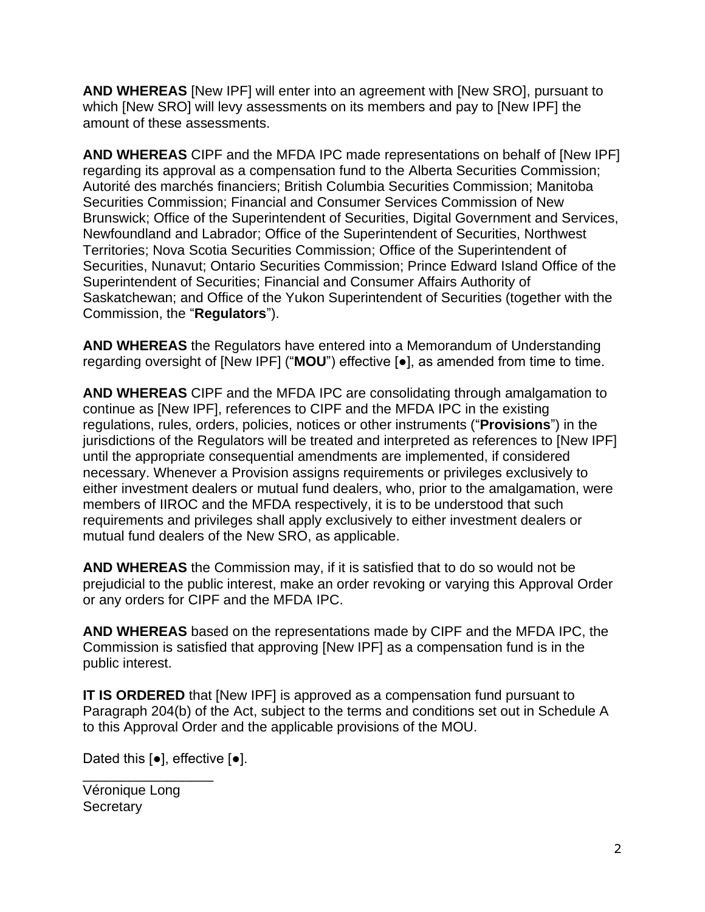**AND WHEREAS** [New IPF] will enter into an agreement with [New SRO], pursuant to which [New SRO] will levy assessments on its members and pay to [New IPF] the amount of these assessments.

**AND WHEREAS** CIPF and the MFDA IPC made representations on behalf of [New IPF] regarding its approval as a compensation fund to the Alberta Securities Commission; Autorité des marchés financiers; British Columbia Securities Commission; Manitoba Securities Commission; Financial and Consumer Services Commission of New Brunswick; Office of the Superintendent of Securities, Digital Government and Services, Newfoundland and Labrador; Office of the Superintendent of Securities, Northwest Territories; Nova Scotia Securities Commission; Office of the Superintendent of Securities, Nunavut; Ontario Securities Commission; Prince Edward Island Office of the Superintendent of Securities; Financial and Consumer Affairs Authority of Saskatchewan; and Office of the Yukon Superintendent of Securities (together with the Commission, the "**Regulators**").

**AND WHEREAS** the Regulators have entered into a Memorandum of Understanding regarding oversight of [New IPF] ("**MOU**") effective [●], as amended from time to time.

**AND WHEREAS** CIPF and the MFDA IPC are consolidating through amalgamation to continue as [New IPF], references to CIPF and the MFDA IPC in the existing regulations, rules, orders, policies, notices or other instruments ("**Provisions**") in the jurisdictions of the Regulators will be treated and interpreted as references to [New IPF] until the appropriate consequential amendments are implemented, if considered necessary. Whenever a Provision assigns requirements or privileges exclusively to either investment dealers or mutual fund dealers, who, prior to the amalgamation, were members of IIROC and the MFDA respectively, it is to be understood that such requirements and privileges shall apply exclusively to either investment dealers or mutual fund dealers of the New SRO, as applicable.

**AND WHEREAS** the Commission may, if it is satisfied that to do so would not be prejudicial to the public interest, make an order revoking or varying this Approval Order or any orders for CIPF and the MFDA IPC.

**AND WHEREAS** based on the representations made by CIPF and the MFDA IPC, the Commission is satisfied that approving [New IPF] as a compensation fund is in the public interest.

**IT IS ORDERED** that [New IPF] is approved as a compensation fund pursuant to Paragraph 204(b) of the Act, subject to the terms and conditions set out in Schedule A to this Approval Order and the applicable provisions of the MOU.

Dated this [●], effective [●].

_________________
Véronique Long
Secretary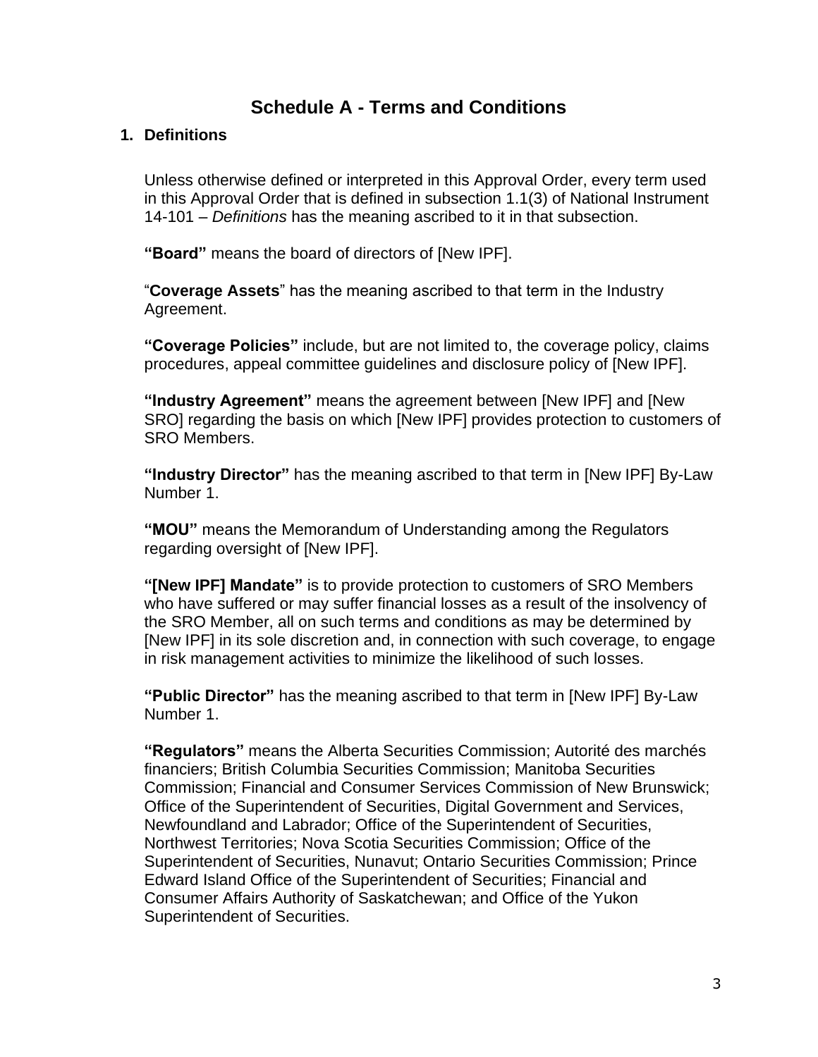# Schedule A - Terms and Conditions

## 1. Definitions

Unless otherwise defined or interpreted in this Approval Order, every term used in this Approval Order that is defined in subsection 1.1(3) of National Instrument 14-101 – *Definitions* has the meaning ascribed to it in that subsection.

**"Board"** means the board of directors of [New IPF].

"**Coverage Assets**" has the meaning ascribed to that term in the Industry Agreement.

**"Coverage Policies"** include, but are not limited to, the coverage policy, claims procedures, appeal committee guidelines and disclosure policy of [New IPF].

**"Industry Agreement"** means the agreement between [New IPF] and [New SRO] regarding the basis on which [New IPF] provides protection to customers of SRO Members.

**"Industry Director"** has the meaning ascribed to that term in [New IPF] By-Law Number 1.

**"MOU"** means the Memorandum of Understanding among the Regulators regarding oversight of [New IPF].

**"[New IPF] Mandate"** is to provide protection to customers of SRO Members who have suffered or may suffer financial losses as a result of the insolvency of the SRO Member, all on such terms and conditions as may be determined by [New IPF] in its sole discretion and, in connection with such coverage, to engage in risk management activities to minimize the likelihood of such losses.

**"Public Director"** has the meaning ascribed to that term in [New IPF] By-Law Number 1.

**"Regulators"** means the Alberta Securities Commission; Autorité des marchés financiers; British Columbia Securities Commission; Manitoba Securities Commission; Financial and Consumer Services Commission of New Brunswick; Office of the Superintendent of Securities, Digital Government and Services, Newfoundland and Labrador; Office of the Superintendent of Securities, Northwest Territories; Nova Scotia Securities Commission; Office of the Superintendent of Securities, Nunavut; Ontario Securities Commission; Prince Edward Island Office of the Superintendent of Securities; Financial and Consumer Affairs Authority of Saskatchewan; and Office of the Yukon Superintendent of Securities.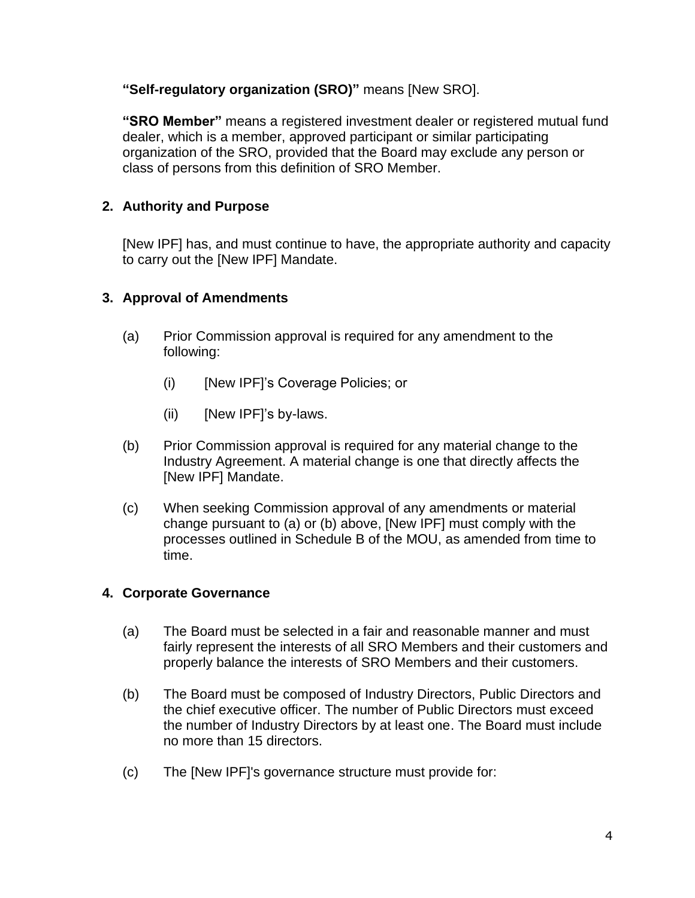**"Self-regulatory organization (SRO)"** means [New SRO].

**"SRO Member"** means a registered investment dealer or registered mutual fund dealer, which is a member, approved participant or similar participating organization of the SRO, provided that the Board may exclude any person or class of persons from this definition of SRO Member.

## 2. Authority and Purpose

[New IPF] has, and must continue to have, the appropriate authority and capacity to carry out the [New IPF] Mandate.

## 3. Approval of Amendments

(a) Prior Commission approval is required for any amendment to the following:

(i) [New IPF]'s Coverage Policies; or

(ii) [New IPF]'s by-laws.

(b) Prior Commission approval is required for any material change to the Industry Agreement. A material change is one that directly affects the [New IPF] Mandate.

(c) When seeking Commission approval of any amendments or material change pursuant to (a) or (b) above, [New IPF] must comply with the processes outlined in Schedule B of the MOU, as amended from time to time.

## 4. Corporate Governance

(a) The Board must be selected in a fair and reasonable manner and must fairly represent the interests of all SRO Members and their customers and properly balance the interests of SRO Members and their customers.

(b) The Board must be composed of Industry Directors, Public Directors and the chief executive officer. The number of Public Directors must exceed the number of Industry Directors by at least one. The Board must include no more than 15 directors.

(c) The [New IPF]'s governance structure must provide for: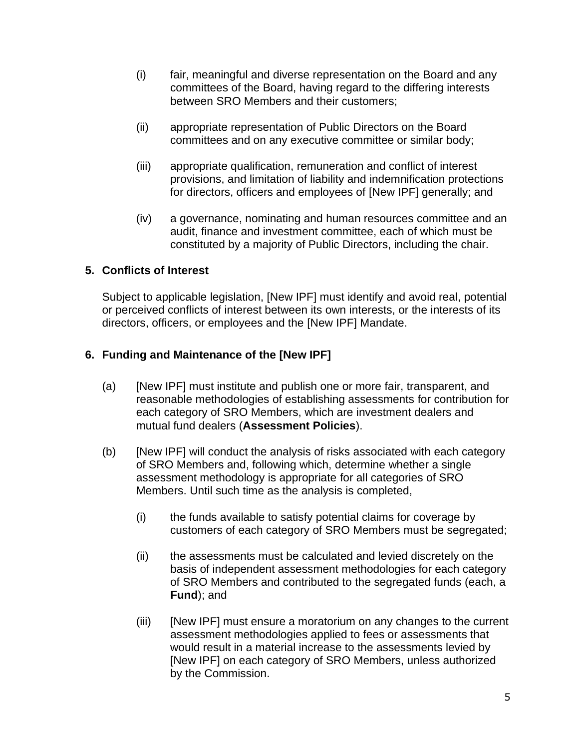(i) fair, meaningful and diverse representation on the Board and any committees of the Board, having regard to the differing interests between SRO Members and their customers;

(ii) appropriate representation of Public Directors on the Board committees and on any executive committee or similar body;

(iii) appropriate qualification, remuneration and conflict of interest provisions, and limitation of liability and indemnification protections for directors, officers and employees of [New IPF] generally; and

(iv) a governance, nominating and human resources committee and an audit, finance and investment committee, each of which must be constituted by a majority of Public Directors, including the chair.

### 5. Conflicts of Interest

Subject to applicable legislation, [New IPF] must identify and avoid real, potential or perceived conflicts of interest between its own interests, or the interests of its directors, officers, or employees and the [New IPF] Mandate.

### 6. Funding and Maintenance of the [New IPF]

(a) [New IPF] must institute and publish one or more fair, transparent, and reasonable methodologies of establishing assessments for contribution for each category of SRO Members, which are investment dealers and mutual fund dealers (**Assessment Policies**).

(b) [New IPF] will conduct the analysis of risks associated with each category of SRO Members and, following which, determine whether a single assessment methodology is appropriate for all categories of SRO Members. Until such time as the analysis is completed,

(i) the funds available to satisfy potential claims for coverage by customers of each category of SRO Members must be segregated;

(ii) the assessments must be calculated and levied discretely on the basis of independent assessment methodologies for each category of SRO Members and contributed to the segregated funds (each, a **Fund**); and

(iii) [New IPF] must ensure a moratorium on any changes to the current assessment methodologies applied to fees or assessments that would result in a material increase to the assessments levied by [New IPF] on each category of SRO Members, unless authorized by the Commission.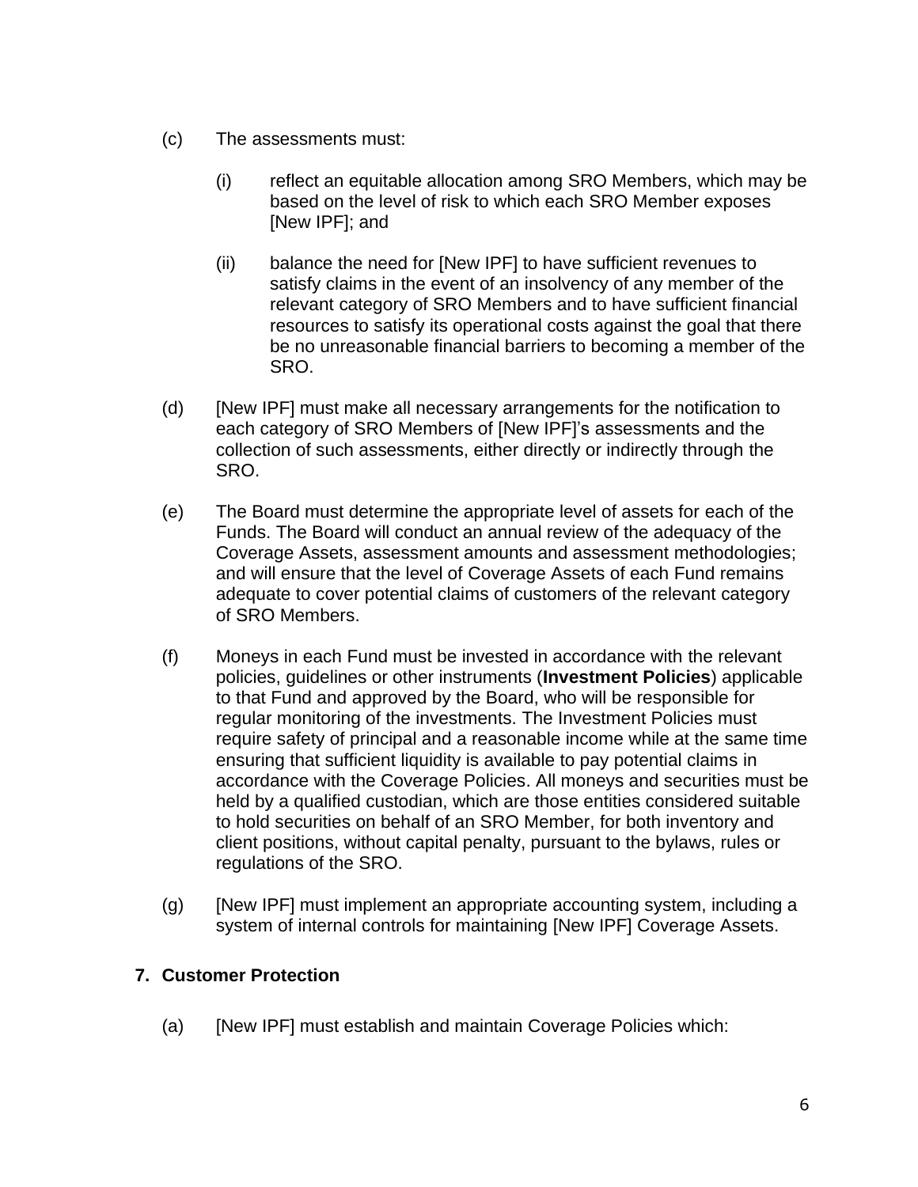(c) The assessments must:

(i) reflect an equitable allocation among SRO Members, which may be based on the level of risk to which each SRO Member exposes [New IPF]; and

(ii) balance the need for [New IPF] to have sufficient revenues to satisfy claims in the event of an insolvency of any member of the relevant category of SRO Members and to have sufficient financial resources to satisfy its operational costs against the goal that there be no unreasonable financial barriers to becoming a member of the SRO.

(d) [New IPF] must make all necessary arrangements for the notification to each category of SRO Members of [New IPF]'s assessments and the collection of such assessments, either directly or indirectly through the SRO.

(e) The Board must determine the appropriate level of assets for each of the Funds. The Board will conduct an annual review of the adequacy of the Coverage Assets, assessment amounts and assessment methodologies; and will ensure that the level of Coverage Assets of each Fund remains adequate to cover potential claims of customers of the relevant category of SRO Members.

(f) Moneys in each Fund must be invested in accordance with the relevant policies, guidelines or other instruments (**Investment Policies**) applicable to that Fund and approved by the Board, who will be responsible for regular monitoring of the investments. The Investment Policies must require safety of principal and a reasonable income while at the same time ensuring that sufficient liquidity is available to pay potential claims in accordance with the Coverage Policies. All moneys and securities must be held by a qualified custodian, which are those entities considered suitable to hold securities on behalf of an SRO Member, for both inventory and client positions, without capital penalty, pursuant to the bylaws, rules or regulations of the SRO.

(g) [New IPF] must implement an appropriate accounting system, including a system of internal controls for maintaining [New IPF] Coverage Assets.

## 7. Customer Protection

(a) [New IPF] must establish and maintain Coverage Policies which: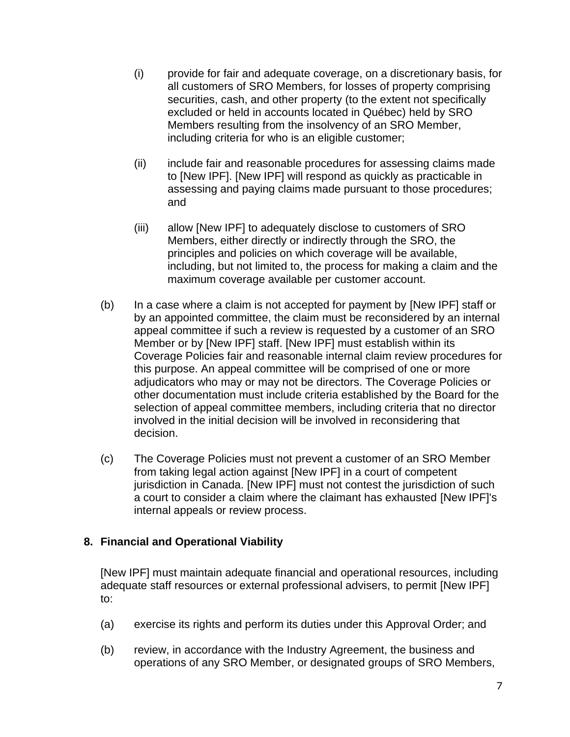(i) provide for fair and adequate coverage, on a discretionary basis, for all customers of SRO Members, for losses of property comprising securities, cash, and other property (to the extent not specifically excluded or held in accounts located in Québec) held by SRO Members resulting from the insolvency of an SRO Member, including criteria for who is an eligible customer;

(ii) include fair and reasonable procedures for assessing claims made to [New IPF]. [New IPF] will respond as quickly as practicable in assessing and paying claims made pursuant to those procedures; and

(iii) allow [New IPF] to adequately disclose to customers of SRO Members, either directly or indirectly through the SRO, the principles and policies on which coverage will be available, including, but not limited to, the process for making a claim and the maximum coverage available per customer account.

(b) In a case where a claim is not accepted for payment by [New IPF] staff or by an appointed committee, the claim must be reconsidered by an internal appeal committee if such a review is requested by a customer of an SRO Member or by [New IPF] staff. [New IPF] must establish within its Coverage Policies fair and reasonable internal claim review procedures for this purpose. An appeal committee will be comprised of one or more adjudicators who may or may not be directors. The Coverage Policies or other documentation must include criteria established by the Board for the selection of appeal committee members, including criteria that no director involved in the initial decision will be involved in reconsidering that decision.

(c) The Coverage Policies must not prevent a customer of an SRO Member from taking legal action against [New IPF] in a court of competent jurisdiction in Canada. [New IPF] must not contest the jurisdiction of such a court to consider a claim where the claimant has exhausted [New IPF]'s internal appeals or review process.

## 8. Financial and Operational Viability

[New IPF] must maintain adequate financial and operational resources, including adequate staff resources or external professional advisers, to permit [New IPF] to:

(a) exercise its rights and perform its duties under this Approval Order; and

(b) review, in accordance with the Industry Agreement, the business and operations of any SRO Member, or designated groups of SRO Members,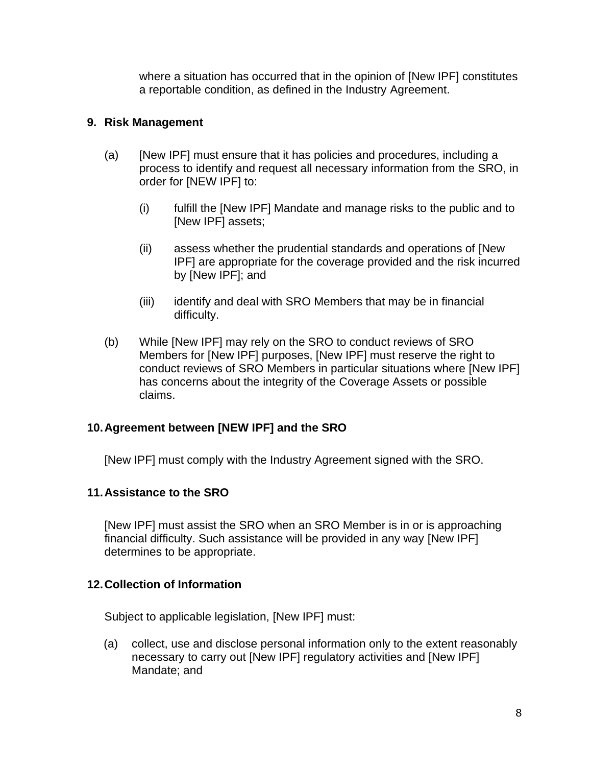where a situation has occurred that in the opinion of [New IPF] constitutes a reportable condition, as defined in the Industry Agreement.

**9. Risk Management**

(a) [New IPF] must ensure that it has policies and procedures, including a process to identify and request all necessary information from the SRO, in order for [NEW IPF] to:

  (i) fulfill the [New IPF] Mandate and manage risks to the public and to [New IPF] assets;

  (ii) assess whether the prudential standards and operations of [New IPF] are appropriate for the coverage provided and the risk incurred by [New IPF]; and

  (iii) identify and deal with SRO Members that may be in financial difficulty.

(b) While [New IPF] may rely on the SRO to conduct reviews of SRO Members for [New IPF] purposes, [New IPF] must reserve the right to conduct reviews of SRO Members in particular situations where [New IPF] has concerns about the integrity of the Coverage Assets or possible claims.

**10. Agreement between [NEW IPF] and the SRO**

[New IPF] must comply with the Industry Agreement signed with the SRO.

**11. Assistance to the SRO**

[New IPF] must assist the SRO when an SRO Member is in or is approaching financial difficulty. Such assistance will be provided in any way [New IPF] determines to be appropriate.

**12. Collection of Information**

Subject to applicable legislation, [New IPF] must:

(a) collect, use and disclose personal information only to the extent reasonably necessary to carry out [New IPF] regulatory activities and [New IPF] Mandate; and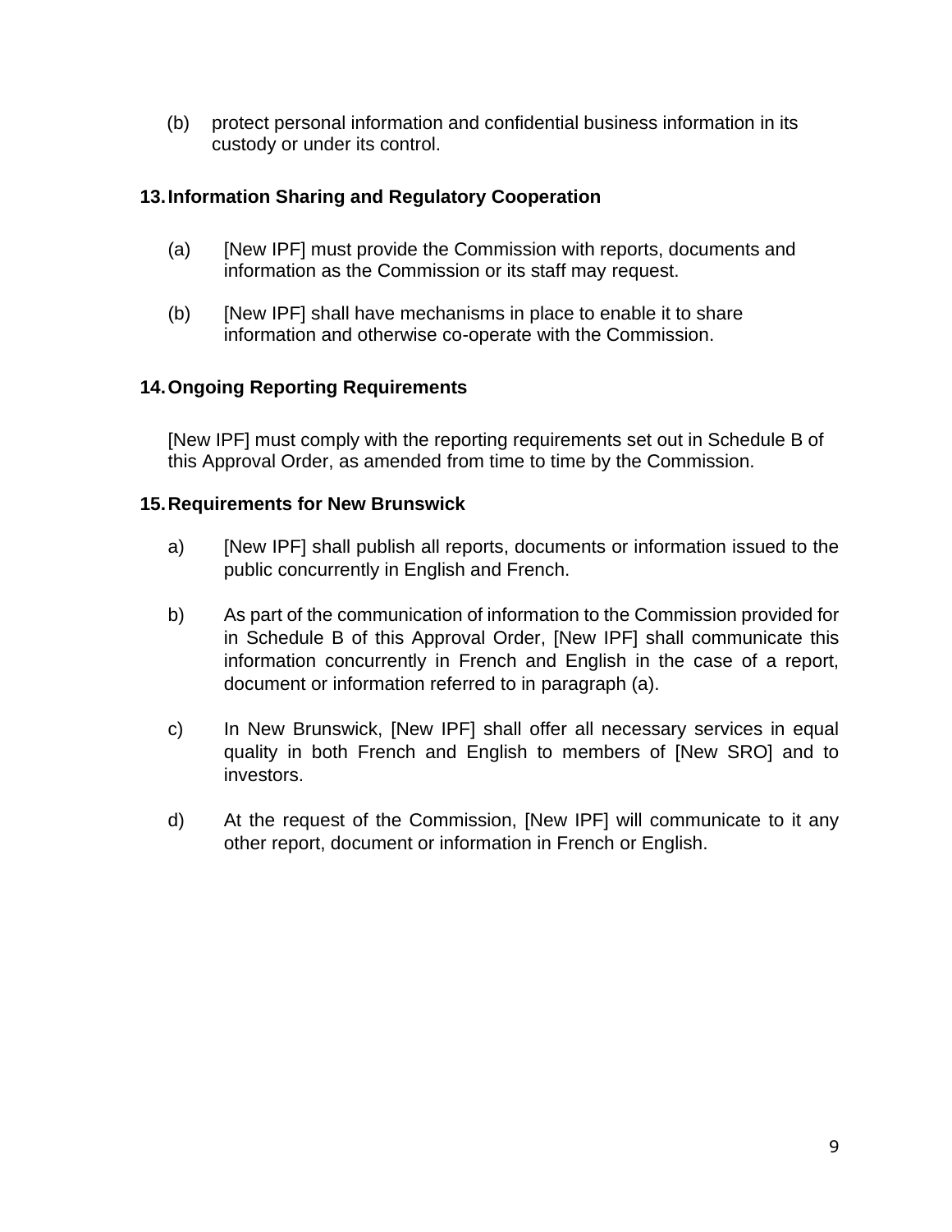(b) protect personal information and confidential business information in its custody or under its control.

## 13. Information Sharing and Regulatory Cooperation

(a) [New IPF] must provide the Commission with reports, documents and information as the Commission or its staff may request.

(b) [New IPF] shall have mechanisms in place to enable it to share information and otherwise co-operate with the Commission.

## 14. Ongoing Reporting Requirements

[New IPF] must comply with the reporting requirements set out in Schedule B of this Approval Order, as amended from time to time by the Commission.

## 15. Requirements for New Brunswick

a) [New IPF] shall publish all reports, documents or information issued to the public concurrently in English and French.

b) As part of the communication of information to the Commission provided for in Schedule B of this Approval Order, [New IPF] shall communicate this information concurrently in French and English in the case of a report, document or information referred to in paragraph (a).

c) In New Brunswick, [New IPF] shall offer all necessary services in equal quality in both French and English to members of [New SRO] and to investors.

d) At the request of the Commission, [New IPF] will communicate to it any other report, document or information in French or English.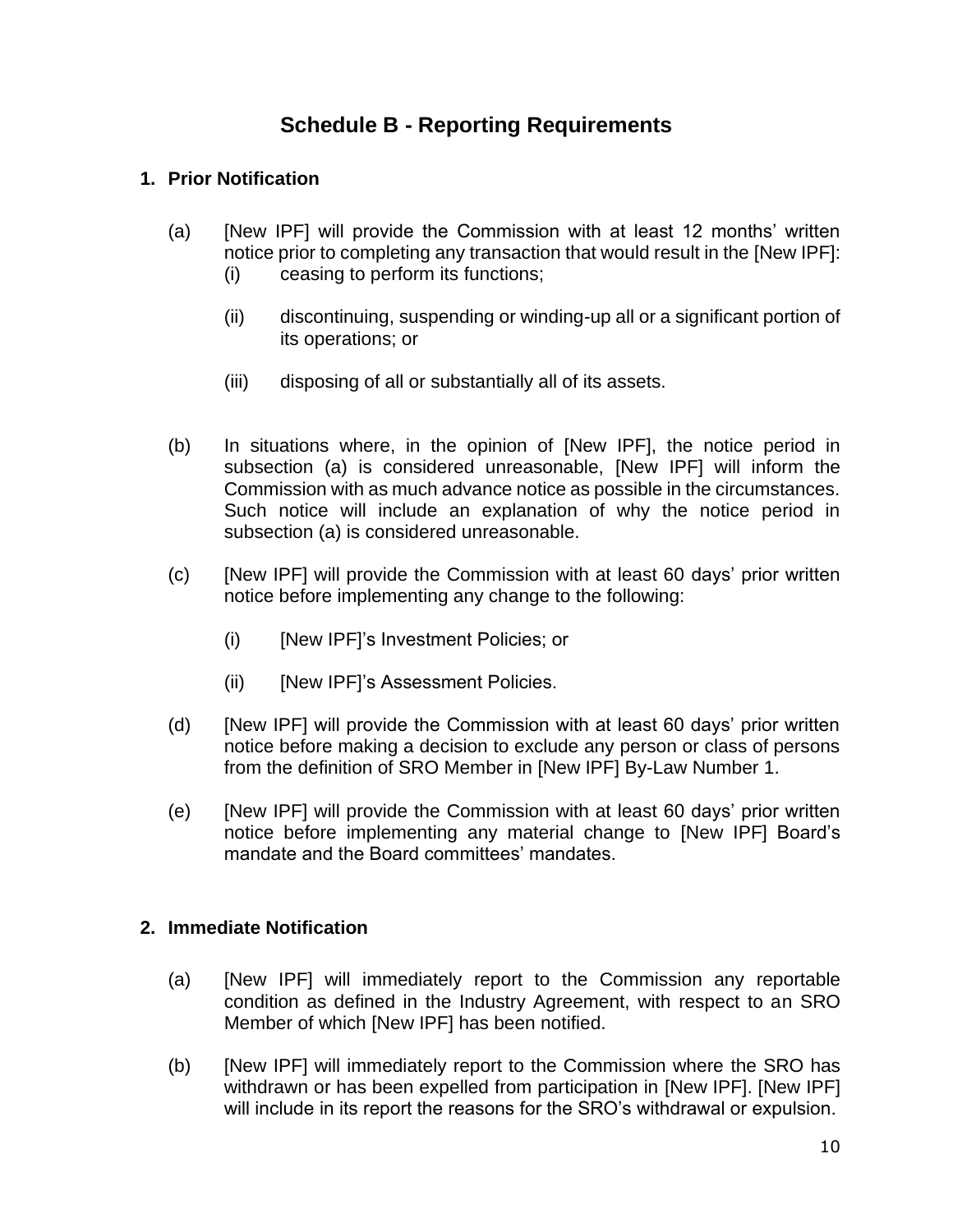# Schedule B - Reporting Requirements

## 1. Prior Notification

(a) [New IPF] will provide the Commission with at least 12 months' written notice prior to completing any transaction that would result in the [New IPF]:

  (i) ceasing to perform its functions;

  (ii) discontinuing, suspending or winding-up all or a significant portion of its operations; or

  (iii) disposing of all or substantially all of its assets.

(b) In situations where, in the opinion of [New IPF], the notice period in subsection (a) is considered unreasonable, [New IPF] will inform the Commission with as much advance notice as possible in the circumstances. Such notice will include an explanation of why the notice period in subsection (a) is considered unreasonable.

(c) [New IPF] will provide the Commission with at least 60 days' prior written notice before implementing any change to the following:

  (i) [New IPF]'s Investment Policies; or

  (ii) [New IPF]'s Assessment Policies.

(d) [New IPF] will provide the Commission with at least 60 days' prior written notice before making a decision to exclude any person or class of persons from the definition of SRO Member in [New IPF] By-Law Number 1.

(e) [New IPF] will provide the Commission with at least 60 days' prior written notice before implementing any material change to [New IPF] Board's mandate and the Board committees' mandates.

## 2. Immediate Notification

(a) [New IPF] will immediately report to the Commission any reportable condition as defined in the Industry Agreement, with respect to an SRO Member of which [New IPF] has been notified.

(b) [New IPF] will immediately report to the Commission where the SRO has withdrawn or has been expelled from participation in [New IPF]. [New IPF] will include in its report the reasons for the SRO's withdrawal or expulsion.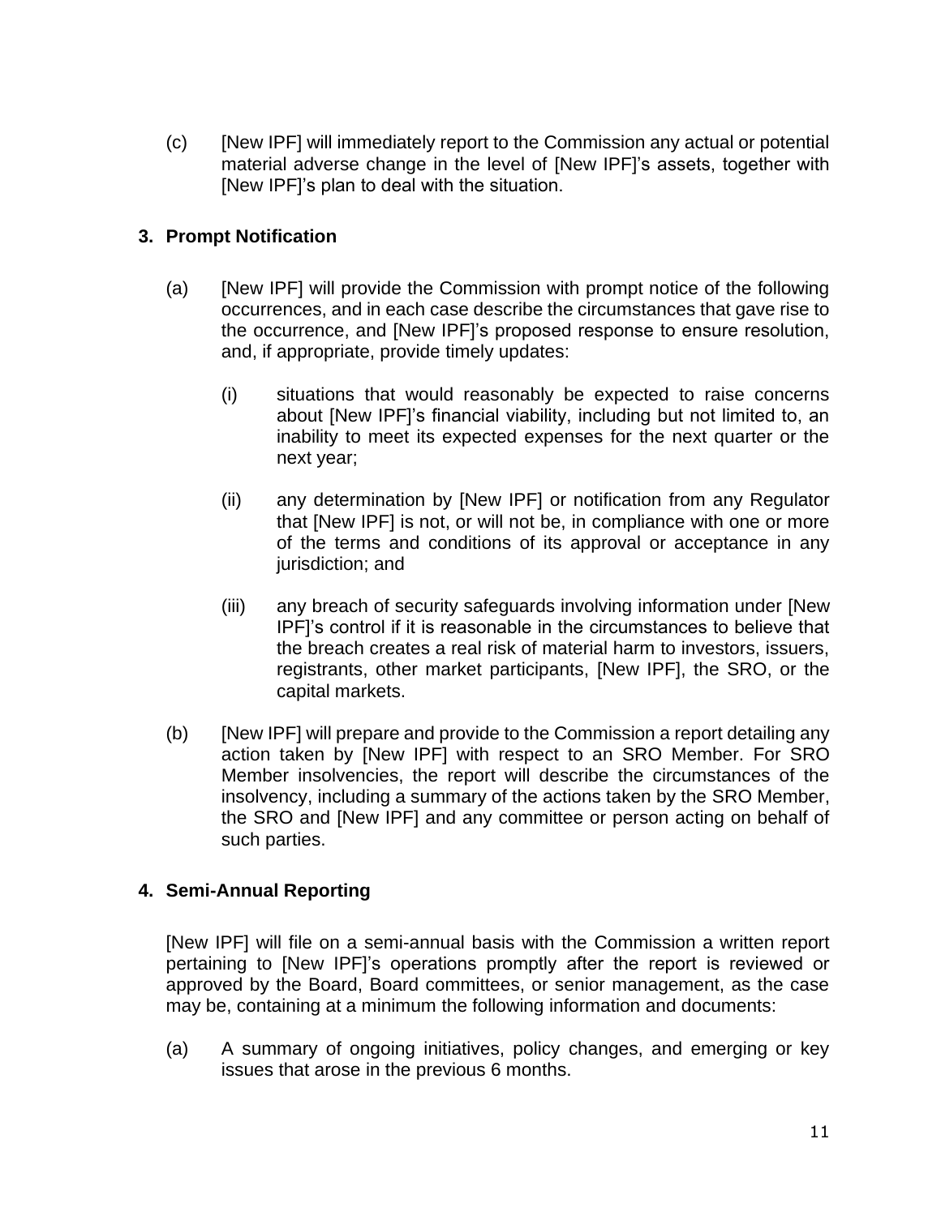(c) [New IPF] will immediately report to the Commission any actual or potential material adverse change in the level of [New IPF]'s assets, together with [New IPF]'s plan to deal with the situation.

## 3. Prompt Notification

(a) [New IPF] will provide the Commission with prompt notice of the following occurrences, and in each case describe the circumstances that gave rise to the occurrence, and [New IPF]'s proposed response to ensure resolution, and, if appropriate, provide timely updates:

   (i) situations that would reasonably be expected to raise concerns about [New IPF]'s financial viability, including but not limited to, an inability to meet its expected expenses for the next quarter or the next year;

   (ii) any determination by [New IPF] or notification from any Regulator that [New IPF] is not, or will not be, in compliance with one or more of the terms and conditions of its approval or acceptance in any jurisdiction; and

   (iii) any breach of security safeguards involving information under [New IPF]'s control if it is reasonable in the circumstances to believe that the breach creates a real risk of material harm to investors, issuers, registrants, other market participants, [New IPF], the SRO, or the capital markets.

(b) [New IPF] will prepare and provide to the Commission a report detailing any action taken by [New IPF] with respect to an SRO Member. For SRO Member insolvencies, the report will describe the circumstances of the insolvency, including a summary of the actions taken by the SRO Member, the SRO and [New IPF] and any committee or person acting on behalf of such parties.

## 4. Semi-Annual Reporting

[New IPF] will file on a semi-annual basis with the Commission a written report pertaining to [New IPF]'s operations promptly after the report is reviewed or approved by the Board, Board committees, or senior management, as the case may be, containing at a minimum the following information and documents:

(a) A summary of ongoing initiatives, policy changes, and emerging or key issues that arose in the previous 6 months.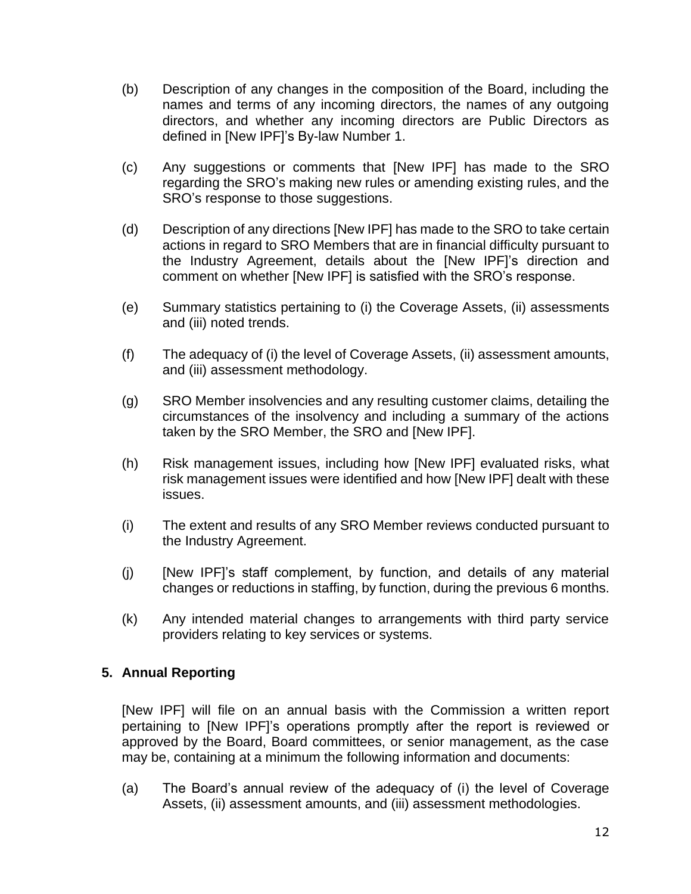(b) Description of any changes in the composition of the Board, including the names and terms of any incoming directors, the names of any outgoing directors, and whether any incoming directors are Public Directors as defined in [New IPF]'s By-law Number 1.

(c) Any suggestions or comments that [New IPF] has made to the SRO regarding the SRO's making new rules or amending existing rules, and the SRO's response to those suggestions.

(d) Description of any directions [New IPF] has made to the SRO to take certain actions in regard to SRO Members that are in financial difficulty pursuant to the Industry Agreement, details about the [New IPF]'s direction and comment on whether [New IPF] is satisfied with the SRO's response.

(e) Summary statistics pertaining to (i) the Coverage Assets, (ii) assessments and (iii) noted trends.

(f) The adequacy of (i) the level of Coverage Assets, (ii) assessment amounts, and (iii) assessment methodology.

(g) SRO Member insolvencies and any resulting customer claims, detailing the circumstances of the insolvency and including a summary of the actions taken by the SRO Member, the SRO and [New IPF].

(h) Risk management issues, including how [New IPF] evaluated risks, what risk management issues were identified and how [New IPF] dealt with these issues.

(i) The extent and results of any SRO Member reviews conducted pursuant to the Industry Agreement.

(j) [New IPF]'s staff complement, by function, and details of any material changes or reductions in staffing, by function, during the previous 6 months.

(k) Any intended material changes to arrangements with third party service providers relating to key services or systems.

## 5. Annual Reporting

[New IPF] will file on an annual basis with the Commission a written report pertaining to [New IPF]'s operations promptly after the report is reviewed or approved by the Board, Board committees, or senior management, as the case may be, containing at a minimum the following information and documents:

(a) The Board's annual review of the adequacy of (i) the level of Coverage Assets, (ii) assessment amounts, and (iii) assessment methodologies.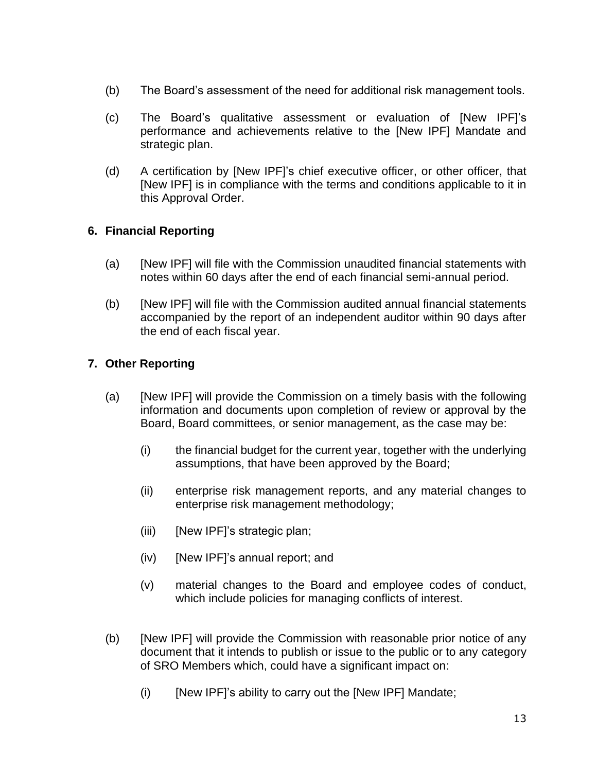(b) The Board's assessment of the need for additional risk management tools.

(c) The Board's qualitative assessment or evaluation of [New IPF]'s performance and achievements relative to the [New IPF] Mandate and strategic plan.

(d) A certification by [New IPF]'s chief executive officer, or other officer, that [New IPF] is in compliance with the terms and conditions applicable to it in this Approval Order.

### 6. Financial Reporting

(a) [New IPF] will file with the Commission unaudited financial statements with notes within 60 days after the end of each financial semi-annual period.

(b) [New IPF] will file with the Commission audited annual financial statements accompanied by the report of an independent auditor within 90 days after the end of each fiscal year.

### 7. Other Reporting

(a) [New IPF] will provide the Commission on a timely basis with the following information and documents upon completion of review or approval by the Board, Board committees, or senior management, as the case may be:

(i) the financial budget for the current year, together with the underlying assumptions, that have been approved by the Board;

(ii) enterprise risk management reports, and any material changes to enterprise risk management methodology;

(iii) [New IPF]'s strategic plan;

(iv) [New IPF]'s annual report; and

(v) material changes to the Board and employee codes of conduct, which include policies for managing conflicts of interest.

(b) [New IPF] will provide the Commission with reasonable prior notice of any document that it intends to publish or issue to the public or to any category of SRO Members which, could have a significant impact on:

(i) [New IPF]'s ability to carry out the [New IPF] Mandate;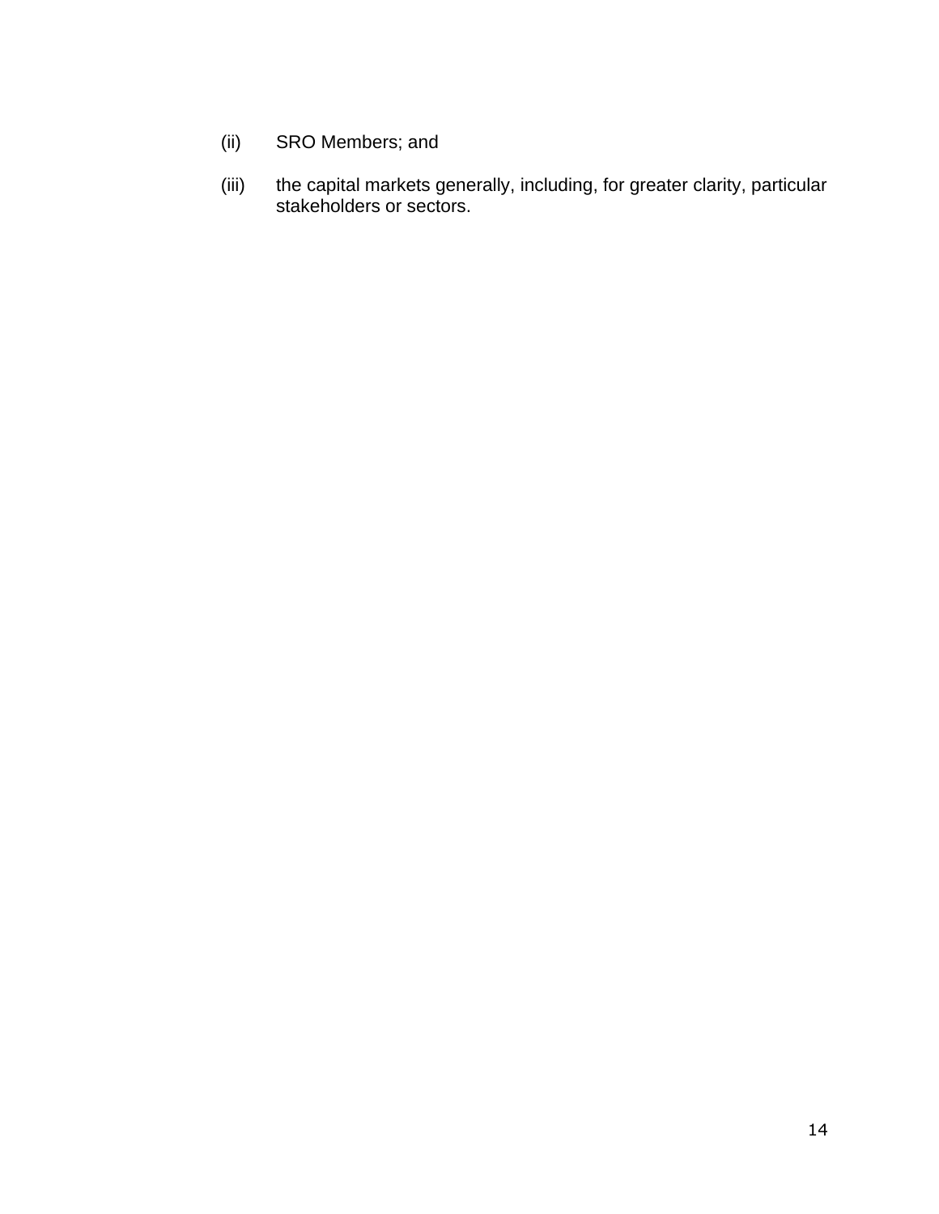(ii) SRO Members; and

(iii) the capital markets generally, including, for greater clarity, particular stakeholders or sectors.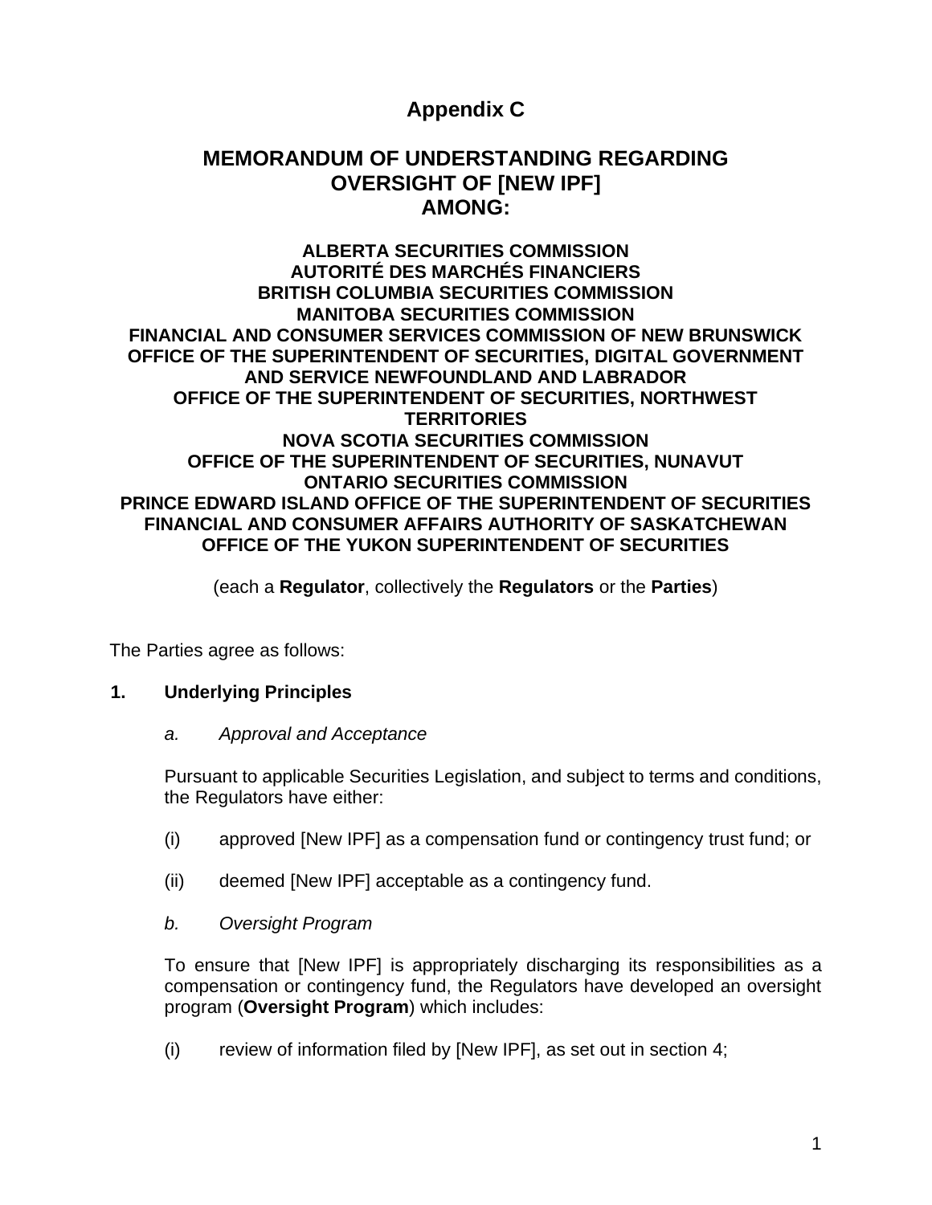# Appendix C

## MEMORANDUM OF UNDERSTANDING REGARDING OVERSIGHT OF [NEW IPF] AMONG:

**ALBERTA SECURITIES COMMISSION**
**AUTORITÉ DES MARCHÉS FINANCIERS**
**BRITISH COLUMBIA SECURITIES COMMISSION**
**MANITOBA SECURITIES COMMISSION**
**FINANCIAL AND CONSUMER SERVICES COMMISSION OF NEW BRUNSWICK**
**OFFICE OF THE SUPERINTENDENT OF SECURITIES, DIGITAL GOVERNMENT AND SERVICE NEWFOUNDLAND AND LABRADOR**
**OFFICE OF THE SUPERINTENDENT OF SECURITIES, NORTHWEST TERRITORIES**
**NOVA SCOTIA SECURITIES COMMISSION**
**OFFICE OF THE SUPERINTENDENT OF SECURITIES, NUNAVUT**
**ONTARIO SECURITIES COMMISSION**
**PRINCE EDWARD ISLAND OFFICE OF THE SUPERINTENDENT OF SECURITIES**
**FINANCIAL AND CONSUMER AFFAIRS AUTHORITY OF SASKATCHEWAN**
**OFFICE OF THE YUKON SUPERINTENDENT OF SECURITIES**

(each a **Regulator**, collectively the **Regulators** or the **Parties**)

The Parties agree as follows:

**1. Underlying Principles**

*a. Approval and Acceptance*

Pursuant to applicable Securities Legislation, and subject to terms and conditions, the Regulators have either:

(i) approved [New IPF] as a compensation fund or contingency trust fund; or

(ii) deemed [New IPF] acceptable as a contingency fund.

*b. Oversight Program*

To ensure that [New IPF] is appropriately discharging its responsibilities as a compensation or contingency fund, the Regulators have developed an oversight program (**Oversight Program**) which includes:

(i) review of information filed by [New IPF], as set out in section 4;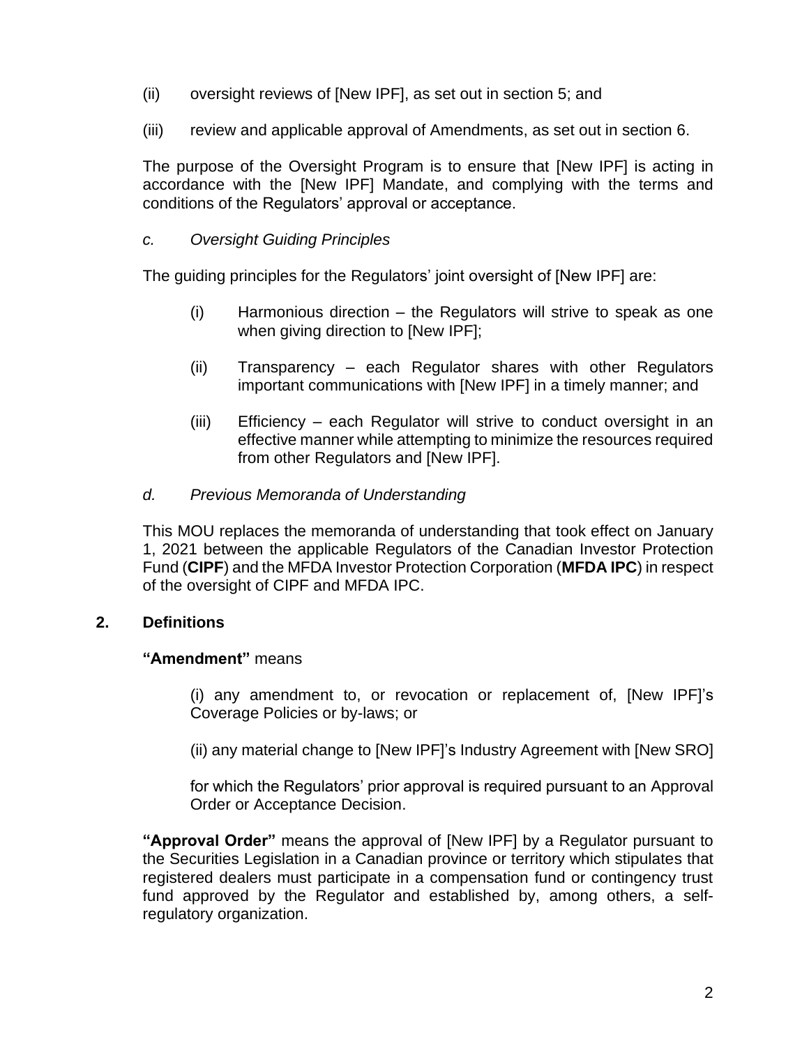(ii) oversight reviews of [New IPF], as set out in section 5; and

(iii) review and applicable approval of Amendments, as set out in section 6.

The purpose of the Oversight Program is to ensure that [New IPF] is acting in accordance with the [New IPF] Mandate, and complying with the terms and conditions of the Regulators' approval or acceptance.

*c. Oversight Guiding Principles*

The guiding principles for the Regulators' joint oversight of [New IPF] are:

(i) Harmonious direction – the Regulators will strive to speak as one when giving direction to [New IPF];

(ii) Transparency – each Regulator shares with other Regulators important communications with [New IPF] in a timely manner; and

(iii) Efficiency – each Regulator will strive to conduct oversight in an effective manner while attempting to minimize the resources required from other Regulators and [New IPF].

*d. Previous Memoranda of Understanding*

This MOU replaces the memoranda of understanding that took effect on January 1, 2021 between the applicable Regulators of the Canadian Investor Protection Fund (**CIPF**) and the MFDA Investor Protection Corporation (**MFDA IPC**) in respect of the oversight of CIPF and MFDA IPC.

## 2. Definitions

**"Amendment"** means

(i) any amendment to, or revocation or replacement of, [New IPF]'s Coverage Policies or by-laws; or

(ii) any material change to [New IPF]'s Industry Agreement with [New SRO]

for which the Regulators' prior approval is required pursuant to an Approval Order or Acceptance Decision.

**"Approval Order"** means the approval of [New IPF] by a Regulator pursuant to the Securities Legislation in a Canadian province or territory which stipulates that registered dealers must participate in a compensation fund or contingency trust fund approved by the Regulator and established by, among others, a self-regulatory organization.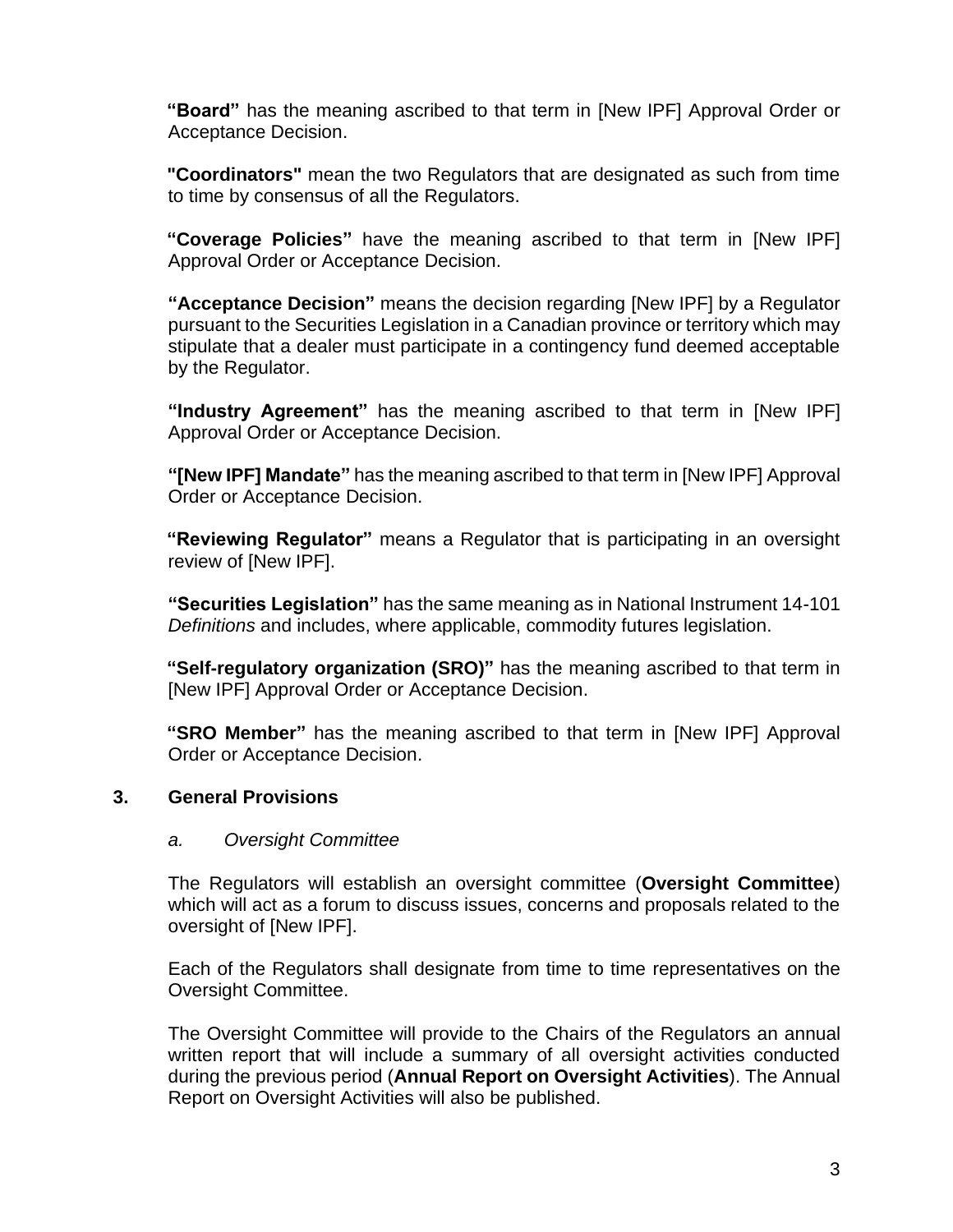**"Board"** has the meaning ascribed to that term in [New IPF] Approval Order or Acceptance Decision.

**"Coordinators"** mean the two Regulators that are designated as such from time to time by consensus of all the Regulators.

**"Coverage Policies"** have the meaning ascribed to that term in [New IPF] Approval Order or Acceptance Decision.

**"Acceptance Decision"** means the decision regarding [New IPF] by a Regulator pursuant to the Securities Legislation in a Canadian province or territory which may stipulate that a dealer must participate in a contingency fund deemed acceptable by the Regulator.

**"Industry Agreement"** has the meaning ascribed to that term in [New IPF] Approval Order or Acceptance Decision.

**"[New IPF] Mandate"** has the meaning ascribed to that term in [New IPF] Approval Order or Acceptance Decision.

**"Reviewing Regulator"** means a Regulator that is participating in an oversight review of [New IPF].

**"Securities Legislation"** has the same meaning as in National Instrument 14-101 *Definitions* and includes, where applicable, commodity futures legislation.

**"Self-regulatory organization (SRO)"** has the meaning ascribed to that term in [New IPF] Approval Order or Acceptance Decision.

**"SRO Member"** has the meaning ascribed to that term in [New IPF] Approval Order or Acceptance Decision.

## 3. General Provisions

### *a. Oversight Committee*

The Regulators will establish an oversight committee (**Oversight Committee**) which will act as a forum to discuss issues, concerns and proposals related to the oversight of [New IPF].

Each of the Regulators shall designate from time to time representatives on the Oversight Committee.

The Oversight Committee will provide to the Chairs of the Regulators an annual written report that will include a summary of all oversight activities conducted during the previous period (**Annual Report on Oversight Activities**). The Annual Report on Oversight Activities will also be published.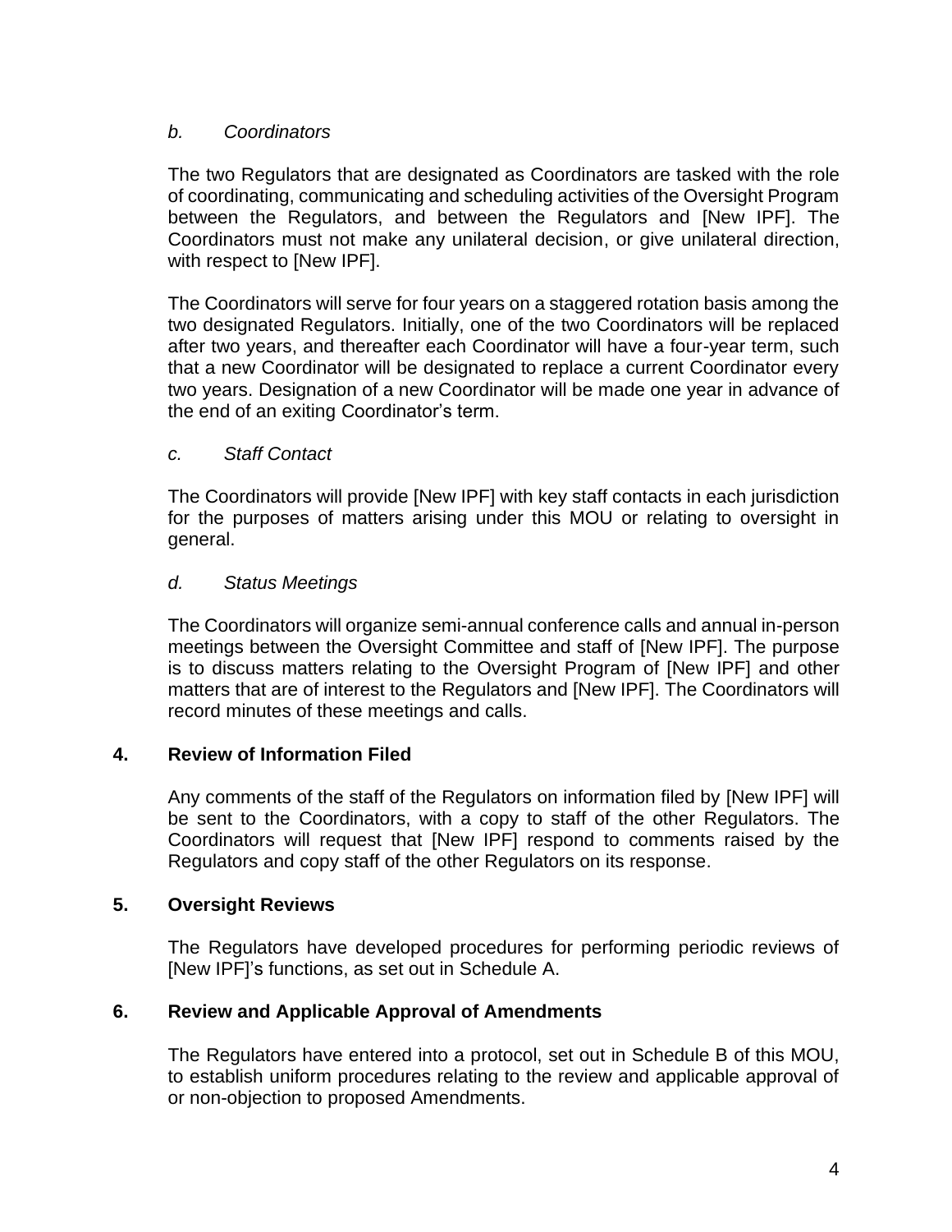*b. Coordinators*

The two Regulators that are designated as Coordinators are tasked with the role of coordinating, communicating and scheduling activities of the Oversight Program between the Regulators, and between the Regulators and [New IPF]. The Coordinators must not make any unilateral decision, or give unilateral direction, with respect to [New IPF].

The Coordinators will serve for four years on a staggered rotation basis among the two designated Regulators. Initially, one of the two Coordinators will be replaced after two years, and thereafter each Coordinator will have a four-year term, such that a new Coordinator will be designated to replace a current Coordinator every two years. Designation of a new Coordinator will be made one year in advance of the end of an exiting Coordinator's term.

*c. Staff Contact*

The Coordinators will provide [New IPF] with key staff contacts in each jurisdiction for the purposes of matters arising under this MOU or relating to oversight in general.

*d. Status Meetings*

The Coordinators will organize semi-annual conference calls and annual in-person meetings between the Oversight Committee and staff of [New IPF]. The purpose is to discuss matters relating to the Oversight Program of [New IPF] and other matters that are of interest to the Regulators and [New IPF]. The Coordinators will record minutes of these meetings and calls.

## 4. Review of Information Filed

Any comments of the staff of the Regulators on information filed by [New IPF] will be sent to the Coordinators, with a copy to staff of the other Regulators. The Coordinators will request that [New IPF] respond to comments raised by the Regulators and copy staff of the other Regulators on its response.

## 5. Oversight Reviews

The Regulators have developed procedures for performing periodic reviews of [New IPF]'s functions, as set out in Schedule A.

## 6. Review and Applicable Approval of Amendments

The Regulators have entered into a protocol, set out in Schedule B of this MOU, to establish uniform procedures relating to the review and applicable approval of or non-objection to proposed Amendments.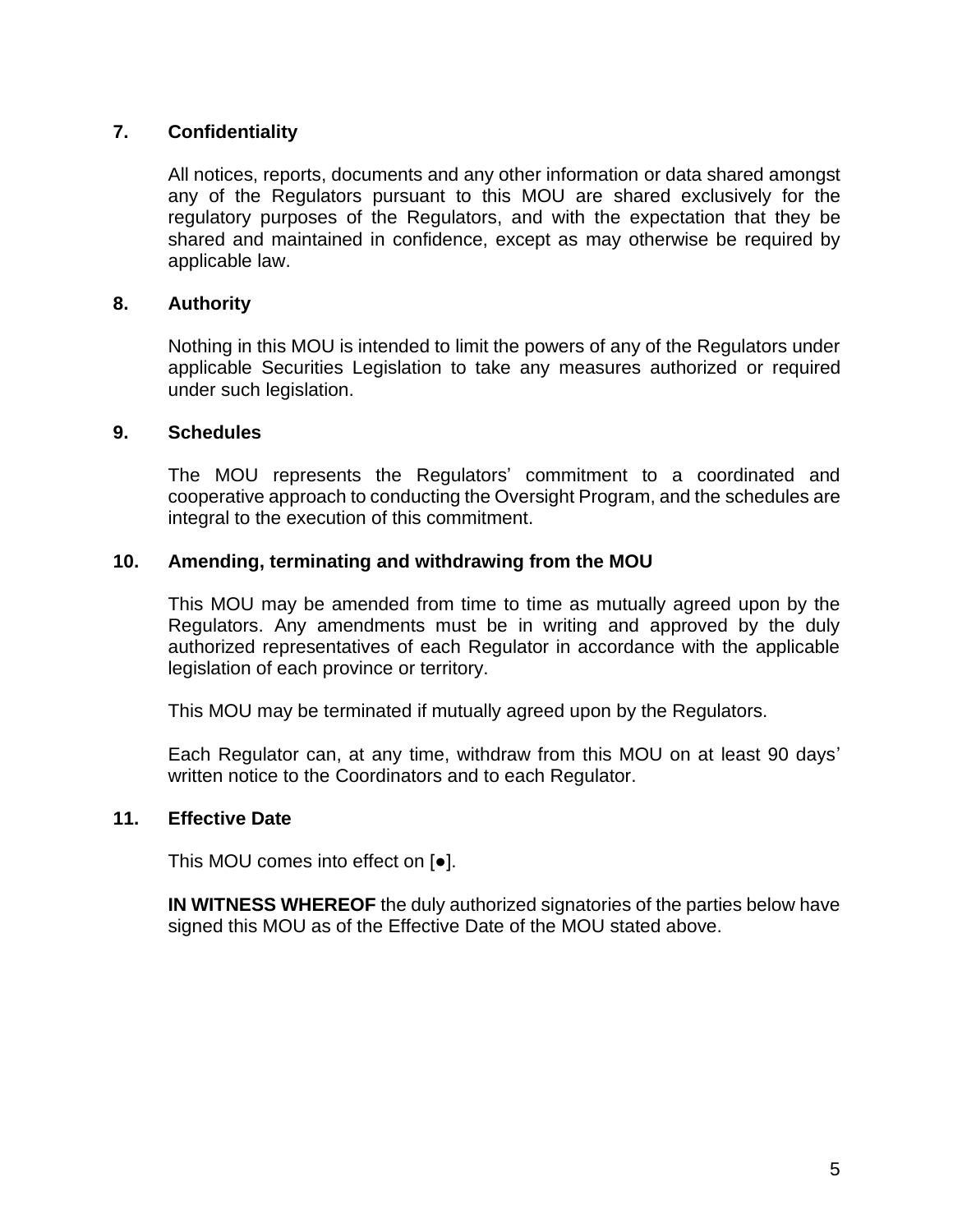## 7. Confidentiality

All notices, reports, documents and any other information or data shared amongst any of the Regulators pursuant to this MOU are shared exclusively for the regulatory purposes of the Regulators, and with the expectation that they be shared and maintained in confidence, except as may otherwise be required by applicable law.

## 8. Authority

Nothing in this MOU is intended to limit the powers of any of the Regulators under applicable Securities Legislation to take any measures authorized or required under such legislation.

## 9. Schedules

The MOU represents the Regulators' commitment to a coordinated and cooperative approach to conducting the Oversight Program, and the schedules are integral to the execution of this commitment.

## 10. Amending, terminating and withdrawing from the MOU

This MOU may be amended from time to time as mutually agreed upon by the Regulators. Any amendments must be in writing and approved by the duly authorized representatives of each Regulator in accordance with the applicable legislation of each province or territory.

This MOU may be terminated if mutually agreed upon by the Regulators.

Each Regulator can, at any time, withdraw from this MOU on at least 90 days' written notice to the Coordinators and to each Regulator.

## 11. Effective Date

This MOU comes into effect on [●].

**IN WITNESS WHEREOF** the duly authorized signatories of the parties below have signed this MOU as of the Effective Date of the MOU stated above.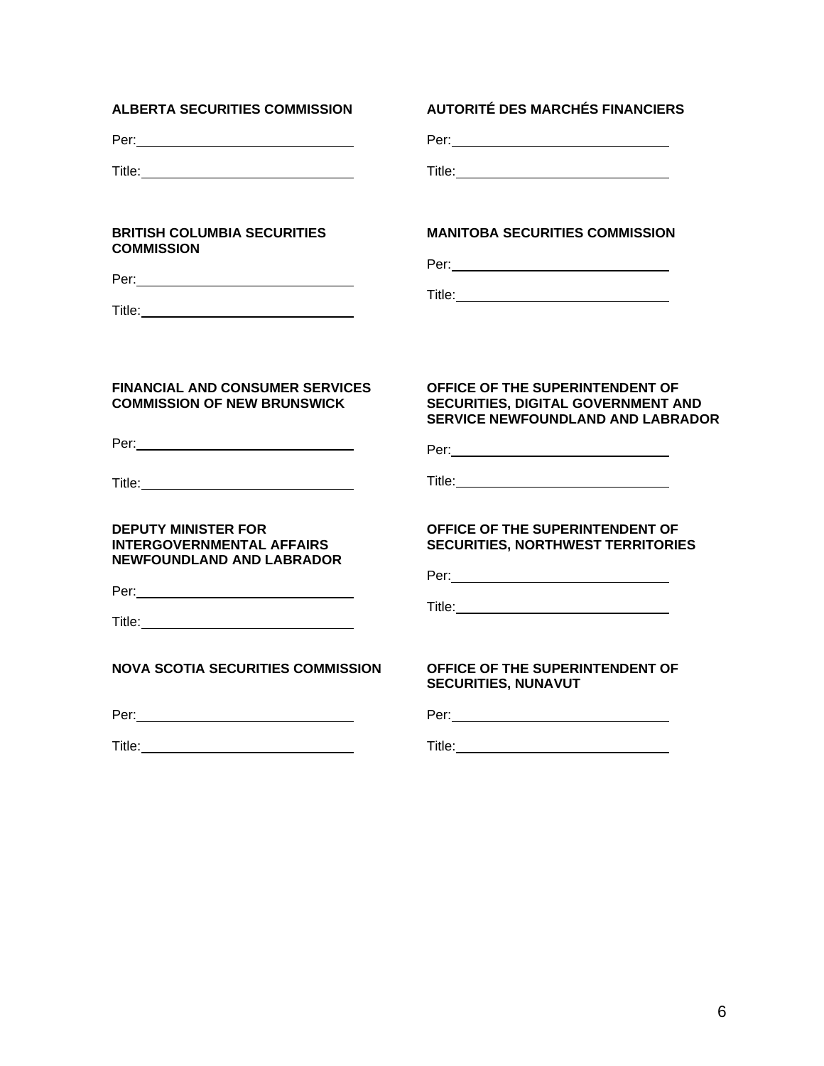**ALBERTA SECURITIES COMMISSION**

Per: \_\_\_\_\_\_\_\_\_\_\_\_\_\_\_\_\_\_\_\_\_\_\_\_\_\_\_\_

Title: \_\_\_\_\_\_\_\_\_\_\_\_\_\_\_\_\_\_\_\_\_\_\_\_\_\_\_\_

**AUTORITÉ DES MARCHÉS FINANCIERS**

Per: \_\_\_\_\_\_\_\_\_\_\_\_\_\_\_\_\_\_\_\_\_\_\_\_\_\_\_\_

Title: \_\_\_\_\_\_\_\_\_\_\_\_\_\_\_\_\_\_\_\_\_\_\_\_\_\_\_\_

**BRITISH COLUMBIA SECURITIES COMMISSION**

Per: \_\_\_\_\_\_\_\_\_\_\_\_\_\_\_\_\_\_\_\_\_\_\_\_\_\_\_\_

Title: \_\_\_\_\_\_\_\_\_\_\_\_\_\_\_\_\_\_\_\_\_\_\_\_\_\_\_\_

**MANITOBA SECURITIES COMMISSION**

Per: \_\_\_\_\_\_\_\_\_\_\_\_\_\_\_\_\_\_\_\_\_\_\_\_\_\_\_\_

Title: \_\_\_\_\_\_\_\_\_\_\_\_\_\_\_\_\_\_\_\_\_\_\_\_\_\_\_\_

**FINANCIAL AND CONSUMER SERVICES COMMISSION OF NEW BRUNSWICK**

Per: \_\_\_\_\_\_\_\_\_\_\_\_\_\_\_\_\_\_\_\_\_\_\_\_\_\_\_\_

Title: \_\_\_\_\_\_\_\_\_\_\_\_\_\_\_\_\_\_\_\_\_\_\_\_\_\_\_\_

**OFFICE OF THE SUPERINTENDENT OF SECURITIES, DIGITAL GOVERNMENT AND SERVICE NEWFOUNDLAND AND LABRADOR**

Per: \_\_\_\_\_\_\_\_\_\_\_\_\_\_\_\_\_\_\_\_\_\_\_\_\_\_\_\_

Title: \_\_\_\_\_\_\_\_\_\_\_\_\_\_\_\_\_\_\_\_\_\_\_\_\_\_\_\_

**DEPUTY MINISTER FOR INTERGOVERNMENTAL AFFAIRS NEWFOUNDLAND AND LABRADOR**

Per: \_\_\_\_\_\_\_\_\_\_\_\_\_\_\_\_\_\_\_\_\_\_\_\_\_\_\_\_

Title: \_\_\_\_\_\_\_\_\_\_\_\_\_\_\_\_\_\_\_\_\_\_\_\_\_\_\_\_

**OFFICE OF THE SUPERINTENDENT OF SECURITIES, NORTHWEST TERRITORIES**

Per: \_\_\_\_\_\_\_\_\_\_\_\_\_\_\_\_\_\_\_\_\_\_\_\_\_\_\_\_

Title: \_\_\_\_\_\_\_\_\_\_\_\_\_\_\_\_\_\_\_\_\_\_\_\_\_\_\_\_

**NOVA SCOTIA SECURITIES COMMISSION**

Per: \_\_\_\_\_\_\_\_\_\_\_\_\_\_\_\_\_\_\_\_\_\_\_\_\_\_\_\_

Title: \_\_\_\_\_\_\_\_\_\_\_\_\_\_\_\_\_\_\_\_\_\_\_\_\_\_\_\_

**OFFICE OF THE SUPERINTENDENT OF SECURITIES, NUNAVUT**

Per: \_\_\_\_\_\_\_\_\_\_\_\_\_\_\_\_\_\_\_\_\_\_\_\_\_\_\_\_

Title: \_\_\_\_\_\_\_\_\_\_\_\_\_\_\_\_\_\_\_\_\_\_\_\_\_\_\_\_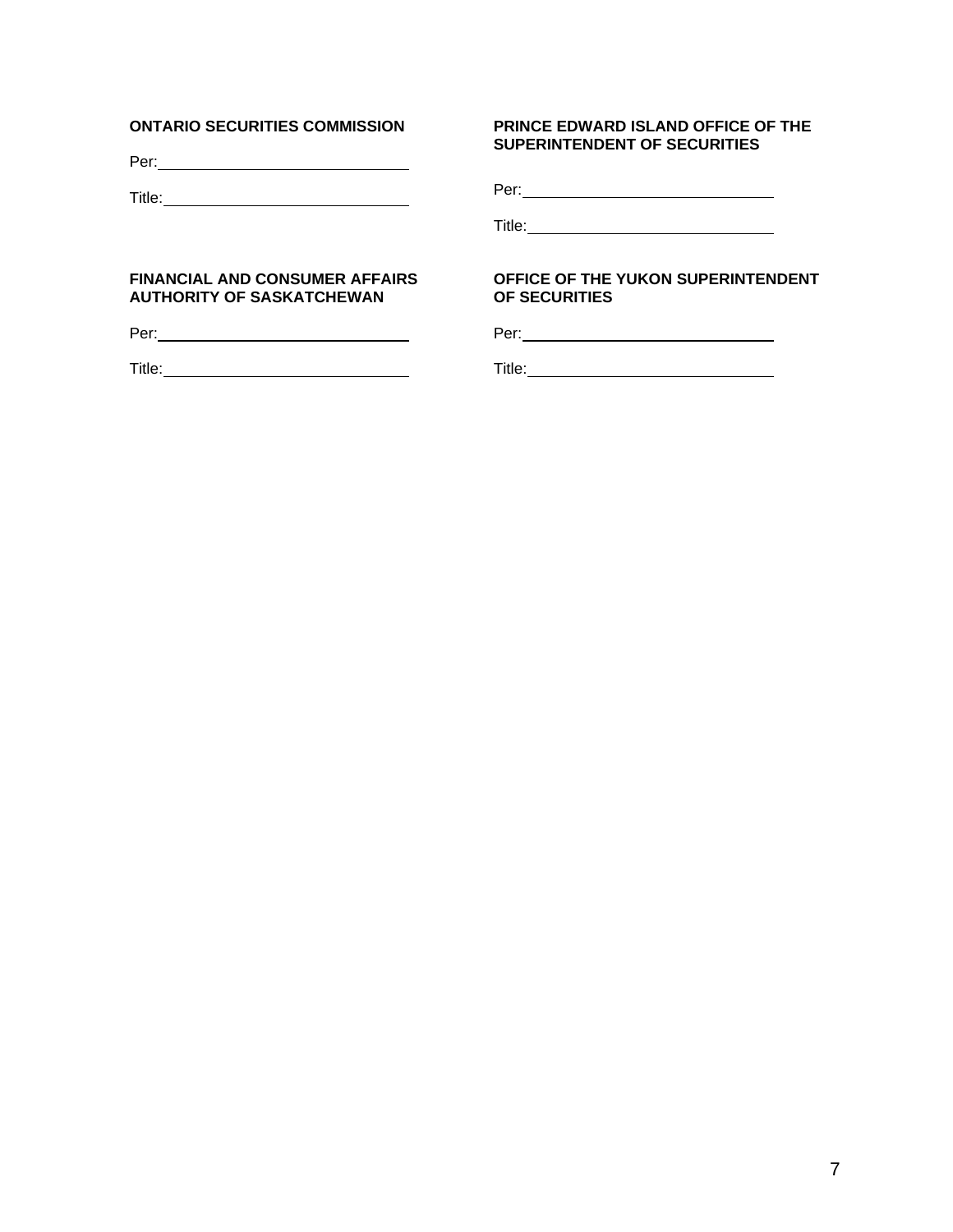**ONTARIO SECURITIES COMMISSION**

Per: \_\_\_\_\_\_\_\_\_\_\_\_\_\_\_\_\_\_\_\_\_\_\_\_\_\_\_\_\_\_

Title: \_\_\_\_\_\_\_\_\_\_\_\_\_\_\_\_\_\_\_\_\_\_\_\_\_\_\_\_\_\_

**FINANCIAL AND CONSUMER AFFAIRS AUTHORITY OF SASKATCHEWAN**

Per: \_\_\_\_\_\_\_\_\_\_\_\_\_\_\_\_\_\_\_\_\_\_\_\_\_\_\_\_\_\_

Title: \_\_\_\_\_\_\_\_\_\_\_\_\_\_\_\_\_\_\_\_\_\_\_\_\_\_\_\_\_\_

**PRINCE EDWARD ISLAND OFFICE OF THE SUPERINTENDENT OF SECURITIES**

Per: \_\_\_\_\_\_\_\_\_\_\_\_\_\_\_\_\_\_\_\_\_\_\_\_\_\_\_\_\_\_

Title: \_\_\_\_\_\_\_\_\_\_\_\_\_\_\_\_\_\_\_\_\_\_\_\_\_\_\_\_\_\_

**OFFICE OF THE YUKON SUPERINTENDENT OF SECURITIES**

Per: \_\_\_\_\_\_\_\_\_\_\_\_\_\_\_\_\_\_\_\_\_\_\_\_\_\_\_\_\_\_

Title: \_\_\_\_\_\_\_\_\_\_\_\_\_\_\_\_\_\_\_\_\_\_\_\_\_\_\_\_\_\_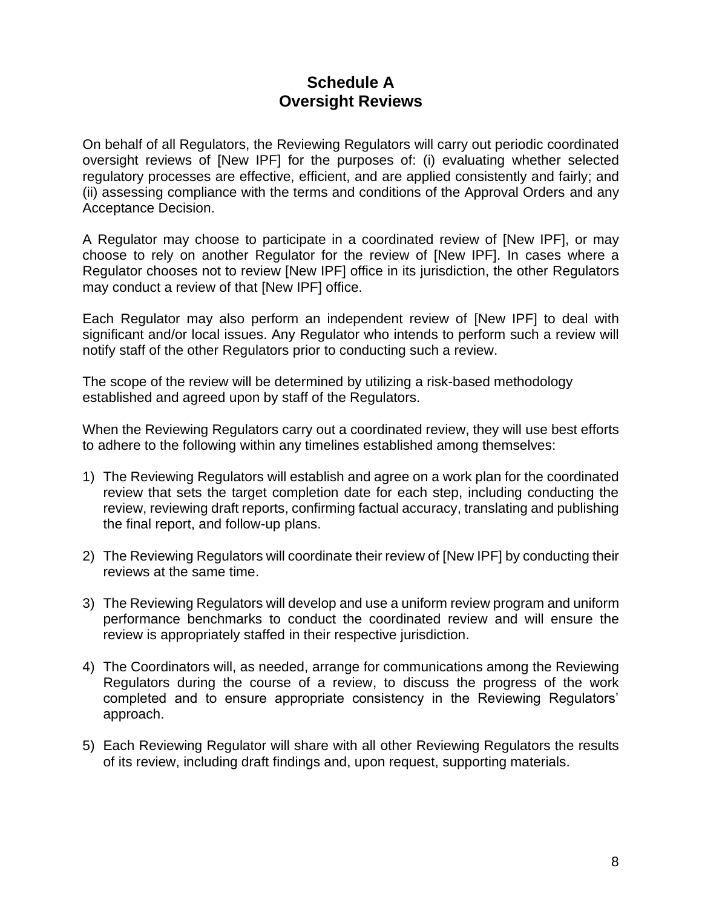# Schedule A
# Oversight Reviews

On behalf of all Regulators, the Reviewing Regulators will carry out periodic coordinated oversight reviews of [New IPF] for the purposes of: (i) evaluating whether selected regulatory processes are effective, efficient, and are applied consistently and fairly; and (ii) assessing compliance with the terms and conditions of the Approval Orders and any Acceptance Decision.

A Regulator may choose to participate in a coordinated review of [New IPF], or may choose to rely on another Regulator for the review of [New IPF]. In cases where a Regulator chooses not to review [New IPF] office in its jurisdiction, the other Regulators may conduct a review of that [New IPF] office.

Each Regulator may also perform an independent review of [New IPF] to deal with significant and/or local issues. Any Regulator who intends to perform such a review will notify staff of the other Regulators prior to conducting such a review.

The scope of the review will be determined by utilizing a risk-based methodology established and agreed upon by staff of the Regulators.

When the Reviewing Regulators carry out a coordinated review, they will use best efforts to adhere to the following within any timelines established among themselves:

1) The Reviewing Regulators will establish and agree on a work plan for the coordinated review that sets the target completion date for each step, including conducting the review, reviewing draft reports, confirming factual accuracy, translating and publishing the final report, and follow-up plans.

2) The Reviewing Regulators will coordinate their review of [New IPF] by conducting their reviews at the same time.

3) The Reviewing Regulators will develop and use a uniform review program and uniform performance benchmarks to conduct the coordinated review and will ensure the review is appropriately staffed in their respective jurisdiction.

4) The Coordinators will, as needed, arrange for communications among the Reviewing Regulators during the course of a review, to discuss the progress of the work completed and to ensure appropriate consistency in the Reviewing Regulators' approach.

5) Each Reviewing Regulator will share with all other Reviewing Regulators the results of its review, including draft findings and, upon request, supporting materials.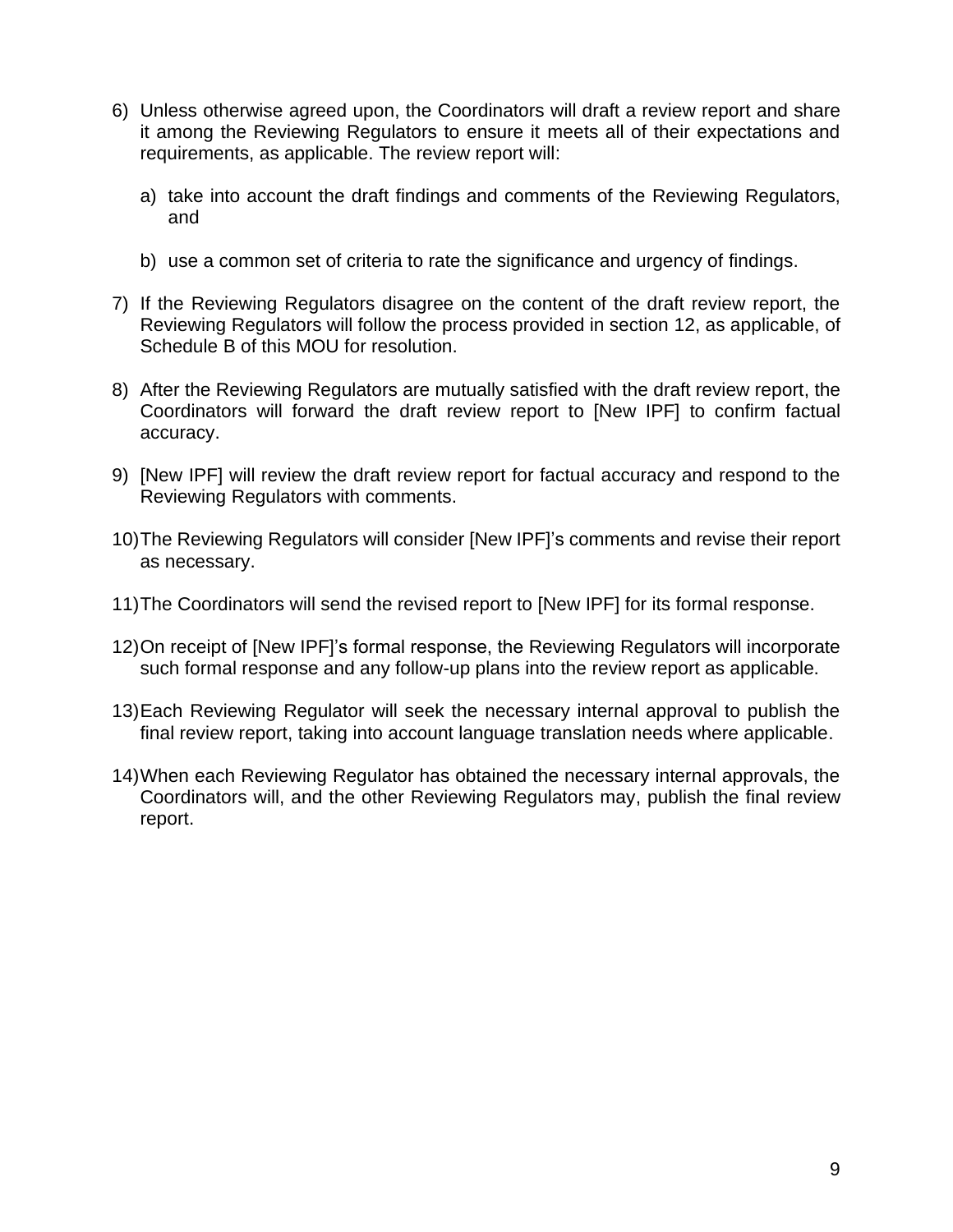6) Unless otherwise agreed upon, the Coordinators will draft a review report and share it among the Reviewing Regulators to ensure it meets all of their expectations and requirements, as applicable. The review report will:

   a) take into account the draft findings and comments of the Reviewing Regulators, and

   b) use a common set of criteria to rate the significance and urgency of findings.

7) If the Reviewing Regulators disagree on the content of the draft review report, the Reviewing Regulators will follow the process provided in section 12, as applicable, of Schedule B of this MOU for resolution.

8) After the Reviewing Regulators are mutually satisfied with the draft review report, the Coordinators will forward the draft review report to [New IPF] to confirm factual accuracy.

9) [New IPF] will review the draft review report for factual accuracy and respond to the Reviewing Regulators with comments.

10) The Reviewing Regulators will consider [New IPF]'s comments and revise their report as necessary.

11) The Coordinators will send the revised report to [New IPF] for its formal response.

12) On receipt of [New IPF]'s formal response, the Reviewing Regulators will incorporate such formal response and any follow-up plans into the review report as applicable.

13) Each Reviewing Regulator will seek the necessary internal approval to publish the final review report, taking into account language translation needs where applicable.

14) When each Reviewing Regulator has obtained the necessary internal approvals, the Coordinators will, and the other Reviewing Regulators may, publish the final review report.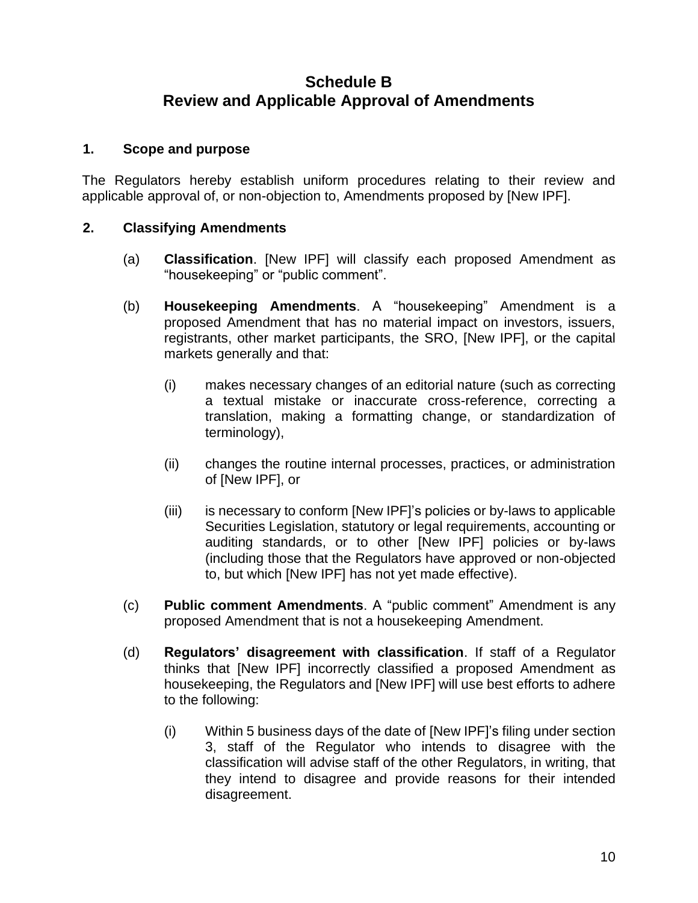# Schedule B
# Review and Applicable Approval of Amendments

## 1. Scope and purpose

The Regulators hereby establish uniform procedures relating to their review and applicable approval of, or non-objection to, Amendments proposed by [New IPF].

## 2. Classifying Amendments

(a) **Classification**. [New IPF] will classify each proposed Amendment as "housekeeping" or "public comment".

(b) **Housekeeping Amendments**. A "housekeeping" Amendment is a proposed Amendment that has no material impact on investors, issuers, registrants, other market participants, the SRO, [New IPF], or the capital markets generally and that:

   (i) makes necessary changes of an editorial nature (such as correcting a textual mistake or inaccurate cross-reference, correcting a translation, making a formatting change, or standardization of terminology),

   (ii) changes the routine internal processes, practices, or administration of [New IPF], or

   (iii) is necessary to conform [New IPF]'s policies or by-laws to applicable Securities Legislation, statutory or legal requirements, accounting or auditing standards, or to other [New IPF] policies or by-laws (including those that the Regulators have approved or non-objected to, but which [New IPF] has not yet made effective).

(c) **Public comment Amendments**. A "public comment" Amendment is any proposed Amendment that is not a housekeeping Amendment.

(d) **Regulators' disagreement with classification**. If staff of a Regulator thinks that [New IPF] incorrectly classified a proposed Amendment as housekeeping, the Regulators and [New IPF] will use best efforts to adhere to the following:

   (i) Within 5 business days of the date of [New IPF]'s filing under section 3, staff of the Regulator who intends to disagree with the classification will advise staff of the other Regulators, in writing, that they intend to disagree and provide reasons for their intended disagreement.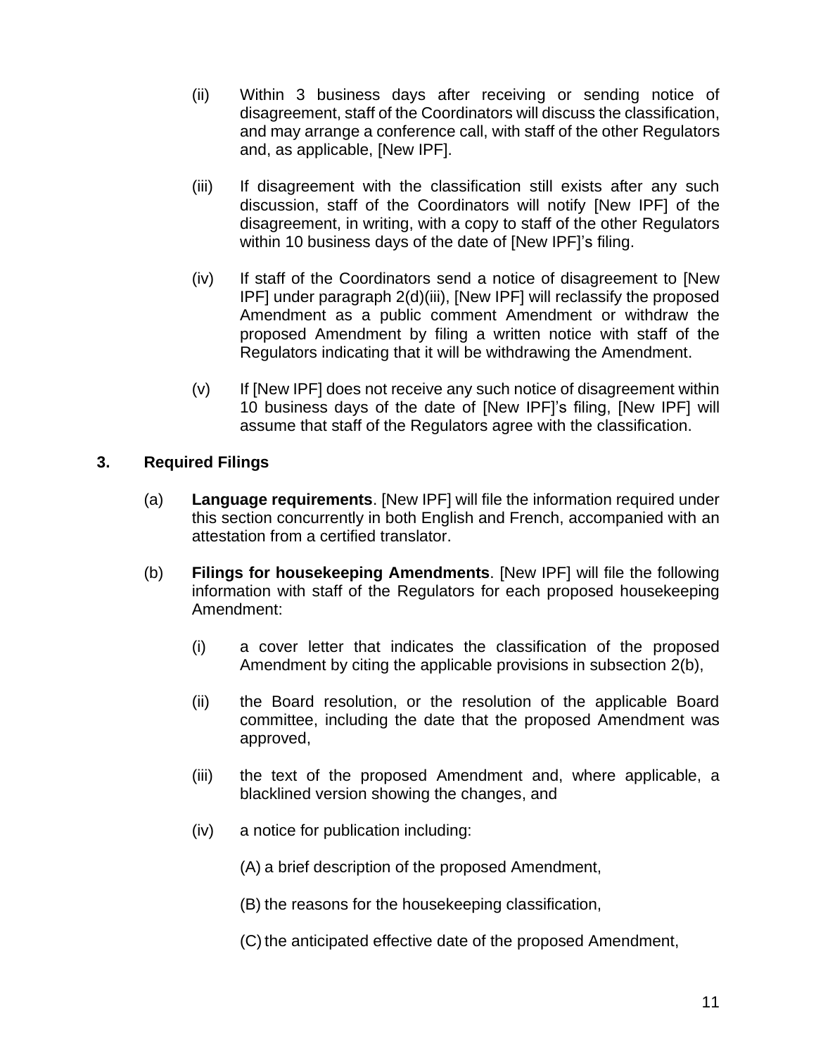(ii) Within 3 business days after receiving or sending notice of disagreement, staff of the Coordinators will discuss the classification, and may arrange a conference call, with staff of the other Regulators and, as applicable, [New IPF].

(iii) If disagreement with the classification still exists after any such discussion, staff of the Coordinators will notify [New IPF] of the disagreement, in writing, with a copy to staff of the other Regulators within 10 business days of the date of [New IPF]'s filing.

(iv) If staff of the Coordinators send a notice of disagreement to [New IPF] under paragraph 2(d)(iii), [New IPF] will reclassify the proposed Amendment as a public comment Amendment or withdraw the proposed Amendment by filing a written notice with staff of the Regulators indicating that it will be withdrawing the Amendment.

(v) If [New IPF] does not receive any such notice of disagreement within 10 business days of the date of [New IPF]'s filing, [New IPF] will assume that staff of the Regulators agree with the classification.

## 3. Required Filings

(a) **Language requirements**. [New IPF] will file the information required under this section concurrently in both English and French, accompanied with an attestation from a certified translator.

(b) **Filings for housekeeping Amendments**. [New IPF] will file the following information with staff of the Regulators for each proposed housekeeping Amendment:

(i) a cover letter that indicates the classification of the proposed Amendment by citing the applicable provisions in subsection 2(b),

(ii) the Board resolution, or the resolution of the applicable Board committee, including the date that the proposed Amendment was approved,

(iii) the text of the proposed Amendment and, where applicable, a blacklined version showing the changes, and

(iv) a notice for publication including:

(A) a brief description of the proposed Amendment,

(B) the reasons for the housekeeping classification,

(C) the anticipated effective date of the proposed Amendment,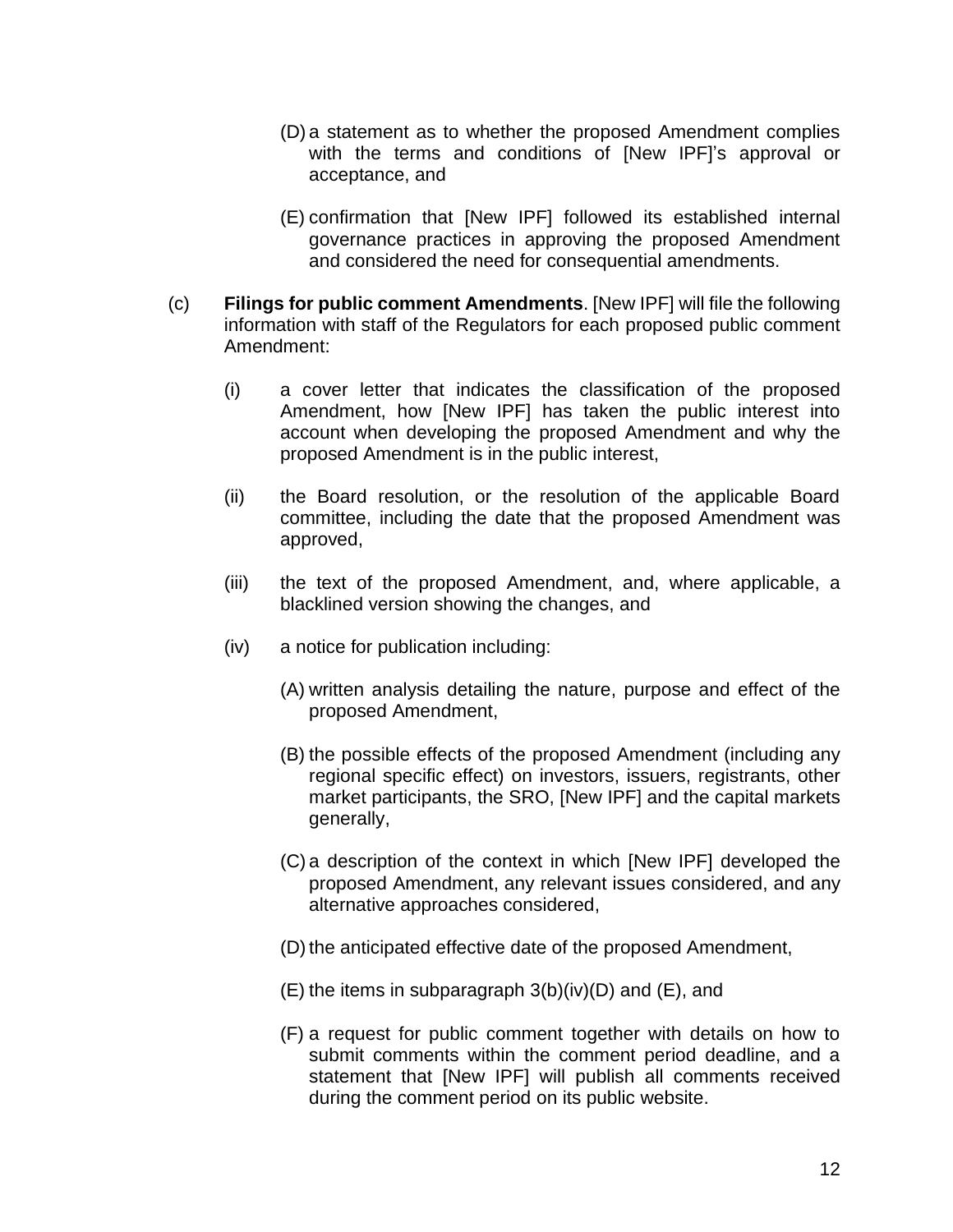(D) a statement as to whether the proposed Amendment complies with the terms and conditions of [New IPF]'s approval or acceptance, and

(E) confirmation that [New IPF] followed its established internal governance practices in approving the proposed Amendment and considered the need for consequential amendments.

(c) **Filings for public comment Amendments**. [New IPF] will file the following information with staff of the Regulators for each proposed public comment Amendment:

(i) a cover letter that indicates the classification of the proposed Amendment, how [New IPF] has taken the public interest into account when developing the proposed Amendment and why the proposed Amendment is in the public interest,

(ii) the Board resolution, or the resolution of the applicable Board committee, including the date that the proposed Amendment was approved,

(iii) the text of the proposed Amendment, and, where applicable, a blacklined version showing the changes, and

(iv) a notice for publication including:

(A) written analysis detailing the nature, purpose and effect of the proposed Amendment,

(B) the possible effects of the proposed Amendment (including any regional specific effect) on investors, issuers, registrants, other market participants, the SRO, [New IPF] and the capital markets generally,

(C) a description of the context in which [New IPF] developed the proposed Amendment, any relevant issues considered, and any alternative approaches considered,

(D) the anticipated effective date of the proposed Amendment,

(E) the items in subparagraph 3(b)(iv)(D) and (E), and

(F) a request for public comment together with details on how to submit comments within the comment period deadline, and a statement that [New IPF] will publish all comments received during the comment period on its public website.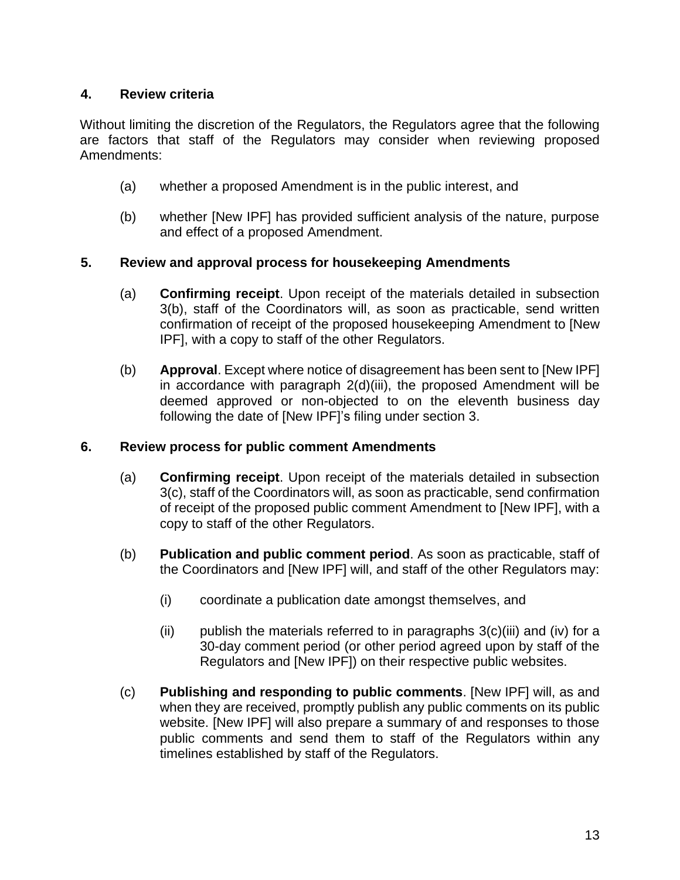## 4. Review criteria

Without limiting the discretion of the Regulators, the Regulators agree that the following are factors that staff of the Regulators may consider when reviewing proposed Amendments:

(a) whether a proposed Amendment is in the public interest, and

(b) whether [New IPF] has provided sufficient analysis of the nature, purpose and effect of a proposed Amendment.

## 5. Review and approval process for housekeeping Amendments

(a) **Confirming receipt**. Upon receipt of the materials detailed in subsection 3(b), staff of the Coordinators will, as soon as practicable, send written confirmation of receipt of the proposed housekeeping Amendment to [New IPF], with a copy to staff of the other Regulators.

(b) **Approval**. Except where notice of disagreement has been sent to [New IPF] in accordance with paragraph 2(d)(iii), the proposed Amendment will be deemed approved or non-objected to on the eleventh business day following the date of [New IPF]'s filing under section 3.

## 6. Review process for public comment Amendments

(a) **Confirming receipt**. Upon receipt of the materials detailed in subsection 3(c), staff of the Coordinators will, as soon as practicable, send confirmation of receipt of the proposed public comment Amendment to [New IPF], with a copy to staff of the other Regulators.

(b) **Publication and public comment period**. As soon as practicable, staff of the Coordinators and [New IPF] will, and staff of the other Regulators may:

(i) coordinate a publication date amongst themselves, and

(ii) publish the materials referred to in paragraphs 3(c)(iii) and (iv) for a 30-day comment period (or other period agreed upon by staff of the Regulators and [New IPF]) on their respective public websites.

(c) **Publishing and responding to public comments**. [New IPF] will, as and when they are received, promptly publish any public comments on its public website. [New IPF] will also prepare a summary of and responses to those public comments and send them to staff of the Regulators within any timelines established by staff of the Regulators.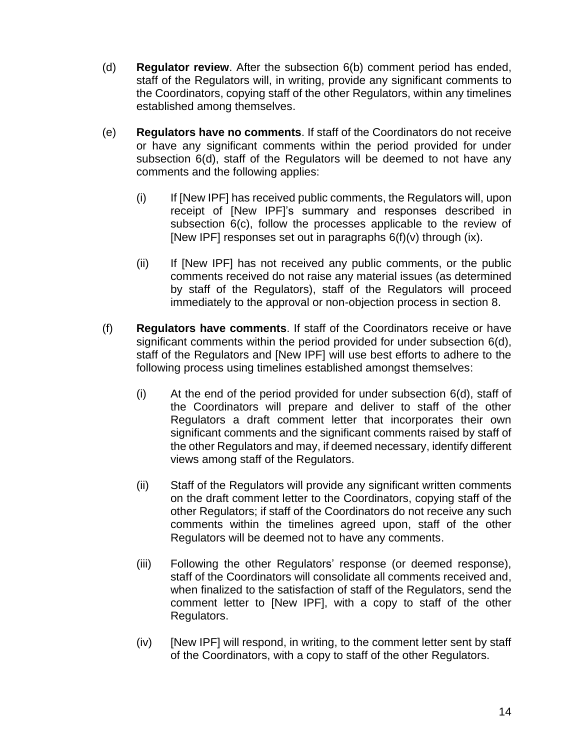(d) **Regulator review**. After the subsection 6(b) comment period has ended, staff of the Regulators will, in writing, provide any significant comments to the Coordinators, copying staff of the other Regulators, within any timelines established among themselves.

(e) **Regulators have no comments**. If staff of the Coordinators do not receive or have any significant comments within the period provided for under subsection 6(d), staff of the Regulators will be deemed to not have any comments and the following applies:

  (i) If [New IPF] has received public comments, the Regulators will, upon receipt of [New IPF]'s summary and responses described in subsection 6(c), follow the processes applicable to the review of [New IPF] responses set out in paragraphs 6(f)(v) through (ix).

  (ii) If [New IPF] has not received any public comments, or the public comments received do not raise any material issues (as determined by staff of the Regulators), staff of the Regulators will proceed immediately to the approval or non-objection process in section 8.

(f) **Regulators have comments**. If staff of the Coordinators receive or have significant comments within the period provided for under subsection 6(d), staff of the Regulators and [New IPF] will use best efforts to adhere to the following process using timelines established amongst themselves:

  (i) At the end of the period provided for under subsection 6(d), staff of the Coordinators will prepare and deliver to staff of the other Regulators a draft comment letter that incorporates their own significant comments and the significant comments raised by staff of the other Regulators and may, if deemed necessary, identify different views among staff of the Regulators.

  (ii) Staff of the Regulators will provide any significant written comments on the draft comment letter to the Coordinators, copying staff of the other Regulators; if staff of the Coordinators do not receive any such comments within the timelines agreed upon, staff of the other Regulators will be deemed not to have any comments.

  (iii) Following the other Regulators' response (or deemed response), staff of the Coordinators will consolidate all comments received and, when finalized to the satisfaction of staff of the Regulators, send the comment letter to [New IPF], with a copy to staff of the other Regulators.

  (iv) [New IPF] will respond, in writing, to the comment letter sent by staff of the Coordinators, with a copy to staff of the other Regulators.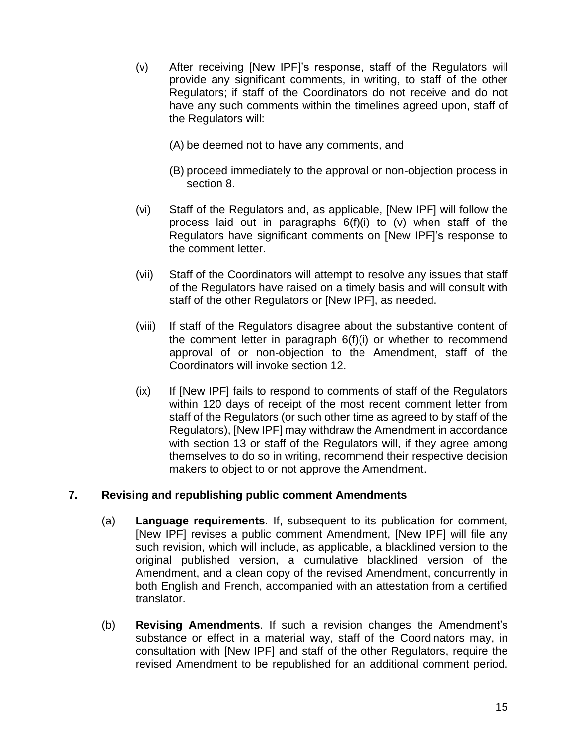(v) After receiving [New IPF]'s response, staff of the Regulators will provide any significant comments, in writing, to staff of the other Regulators; if staff of the Coordinators do not receive and do not have any such comments within the timelines agreed upon, staff of the Regulators will:

   (A) be deemed not to have any comments, and

   (B) proceed immediately to the approval or non-objection process in section 8.

(vi) Staff of the Regulators and, as applicable, [New IPF] will follow the process laid out in paragraphs 6(f)(i) to (v) when staff of the Regulators have significant comments on [New IPF]'s response to the comment letter.

(vii) Staff of the Coordinators will attempt to resolve any issues that staff of the Regulators have raised on a timely basis and will consult with staff of the other Regulators or [New IPF], as needed.

(viii) If staff of the Regulators disagree about the substantive content of the comment letter in paragraph 6(f)(i) or whether to recommend approval of or non-objection to the Amendment, staff of the Coordinators will invoke section 12.

(ix) If [New IPF] fails to respond to comments of staff of the Regulators within 120 days of receipt of the most recent comment letter from staff of the Regulators (or such other time as agreed to by staff of the Regulators), [New IPF] may withdraw the Amendment in accordance with section 13 or staff of the Regulators will, if they agree among themselves to do so in writing, recommend their respective decision makers to object to or not approve the Amendment.

## 7. Revising and republishing public comment Amendments

(a) **Language requirements**. If, subsequent to its publication for comment, [New IPF] revises a public comment Amendment, [New IPF] will file any such revision, which will include, as applicable, a blacklined version to the original published version, a cumulative blacklined version of the Amendment, and a clean copy of the revised Amendment, concurrently in both English and French, accompanied with an attestation from a certified translator.

(b) **Revising Amendments**. If such a revision changes the Amendment's substance or effect in a material way, staff of the Coordinators may, in consultation with [New IPF] and staff of the other Regulators, require the revised Amendment to be republished for an additional comment period.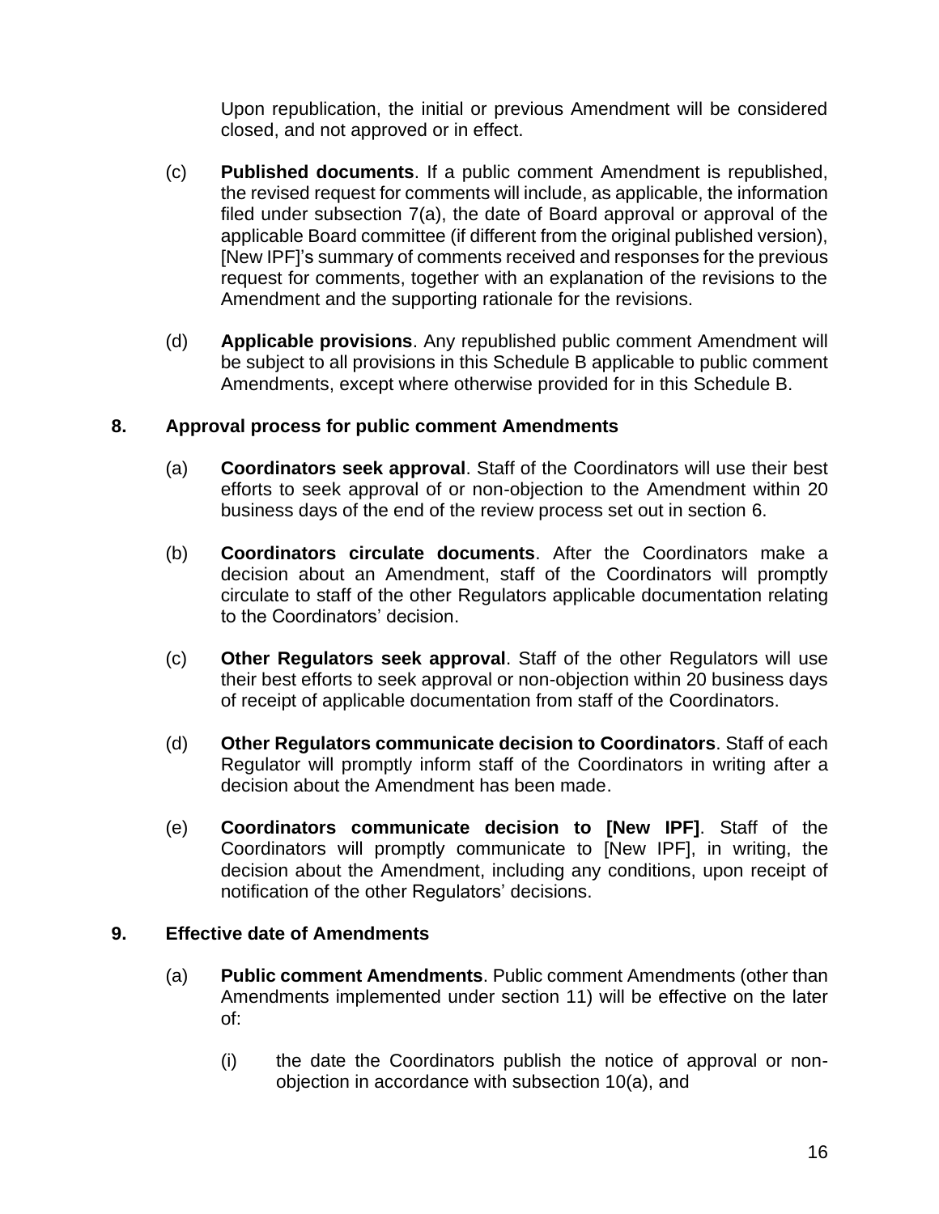Upon republication, the initial or previous Amendment will be considered closed, and not approved or in effect.

(c) **Published documents**. If a public comment Amendment is republished, the revised request for comments will include, as applicable, the information filed under subsection 7(a), the date of Board approval or approval of the applicable Board committee (if different from the original published version), [New IPF]'s summary of comments received and responses for the previous request for comments, together with an explanation of the revisions to the Amendment and the supporting rationale for the revisions.

(d) **Applicable provisions**. Any republished public comment Amendment will be subject to all provisions in this Schedule B applicable to public comment Amendments, except where otherwise provided for in this Schedule B.

## 8. Approval process for public comment Amendments

(a) **Coordinators seek approval**. Staff of the Coordinators will use their best efforts to seek approval of or non-objection to the Amendment within 20 business days of the end of the review process set out in section 6.

(b) **Coordinators circulate documents**. After the Coordinators make a decision about an Amendment, staff of the Coordinators will promptly circulate to staff of the other Regulators applicable documentation relating to the Coordinators' decision.

(c) **Other Regulators seek approval**. Staff of the other Regulators will use their best efforts to seek approval or non-objection within 20 business days of receipt of applicable documentation from staff of the Coordinators.

(d) **Other Regulators communicate decision to Coordinators**. Staff of each Regulator will promptly inform staff of the Coordinators in writing after a decision about the Amendment has been made.

(e) **Coordinators communicate decision to [New IPF]**. Staff of the Coordinators will promptly communicate to [New IPF], in writing, the decision about the Amendment, including any conditions, upon receipt of notification of the other Regulators' decisions.

## 9. Effective date of Amendments

(a) **Public comment Amendments**. Public comment Amendments (other than Amendments implemented under section 11) will be effective on the later of:

(i) the date the Coordinators publish the notice of approval or non-objection in accordance with subsection 10(a), and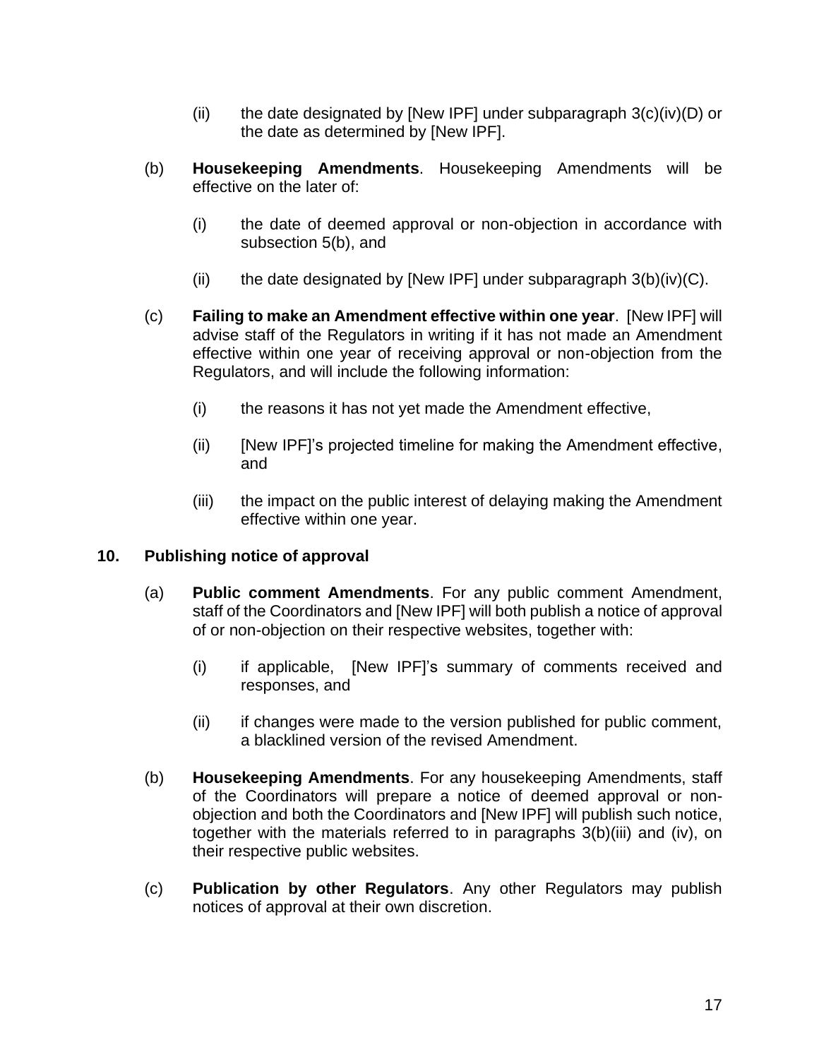(ii) the date designated by [New IPF] under subparagraph 3(c)(iv)(D) or the date as determined by [New IPF].

(b) **Housekeeping Amendments**. Housekeeping Amendments will be effective on the later of:

(i) the date of deemed approval or non-objection in accordance with subsection 5(b), and

(ii) the date designated by [New IPF] under subparagraph 3(b)(iv)(C).

(c) **Failing to make an Amendment effective within one year**. [New IPF] will advise staff of the Regulators in writing if it has not made an Amendment effective within one year of receiving approval or non-objection from the Regulators, and will include the following information:

(i) the reasons it has not yet made the Amendment effective,

(ii) [New IPF]'s projected timeline for making the Amendment effective, and

(iii) the impact on the public interest of delaying making the Amendment effective within one year.

## 10. Publishing notice of approval

(a) **Public comment Amendments**. For any public comment Amendment, staff of the Coordinators and [New IPF] will both publish a notice of approval of or non-objection on their respective websites, together with:

(i) if applicable, [New IPF]'s summary of comments received and responses, and

(ii) if changes were made to the version published for public comment, a blacklined version of the revised Amendment.

(b) **Housekeeping Amendments**. For any housekeeping Amendments, staff of the Coordinators will prepare a notice of deemed approval or non-objection and both the Coordinators and [New IPF] will publish such notice, together with the materials referred to in paragraphs 3(b)(iii) and (iv), on their respective public websites.

(c) **Publication by other Regulators**. Any other Regulators may publish notices of approval at their own discretion.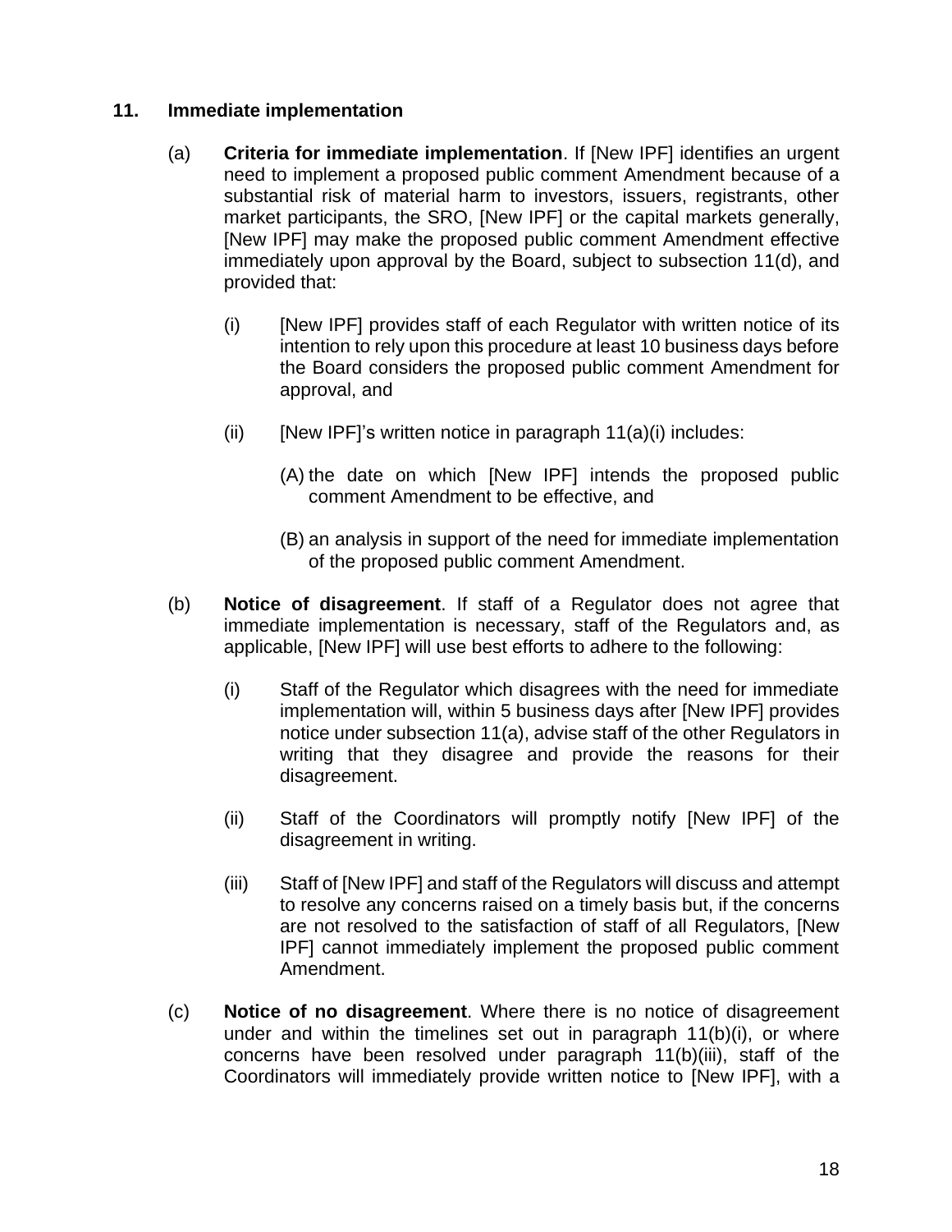**11. Immediate implementation**

(a) **Criteria for immediate implementation**. If [New IPF] identifies an urgent need to implement a proposed public comment Amendment because of a substantial risk of material harm to investors, issuers, registrants, other market participants, the SRO, [New IPF] or the capital markets generally, [New IPF] may make the proposed public comment Amendment effective immediately upon approval by the Board, subject to subsection 11(d), and provided that:

(i) [New IPF] provides staff of each Regulator with written notice of its intention to rely upon this procedure at least 10 business days before the Board considers the proposed public comment Amendment for approval, and

(ii) [New IPF]'s written notice in paragraph 11(a)(i) includes:

(A) the date on which [New IPF] intends the proposed public comment Amendment to be effective, and

(B) an analysis in support of the need for immediate implementation of the proposed public comment Amendment.

(b) **Notice of disagreement**. If staff of a Regulator does not agree that immediate implementation is necessary, staff of the Regulators and, as applicable, [New IPF] will use best efforts to adhere to the following:

(i) Staff of the Regulator which disagrees with the need for immediate implementation will, within 5 business days after [New IPF] provides notice under subsection 11(a), advise staff of the other Regulators in writing that they disagree and provide the reasons for their disagreement.

(ii) Staff of the Coordinators will promptly notify [New IPF] of the disagreement in writing.

(iii) Staff of [New IPF] and staff of the Regulators will discuss and attempt to resolve any concerns raised on a timely basis but, if the concerns are not resolved to the satisfaction of staff of all Regulators, [New IPF] cannot immediately implement the proposed public comment Amendment.

(c) **Notice of no disagreement**. Where there is no notice of disagreement under and within the timelines set out in paragraph 11(b)(i), or where concerns have been resolved under paragraph 11(b)(iii), staff of the Coordinators will immediately provide written notice to [New IPF], with a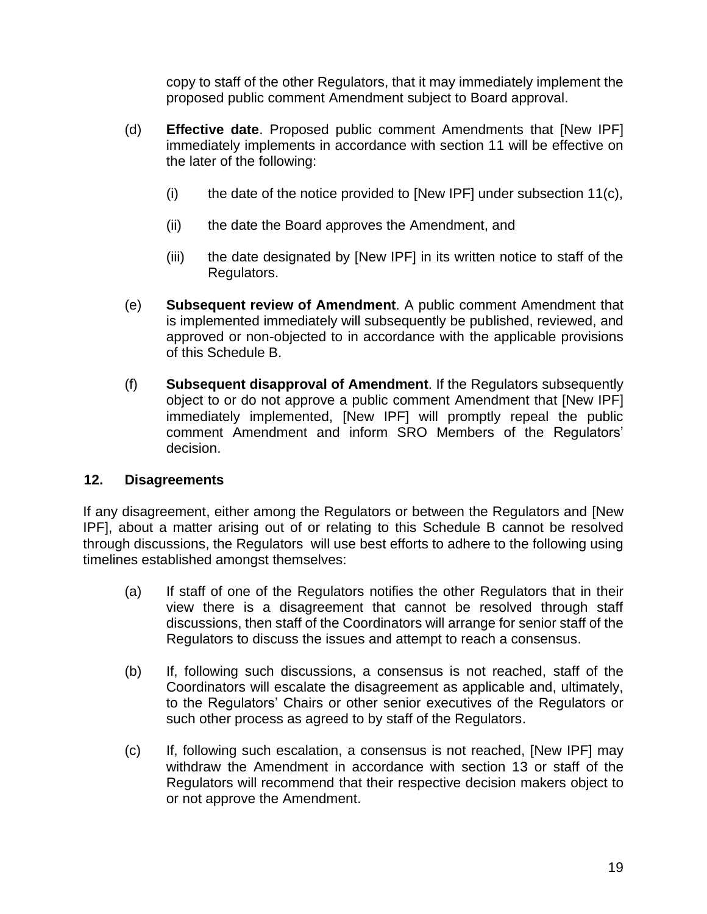copy to staff of the other Regulators, that it may immediately implement the proposed public comment Amendment subject to Board approval.

(d) **Effective date**. Proposed public comment Amendments that [New IPF] immediately implements in accordance with section 11 will be effective on the later of the following:

(i) the date of the notice provided to [New IPF] under subsection 11(c),

(ii) the date the Board approves the Amendment, and

(iii) the date designated by [New IPF] in its written notice to staff of the Regulators.

(e) **Subsequent review of Amendment**. A public comment Amendment that is implemented immediately will subsequently be published, reviewed, and approved or non-objected to in accordance with the applicable provisions of this Schedule B.

(f) **Subsequent disapproval of Amendment**. If the Regulators subsequently object to or do not approve a public comment Amendment that [New IPF] immediately implemented, [New IPF] will promptly repeal the public comment Amendment and inform SRO Members of the Regulators' decision.

## 12. Disagreements

If any disagreement, either among the Regulators or between the Regulators and [New IPF], about a matter arising out of or relating to this Schedule B cannot be resolved through discussions, the Regulators will use best efforts to adhere to the following using timelines established amongst themselves:

(a) If staff of one of the Regulators notifies the other Regulators that in their view there is a disagreement that cannot be resolved through staff discussions, then staff of the Coordinators will arrange for senior staff of the Regulators to discuss the issues and attempt to reach a consensus.

(b) If, following such discussions, a consensus is not reached, staff of the Coordinators will escalate the disagreement as applicable and, ultimately, to the Regulators' Chairs or other senior executives of the Regulators or such other process as agreed to by staff of the Regulators.

(c) If, following such escalation, a consensus is not reached, [New IPF] may withdraw the Amendment in accordance with section 13 or staff of the Regulators will recommend that their respective decision makers object to or not approve the Amendment.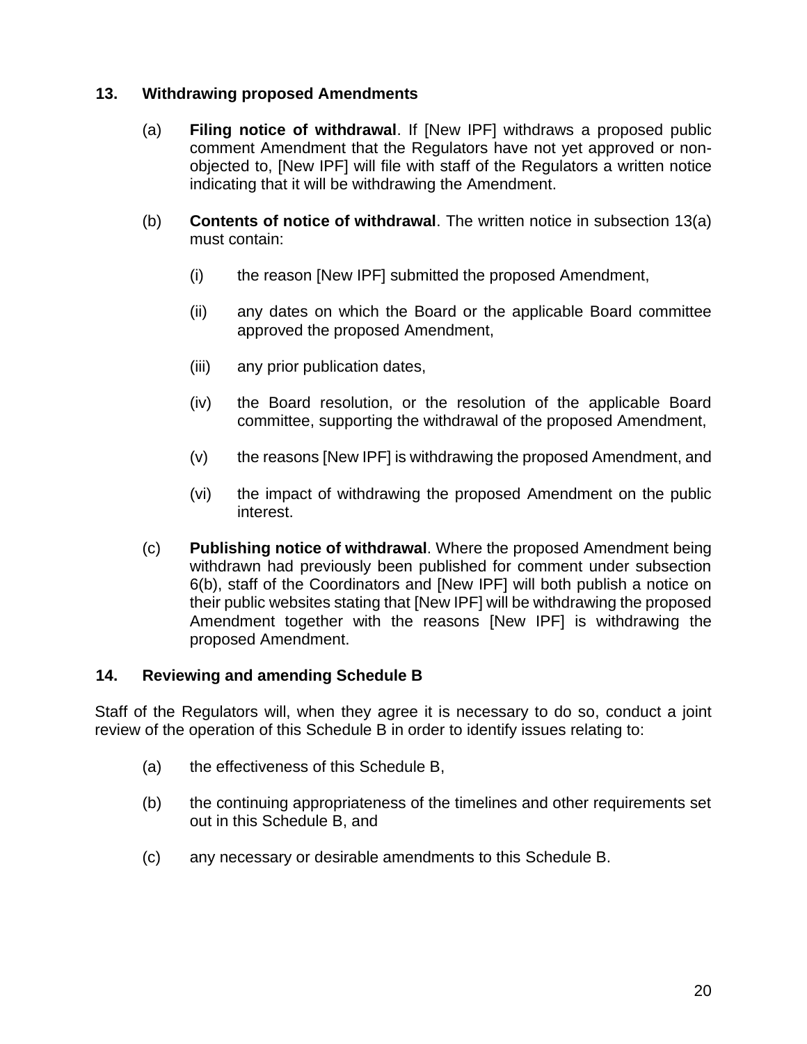## 13. Withdrawing proposed Amendments

(a) **Filing notice of withdrawal**. If [New IPF] withdraws a proposed public comment Amendment that the Regulators have not yet approved or non-objected to, [New IPF] will file with staff of the Regulators a written notice indicating that it will be withdrawing the Amendment.

(b) **Contents of notice of withdrawal**. The written notice in subsection 13(a) must contain:

(i) the reason [New IPF] submitted the proposed Amendment,

(ii) any dates on which the Board or the applicable Board committee approved the proposed Amendment,

(iii) any prior publication dates,

(iv) the Board resolution, or the resolution of the applicable Board committee, supporting the withdrawal of the proposed Amendment,

(v) the reasons [New IPF] is withdrawing the proposed Amendment, and

(vi) the impact of withdrawing the proposed Amendment on the public interest.

(c) **Publishing notice of withdrawal**. Where the proposed Amendment being withdrawn had previously been published for comment under subsection 6(b), staff of the Coordinators and [New IPF] will both publish a notice on their public websites stating that [New IPF] will be withdrawing the proposed Amendment together with the reasons [New IPF] is withdrawing the proposed Amendment.

## 14. Reviewing and amending Schedule B

Staff of the Regulators will, when they agree it is necessary to do so, conduct a joint review of the operation of this Schedule B in order to identify issues relating to:

(a) the effectiveness of this Schedule B,

(b) the continuing appropriateness of the timelines and other requirements set out in this Schedule B, and

(c) any necessary or desirable amendments to this Schedule B.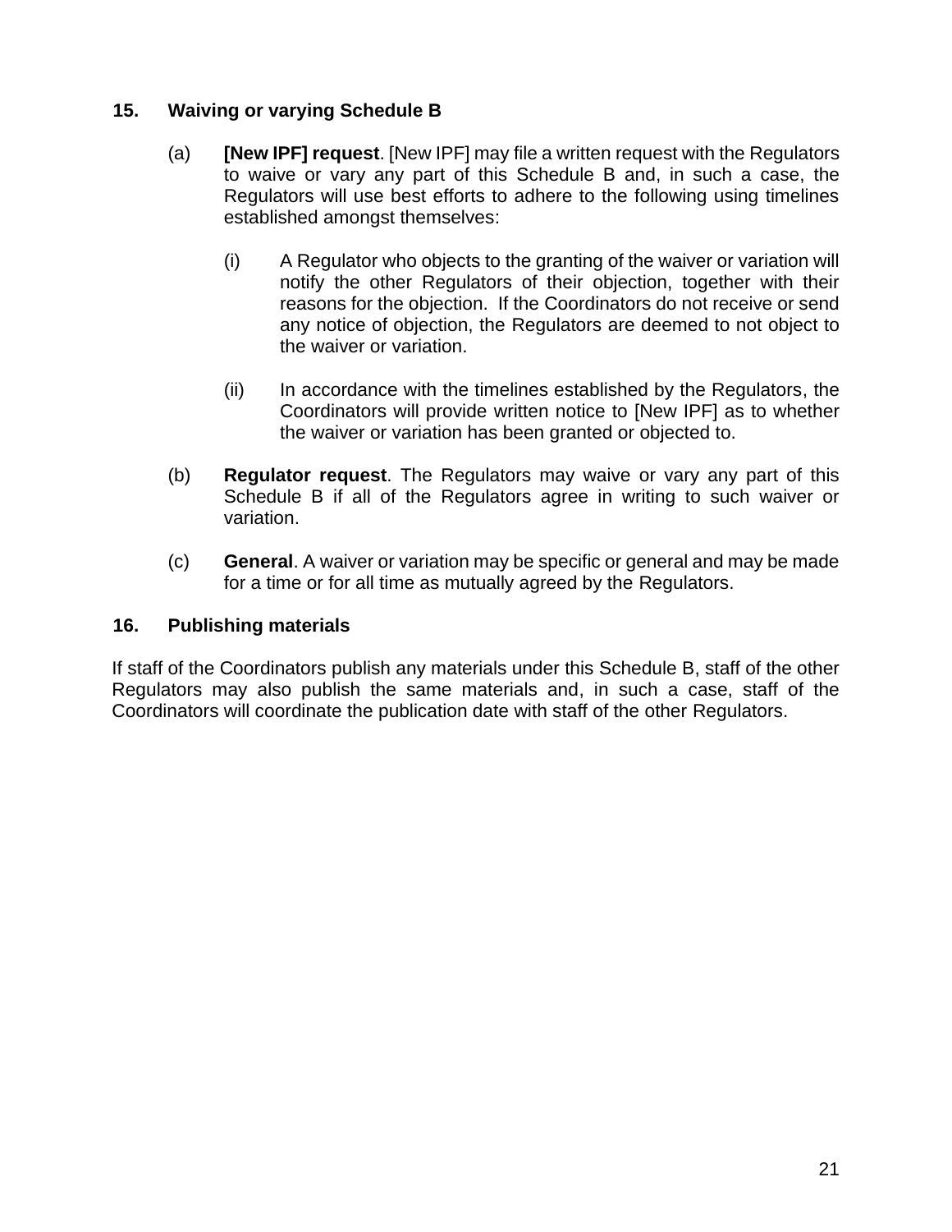**15. Waiving or varying Schedule B**

(a) **[New IPF] request**. [New IPF] may file a written request with the Regulators to waive or vary any part of this Schedule B and, in such a case, the Regulators will use best efforts to adhere to the following using timelines established amongst themselves:

(i) A Regulator who objects to the granting of the waiver or variation will notify the other Regulators of their objection, together with their reasons for the objection. If the Coordinators do not receive or send any notice of objection, the Regulators are deemed to not object to the waiver or variation.

(ii) In accordance with the timelines established by the Regulators, the Coordinators will provide written notice to [New IPF] as to whether the waiver or variation has been granted or objected to.

(b) **Regulator request**. The Regulators may waive or vary any part of this Schedule B if all of the Regulators agree in writing to such waiver or variation.

(c) **General**. A waiver or variation may be specific or general and may be made for a time or for all time as mutually agreed by the Regulators.

**16. Publishing materials**

If staff of the Coordinators publish any materials under this Schedule B, staff of the other Regulators may also publish the same materials and, in such a case, staff of the Coordinators will coordinate the publication date with staff of the other Regulators.